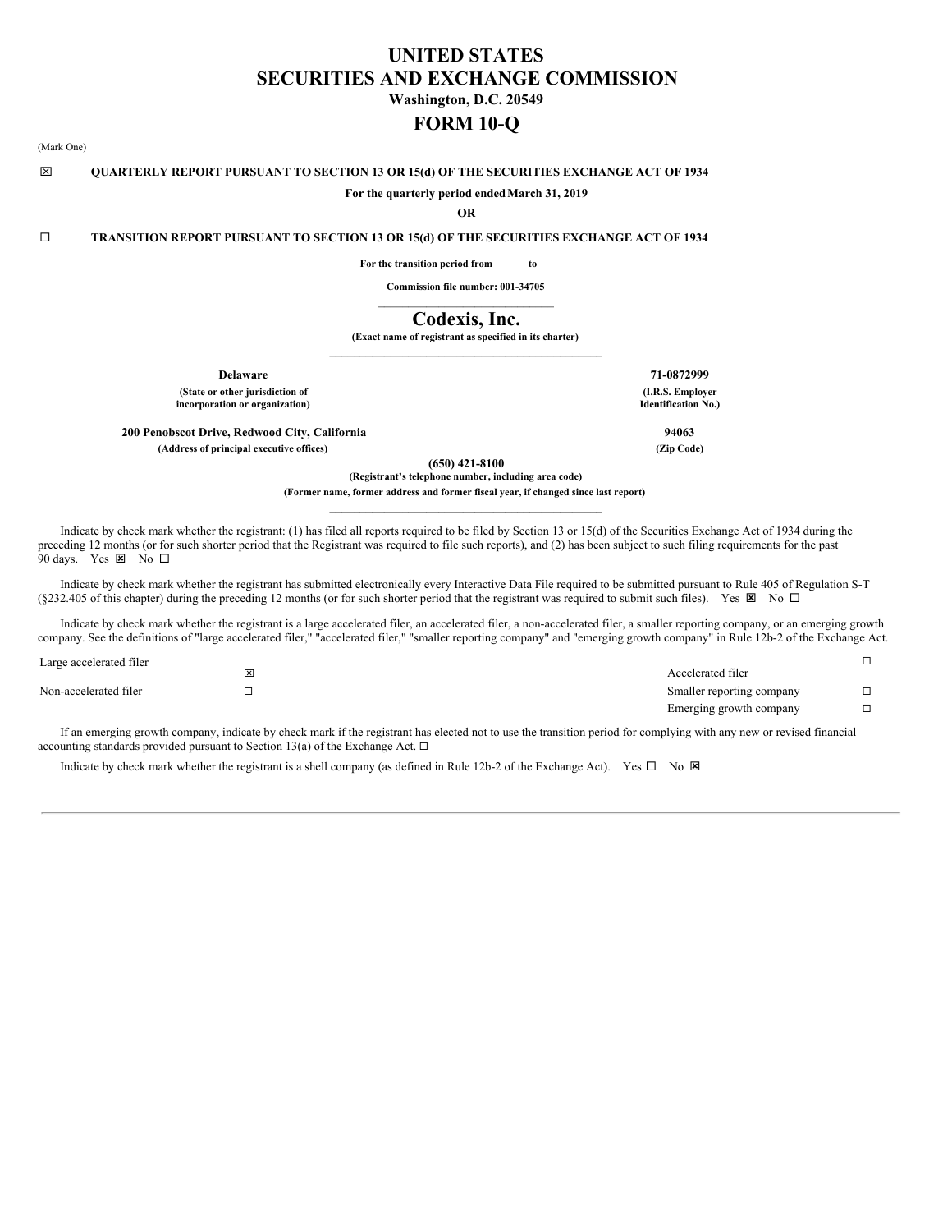# UNITED STATES
# SECURITIES AND EXCHANGE COMMISSION

**Washington, D.C. 20549**

# FORM 10-Q

(Mark One)

☒ **QUARTERLY REPORT PURSUANT TO SECTION 13 OR 15(d) OF THE SECURITIES EXCHANGE ACT OF 1934**

**For the quarterly period ended March 31, 2019**

**OR**

☐ **TRANSITION REPORT PURSUANT TO SECTION 13 OR 15(d) OF THE SECURITIES EXCHANGE ACT OF 1934**

**For the transition period from to**

**Commission file number: 001-34705**

# Codexis, Inc.

**(Exact name of registrant as specified in its charter)**

| | |
|---|---|
| **Delaware** | **71-0872999** |
| **(State or other jurisdiction of incorporation or organization)** | **(I.R.S. Employer Identification No.)** |
| **200 Penobscot Drive, Redwood City, California** | **94063** |
| **(Address of principal executive offices)** | **(Zip Code)** |

**(650) 421-8100**

**(Registrant's telephone number, including area code)**

**(Former name, former address and former fiscal year, if changed since last report)**

Indicate by check mark whether the registrant: (1) has filed all reports required to be filed by Section 13 or 15(d) of the Securities Exchange Act of 1934 during the preceding 12 months (or for such shorter period that the Registrant was required to file such reports), and (2) has been subject to such filing requirements for the past 90 days. Yes ☒ No ☐

Indicate by check mark whether the registrant has submitted electronically every Interactive Data File required to be submitted pursuant to Rule 405 of Regulation S-T (§232.405 of this chapter) during the preceding 12 months (or for such shorter period that the registrant was required to submit such files). Yes ☒ No ☐

Indicate by check mark whether the registrant is a large accelerated filer, an accelerated filer, a non-accelerated filer, a smaller reporting company, or an emerging growth company. See the definitions of "large accelerated filer," "accelerated filer," "smaller reporting company" and "emerging growth company" in Rule 12b-2 of the Exchange Act.

| | | | |
|---|---|---|---|
| Large accelerated filer | ☒ | Accelerated filer | ☐ |
| Non-accelerated filer | ☐ | Smaller reporting company | ☐ |
| | | Emerging growth company | ☐ |

If an emerging growth company, indicate by check mark if the registrant has elected not to use the transition period for complying with any new or revised financial accounting standards provided pursuant to Section 13(a) of the Exchange Act. ☐

Indicate by check mark whether the registrant is a shell company (as defined in Rule 12b-2 of the Exchange Act). Yes ☐ No ☒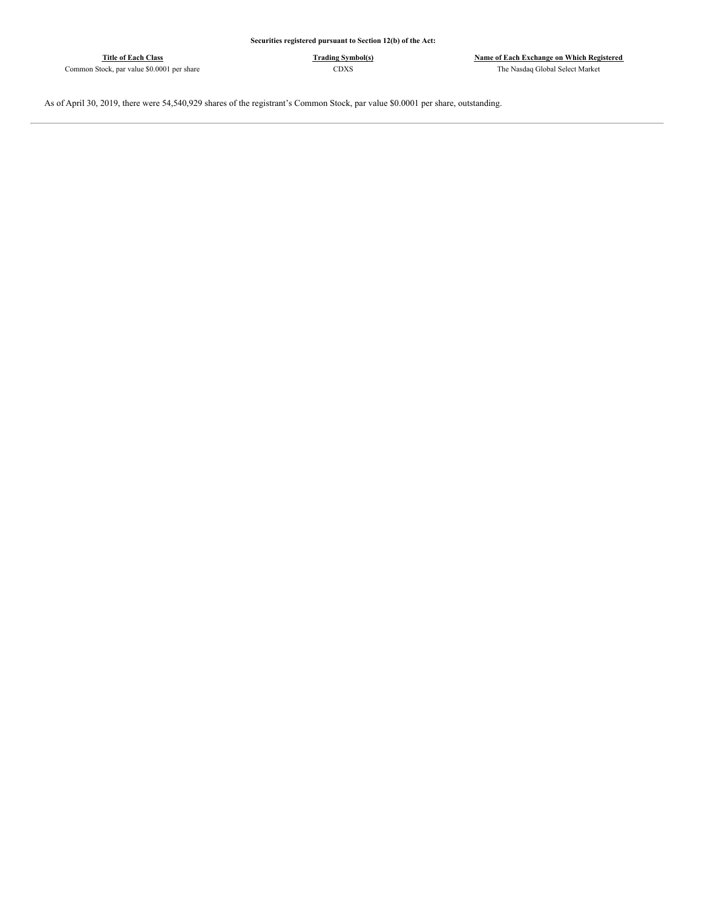**Securities registered pursuant to Section 12(b) of the Act:**

| Title of Each Class | Trading Symbol(s) | Name of Each Exchange on Which Registered |
| --- | --- | --- |
| Common Stock, par value $0.0001 per share | CDXS | The Nasdaq Global Select Market |

As of April 30, 2019, there were 54,540,929 shares of the registrant's Common Stock, par value $0.0001 per share, outstanding.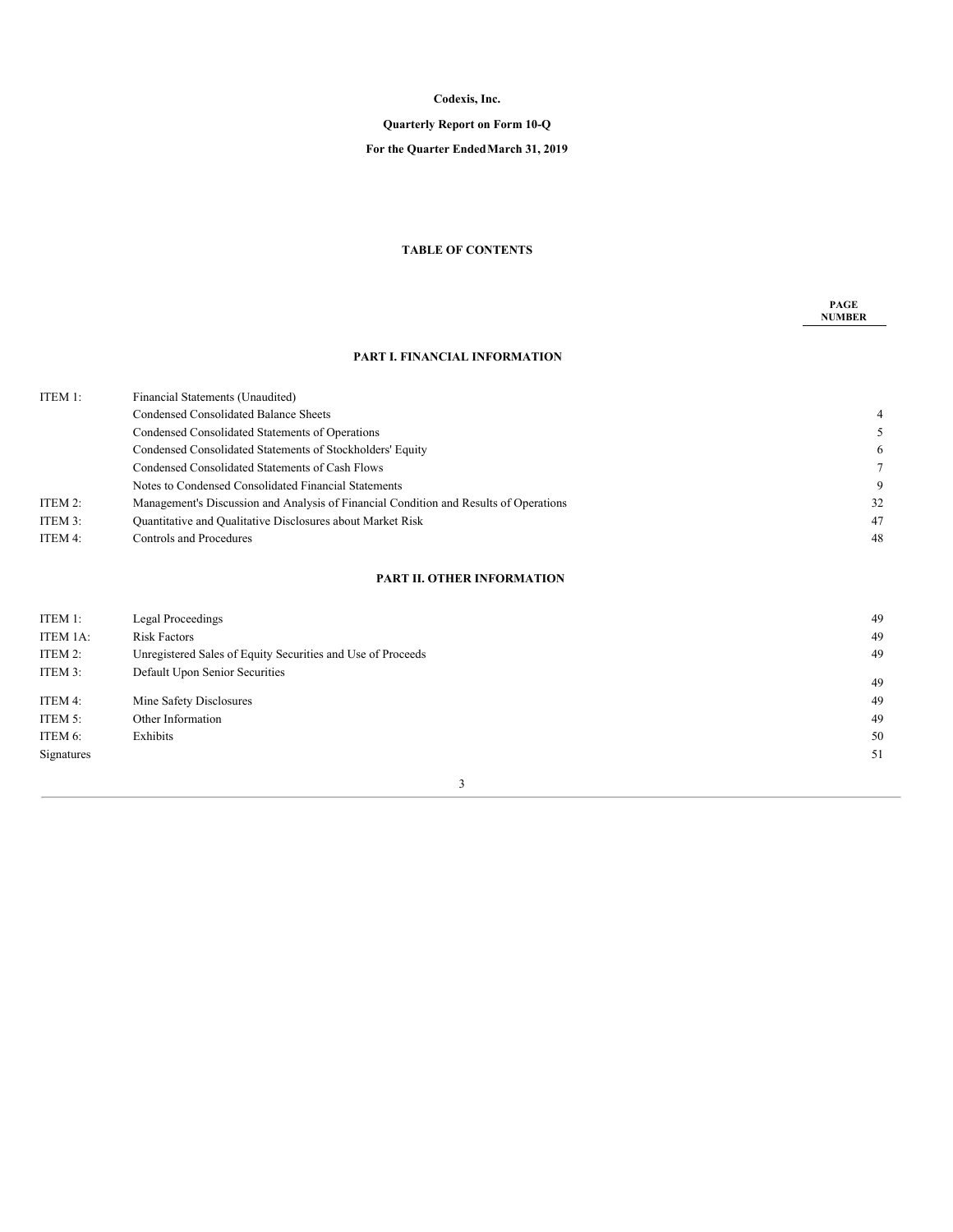**Codexis, Inc.**

**Quarterly Report on Form 10-Q**

**For the Quarter Ended March 31, 2019**

**TABLE OF CONTENTS**

| | | PAGE NUMBER |
|---|---|---|
| | **PART I. FINANCIAL INFORMATION** | |
| ITEM 1: | Financial Statements (Unaudited) | |
| | Condensed Consolidated Balance Sheets | 4 |
| | Condensed Consolidated Statements of Operations | 5 |
| | Condensed Consolidated Statements of Stockholders' Equity | 6 |
| | Condensed Consolidated Statements of Cash Flows | 7 |
| | Notes to Condensed Consolidated Financial Statements | 9 |
| ITEM 2: | Management's Discussion and Analysis of Financial Condition and Results of Operations | 32 |
| ITEM 3: | Quantitative and Qualitative Disclosures about Market Risk | 47 |
| ITEM 4: | Controls and Procedures | 48 |
| | **PART II. OTHER INFORMATION** | |
| ITEM 1: | Legal Proceedings | 49 |
| ITEM 1A: | Risk Factors | 49 |
| ITEM 2: | Unregistered Sales of Equity Securities and Use of Proceeds | 49 |
| ITEM 3: | Default Upon Senior Securities | 49 |
| ITEM 4: | Mine Safety Disclosures | 49 |
| ITEM 5: | Other Information | 49 |
| ITEM 6: | Exhibits | 50 |
| Signatures | | 51 |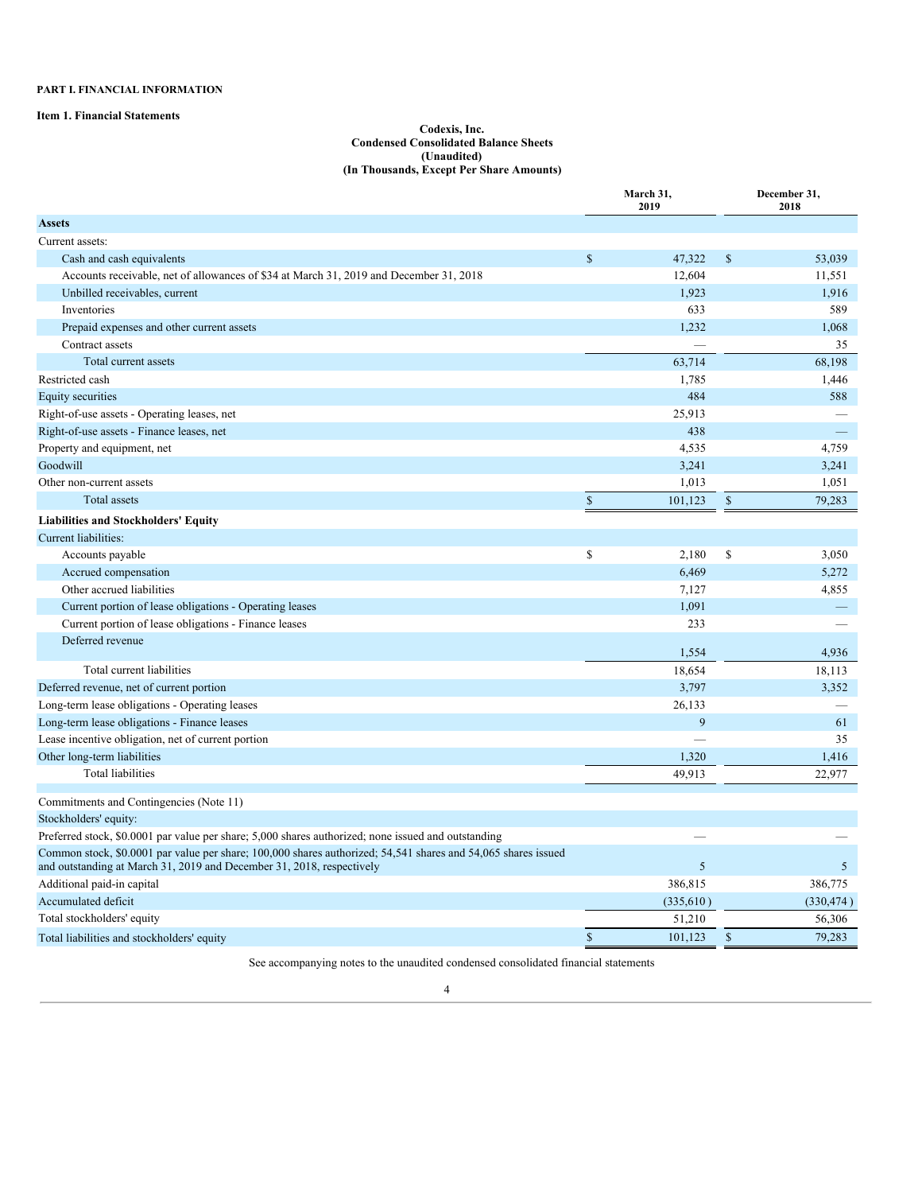**PART I. FINANCIAL INFORMATION**

**Item 1. Financial Statements**

**Codexis, Inc.**
**Condensed Consolidated Balance Sheets**
**(Unaudited)**
**(In Thousands, Except Per Share Amounts)**

| | March 31, 2019 | December 31, 2018 |
|---|---|---|
| **Assets** | | |
| Current assets: | | |
| Cash and cash equivalents | $ 47,322 | $ 53,039 |
| Accounts receivable, net of allowances of $34 at March 31, 2019 and December 31, 2018 | 12,604 | 11,551 |
| Unbilled receivables, current | 1,923 | 1,916 |
| Inventories | 633 | 589 |
| Prepaid expenses and other current assets | 1,232 | 1,068 |
| Contract assets | — | 35 |
| Total current assets | 63,714 | 68,198 |
| Restricted cash | 1,785 | 1,446 |
| Equity securities | 484 | 588 |
| Right-of-use assets - Operating leases, net | 25,913 | — |
| Right-of-use assets - Finance leases, net | 438 | — |
| Property and equipment, net | 4,535 | 4,759 |
| Goodwill | 3,241 | 3,241 |
| Other non-current assets | 1,013 | 1,051 |
| Total assets | $ 101,123 | $ 79,283 |
| **Liabilities and Stockholders' Equity** | | |
| Current liabilities: | | |
| Accounts payable | $ 2,180 | $ 3,050 |
| Accrued compensation | 6,469 | 5,272 |
| Other accrued liabilities | 7,127 | 4,855 |
| Current portion of lease obligations - Operating leases | 1,091 | — |
| Current portion of lease obligations - Finance leases | 233 | — |
| Deferred revenue | 1,554 | 4,936 |
| Total current liabilities | 18,654 | 18,113 |
| Deferred revenue, net of current portion | 3,797 | 3,352 |
| Long-term lease obligations - Operating leases | 26,133 | — |
| Long-term lease obligations - Finance leases | 9 | 61 |
| Lease incentive obligation, net of current portion | — | 35 |
| Other long-term liabilities | 1,320 | 1,416 |
| Total liabilities | 49,913 | 22,977 |
| | | |
| Commitments and Contingencies (Note 11) | | |
| Stockholders' equity: | | |
| Preferred stock, $0.0001 par value per share; 5,000 shares authorized; none issued and outstanding | — | — |
| Common stock, $0.0001 par value per share; 100,000 shares authorized; 54,541 shares and 54,065 shares issued and outstanding at March 31, 2019 and December 31, 2018, respectively | 5 | 5 |
| Additional paid-in capital | 386,815 | 386,775 |
| Accumulated deficit | (335,610) | (330,474) |
| Total stockholders' equity | 51,210 | 56,306 |
| Total liabilities and stockholders' equity | $ 101,123 | $ 79,283 |

See accompanying notes to the unaudited condensed consolidated financial statements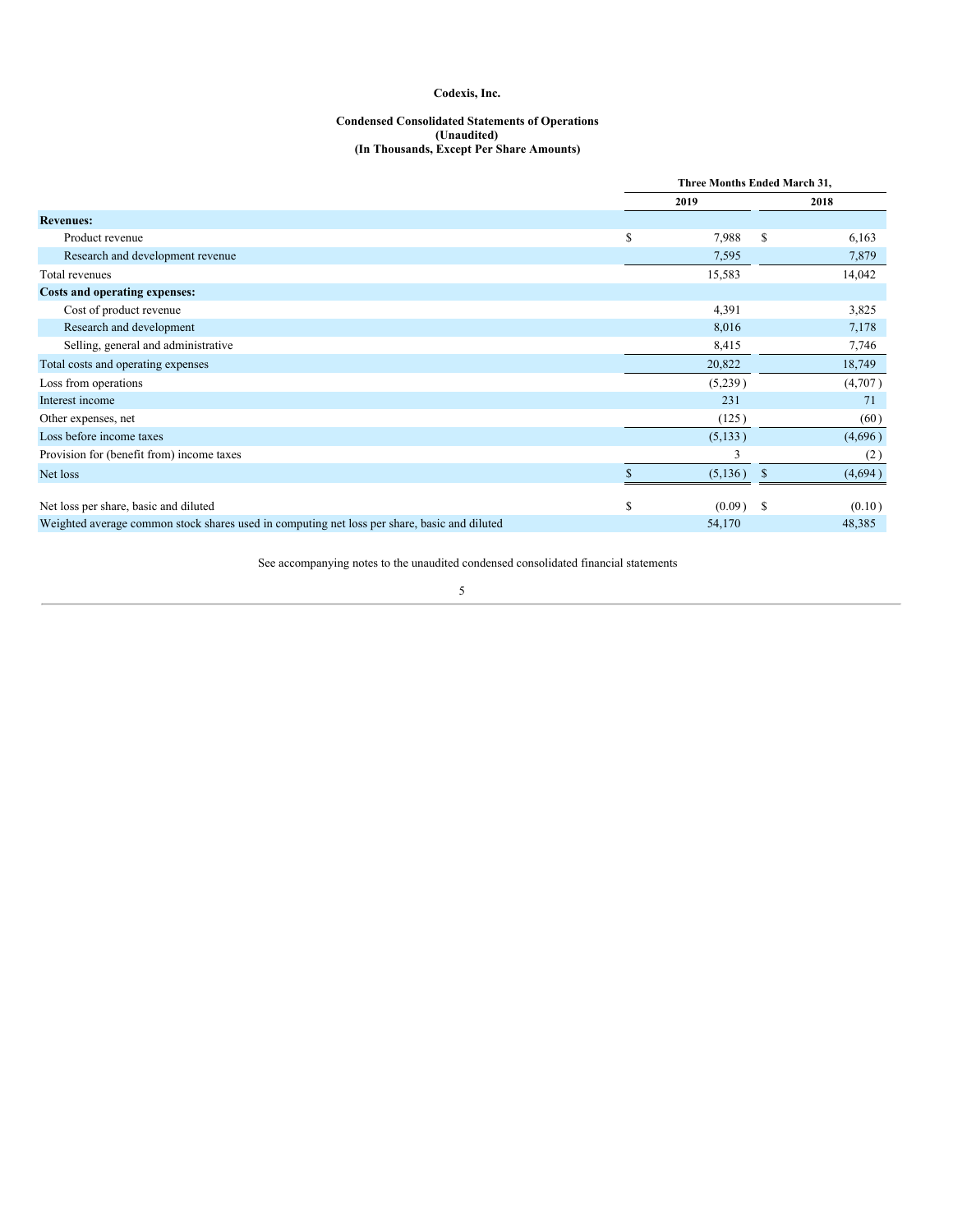**Codexis, Inc.**

**Condensed Consolidated Statements of Operations**
**(Unaudited)**
**(In Thousands, Except Per Share Amounts)**

| | Three Months Ended March 31, | |
|---|---|---|
| | 2019 | 2018 |
| **Revenues:** | | |
| Product revenue | $ 7,988 | $ 6,163 |
| Research and development revenue | 7,595 | 7,879 |
| Total revenues | 15,583 | 14,042 |
| **Costs and operating expenses:** | | |
| Cost of product revenue | 4,391 | 3,825 |
| Research and development | 8,016 | 7,178 |
| Selling, general and administrative | 8,415 | 7,746 |
| Total costs and operating expenses | 20,822 | 18,749 |
| Loss from operations | (5,239) | (4,707) |
| Interest income | 231 | 71 |
| Other expenses, net | (125) | (60) |
| Loss before income taxes | (5,133) | (4,696) |
| Provision for (benefit from) income taxes | 3 | (2) |
| Net loss | $ (5,136) | $ (4,694) |
| | | |
| Net loss per share, basic and diluted | $ (0.09) | $ (0.10) |
| Weighted average common stock shares used in computing net loss per share, basic and diluted | 54,170 | 48,385 |

See accompanying notes to the unaudited condensed consolidated financial statements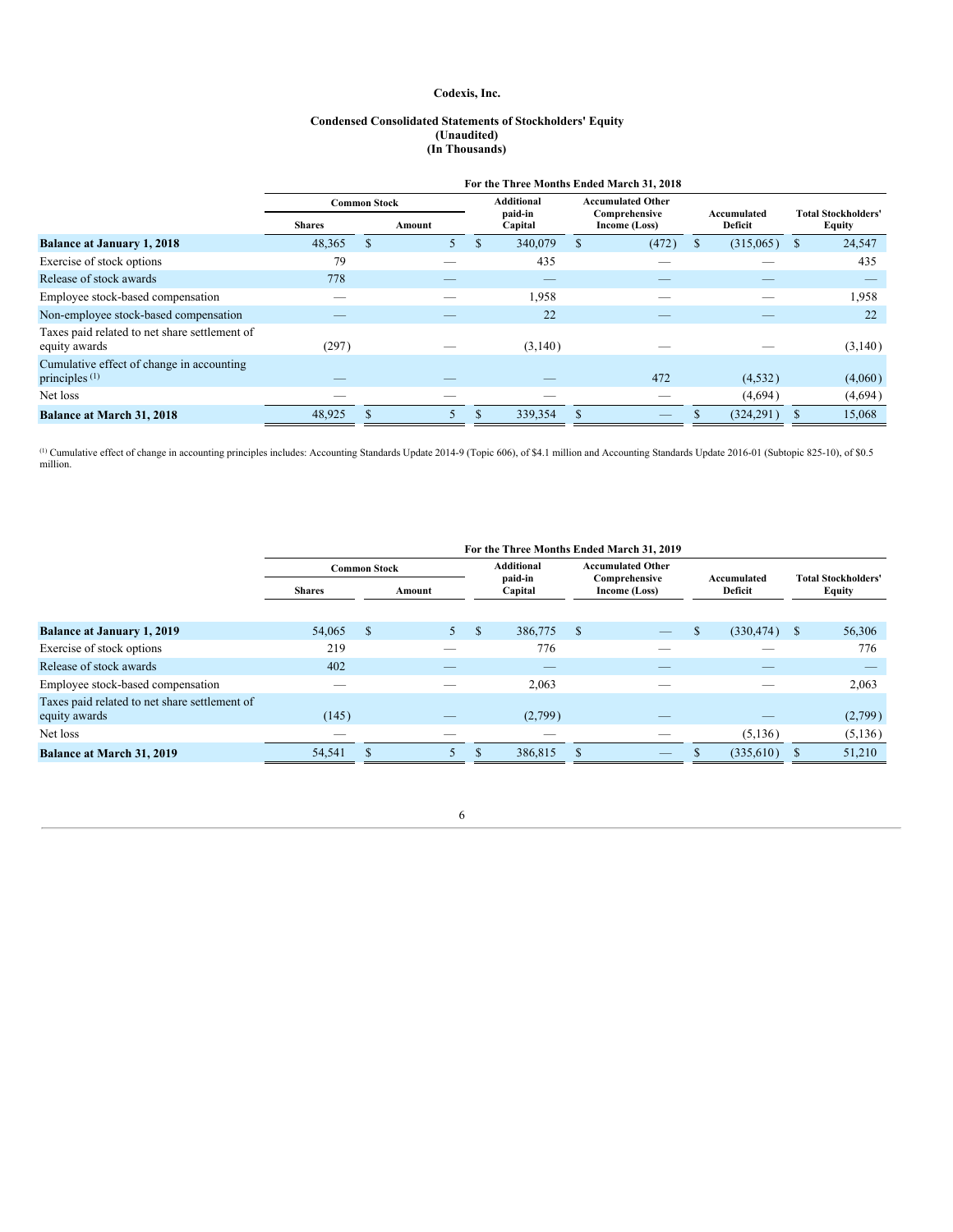**Codexis, Inc.**

**Condensed Consolidated Statements of Stockholders' Equity**
**(Unaudited)**
**(In Thousands)**

| | For the Three Months Ended March 31, 2018 | | | | | |
|---|---|---|---|---|---|---|
| | Common Stock | | Additional paid-in Capital | Accumulated Other Comprehensive Income (Loss) | Accumulated Deficit | Total Stockholders' Equity |
| | Shares | Amount | | | | |
| **Balance at January 1, 2018** | 48,365 | $ 5 | $ 340,079 | $ (472) | $ (315,065) | $ 24,547 |
| Exercise of stock options | 79 | — | 435 | — | — | 435 |
| Release of stock awards | 778 | — | — | — | — | — |
| Employee stock-based compensation | — | — | 1,958 | — | — | 1,958 |
| Non-employee stock-based compensation | — | — | 22 | — | — | 22 |
| Taxes paid related to net share settlement of equity awards | (297) | — | (3,140) | — | — | (3,140) |
| Cumulative effect of change in accounting principles [(1)] | — | — | — | 472 | (4,532) | (4,060) |
| Net loss | — | — | — | — | (4,694) | (4,694) |
| **Balance at March 31, 2018** | 48,925 | $ 5 | $ 339,354 | $ — | $ (324,291) | $ 15,068 |

[(1)] Cumulative effect of change in accounting principles includes: Accounting Standards Update 2014-9 (Topic 606), of $4.1 million and Accounting Standards Update 2016-01 (Subtopic 825-10), of $0.5 million.

| | For the Three Months Ended March 31, 2019 | | | | | |
|---|---|---|---|---|---|---|
| | Common Stock | | Additional paid-in Capital | Accumulated Other Comprehensive Income (Loss) | Accumulated Deficit | Total Stockholders' Equity |
| | Shares | Amount | | | | |
| **Balance at January 1, 2019** | 54,065 | $ 5 | $ 386,775 | $ — | $ (330,474) | $ 56,306 |
| Exercise of stock options | 219 | — | 776 | — | — | 776 |
| Release of stock awards | 402 | — | — | — | — | — |
| Employee stock-based compensation | — | — | 2,063 | — | — | 2,063 |
| Taxes paid related to net share settlement of equity awards | (145) | — | (2,799) | — | — | (2,799) |
| Net loss | — | — | — | — | (5,136) | (5,136) |
| **Balance at March 31, 2019** | 54,541 | $ 5 | $ 386,815 | $ — | $ (335,610) | $ 51,210 |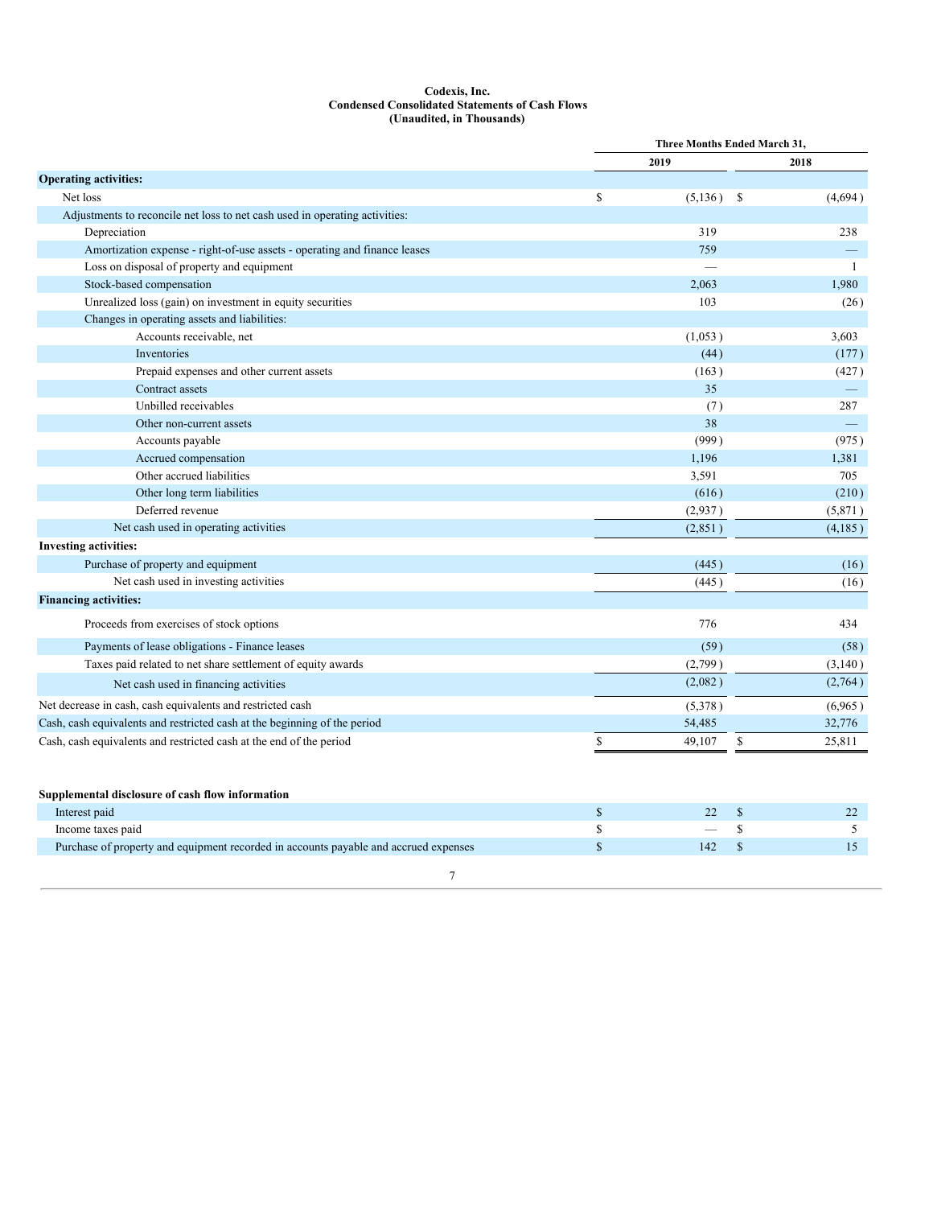**Codexis, Inc.**
**Condensed Consolidated Statements of Cash Flows**
**(Unaudited, in Thousands)**

| | Three Months Ended March 31, | |
|---|---|---|
| | 2019 | 2018 |
| **Operating activities:** | | |
| Net loss | $ (5,136) | $ (4,694) |
| Adjustments to reconcile net loss to net cash used in operating activities: | | |
| Depreciation | 319 | 238 |
| Amortization expense - right-of-use assets - operating and finance leases | 759 | — |
| Loss on disposal of property and equipment | — | 1 |
| Stock-based compensation | 2,063 | 1,980 |
| Unrealized loss (gain) on investment in equity securities | 103 | (26) |
| Changes in operating assets and liabilities: | | |
| Accounts receivable, net | (1,053) | 3,603 |
| Inventories | (44) | (177) |
| Prepaid expenses and other current assets | (163) | (427) |
| Contract assets | 35 | — |
| Unbilled receivables | (7) | 287 |
| Other non-current assets | 38 | — |
| Accounts payable | (999) | (975) |
| Accrued compensation | 1,196 | 1,381 |
| Other accrued liabilities | 3,591 | 705 |
| Other long term liabilities | (616) | (210) |
| Deferred revenue | (2,937) | (5,871) |
| Net cash used in operating activities | (2,851) | (4,185) |
| **Investing activities:** | | |
| Purchase of property and equipment | (445) | (16) |
| Net cash used in investing activities | (445) | (16) |
| **Financing activities:** | | |
| Proceeds from exercises of stock options | 776 | 434 |
| Payments of lease obligations - Finance leases | (59) | (58) |
| Taxes paid related to net share settlement of equity awards | (2,799) | (3,140) |
| Net cash used in financing activities | (2,082) | (2,764) |
| Net decrease in cash, cash equivalents and restricted cash | (5,378) | (6,965) |
| Cash, cash equivalents and restricted cash at the beginning of the period | 54,485 | 32,776 |
| Cash, cash equivalents and restricted cash at the end of the period | $ 49,107 | $ 25,811 |

| **Supplemental disclosure of cash flow information** | | |
|---|---|---|
| Interest paid | $ 22 | $ 22 |
| Income taxes paid | $ — | $ 5 |
| Purchase of property and equipment recorded in accounts payable and accrued expenses | $ 142 | $ 15 |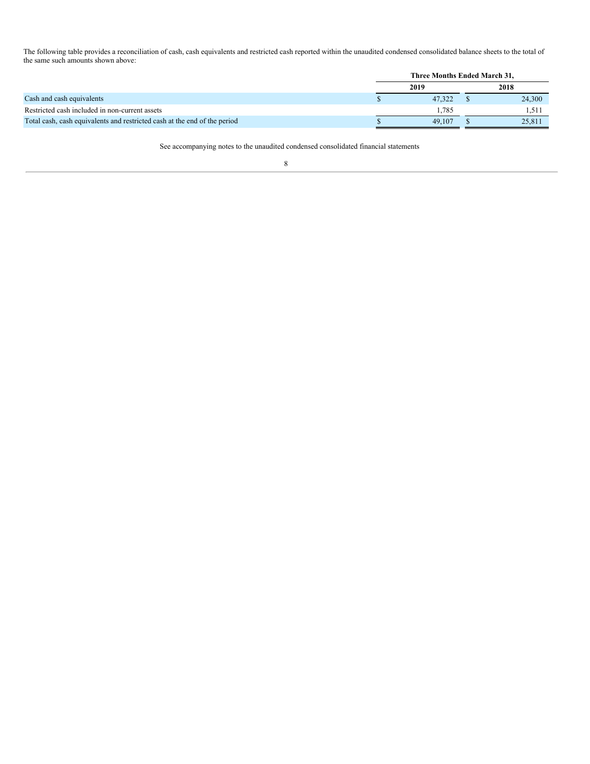The following table provides a reconciliation of cash, cash equivalents and restricted cash reported within the unaudited condensed consolidated balance sheets to the total of the same such amounts shown above:

| | Three Months Ended March 31, | |
|---|---|---|
| | 2019 | 2018 |
| Cash and cash equivalents | $ 47,322 | $ 24,300 |
| Restricted cash included in non-current assets | 1,785 | 1,511 |
| Total cash, cash equivalents and restricted cash at the end of the period | $ 49,107 | $ 25,811 |

See accompanying notes to the unaudited condensed consolidated financial statements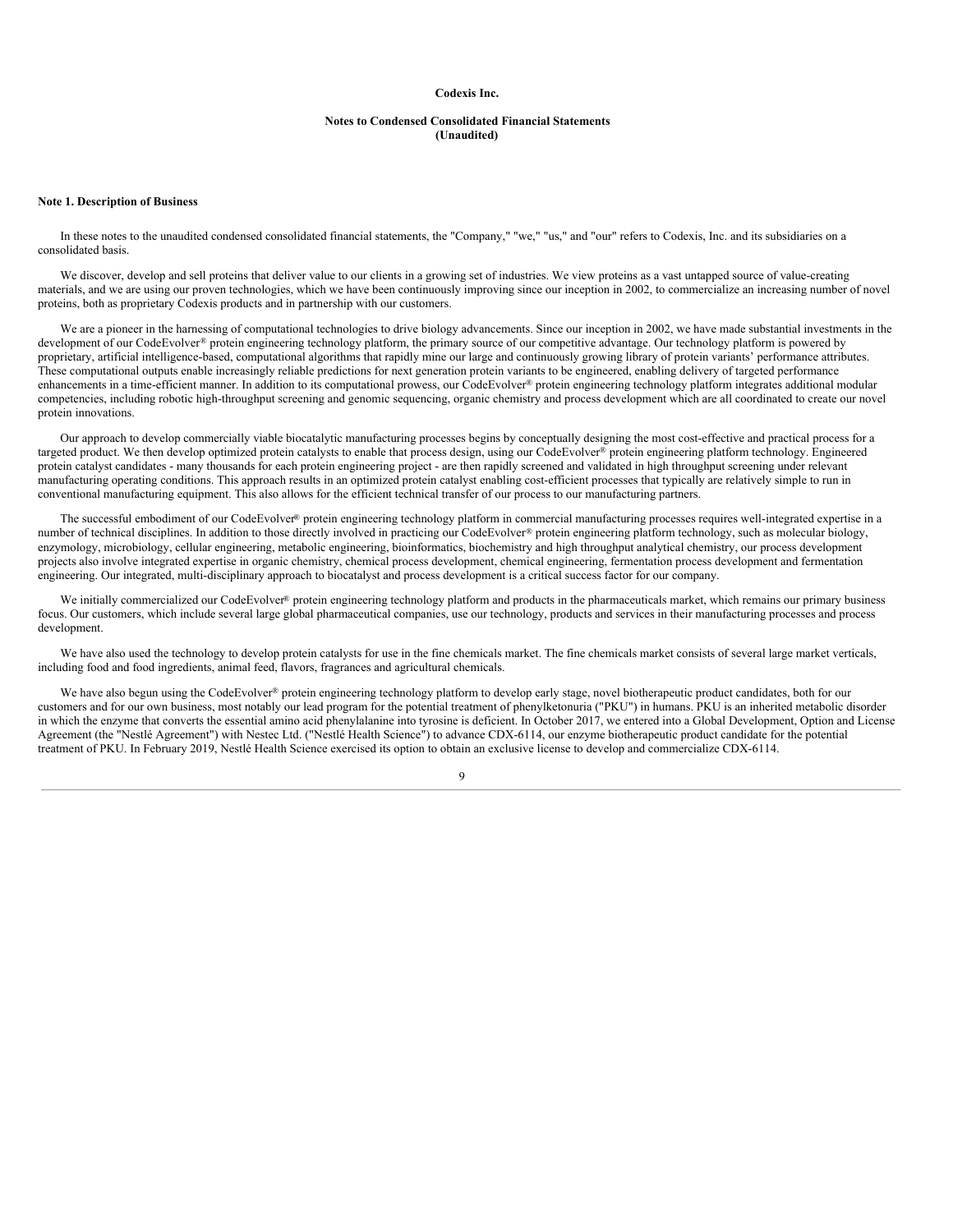**Codexis Inc.**

**Notes to Condensed Consolidated Financial Statements**
**(Unaudited)**

## Note 1. Description of Business

In these notes to the unaudited condensed consolidated financial statements, the "Company," "we," "us," and "our" refers to Codexis, Inc. and its subsidiaries on a consolidated basis.

We discover, develop and sell proteins that deliver value to our clients in a growing set of industries. We view proteins as a vast untapped source of value-creating materials, and we are using our proven technologies, which we have been continuously improving since our inception in 2002, to commercialize an increasing number of novel proteins, both as proprietary Codexis products and in partnership with our customers.

We are a pioneer in the harnessing of computational technologies to drive biology advancements. Since our inception in 2002, we have made substantial investments in the development of our CodeEvolver® protein engineering technology platform, the primary source of our competitive advantage. Our technology platform is powered by proprietary, artificial intelligence-based, computational algorithms that rapidly mine our large and continuously growing library of protein variants' performance attributes. These computational outputs enable increasingly reliable predictions for next generation protein variants to be engineered, enabling delivery of targeted performance enhancements in a time-efficient manner. In addition to its computational prowess, our CodeEvolver® protein engineering technology platform integrates additional modular competencies, including robotic high-throughput screening and genomic sequencing, organic chemistry and process development which are all coordinated to create our novel protein innovations.

Our approach to develop commercially viable biocatalytic manufacturing processes begins by conceptually designing the most cost-effective and practical process for a targeted product. We then develop optimized protein catalysts to enable that process design, using our CodeEvolver® protein engineering platform technology. Engineered protein catalyst candidates - many thousands for each protein engineering project - are then rapidly screened and validated in high throughput screening under relevant manufacturing operating conditions. This approach results in an optimized protein catalyst enabling cost-efficient processes that typically are relatively simple to run in conventional manufacturing equipment. This also allows for the efficient technical transfer of our process to our manufacturing partners.

The successful embodiment of our CodeEvolver® protein engineering technology platform in commercial manufacturing processes requires well-integrated expertise in a number of technical disciplines. In addition to those directly involved in practicing our CodeEvolver® protein engineering platform technology, such as molecular biology, enzymology, microbiology, cellular engineering, metabolic engineering, bioinformatics, biochemistry and high throughput analytical chemistry, our process development projects also involve integrated expertise in organic chemistry, chemical process development, chemical engineering, fermentation process development and fermentation engineering. Our integrated, multi-disciplinary approach to biocatalyst and process development is a critical success factor for our company.

We initially commercialized our CodeEvolver® protein engineering technology platform and products in the pharmaceuticals market, which remains our primary business focus. Our customers, which include several large global pharmaceutical companies, use our technology, products and services in their manufacturing processes and process development.

We have also used the technology to develop protein catalysts for use in the fine chemicals market. The fine chemicals market consists of several large market verticals, including food and food ingredients, animal feed, flavors, fragrances and agricultural chemicals.

We have also begun using the CodeEvolver® protein engineering technology platform to develop early stage, novel biotherapeutic product candidates, both for our customers and for our own business, most notably our lead program for the potential treatment of phenylketonuria ("PKU") in humans. PKU is an inherited metabolic disorder in which the enzyme that converts the essential amino acid phenylalanine into tyrosine is deficient. In October 2017, we entered into a Global Development, Option and License Agreement (the "Nestlé Agreement") with Nestec Ltd. ("Nestlé Health Science") to advance CDX-6114, our enzyme biotherapeutic product candidate for the potential treatment of PKU. In February 2019, Nestlé Health Science exercised its option to obtain an exclusive license to develop and commercialize CDX-6114.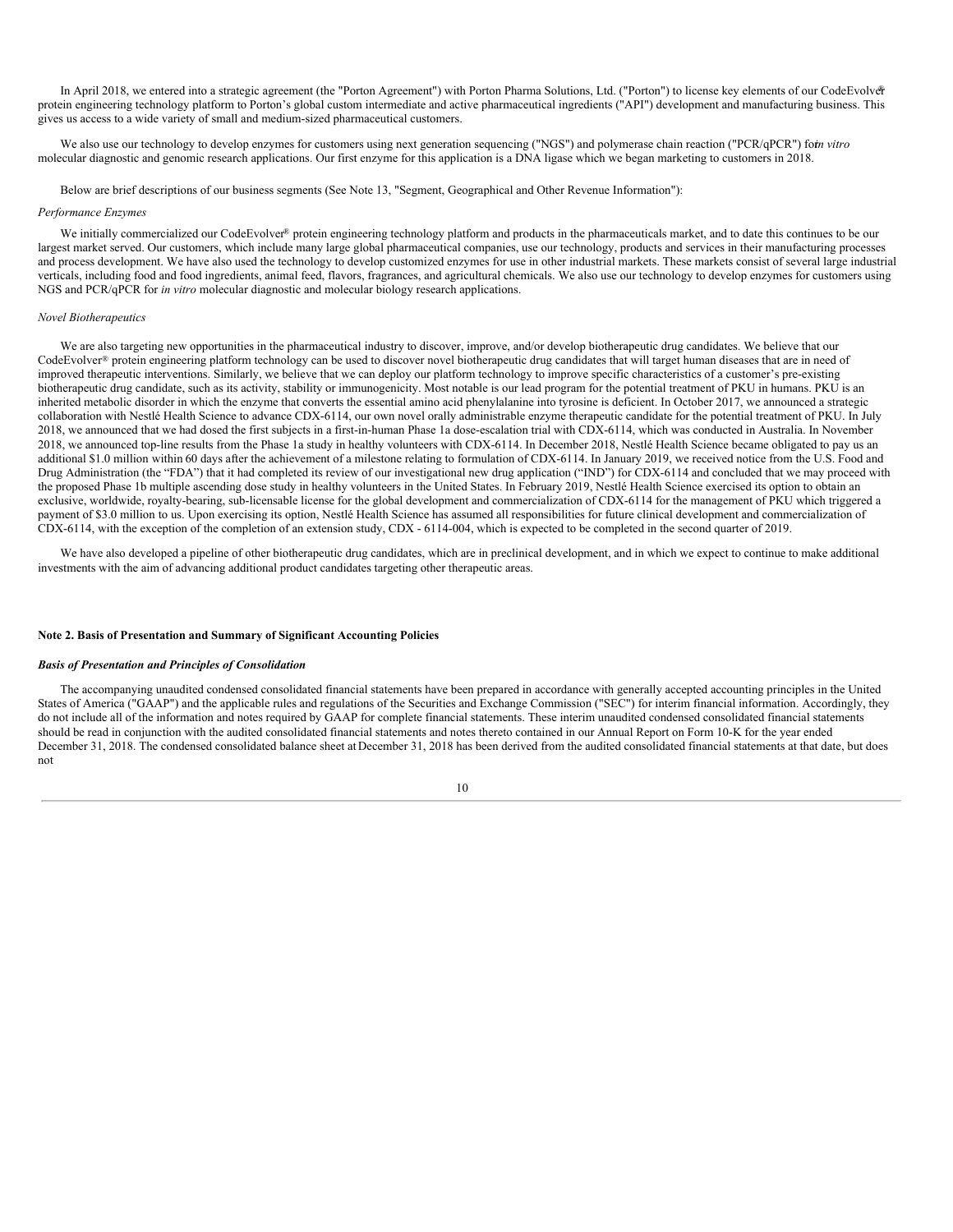In April 2018, we entered into a strategic agreement (the "Porton Agreement") with Porton Pharma Solutions, Ltd. ("Porton") to license key elements of our CodeEvolver® protein engineering technology platform to Porton's global custom intermediate and active pharmaceutical ingredients ("API") development and manufacturing business. This gives us access to a wide variety of small and medium-sized pharmaceutical customers.

We also use our technology to develop enzymes for customers using next generation sequencing ("NGS") and polymerase chain reaction ("PCR/qPCR") for *in vitro* molecular diagnostic and genomic research applications. Our first enzyme for this application is a DNA ligase which we began marketing to customers in 2018.

Below are brief descriptions of our business segments (See Note 13, "Segment, Geographical and Other Revenue Information"):

*Performance Enzymes*

We initially commercialized our CodeEvolver® protein engineering technology platform and products in the pharmaceuticals market, and to date this continues to be our largest market served. Our customers, which include many large global pharmaceutical companies, use our technology, products and services in their manufacturing processes and process development. We have also used the technology to develop customized enzymes for use in other industrial markets. These markets consist of several large industrial verticals, including food and food ingredients, animal feed, flavors, fragrances, and agricultural chemicals. We also use our technology to develop enzymes for customers using NGS and PCR/qPCR for *in vitro* molecular diagnostic and molecular biology research applications.

*Novel Biotherapeutics*

We are also targeting new opportunities in the pharmaceutical industry to discover, improve, and/or develop biotherapeutic drug candidates. We believe that our CodeEvolver® protein engineering platform technology can be used to discover novel biotherapeutic drug candidates that will target human diseases that are in need of improved therapeutic interventions. Similarly, we believe that we can deploy our platform technology to improve specific characteristics of a customer's pre-existing biotherapeutic drug candidate, such as its activity, stability or immunogenicity. Most notable is our lead program for the potential treatment of PKU in humans. PKU is an inherited metabolic disorder in which the enzyme that converts the essential amino acid phenylalanine into tyrosine is deficient. In October 2017, we announced a strategic collaboration with Nestlé Health Science to advance CDX-6114, our own novel orally administrable enzyme therapeutic candidate for the potential treatment of PKU. In July 2018, we announced that we had dosed the first subjects in a first-in-human Phase 1a dose-escalation trial with CDX-6114, which was conducted in Australia. In November 2018, we announced top-line results from the Phase 1a study in healthy volunteers with CDX-6114. In December 2018, Nestlé Health Science became obligated to pay us an additional $1.0 million within 60 days after the achievement of a milestone relating to formulation of CDX-6114. In January 2019, we received notice from the U.S. Food and Drug Administration (the "FDA") that it had completed its review of our investigational new drug application ("IND") for CDX-6114 and concluded that we may proceed with the proposed Phase 1b multiple ascending dose study in healthy volunteers in the United States. In February 2019, Nestlé Health Science exercised its option to obtain an exclusive, worldwide, royalty-bearing, sub-licensable license for the global development and commercialization of CDX-6114 for the management of PKU which triggered a payment of $3.0 million to us. Upon exercising its option, Nestlé Health Science has assumed all responsibilities for future clinical development and commercialization of CDX-6114, with the exception of the completion of an extension study, CDX - 6114-004, which is expected to be completed in the second quarter of 2019.

We have also developed a pipeline of other biotherapeutic drug candidates, which are in preclinical development, and in which we expect to continue to make additional investments with the aim of advancing additional product candidates targeting other therapeutic areas.

**Note 2. Basis of Presentation and Summary of Significant Accounting Policies**

***Basis of Presentation and Principles of Consolidation***

The accompanying unaudited condensed consolidated financial statements have been prepared in accordance with generally accepted accounting principles in the United States of America ("GAAP") and the applicable rules and regulations of the Securities and Exchange Commission ("SEC") for interim financial information. Accordingly, they do not include all of the information and notes required by GAAP for complete financial statements. These interim unaudited condensed consolidated financial statements should be read in conjunction with the audited consolidated financial statements and notes thereto contained in our Annual Report on Form 10-K for the year ended December 31, 2018. The condensed consolidated balance sheet at December 31, 2018 has been derived from the audited consolidated financial statements at that date, but does not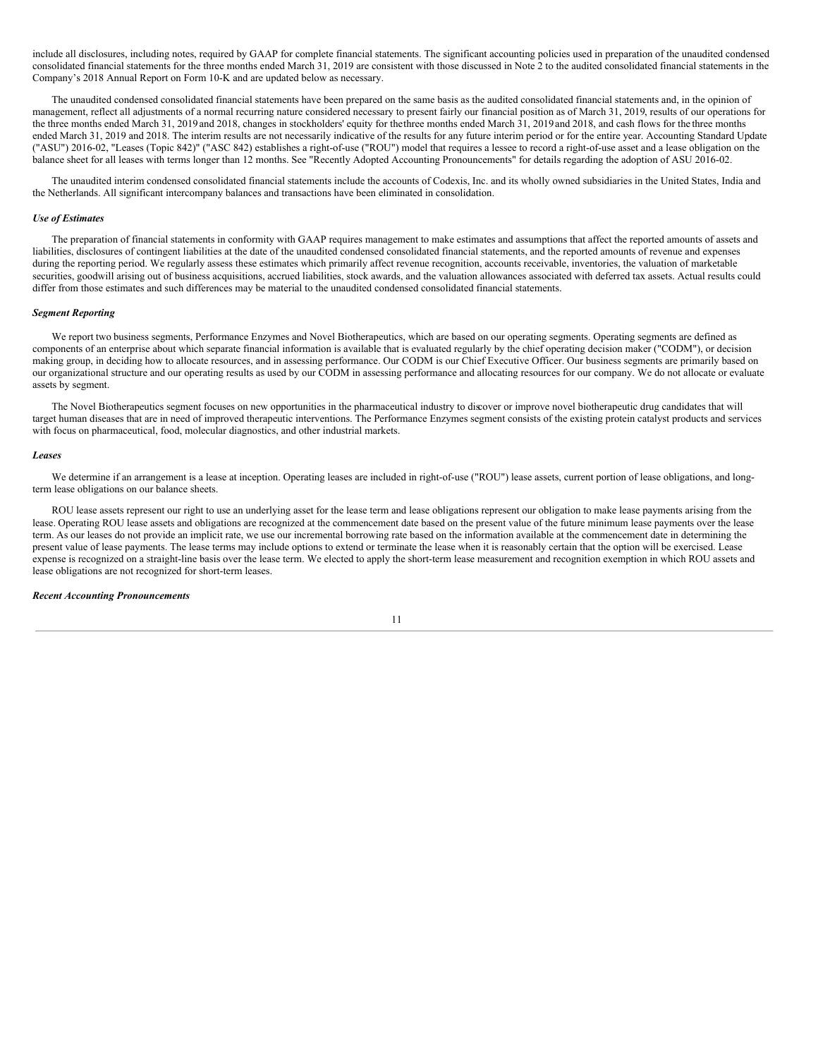include all disclosures, including notes, required by GAAP for complete financial statements. The significant accounting policies used in preparation of the unaudited condensed consolidated financial statements for the three months ended March 31, 2019 are consistent with those discussed in Note 2 to the audited consolidated financial statements in the Company's 2018 Annual Report on Form 10-K and are updated below as necessary.

The unaudited condensed consolidated financial statements have been prepared on the same basis as the audited consolidated financial statements and, in the opinion of management, reflect all adjustments of a normal recurring nature considered necessary to present fairly our financial position as of March 31, 2019, results of our operations for the three months ended March 31, 2019 and 2018, changes in stockholders' equity for the three months ended March 31, 2019 and 2018, and cash flows for the three months ended March 31, 2019 and 2018. The interim results are not necessarily indicative of the results for any future interim period or for the entire year. Accounting Standard Update ("ASU") 2016-02, "Leases (Topic 842)" ("ASC 842) establishes a right-of-use ("ROU") model that requires a lessee to record a right-of-use asset and a lease obligation on the balance sheet for all leases with terms longer than 12 months. See "Recently Adopted Accounting Pronouncements" for details regarding the adoption of ASU 2016-02.

The unaudited interim condensed consolidated financial statements include the accounts of Codexis, Inc. and its wholly owned subsidiaries in the United States, India and the Netherlands. All significant intercompany balances and transactions have been eliminated in consolidation.

***Use of Estimates***

The preparation of financial statements in conformity with GAAP requires management to make estimates and assumptions that affect the reported amounts of assets and liabilities, disclosures of contingent liabilities at the date of the unaudited condensed consolidated financial statements, and the reported amounts of revenue and expenses during the reporting period. We regularly assess these estimates which primarily affect revenue recognition, accounts receivable, inventories, the valuation of marketable securities, goodwill arising out of business acquisitions, accrued liabilities, stock awards, and the valuation allowances associated with deferred tax assets. Actual results could differ from those estimates and such differences may be material to the unaudited condensed consolidated financial statements.

***Segment Reporting***

We report two business segments, Performance Enzymes and Novel Biotherapeutics, which are based on our operating segments. Operating segments are defined as components of an enterprise about which separate financial information is available that is evaluated regularly by the chief operating decision maker ("CODM"), or decision making group, in deciding how to allocate resources, and in assessing performance. Our CODM is our Chief Executive Officer. Our business segments are primarily based on our organizational structure and our operating results as used by our CODM in assessing performance and allocating resources for our company. We do not allocate or evaluate assets by segment.

The Novel Biotherapeutics segment focuses on new opportunities in the pharmaceutical industry to discover or improve novel biotherapeutic drug candidates that will target human diseases that are in need of improved therapeutic interventions. The Performance Enzymes segment consists of the existing protein catalyst products and services with focus on pharmaceutical, food, molecular diagnostics, and other industrial markets.

***Leases***

We determine if an arrangement is a lease at inception. Operating leases are included in right-of-use ("ROU") lease assets, current portion of lease obligations, and long-term lease obligations on our balance sheets.

ROU lease assets represent our right to use an underlying asset for the lease term and lease obligations represent our obligation to make lease payments arising from the lease. Operating ROU lease assets and obligations are recognized at the commencement date based on the present value of the future minimum lease payments over the lease term. As our leases do not provide an implicit rate, we use our incremental borrowing rate based on the information available at the commencement date in determining the present value of lease payments. The lease terms may include options to extend or terminate the lease when it is reasonably certain that the option will be exercised. Lease expense is recognized on a straight-line basis over the lease term. We elected to apply the short-term lease measurement and recognition exemption in which ROU assets and lease obligations are not recognized for short-term leases.

***Recent Accounting Pronouncements***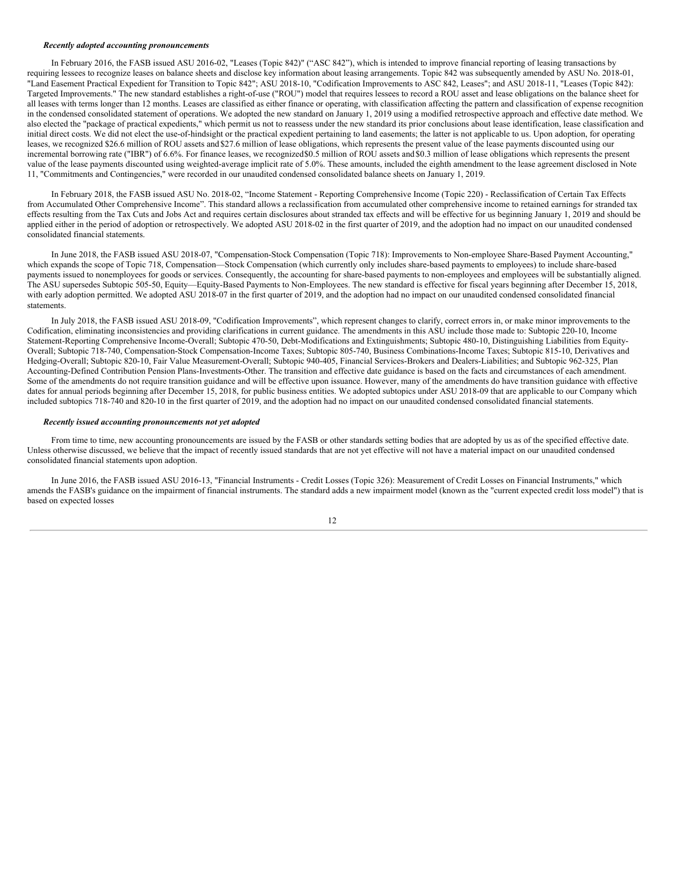***Recently adopted accounting pronouncements***

In February 2016, the FASB issued ASU 2016-02, "Leases (Topic 842)" ("ASC 842"), which is intended to improve financial reporting of leasing transactions by requiring lessees to recognize leases on balance sheets and disclose key information about leasing arrangements. Topic 842 was subsequently amended by ASU No. 2018-01, "Land Easement Practical Expedient for Transition to Topic 842"; ASU 2018-10, "Codification Improvements to ASC 842, Leases"; and ASU 2018-11, "Leases (Topic 842): Targeted Improvements." The new standard establishes a right-of-use ("ROU") model that requires lessees to record a ROU asset and lease obligations on the balance sheet for all leases with terms longer than 12 months. Leases are classified as either finance or operating, with classification affecting the pattern and classification of expense recognition in the condensed consolidated statement of operations. We adopted the new standard on January 1, 2019 using a modified retrospective approach and effective date method. We also elected the "package of practical expedients," which permit us not to reassess under the new standard its prior conclusions about lease identification, lease classification and initial direct costs. We did not elect the use-of-hindsight or the practical expedient pertaining to land easements; the latter is not applicable to us. Upon adoption, for operating leases, we recognized $26.6 million of ROU assets and $27.6 million of lease obligations, which represents the present value of the lease payments discounted using our incremental borrowing rate ("IBR") of 6.6%. For finance leases, we recognized $0.5 million of ROU assets and $0.3 million of lease obligations which represents the present value of the lease payments discounted using weighted-average implicit rate of 5.0%. These amounts, included the eighth amendment to the lease agreement disclosed in Note 11, "Commitments and Contingencies," were recorded in our unaudited condensed consolidated balance sheets on January 1, 2019.

In February 2018, the FASB issued ASU No. 2018-02, "Income Statement - Reporting Comprehensive Income (Topic 220) - Reclassification of Certain Tax Effects from Accumulated Other Comprehensive Income". This standard allows a reclassification from accumulated other comprehensive income to retained earnings for stranded tax effects resulting from the Tax Cuts and Jobs Act and requires certain disclosures about stranded tax effects and will be effective for us beginning January 1, 2019 and should be applied either in the period of adoption or retrospectively. We adopted ASU 2018-02 in the first quarter of 2019, and the adoption had no impact on our unaudited condensed consolidated financial statements.

In June 2018, the FASB issued ASU 2018-07, "Compensation-Stock Compensation (Topic 718): Improvements to Non-employee Share-Based Payment Accounting," which expands the scope of Topic 718, Compensation—Stock Compensation (which currently only includes share-based payments to employees) to include share-based payments issued to nonemployees for goods or services. Consequently, the accounting for share-based payments to non-employees and employees will be substantially aligned. The ASU supersedes Subtopic 505-50, Equity—Equity-Based Payments to Non-Employees. The new standard is effective for fiscal years beginning after December 15, 2018, with early adoption permitted. We adopted ASU 2018-07 in the first quarter of 2019, and the adoption had no impact on our unaudited condensed consolidated financial statements.

In July 2018, the FASB issued ASU 2018-09, "Codification Improvements", which represent changes to clarify, correct errors in, or make minor improvements to the Codification, eliminating inconsistencies and providing clarifications in current guidance. The amendments in this ASU include those made to: Subtopic 220-10, Income Statement-Reporting Comprehensive Income-Overall; Subtopic 470-50, Debt-Modifications and Extinguishments; Subtopic 480-10, Distinguishing Liabilities from Equity-Overall; Subtopic 718-740, Compensation-Stock Compensation-Income Taxes; Subtopic 805-740, Business Combinations-Income Taxes; Subtopic 815-10, Derivatives and Hedging-Overall; Subtopic 820-10, Fair Value Measurement-Overall; Subtopic 940-405, Financial Services-Brokers and Dealers-Liabilities; and Subtopic 962-325, Plan Accounting-Defined Contribution Pension Plans-Investments-Other. The transition and effective date guidance is based on the facts and circumstances of each amendment. Some of the amendments do not require transition guidance and will be effective upon issuance. However, many of the amendments do have transition guidance with effective dates for annual periods beginning after December 15, 2018, for public business entities. We adopted subtopics under ASU 2018-09 that are applicable to our Company which included subtopics 718-740 and 820-10 in the first quarter of 2019, and the adoption had no impact on our unaudited condensed consolidated financial statements.

***Recently issued accounting pronouncements not yet adopted***

From time to time, new accounting pronouncements are issued by the FASB or other standards setting bodies that are adopted by us as of the specified effective date. Unless otherwise discussed, we believe that the impact of recently issued standards that are not yet effective will not have a material impact on our unaudited condensed consolidated financial statements upon adoption.

In June 2016, the FASB issued ASU 2016-13, "Financial Instruments - Credit Losses (Topic 326): Measurement of Credit Losses on Financial Instruments," which amends the FASB's guidance on the impairment of financial instruments. The standard adds a new impairment model (known as the "current expected credit loss model") that is based on expected losses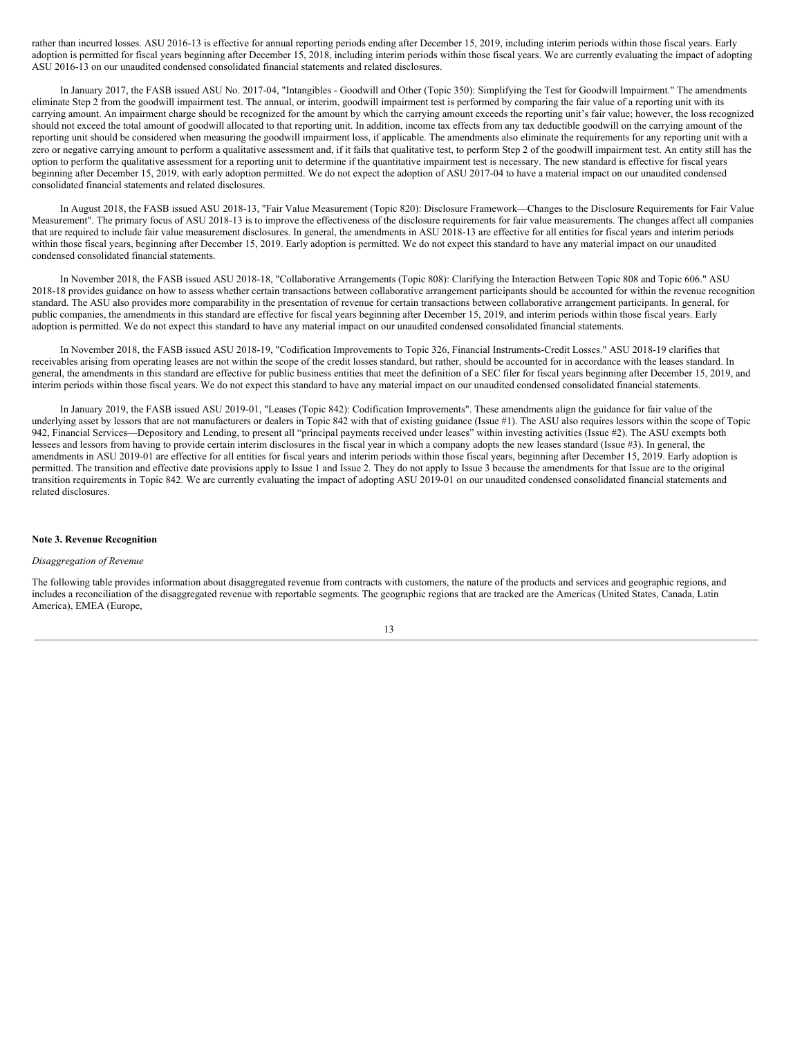rather than incurred losses. ASU 2016-13 is effective for annual reporting periods ending after December 15, 2019, including interim periods within those fiscal years. Early adoption is permitted for fiscal years beginning after December 15, 2018, including interim periods within those fiscal years. We are currently evaluating the impact of adopting ASU 2016-13 on our unaudited condensed consolidated financial statements and related disclosures.

In January 2017, the FASB issued ASU No. 2017-04, "Intangibles - Goodwill and Other (Topic 350): Simplifying the Test for Goodwill Impairment." The amendments eliminate Step 2 from the goodwill impairment test. The annual, or interim, goodwill impairment test is performed by comparing the fair value of a reporting unit with its carrying amount. An impairment charge should be recognized for the amount by which the carrying amount exceeds the reporting unit's fair value; however, the loss recognized should not exceed the total amount of goodwill allocated to that reporting unit. In addition, income tax effects from any tax deductible goodwill on the carrying amount of the reporting unit should be considered when measuring the goodwill impairment loss, if applicable. The amendments also eliminate the requirements for any reporting unit with a zero or negative carrying amount to perform a qualitative assessment and, if it fails that qualitative test, to perform Step 2 of the goodwill impairment test. An entity still has the option to perform the qualitative assessment for a reporting unit to determine if the quantitative impairment test is necessary. The new standard is effective for fiscal years beginning after December 15, 2019, with early adoption permitted. We do not expect the adoption of ASU 2017-04 to have a material impact on our unaudited condensed consolidated financial statements and related disclosures.

In August 2018, the FASB issued ASU 2018-13, "Fair Value Measurement (Topic 820): Disclosure Framework—Changes to the Disclosure Requirements for Fair Value Measurement". The primary focus of ASU 2018-13 is to improve the effectiveness of the disclosure requirements for fair value measurements. The changes affect all companies that are required to include fair value measurement disclosures. In general, the amendments in ASU 2018-13 are effective for all entities for fiscal years and interim periods within those fiscal years, beginning after December 15, 2019. Early adoption is permitted. We do not expect this standard to have any material impact on our unaudited condensed consolidated financial statements.

In November 2018, the FASB issued ASU 2018-18, "Collaborative Arrangements (Topic 808): Clarifying the Interaction Between Topic 808 and Topic 606." ASU 2018-18 provides guidance on how to assess whether certain transactions between collaborative arrangement participants should be accounted for within the revenue recognition standard. The ASU also provides more comparability in the presentation of revenue for certain transactions between collaborative arrangement participants. In general, for public companies, the amendments in this standard are effective for fiscal years beginning after December 15, 2019, and interim periods within those fiscal years. Early adoption is permitted. We do not expect this standard to have any material impact on our unaudited condensed consolidated financial statements.

In November 2018, the FASB issued ASU 2018-19, "Codification Improvements to Topic 326, Financial Instruments-Credit Losses." ASU 2018-19 clarifies that receivables arising from operating leases are not within the scope of the credit losses standard, but rather, should be accounted for in accordance with the leases standard. In general, the amendments in this standard are effective for public business entities that meet the definition of a SEC filer for fiscal years beginning after December 15, 2019, and interim periods within those fiscal years. We do not expect this standard to have any material impact on our unaudited condensed consolidated financial statements.

In January 2019, the FASB issued ASU 2019-01, "Leases (Topic 842): Codification Improvements". These amendments align the guidance for fair value of the underlying asset by lessors that are not manufacturers or dealers in Topic 842 with that of existing guidance (Issue #1). The ASU also requires lessors within the scope of Topic 942, Financial Services—Depository and Lending, to present all "principal payments received under leases" within investing activities (Issue #2). The ASU exempts both lessees and lessors from having to provide certain interim disclosures in the fiscal year in which a company adopts the new leases standard (Issue #3). In general, the amendments in ASU 2019-01 are effective for all entities for fiscal years and interim periods within those fiscal years, beginning after December 15, 2019. Early adoption is permitted. The transition and effective date provisions apply to Issue 1 and Issue 2. They do not apply to Issue 3 because the amendments for that Issue are to the original transition requirements in Topic 842. We are currently evaluating the impact of adopting ASU 2019-01 on our unaudited condensed consolidated financial statements and related disclosures.

## Note 3. Revenue Recognition

*Disaggregation of Revenue*

The following table provides information about disaggregated revenue from contracts with customers, the nature of the products and services and geographic regions, and includes a reconciliation of the disaggregated revenue with reportable segments. The geographic regions that are tracked are the Americas (United States, Canada, Latin America), EMEA (Europe,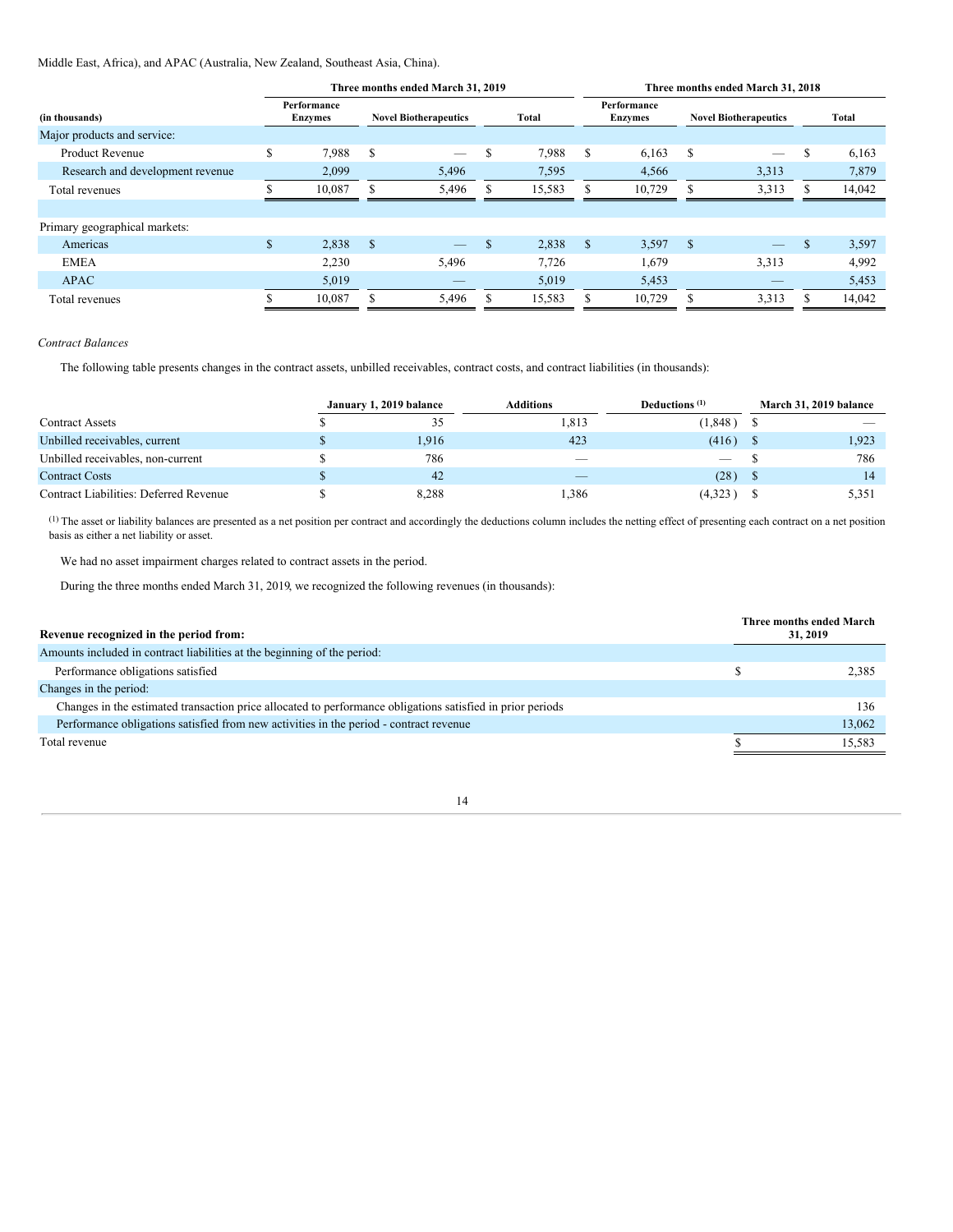Middle East, Africa), and APAC (Australia, New Zealand, Southeast Asia, China).

| (in thousands) | Three months ended March 31, 2019 | | | Three months ended March 31, 2018 | | |
|---|---|---|---|---|---|---|
| | Performance Enzymes | Novel Biotherapeutics | Total | Performance Enzymes | Novel Biotherapeutics | Total |
| Major products and service: | | | | | | |
| Product Revenue | $ 7,988 | $ — | $ 7,988 | $ 6,163 | $ — | $ 6,163 |
| Research and development revenue | 2,099 | 5,496 | 7,595 | 4,566 | 3,313 | 7,879 |
| Total revenues | $ 10,087 | $ 5,496 | $ 15,583 | $ 10,729 | $ 3,313 | $ 14,042 |
| | | | | | | |
| Primary geographical markets: | | | | | | |
| Americas | $ 2,838 | $ — | $ 2,838 | $ 3,597 | $ — | $ 3,597 |
| EMEA | 2,230 | 5,496 | 7,726 | 1,679 | 3,313 | 4,992 |
| APAC | 5,019 | — | 5,019 | 5,453 | — | 5,453 |
| Total revenues | $ 10,087 | $ 5,496 | $ 15,583 | $ 10,729 | $ 3,313 | $ 14,042 |

*Contract Balances*

The following table presents changes in the contract assets, unbilled receivables, contract costs, and contract liabilities (in thousands):

| | January 1, 2019 balance | Additions | Deductions [(1)] | March 31, 2019 balance |
|---|---|---|---|---|
| Contract Assets | $ 35 | 1,813 | (1,848 ) | $ — |
| Unbilled receivables, current | $ 1,916 | 423 | (416 ) | $ 1,923 |
| Unbilled receivables, non-current | $ 786 | — | — | $ 786 |
| Contract Costs | $ 42 | — | (28 ) | $ 14 |
| Contract Liabilities: Deferred Revenue | $ 8,288 | 1,386 | (4,323 ) | $ 5,351 |

[(1)] The asset or liability balances are presented as a net position per contract and accordingly the deductions column includes the netting effect of presenting each contract on a net position basis as either a net liability or asset.

We had no asset impairment charges related to contract assets in the period.

During the three months ended March 31, 2019, we recognized the following revenues (in thousands):

| Revenue recognized in the period from: | Three months ended March 31, 2019 |
|---|---|
| Amounts included in contract liabilities at the beginning of the period: | |
| Performance obligations satisfied | $ 2,385 |
| Changes in the period: | |
| Changes in the estimated transaction price allocated to performance obligations satisfied in prior periods | 136 |
| Performance obligations satisfied from new activities in the period - contract revenue | 13,062 |
| Total revenue | $ 15,583 |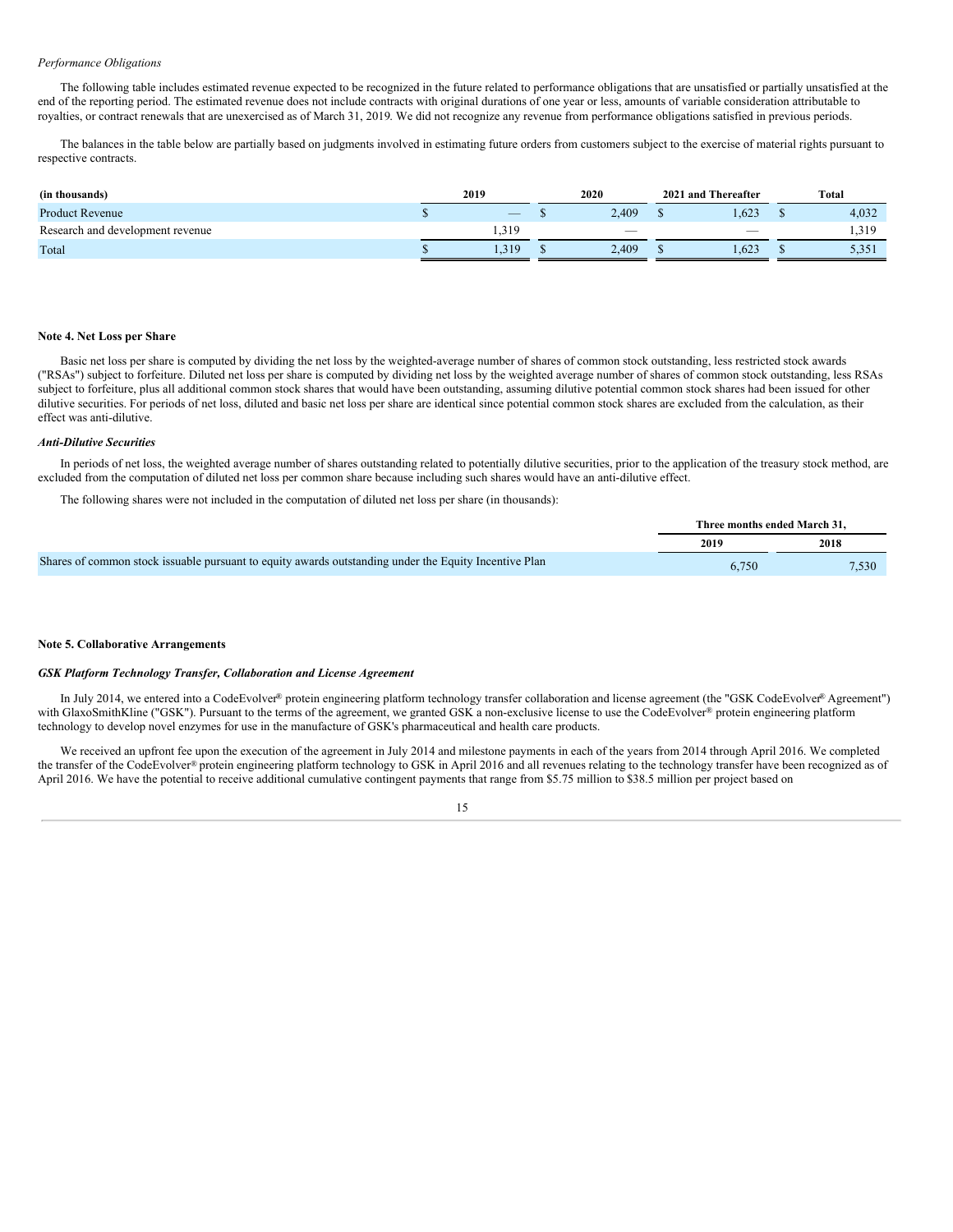*Performance Obligations*

The following table includes estimated revenue expected to be recognized in the future related to performance obligations that are unsatisfied or partially unsatisfied at the end of the reporting period. The estimated revenue does not include contracts with original durations of one year or less, amounts of variable consideration attributable to royalties, or contract renewals that are unexercised as of March 31, 2019. We did not recognize any revenue from performance obligations satisfied in previous periods.

The balances in the table below are partially based on judgments involved in estimating future orders from customers subject to the exercise of material rights pursuant to respective contracts.

| (in thousands) | 2019 | 2020 | 2021 and Thereafter | Total |
|---|---|---|---|---|
| Product Revenue | $ — | $ 2,409 | $ 1,623 | $ 4,032 |
| Research and development revenue | 1,319 | — | — | 1,319 |
| Total | $ 1,319 | $ 2,409 | $ 1,623 | $ 5,351 |

**Note 4. Net Loss per Share**

Basic net loss per share is computed by dividing the net loss by the weighted-average number of shares of common stock outstanding, less restricted stock awards ("RSAs") subject to forfeiture. Diluted net loss per share is computed by dividing net loss by the weighted average number of shares of common stock outstanding, less RSAs subject to forfeiture, plus all additional common stock shares that would have been outstanding, assuming dilutive potential common stock shares had been issued for other dilutive securities. For periods of net loss, diluted and basic net loss per share are identical since potential common stock shares are excluded from the calculation, as their effect was anti-dilutive.

***Anti-Dilutive Securities***

In periods of net loss, the weighted average number of shares outstanding related to potentially dilutive securities, prior to the application of the treasury stock method, are excluded from the computation of diluted net loss per common share because including such shares would have an anti-dilutive effect.

The following shares were not included in the computation of diluted net loss per share (in thousands):

| | Three months ended March 31, | |
|---|---|---|
| | 2019 | 2018 |
| Shares of common stock issuable pursuant to equity awards outstanding under the Equity Incentive Plan | 6,750 | 7,530 |

**Note 5. Collaborative Arrangements**

***GSK Platform Technology Transfer, Collaboration and License Agreement***

In July 2014, we entered into a CodeEvolver® protein engineering platform technology transfer collaboration and license agreement (the "GSK CodeEvolver® Agreement") with GlaxoSmithKline ("GSK"). Pursuant to the terms of the agreement, we granted GSK a non-exclusive license to use the CodeEvolver® protein engineering platform technology to develop novel enzymes for use in the manufacture of GSK's pharmaceutical and health care products.

We received an upfront fee upon the execution of the agreement in July 2014 and milestone payments in each of the years from 2014 through April 2016. We completed the transfer of the CodeEvolver® protein engineering platform technology to GSK in April 2016 and all revenues relating to the technology transfer have been recognized as of April 2016. We have the potential to receive additional cumulative contingent payments that range from $5.75 million to $38.5 million per project based on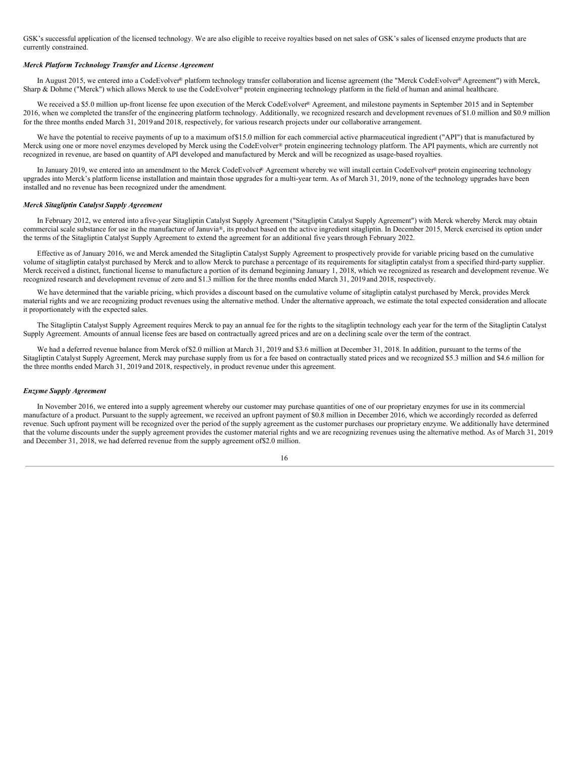GSK's successful application of the licensed technology. We are also eligible to receive royalties based on net sales of GSK's sales of licensed enzyme products that are currently constrained.

***Merck Platform Technology Transfer and License Agreement***

In August 2015, we entered into a CodeEvolver® platform technology transfer collaboration and license agreement (the "Merck CodeEvolver® Agreement") with Merck, Sharp & Dohme ("Merck") which allows Merck to use the CodeEvolver® protein engineering technology platform in the field of human and animal healthcare.

We received a $5.0 million up-front license fee upon execution of the Merck CodeEvolver® Agreement, and milestone payments in September 2015 and in September 2016, when we completed the transfer of the engineering platform technology. Additionally, we recognized research and development revenues of $1.0 million and $0.9 million for the three months ended March 31, 2019 and 2018, respectively, for various research projects under our collaborative arrangement.

We have the potential to receive payments of up to a maximum of $15.0 million for each commercial active pharmaceutical ingredient ("API") that is manufactured by Merck using one or more novel enzymes developed by Merck using the CodeEvolver® protein engineering technology platform. The API payments, which are currently not recognized in revenue, are based on quantity of API developed and manufactured by Merck and will be recognized as usage-based royalties.

In January 2019, we entered into an amendment to the Merck CodeEvolver® Agreement whereby we will install certain CodeEvolver® protein engineering technology upgrades into Merck's platform license installation and maintain those upgrades for a multi-year term. As of March 31, 2019, none of the technology upgrades have been installed and no revenue has been recognized under the amendment.

***Merck Sitagliptin Catalyst Supply Agreement***

In February 2012, we entered into a five-year Sitagliptin Catalyst Supply Agreement ("Sitagliptin Catalyst Supply Agreement") with Merck whereby Merck may obtain commercial scale substance for use in the manufacture of Januvia®, its product based on the active ingredient sitagliptin. In December 2015, Merck exercised its option under the terms of the Sitagliptin Catalyst Supply Agreement to extend the agreement for an additional five years through February 2022.

Effective as of January 2016, we and Merck amended the Sitagliptin Catalyst Supply Agreement to prospectively provide for variable pricing based on the cumulative volume of sitagliptin catalyst purchased by Merck and to allow Merck to purchase a percentage of its requirements for sitagliptin catalyst from a specified third-party supplier. Merck received a distinct, functional license to manufacture a portion of its demand beginning January 1, 2018, which we recognized as research and development revenue. We recognized research and development revenue of zero and $1.3 million for the three months ended March 31, 2019 and 2018, respectively.

We have determined that the variable pricing, which provides a discount based on the cumulative volume of sitagliptin catalyst purchased by Merck, provides Merck material rights and we are recognizing product revenues using the alternative method. Under the alternative approach, we estimate the total expected consideration and allocate it proportionately with the expected sales.

The Sitagliptin Catalyst Supply Agreement requires Merck to pay an annual fee for the rights to the sitagliptin technology each year for the term of the Sitagliptin Catalyst Supply Agreement. Amounts of annual license fees are based on contractually agreed prices and are on a declining scale over the term of the contract.

We had a deferred revenue balance from Merck of $2.0 million at March 31, 2019 and $3.6 million at December 31, 2018. In addition, pursuant to the terms of the Sitagliptin Catalyst Supply Agreement, Merck may purchase supply from us for a fee based on contractually stated prices and we recognized $5.3 million and $4.6 million for the three months ended March 31, 2019 and 2018, respectively, in product revenue under this agreement.

***Enzyme Supply Agreement***

In November 2016, we entered into a supply agreement whereby our customer may purchase quantities of one of our proprietary enzymes for use in its commercial manufacture of a product. Pursuant to the supply agreement, we received an upfront payment of $0.8 million in December 2016, which we accordingly recorded as deferred revenue. Such upfront payment will be recognized over the period of the supply agreement as the customer purchases our proprietary enzyme. We additionally have determined that the volume discounts under the supply agreement provides the customer material rights and we are recognizing revenues using the alternative method. As of March 31, 2019 and December 31, 2018, we had deferred revenue from the supply agreement of $2.0 million.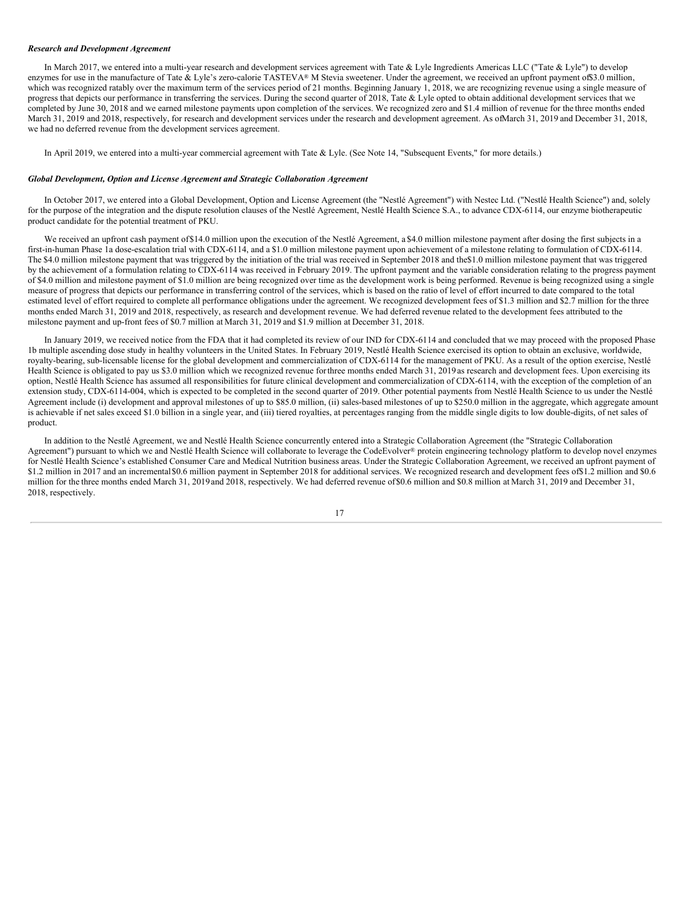***Research and Development Agreement***

In March 2017, we entered into a multi-year research and development services agreement with Tate & Lyle Ingredients Americas LLC ("Tate & Lyle") to develop enzymes for use in the manufacture of Tate & Lyle's zero-calorie TASTEVA® M Stevia sweetener. Under the agreement, we received an upfront payment of $3.0 million, which was recognized ratably over the maximum term of the services period of 21 months. Beginning January 1, 2018, we are recognizing revenue using a single measure of progress that depicts our performance in transferring the services. During the second quarter of 2018, Tate & Lyle opted to obtain additional development services that we completed by June 30, 2018 and we earned milestone payments upon completion of the services. We recognized zero and $1.4 million of revenue for the three months ended March 31, 2019 and 2018, respectively, for research and development services under the research and development agreement. As of March 31, 2019 and December 31, 2018, we had no deferred revenue from the development services agreement.

In April 2019, we entered into a multi-year commercial agreement with Tate & Lyle. (See Note 14, "Subsequent Events," for more details.)

***Global Development, Option and License Agreement and Strategic Collaboration Agreement***

In October 2017, we entered into a Global Development, Option and License Agreement (the "Nestlé Agreement") with Nestec Ltd. ("Nestlé Health Science") and, solely for the purpose of the integration and the dispute resolution clauses of the Nestlé Agreement, Nestlé Health Science S.A., to advance CDX-6114, our enzyme biotherapeutic product candidate for the potential treatment of PKU.

We received an upfront cash payment of $14.0 million upon the execution of the Nestlé Agreement, a $4.0 million milestone payment after dosing the first subjects in a first-in-human Phase 1a dose-escalation trial with CDX-6114, and a $1.0 million milestone payment upon achievement of a milestone relating to formulation of CDX-6114. The $4.0 million milestone payment that was triggered by the initiation of the trial was received in September 2018 and the $1.0 million milestone payment that was triggered by the achievement of a formulation relating to CDX-6114 was received in February 2019. The upfront payment and the variable consideration relating to the progress payment of $4.0 million and milestone payment of $1.0 million are being recognized over time as the development work is being performed. Revenue is being recognized using a single measure of progress that depicts our performance in transferring control of the services, which is based on the ratio of level of effort incurred to date compared to the total estimated level of effort required to complete all performance obligations under the agreement. We recognized development fees of $1.3 million and $2.7 million for the three months ended March 31, 2019 and 2018, respectively, as research and development revenue. We had deferred revenue related to the development fees attributed to the milestone payment and up-front fees of $0.7 million at March 31, 2019 and $1.9 million at December 31, 2018.

In January 2019, we received notice from the FDA that it had completed its review of our IND for CDX-6114 and concluded that we may proceed with the proposed Phase 1b multiple ascending dose study in healthy volunteers in the United States. In February 2019, Nestlé Health Science exercised its option to obtain an exclusive, worldwide, royalty-bearing, sub-licensable license for the global development and commercialization of CDX-6114 for the management of PKU. As a result of the option exercise, Nestlé Health Science is obligated to pay us $3.0 million which we recognized revenue for three months ended March 31, 2019 as research and development fees. Upon exercising its option, Nestlé Health Science has assumed all responsibilities for future clinical development and commercialization of CDX-6114, with the exception of the completion of an extension study, CDX-6114-004, which is expected to be completed in the second quarter of 2019. Other potential payments from Nestlé Health Science to us under the Nestlé Agreement include (i) development and approval milestones of up to $85.0 million, (ii) sales-based milestones of up to $250.0 million in the aggregate, which aggregate amount is achievable if net sales exceed $1.0 billion in a single year, and (iii) tiered royalties, at percentages ranging from the middle single digits to low double-digits, of net sales of product.

In addition to the Nestlé Agreement, we and Nestlé Health Science concurrently entered into a Strategic Collaboration Agreement (the "Strategic Collaboration Agreement") pursuant to which we and Nestlé Health Science will collaborate to leverage the CodeEvolver® protein engineering technology platform to develop novel enzymes for Nestlé Health Science's established Consumer Care and Medical Nutrition business areas. Under the Strategic Collaboration Agreement, we received an upfront payment of $1.2 million in 2017 and an incremental $0.6 million payment in September 2018 for additional services. We recognized research and development fees of $1.2 million and $0.6 million for the three months ended March 31, 2019 and 2018, respectively. We had deferred revenue of $0.6 million and $0.8 million at March 31, 2019 and December 31, 2018, respectively.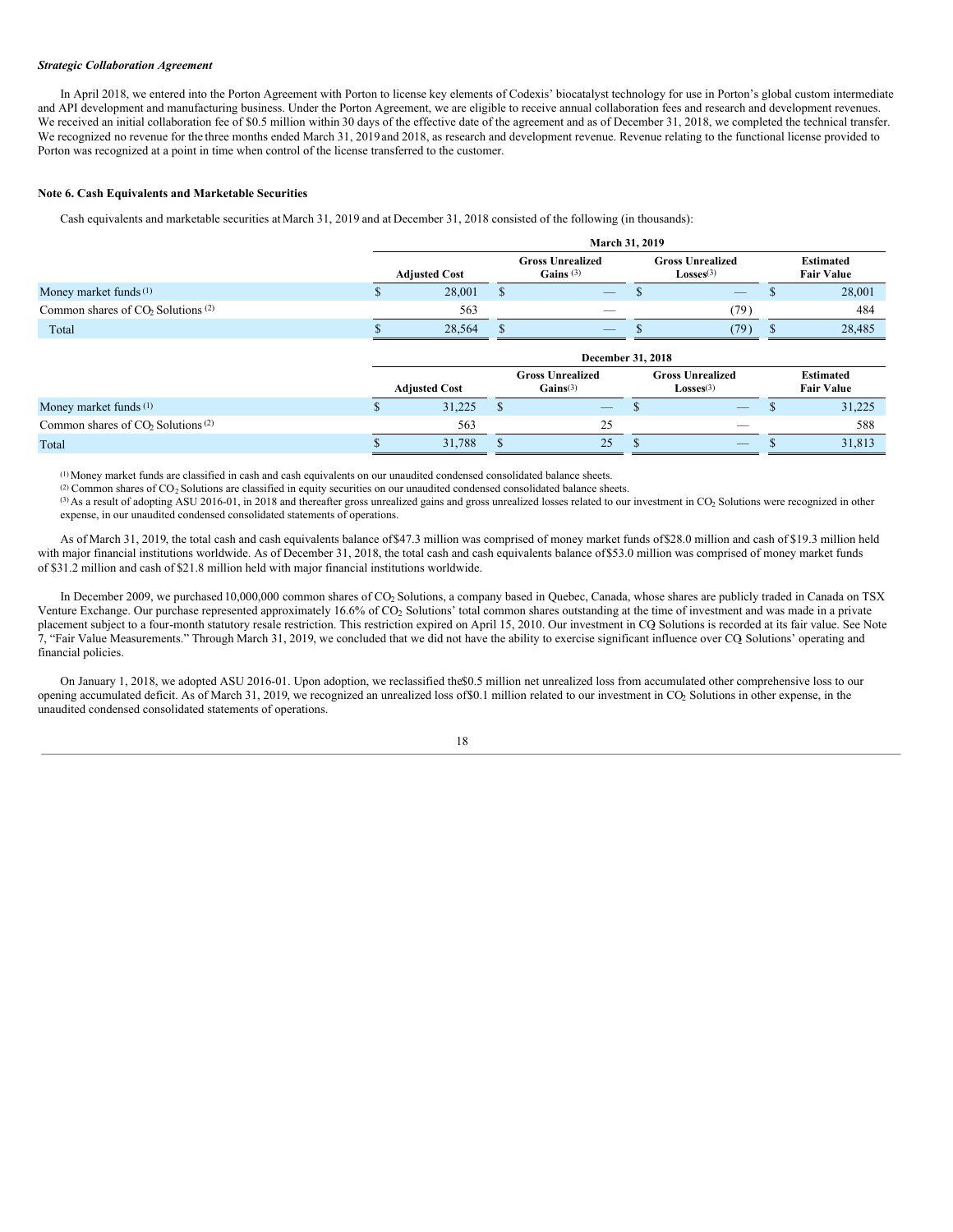***Strategic Collaboration Agreement***

In April 2018, we entered into the Porton Agreement with Porton to license key elements of Codexis' biocatalyst technology for use in Porton's global custom intermediate and API development and manufacturing business. Under the Porton Agreement, we are eligible to receive annual collaboration fees and research and development revenues. We received an initial collaboration fee of $0.5 million within 30 days of the effective date of the agreement and as of December 31, 2018, we completed the technical transfer. We recognized no revenue for the three months ended March 31, 2019 and 2018, as research and development revenue. Revenue relating to the functional license provided to Porton was recognized at a point in time when control of the license transferred to the customer.

**Note 6. Cash Equivalents and Marketable Securities**

Cash equivalents and marketable securities at March 31, 2019 and at December 31, 2018 consisted of the following (in thousands):

| | March 31, 2019 | | | |
|---|---|---|---|---|
| | Adjusted Cost | Gross Unrealized Gains [3] | Gross Unrealized Losses[3] | Estimated Fair Value |
| Money market funds [1] | $ 28,001 | $ — | $ — | $ 28,001 |
| Common shares of $CO_2$ Solutions [2] | 563 | — | (79) | 484 |
| Total | $ 28,564 | $ — | $ (79) | $ 28,485 |

| | December 31, 2018 | | | |
|---|---|---|---|---|
| | Adjusted Cost | Gross Unrealized Gains[3] | Gross Unrealized Losses[3] | Estimated Fair Value |
| Money market funds [1] | $ 31,225 | $ — | $ — | $ 31,225 |
| Common shares of $CO_2$ Solutions [2] | 563 | 25 | — | 588 |
| Total | $ 31,788 | $ 25 | $ — | $ 31,813 |

[1] Money market funds are classified in cash and cash equivalents on our unaudited condensed consolidated balance sheets.
[2] Common shares of $CO_2$ Solutions are classified in equity securities on our unaudited condensed consolidated balance sheets.
[3] As a result of adopting ASU 2016-01, in 2018 and thereafter gross unrealized gains and gross unrealized losses related to our investment in $CO_2$ Solutions were recognized in other expense, in our unaudited condensed consolidated statements of operations.

As of March 31, 2019, the total cash and cash equivalents balance of $47.3 million was comprised of money market funds of $28.0 million and cash of $19.3 million held with major financial institutions worldwide. As of December 31, 2018, the total cash and cash equivalents balance of $53.0 million was comprised of money market funds of $31.2 million and cash of $21.8 million held with major financial institutions worldwide.

In December 2009, we purchased 10,000,000 common shares of $CO_2$ Solutions, a company based in Quebec, Canada, whose shares are publicly traded in Canada on TSX Venture Exchange. Our purchase represented approximately 16.6% of $CO_2$ Solutions' total common shares outstanding at the time of investment and was made in a private placement subject to a four-month statutory resale restriction. This restriction expired on April 15, 2010. Our investment in $CO_2$ Solutions is recorded at its fair value. See Note 7, "Fair Value Measurements." Through March 31, 2019, we concluded that we did not have the ability to exercise significant influence over $CO_2$ Solutions' operating and financial policies.

On January 1, 2018, we adopted ASU 2016-01. Upon adoption, we reclassified the $0.5 million net unrealized loss from accumulated other comprehensive loss to our opening accumulated deficit. As of March 31, 2019, we recognized an unrealized loss of $0.1 million related to our investment in $CO_2$ Solutions in other expense, in the unaudited condensed consolidated statements of operations.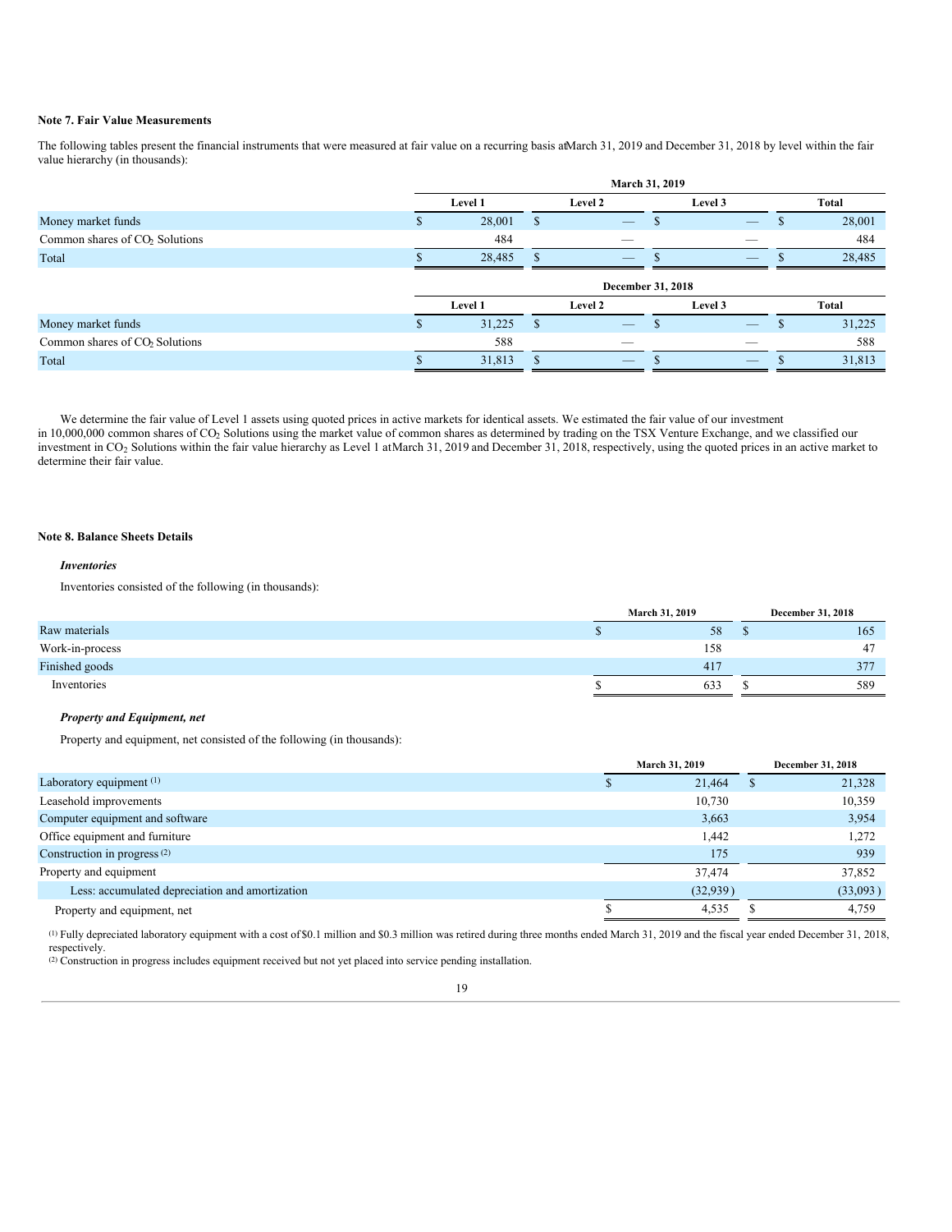## Note 7. Fair Value Measurements

The following tables present the financial instruments that were measured at fair value on a recurring basis at March 31, 2019 and December 31, 2018 by level within the fair value hierarchy (in thousands):

| | March 31, 2019 | | | |
|---|---|---|---|---|
| | Level 1 | Level 2 | Level 3 | Total |
| Money market funds | $ 28,001 | $ — | $ — | $ 28,001 |
| Common shares of $CO_2$ Solutions | 484 | — | — | 484 |
| Total | $ 28,485 | $ — | $ — | $ 28,485 |

| | December 31, 2018 | | | |
|---|---|---|---|---|
| | Level 1 | Level 2 | Level 3 | Total |
| Money market funds | $ 31,225 | $ — | $ — | $ 31,225 |
| Common shares of $CO_2$ Solutions | 588 | — | — | 588 |
| Total | $ 31,813 | $ — | $ — | $ 31,813 |

We determine the fair value of Level 1 assets using quoted prices in active markets for identical assets. We estimated the fair value of our investment in 10,000,000 common shares of $CO_2$ Solutions using the market value of common shares as determined by trading on the TSX Venture Exchange, and we classified our investment in $CO_2$ Solutions within the fair value hierarchy as Level 1 at March 31, 2019 and December 31, 2018, respectively, using the quoted prices in an active market to determine their fair value.

## Note 8. Balance Sheets Details

***Inventories***

Inventories consisted of the following (in thousands):

| | March 31, 2019 | December 31, 2018 |
|---|---|---|
| Raw materials | $ 58 | $ 165 |
| Work-in-process | 158 | 47 |
| Finished goods | 417 | 377 |
| Inventories | $ 633 | $ 589 |

***Property and Equipment, net***

Property and equipment, net consisted of the following (in thousands):

| | March 31, 2019 | December 31, 2018 |
|---|---|---|
| Laboratory equipment [(1)] | $ 21,464 | $ 21,328 |
| Leasehold improvements | 10,730 | 10,359 |
| Computer equipment and software | 3,663 | 3,954 |
| Office equipment and furniture | 1,442 | 1,272 |
| Construction in progress [(2)] | 175 | 939 |
| Property and equipment | 37,474 | 37,852 |
| Less: accumulated depreciation and amortization | (32,939) | (33,093) |
| Property and equipment, net | $ 4,535 | $ 4,759 |

[(1)] Fully depreciated laboratory equipment with a cost of $0.1 million and $0.3 million was retired during three months ended March 31, 2019 and the fiscal year ended December 31, 2018, respectively.
[(2)] Construction in progress includes equipment received but not yet placed into service pending installation.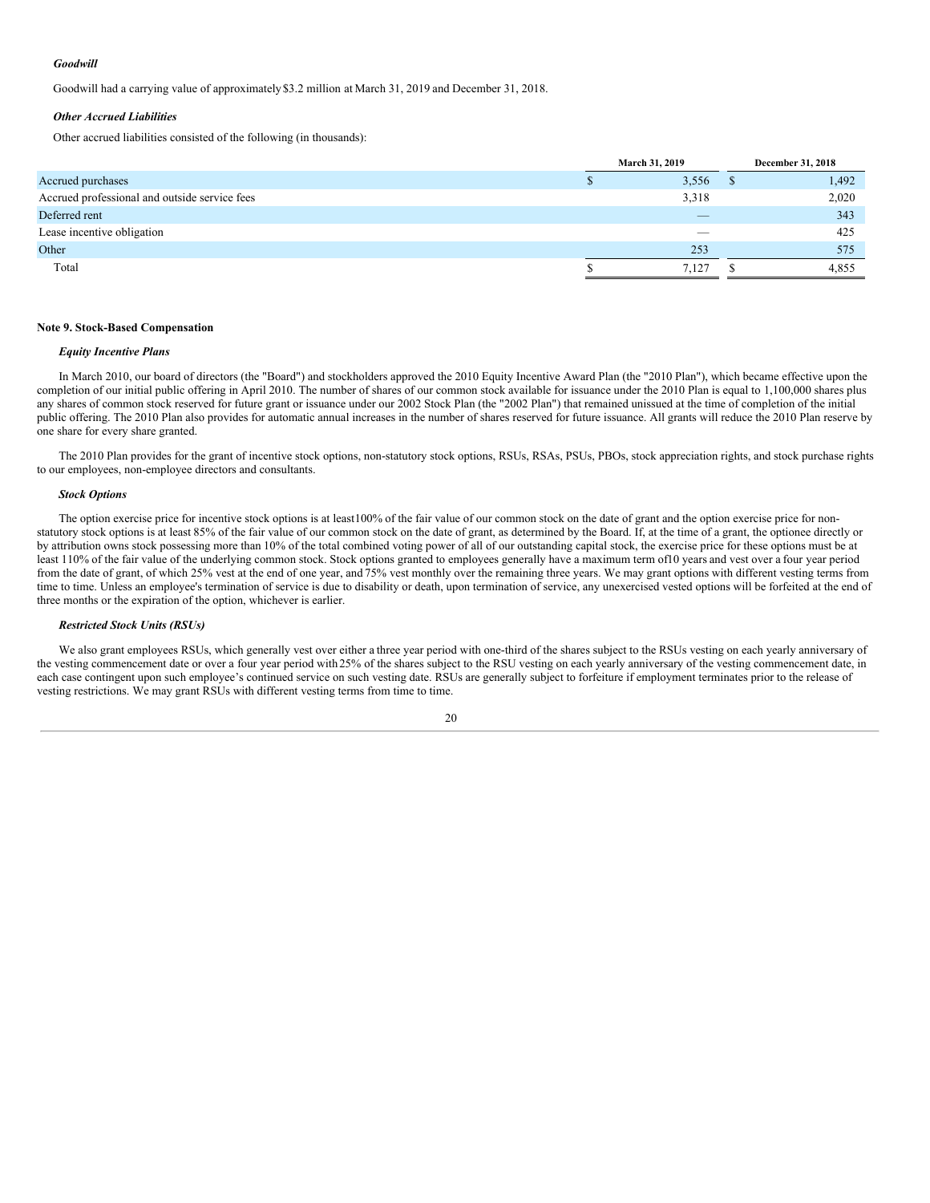***Goodwill***

Goodwill had a carrying value of approximately $3.2 million at March 31, 2019 and December 31, 2018.

***Other Accrued Liabilities***

Other accrued liabilities consisted of the following (in thousands):

| | March 31, 2019 | December 31, 2018 |
|---|---|---|
| Accrued purchases | $ 3,556 | $ 1,492 |
| Accrued professional and outside service fees | 3,318 | 2,020 |
| Deferred rent | — | 343 |
| Lease incentive obligation | — | 425 |
| Other | 253 | 575 |
| Total | $ 7,127 | $ 4,855 |

**Note 9. Stock-Based Compensation**

***Equity Incentive Plans***

In March 2010, our board of directors (the "Board") and stockholders approved the 2010 Equity Incentive Award Plan (the "2010 Plan"), which became effective upon the completion of our initial public offering in April 2010. The number of shares of our common stock available for issuance under the 2010 Plan is equal to 1,100,000 shares plus any shares of common stock reserved for future grant or issuance under our 2002 Stock Plan (the "2002 Plan") that remained unissued at the time of completion of the initial public offering. The 2010 Plan also provides for automatic annual increases in the number of shares reserved for future issuance. All grants will reduce the 2010 Plan reserve by one share for every share granted.

The 2010 Plan provides for the grant of incentive stock options, non-statutory stock options, RSUs, RSAs, PSUs, PBOs, stock appreciation rights, and stock purchase rights to our employees, non-employee directors and consultants.

***Stock Options***

The option exercise price for incentive stock options is at least 100% of the fair value of our common stock on the date of grant and the option exercise price for non-statutory stock options is at least 85% of the fair value of our common stock on the date of grant, as determined by the Board. If, at the time of a grant, the optionee directly or by attribution owns stock possessing more than 10% of the total combined voting power of all of our outstanding capital stock, the exercise price for these options must be at least 110% of the fair value of the underlying common stock. Stock options granted to employees generally have a maximum term of 10 years and vest over a four year period from the date of grant, of which 25% vest at the end of one year, and 75% vest monthly over the remaining three years. We may grant options with different vesting terms from time to time. Unless an employee's termination of service is due to disability or death, upon termination of service, any unexercised vested options will be forfeited at the end of three months or the expiration of the option, whichever is earlier.

***Restricted Stock Units (RSUs)***

We also grant employees RSUs, which generally vest over either a three year period with one-third of the shares subject to the RSUs vesting on each yearly anniversary of the vesting commencement date or over a four year period with 25% of the shares subject to the RSU vesting on each yearly anniversary of the vesting commencement date, in each case contingent upon such employee's continued service on such vesting date. RSUs are generally subject to forfeiture if employment terminates prior to the release of vesting restrictions. We may grant RSUs with different vesting terms from time to time.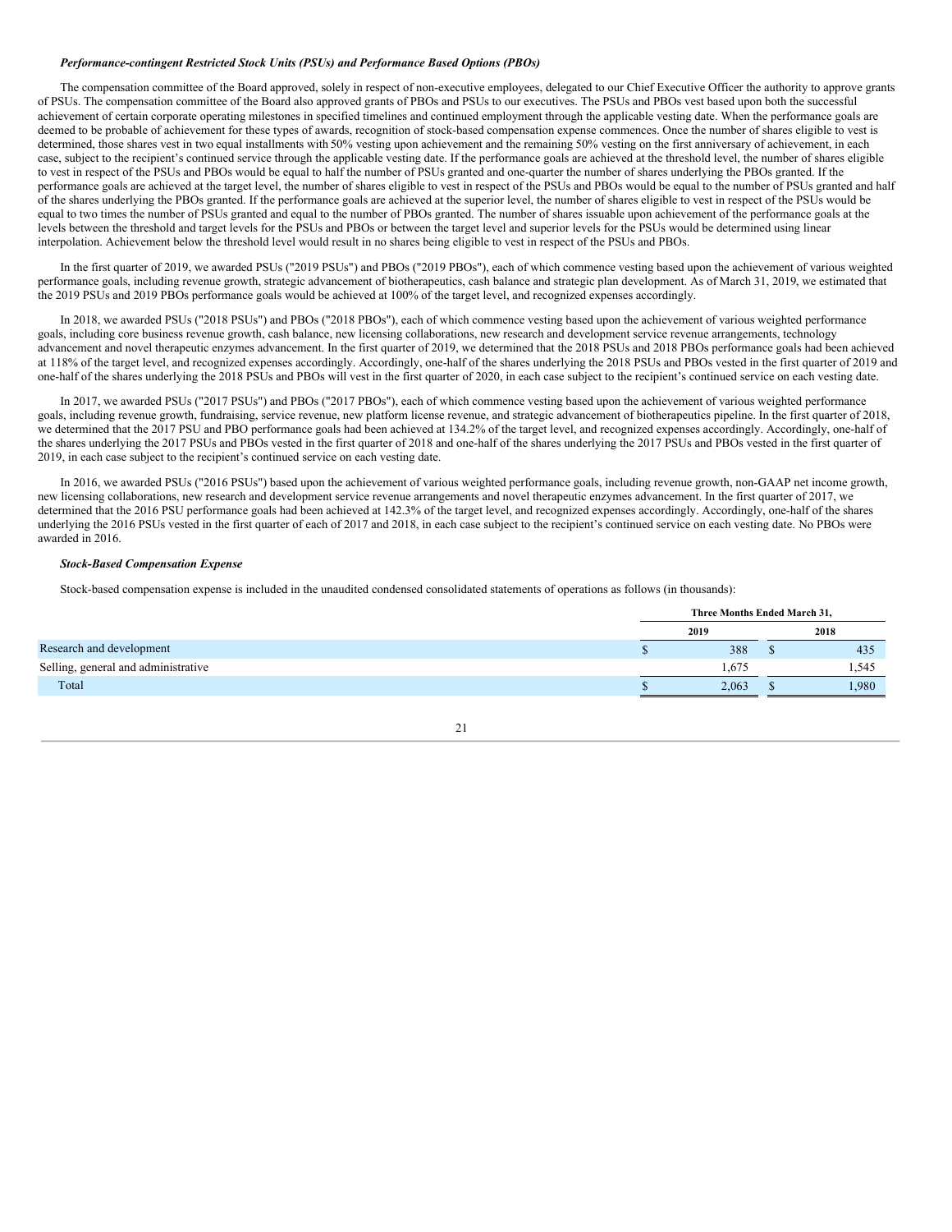***Performance-contingent Restricted Stock Units (PSUs) and Performance Based Options (PBOs)***

The compensation committee of the Board approved, solely in respect of non-executive employees, delegated to our Chief Executive Officer the authority to approve grants of PSUs. The compensation committee of the Board also approved grants of PBOs and PSUs to our executives. The PSUs and PBOs vest based upon both the successful achievement of certain corporate operating milestones in specified timelines and continued employment through the applicable vesting date. When the performance goals are deemed to be probable of achievement for these types of awards, recognition of stock-based compensation expense commences. Once the number of shares eligible to vest is determined, those shares vest in two equal installments with 50% vesting upon achievement and the remaining 50% vesting on the first anniversary of achievement, in each case, subject to the recipient's continued service through the applicable vesting date. If the performance goals are achieved at the threshold level, the number of shares eligible to vest in respect of the PSUs and PBOs would be equal to half the number of PSUs granted and one-quarter the number of shares underlying the PBOs granted. If the performance goals are achieved at the target level, the number of shares eligible to vest in respect of the PSUs and PBOs would be equal to the number of PSUs granted and half of the shares underlying the PBOs granted. If the performance goals are achieved at the superior level, the number of shares eligible to vest in respect of the PSUs would be equal to two times the number of PSUs granted and equal to the number of PBOs granted. The number of shares issuable upon achievement of the performance goals at the levels between the threshold and target levels for the PSUs and PBOs or between the target level and superior levels for the PSUs would be determined using linear interpolation. Achievement below the threshold level would result in no shares being eligible to vest in respect of the PSUs and PBOs.

In the first quarter of 2019, we awarded PSUs ("2019 PSUs") and PBOs ("2019 PBOs"), each of which commence vesting based upon the achievement of various weighted performance goals, including revenue growth, strategic advancement of biotherapeutics, cash balance and strategic plan development. As of March 31, 2019, we estimated that the 2019 PSUs and 2019 PBOs performance goals would be achieved at 100% of the target level, and recognized expenses accordingly.

In 2018, we awarded PSUs ("2018 PSUs") and PBOs ("2018 PBOs"), each of which commence vesting based upon the achievement of various weighted performance goals, including core business revenue growth, cash balance, new licensing collaborations, new research and development service revenue arrangements, technology advancement and novel therapeutic enzymes advancement. In the first quarter of 2019, we determined that the 2018 PSUs and 2018 PBOs performance goals had been achieved at 118% of the target level, and recognized expenses accordingly. Accordingly, one-half of the shares underlying the 2018 PSUs and PBOs vested in the first quarter of 2019 and one-half of the shares underlying the 2018 PSUs and PBOs will vest in the first quarter of 2020, in each case subject to the recipient's continued service on each vesting date.

In 2017, we awarded PSUs ("2017 PSUs") and PBOs ("2017 PBOs"), each of which commence vesting based upon the achievement of various weighted performance goals, including revenue growth, fundraising, service revenue, new platform license revenue, and strategic advancement of biotherapeutics pipeline. In the first quarter of 2018, we determined that the 2017 PSU and PBO performance goals had been achieved at 134.2% of the target level, and recognized expenses accordingly. Accordingly, one-half of the shares underlying the 2017 PSUs and PBOs vested in the first quarter of 2018 and one-half of the shares underlying the 2017 PSUs and PBOs vested in the first quarter of 2019, in each case subject to the recipient's continued service on each vesting date.

In 2016, we awarded PSUs ("2016 PSUs") based upon the achievement of various weighted performance goals, including revenue growth, non-GAAP net income growth, new licensing collaborations, new research and development service revenue arrangements and novel therapeutic enzymes advancement. In the first quarter of 2017, we determined that the 2016 PSU performance goals had been achieved at 142.3% of the target level, and recognized expenses accordingly. Accordingly, one-half of the shares underlying the 2016 PSUs vested in the first quarter of each of 2017 and 2018, in each case subject to the recipient's continued service on each vesting date. No PBOs were awarded in 2016.

***Stock-Based Compensation Expense***

Stock-based compensation expense is included in the unaudited condensed consolidated statements of operations as follows (in thousands):

| | Three Months Ended March 31, | |
|---|---|---|
| | 2019 | 2018 |
| Research and development | $ 388 | $ 435 |
| Selling, general and administrative | 1,675 | 1,545 |
| Total | $ 2,063 | $ 1,980 |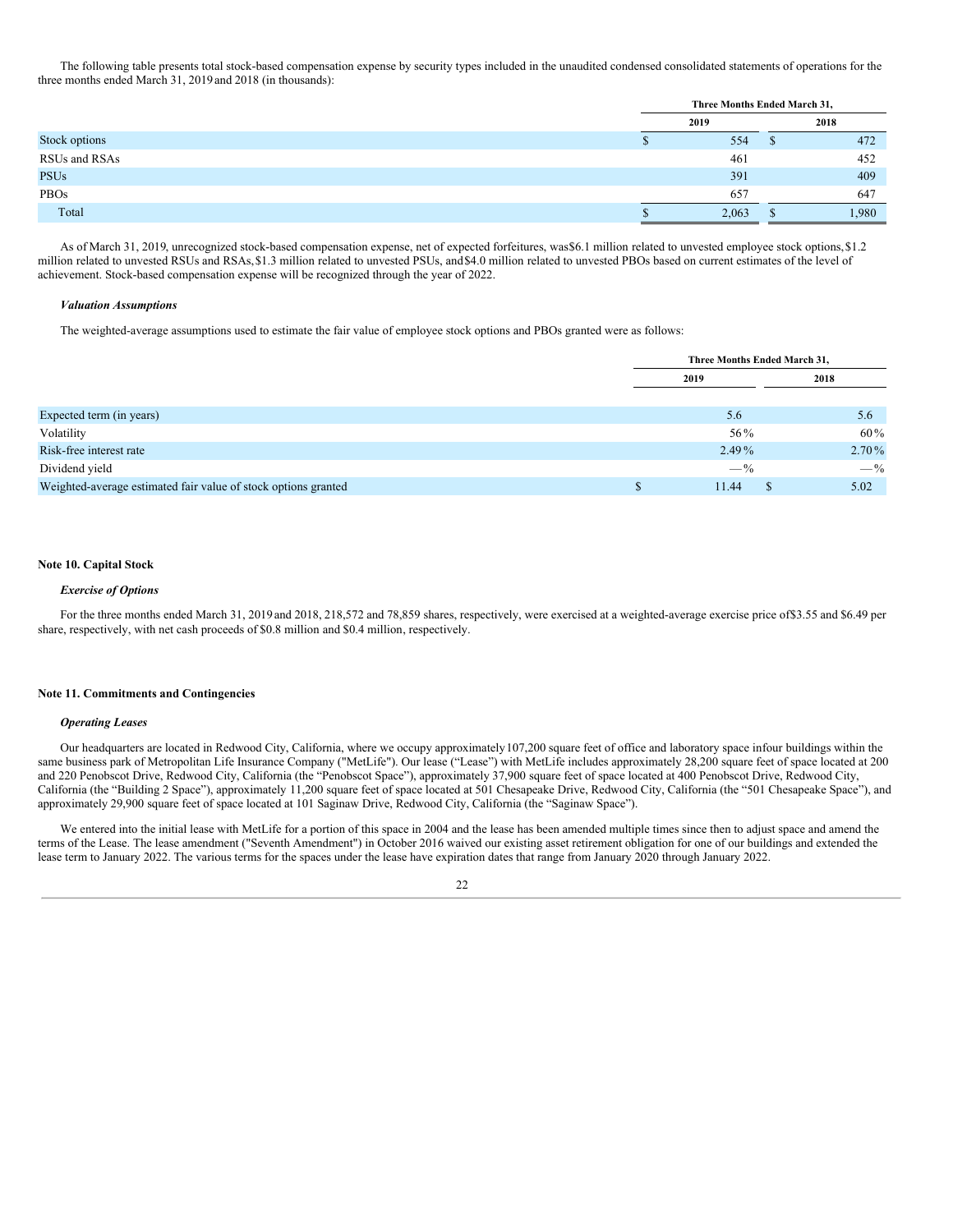The following table presents total stock-based compensation expense by security types included in the unaudited condensed consolidated statements of operations for the three months ended March 31, 2019 and 2018 (in thousands):

| | Three Months Ended March 31, | |
|---|---|---|
| | 2019 | 2018 |
| Stock options | $ 554 | $ 472 |
| RSUs and RSAs | 461 | 452 |
| PSUs | 391 | 409 |
| PBOs | 657 | 647 |
| Total | $ 2,063 | $ 1,980 |

As of March 31, 2019, unrecognized stock-based compensation expense, net of expected forfeitures, was $6.1 million related to unvested employee stock options, $1.2 million related to unvested RSUs and RSAs, $1.3 million related to unvested PSUs, and $4.0 million related to unvested PBOs based on current estimates of the level of achievement. Stock-based compensation expense will be recognized through the year of 2022.

***Valuation Assumptions***

The weighted-average assumptions used to estimate the fair value of employee stock options and PBOs granted were as follows:

| | Three Months Ended March 31, | |
|---|---|---|
| | 2019 | 2018 |
| Expected term (in years) | 5.6 | 5.6 |
| Volatility | 56% | 60% |
| Risk-free interest rate | 2.49% | 2.70% |
| Dividend yield | —% | —% |
| Weighted-average estimated fair value of stock options granted | $ 11.44 | $ 5.02 |

**Note 10. Capital Stock**

***Exercise of Options***

For the three months ended March 31, 2019 and 2018, 218,572 and 78,859 shares, respectively, were exercised at a weighted-average exercise price of $3.55 and $6.49 per share, respectively, with net cash proceeds of $0.8 million and $0.4 million, respectively.

**Note 11. Commitments and Contingencies**

***Operating Leases***

Our headquarters are located in Redwood City, California, where we occupy approximately 107,200 square feet of office and laboratory space in four buildings within the same business park of Metropolitan Life Insurance Company ("MetLife"). Our lease ("Lease") with MetLife includes approximately 28,200 square feet of space located at 200 and 220 Penobscot Drive, Redwood City, California (the "Penobscot Space"), approximately 37,900 square feet of space located at 400 Penobscot Drive, Redwood City, California (the "Building 2 Space"), approximately 11,200 square feet of space located at 501 Chesapeake Drive, Redwood City, California (the "501 Chesapeake Space"), and approximately 29,900 square feet of space located at 101 Saginaw Drive, Redwood City, California (the "Saginaw Space").

We entered into the initial lease with MetLife for a portion of this space in 2004 and the lease has been amended multiple times since then to adjust space and amend the terms of the Lease. The lease amendment ("Seventh Amendment") in October 2016 waived our existing asset retirement obligation for one of our buildings and extended the lease term to January 2022. The various terms for the spaces under the lease have expiration dates that range from January 2020 through January 2022.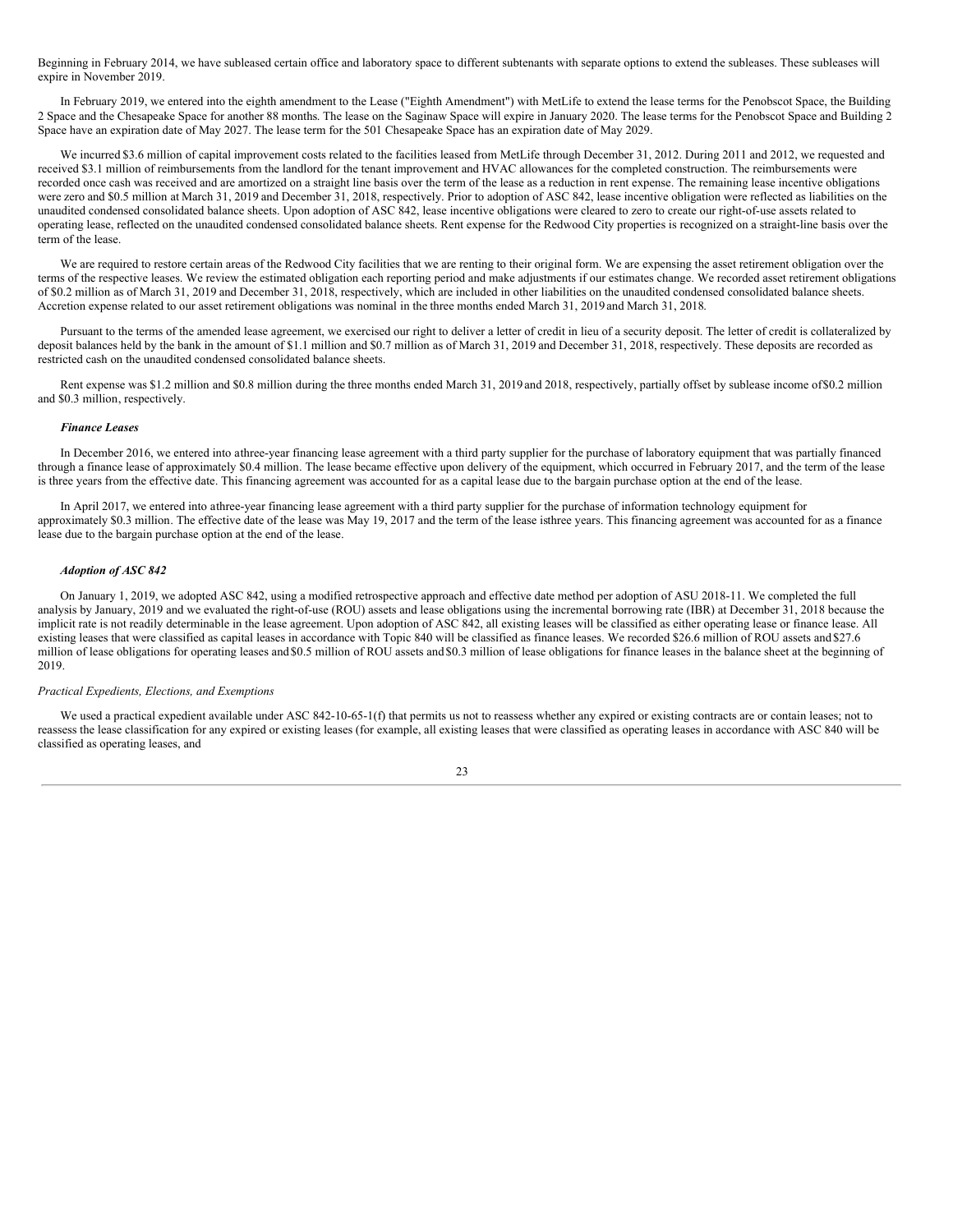Beginning in February 2014, we have subleased certain office and laboratory space to different subtenants with separate options to extend the subleases. These subleases will expire in November 2019.

In February 2019, we entered into the eighth amendment to the Lease ("Eighth Amendment") with MetLife to extend the lease terms for the Penobscot Space, the Building 2 Space and the Chesapeake Space for another 88 months. The lease on the Saginaw Space will expire in January 2020. The lease terms for the Penobscot Space and Building 2 Space have an expiration date of May 2027. The lease term for the 501 Chesapeake Space has an expiration date of May 2029.

We incurred $3.6 million of capital improvement costs related to the facilities leased from MetLife through December 31, 2012. During 2011 and 2012, we requested and received $3.1 million of reimbursements from the landlord for the tenant improvement and HVAC allowances for the completed construction. The reimbursements were recorded once cash was received and are amortized on a straight line basis over the term of the lease as a reduction in rent expense. The remaining lease incentive obligations were zero and $0.5 million at March 31, 2019 and December 31, 2018, respectively. Prior to adoption of ASC 842, lease incentive obligation were reflected as liabilities on the unaudited condensed consolidated balance sheets. Upon adoption of ASC 842, lease incentive obligations were cleared to zero to create our right-of-use assets related to operating lease, reflected on the unaudited condensed consolidated balance sheets. Rent expense for the Redwood City properties is recognized on a straight-line basis over the term of the lease.

We are required to restore certain areas of the Redwood City facilities that we are renting to their original form. We are expensing the asset retirement obligation over the terms of the respective leases. We review the estimated obligation each reporting period and make adjustments if our estimates change. We recorded asset retirement obligations of $0.2 million as of March 31, 2019 and December 31, 2018, respectively, which are included in other liabilities on the unaudited condensed consolidated balance sheets. Accretion expense related to our asset retirement obligations was nominal in the three months ended March 31, 2019 and March 31, 2018.

Pursuant to the terms of the amended lease agreement, we exercised our right to deliver a letter of credit in lieu of a security deposit. The letter of credit is collateralized by deposit balances held by the bank in the amount of $1.1 million and $0.7 million as of March 31, 2019 and December 31, 2018, respectively. These deposits are recorded as restricted cash on the unaudited condensed consolidated balance sheets.

Rent expense was $1.2 million and $0.8 million during the three months ended March 31, 2019 and 2018, respectively, partially offset by sublease income of $0.2 million and $0.3 million, respectively.

***Finance Leases***

In December 2016, we entered into a three-year financing lease agreement with a third party supplier for the purchase of laboratory equipment that was partially financed through a finance lease of approximately $0.4 million. The lease became effective upon delivery of the equipment, which occurred in February 2017, and the term of the lease is three years from the effective date. This financing agreement was accounted for as a capital lease due to the bargain purchase option at the end of the lease.

In April 2017, we entered into a three-year financing lease agreement with a third party supplier for the purchase of information technology equipment for approximately $0.3 million. The effective date of the lease was May 19, 2017 and the term of the lease is three years. This financing agreement was accounted for as a finance lease due to the bargain purchase option at the end of the lease.

***Adoption of ASC 842***

On January 1, 2019, we adopted ASC 842, using a modified retrospective approach and effective date method per adoption of ASU 2018-11. We completed the full analysis by January, 2019 and we evaluated the right-of-use (ROU) assets and lease obligations using the incremental borrowing rate (IBR) at December 31, 2018 because the implicit rate is not readily determinable in the lease agreement. Upon adoption of ASC 842, all existing leases will be classified as either operating lease or finance lease. All existing leases that were classified as capital leases in accordance with Topic 840 will be classified as finance leases. We recorded $26.6 million of ROU assets and $27.6 million of lease obligations for operating leases and $0.5 million of ROU assets and $0.3 million of lease obligations for finance leases in the balance sheet at the beginning of 2019.

*Practical Expedients, Elections, and Exemptions*

We used a practical expedient available under ASC 842-10-65-1(f) that permits us not to reassess whether any expired or existing contracts are or contain leases; not to reassess the lease classification for any expired or existing leases (for example, all existing leases that were classified as operating leases in accordance with ASC 840 will be classified as operating leases, and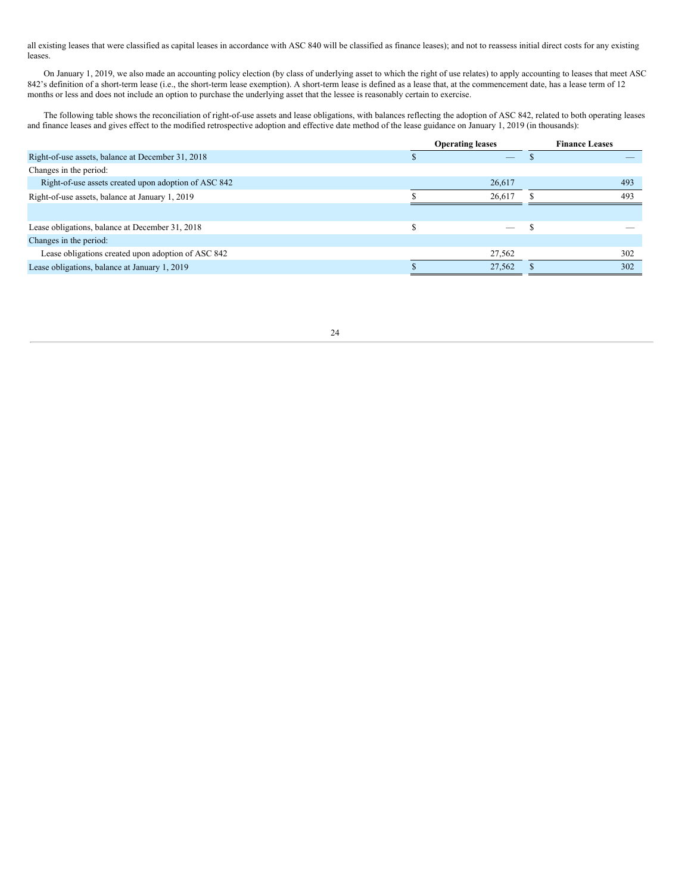all existing leases that were classified as capital leases in accordance with ASC 840 will be classified as finance leases); and not to reassess initial direct costs for any existing leases.

On January 1, 2019, we also made an accounting policy election (by class of underlying asset to which the right of use relates) to apply accounting to leases that meet ASC 842's definition of a short-term lease (i.e., the short-term lease exemption). A short-term lease is defined as a lease that, at the commencement date, has a lease term of 12 months or less and does not include an option to purchase the underlying asset that the lessee is reasonably certain to exercise.

The following table shows the reconciliation of right-of-use assets and lease obligations, with balances reflecting the adoption of ASC 842, related to both operating leases and finance leases and gives effect to the modified retrospective adoption and effective date method of the lease guidance on January 1, 2019 (in thousands):

| | Operating leases | Finance Leases |
|---|---|---|
| Right-of-use assets, balance at December 31, 2018 | $ — | $ — |
| Changes in the period: | | |
| Right-of-use assets created upon adoption of ASC 842 | 26,617 | 493 |
| Right-of-use assets, balance at January 1, 2019 | $ 26,617 | $ 493 |
| | | |
| Lease obligations, balance at December 31, 2018 | $ — | $ — |
| Changes in the period: | | |
| Lease obligations created upon adoption of ASC 842 | 27,562 | 302 |
| Lease obligations, balance at January 1, 2019 | $ 27,562 | $ 302 |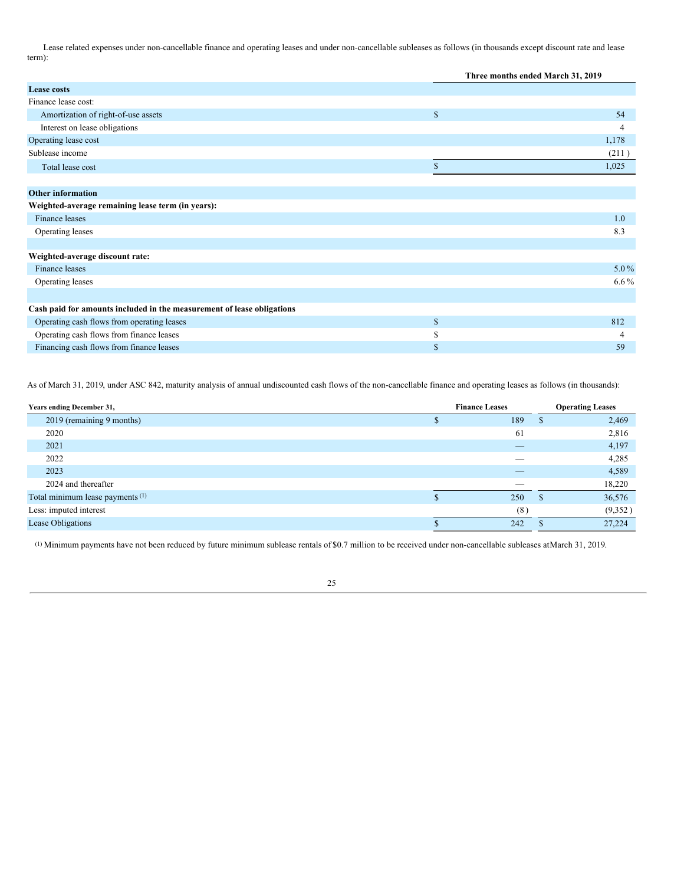Lease related expenses under non-cancellable finance and operating leases and under non-cancellable subleases as follows (in thousands except discount rate and lease term):

| | Three months ended March 31, 2019 |
|---|---|
| **Lease costs** | |
| Finance lease cost: | |
| Amortization of right-of-use assets | $ 54 |
| Interest on lease obligations | 4 |
| Operating lease cost | 1,178 |
| Sublease income | (211 ) |
| Total lease cost | $ 1,025 |
| | |
| **Other information** | |
| **Weighted-average remaining lease term (in years):** | |
| Finance leases | 1.0 |
| Operating leases | 8.3 |
| | |
| **Weighted-average discount rate:** | |
| Finance leases | 5.0 % |
| Operating leases | 6.6 % |
| | |
| **Cash paid for amounts included in the measurement of lease obligations** | |
| Operating cash flows from operating leases | $ 812 |
| Operating cash flows from finance leases | $ 4 |
| Financing cash flows from finance leases | $ 59 |

As of March 31, 2019, under ASC 842, maturity analysis of annual undiscounted cash flows of the non-cancellable finance and operating leases as follows (in thousands):

| Years ending December 31, | Finance Leases | Operating Leases |
|---|---|---|
| 2019 (remaining 9 months) | $ 189 | $ 2,469 |
| 2020 | 61 | 2,816 |
| 2021 | — | 4,197 |
| 2022 | — | 4,285 |
| 2023 | — | 4,589 |
| 2024 and thereafter | — | 18,220 |
| Total minimum lease payments [(1)] | $ 250 | $ 36,576 |
| Less: imputed interest | (8 ) | (9,352 ) |
| Lease Obligations | $ 242 | $ 27,224 |

[(1)] Minimum payments have not been reduced by future minimum sublease rentals of $0.7 million to be received under non-cancellable subleases atMarch 31, 2019.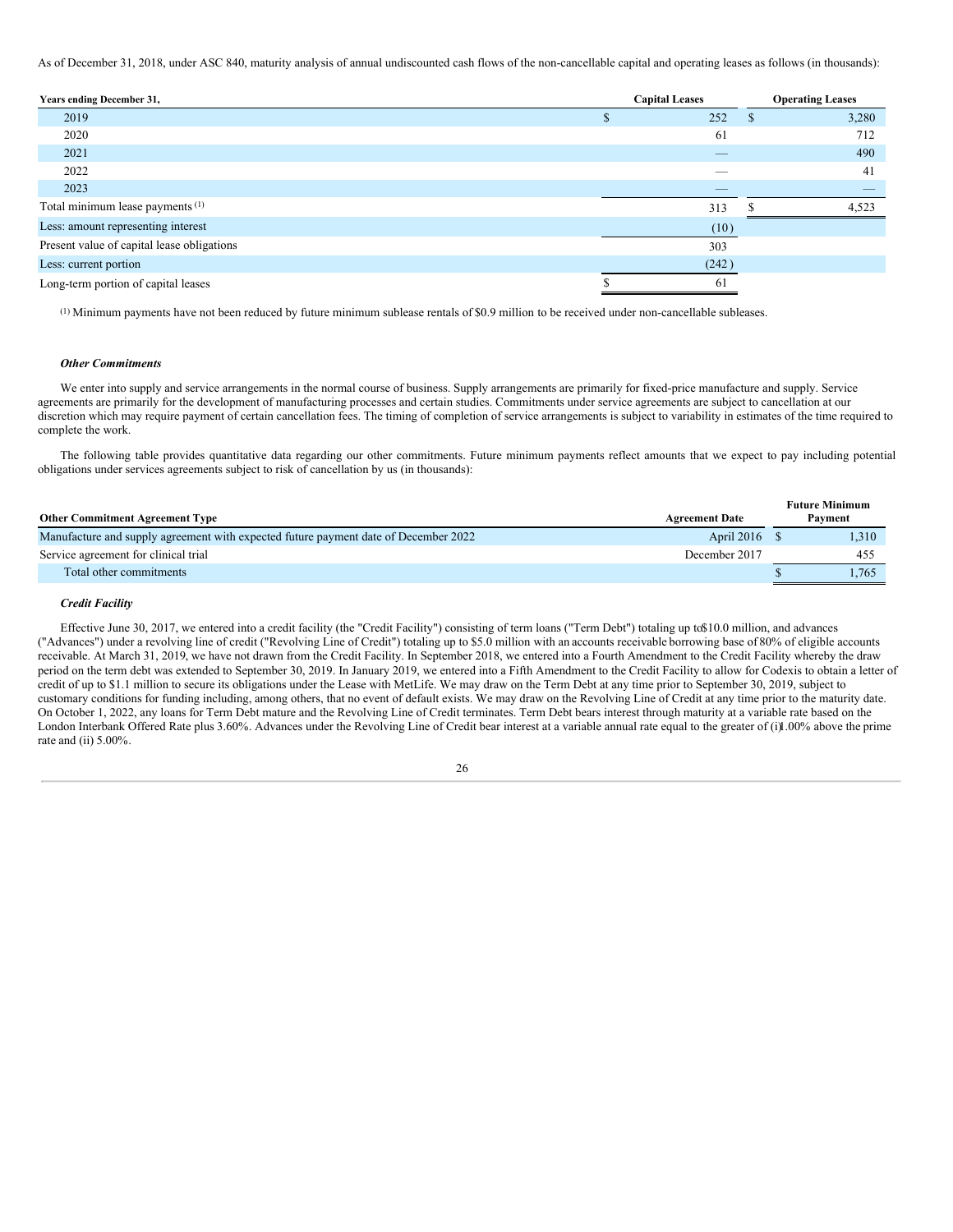As of December 31, 2018, under ASC 840, maturity analysis of annual undiscounted cash flows of the non-cancellable capital and operating leases as follows (in thousands):

| Years ending December 31, | Capital Leases | Operating Leases |
|---|---|---|
| 2019 | $ 252 | $ 3,280 |
| 2020 | 61 | 712 |
| 2021 | — | 490 |
| 2022 | — | 41 |
| 2023 | — | — |
| Total minimum lease payments [(1)] | 313 | $ 4,523 |
| Less: amount representing interest | (10) | |
| Present value of capital lease obligations | 303 | |
| Less: current portion | (242) | |
| Long-term portion of capital leases | $ 61 | |

[(1)] Minimum payments have not been reduced by future minimum sublease rentals of $0.9 million to be received under non-cancellable subleases.

***Other Commitments***

We enter into supply and service arrangements in the normal course of business. Supply arrangements are primarily for fixed-price manufacture and supply. Service agreements are primarily for the development of manufacturing processes and certain studies. Commitments under service agreements are subject to cancellation at our discretion which may require payment of certain cancellation fees. The timing of completion of service arrangements is subject to variability in estimates of the time required to complete the work.

The following table provides quantitative data regarding our other commitments. Future minimum payments reflect amounts that we expect to pay including potential obligations under services agreements subject to risk of cancellation by us (in thousands):

| Other Commitment Agreement Type | Agreement Date | Future Minimum Payment |
|---|---|---|
| Manufacture and supply agreement with expected future payment date of December 2022 | April 2016 | $ 1,310 |
| Service agreement for clinical trial | December 2017 | 455 |
| Total other commitments | | $ 1,765 |

***Credit Facility***

Effective June 30, 2017, we entered into a credit facility (the "Credit Facility") consisting of term loans ("Term Debt") totaling up to $10.0 million, and advances ("Advances") under a revolving line of credit ("Revolving Line of Credit") totaling up to $5.0 million with an accounts receivable borrowing base of 80% of eligible accounts receivable. At March 31, 2019, we have not drawn from the Credit Facility. In September 2018, we entered into a Fourth Amendment to the Credit Facility whereby the draw period on the term debt was extended to September 30, 2019. In January 2019, we entered into a Fifth Amendment to the Credit Facility to allow for Codexis to obtain a letter of credit of up to $1.1 million to secure its obligations under the Lease with MetLife. We may draw on the Term Debt at any time prior to September 30, 2019, subject to customary conditions for funding including, among others, that no event of default exists. We may draw on the Revolving Line of Credit at any time prior to the maturity date. On October 1, 2022, any loans for Term Debt mature and the Revolving Line of Credit terminates. Term Debt bears interest through maturity at a variable rate based on the London Interbank Offered Rate plus 3.60%. Advances under the Revolving Line of Credit bear interest at a variable annual rate equal to the greater of (i) 1.00% above the prime rate and (ii) 5.00%.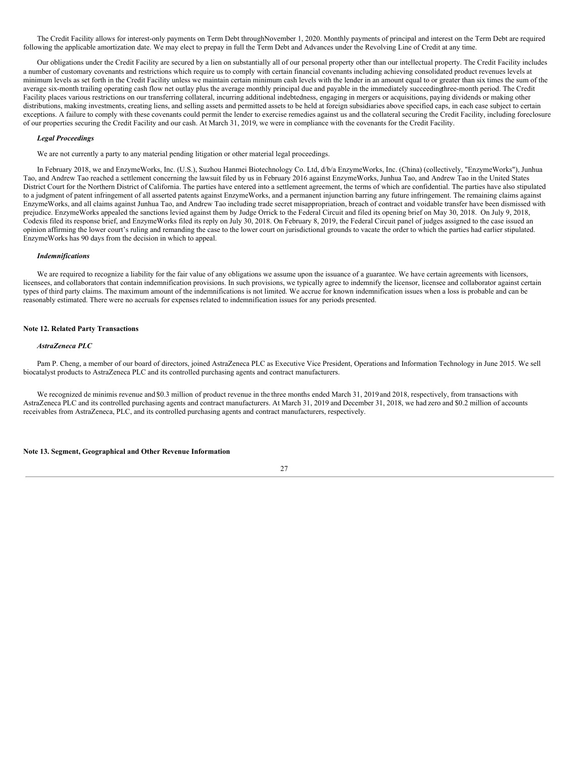The Credit Facility allows for interest-only payments on Term Debt throughNovember 1, 2020. Monthly payments of principal and interest on the Term Debt are required following the applicable amortization date. We may elect to prepay in full the Term Debt and Advances under the Revolving Line of Credit at any time.

Our obligations under the Credit Facility are secured by a lien on substantially all of our personal property other than our intellectual property. The Credit Facility includes a number of customary covenants and restrictions which require us to comply with certain financial covenants including achieving consolidated product revenues levels at minimum levels as set forth in the Credit Facility unless we maintain certain minimum cash levels with the lender in an amount equal to or greater than six times the sum of the average six-month trailing operating cash flow net outlay plus the average monthly principal due and payable in the immediately succeedingthree-month period. The Credit Facility places various restrictions on our transferring collateral, incurring additional indebtedness, engaging in mergers or acquisitions, paying dividends or making other distributions, making investments, creating liens, and selling assets and permitted assets to be held at foreign subsidiaries above specified caps, in each case subject to certain exceptions. A failure to comply with these covenants could permit the lender to exercise remedies against us and the collateral securing the Credit Facility, including foreclosure of our properties securing the Credit Facility and our cash. At March 31, 2019, we were in compliance with the covenants for the Credit Facility.

***Legal Proceedings***

We are not currently a party to any material pending litigation or other material legal proceedings.

In February 2018, we and EnzymeWorks, Inc. (U.S.), Suzhou Hanmei Biotechnology Co. Ltd, d/b/a EnzymeWorks, Inc. (China) (collectively, "EnzymeWorks"), Junhua Tao, and Andrew Tao reached a settlement concerning the lawsuit filed by us in February 2016 against EnzymeWorks, Junhua Tao, and Andrew Tao in the United States District Court for the Northern District of California. The parties have entered into a settlement agreement, the terms of which are confidential. The parties have also stipulated to a judgment of patent infringement of all asserted patents against EnzymeWorks, and a permanent injunction barring any future infringement. The remaining claims against EnzymeWorks, and all claims against Junhua Tao, and Andrew Tao including trade secret misappropriation, breach of contract and voidable transfer have been dismissed with prejudice. EnzymeWorks appealed the sanctions levied against them by Judge Orrick to the Federal Circuit and filed its opening brief on May 30, 2018. On July 9, 2018, Codexis filed its response brief, and EnzymeWorks filed its reply on July 30, 2018. On February 8, 2019, the Federal Circuit panel of judges assigned to the case issued an opinion affirming the lower court's ruling and remanding the case to the lower court on jurisdictional grounds to vacate the order to which the parties had earlier stipulated. EnzymeWorks has 90 days from the decision in which to appeal.

***Indemnifications***

We are required to recognize a liability for the fair value of any obligations we assume upon the issuance of a guarantee. We have certain agreements with licensors, licensees, and collaborators that contain indemnification provisions. In such provisions, we typically agree to indemnify the licensor, licensee and collaborator against certain types of third party claims. The maximum amount of the indemnifications is not limited. We accrue for known indemnification issues when a loss is probable and can be reasonably estimated. There were no accruals for expenses related to indemnification issues for any periods presented.

**Note 12. Related Party Transactions**

***AstraZeneca PLC***

Pam P. Cheng, a member of our board of directors, joined AstraZeneca PLC as Executive Vice President, Operations and Information Technology in June 2015. We sell biocatalyst products to AstraZeneca PLC and its controlled purchasing agents and contract manufacturers.

We recognized de minimis revenue and $0.3 million of product revenue in the three months ended March 31, 2019 and 2018, respectively, from transactions with AstraZeneca PLC and its controlled purchasing agents and contract manufacturers. At March 31, 2019 and December 31, 2018, we had zero and $0.2 million of accounts receivables from AstraZeneca, PLC, and its controlled purchasing agents and contract manufacturers, respectively.

**Note 13. Segment, Geographical and Other Revenue Information**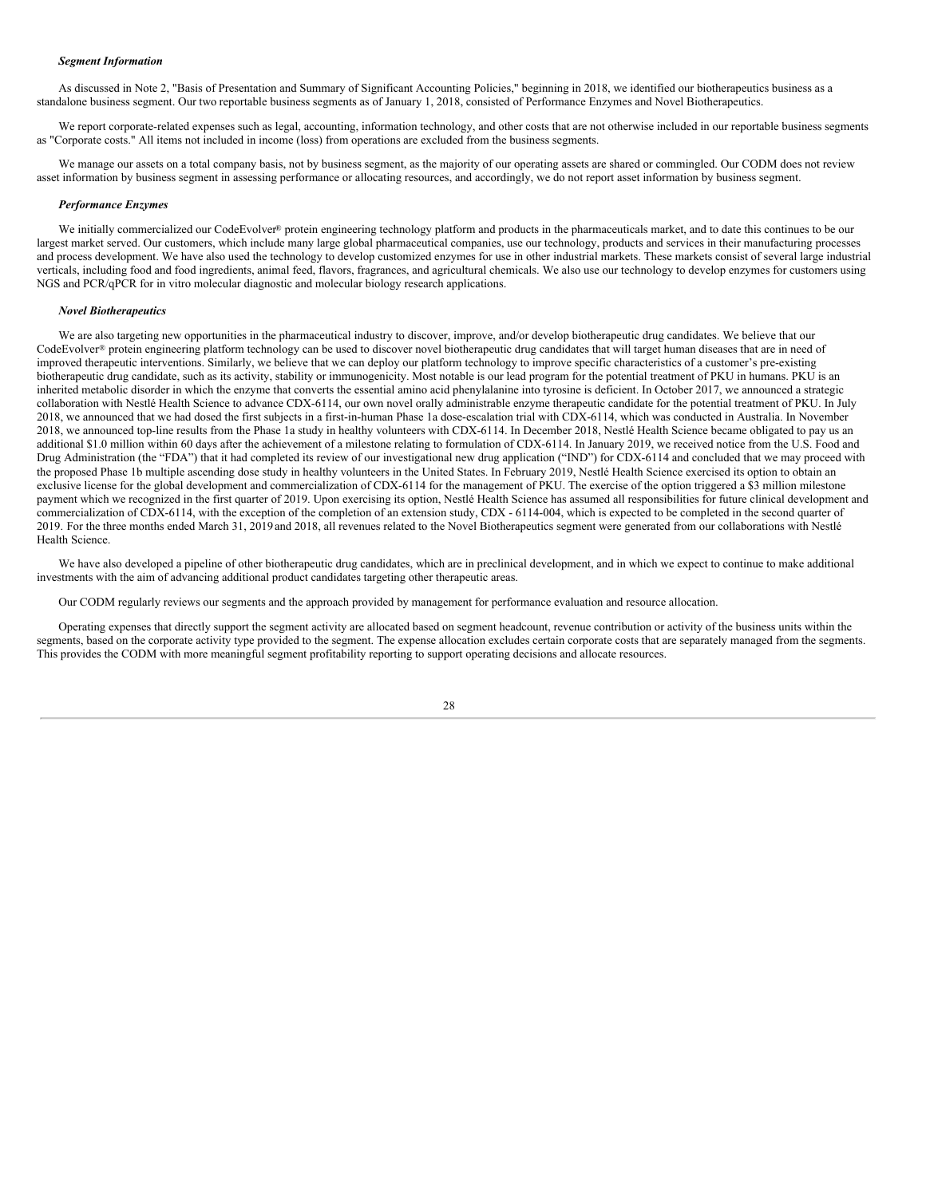***Segment Information***

As discussed in Note 2, "Basis of Presentation and Summary of Significant Accounting Policies," beginning in 2018, we identified our biotherapeutics business as a standalone business segment. Our two reportable business segments as of January 1, 2018, consisted of Performance Enzymes and Novel Biotherapeutics.

We report corporate-related expenses such as legal, accounting, information technology, and other costs that are not otherwise included in our reportable business segments as "Corporate costs." All items not included in income (loss) from operations are excluded from the business segments.

We manage our assets on a total company basis, not by business segment, as the majority of our operating assets are shared or commingled. Our CODM does not review asset information by business segment in assessing performance or allocating resources, and accordingly, we do not report asset information by business segment.

***Performance Enzymes***

We initially commercialized our CodeEvolver® protein engineering technology platform and products in the pharmaceuticals market, and to date this continues to be our largest market served. Our customers, which include many large global pharmaceutical companies, use our technology, products and services in their manufacturing processes and process development. We have also used the technology to develop customized enzymes for use in other industrial markets. These markets consist of several large industrial verticals, including food and food ingredients, animal feed, flavors, fragrances, and agricultural chemicals. We also use our technology to develop enzymes for customers using NGS and PCR/qPCR for in vitro molecular diagnostic and molecular biology research applications.

***Novel Biotherapeutics***

We are also targeting new opportunities in the pharmaceutical industry to discover, improve, and/or develop biotherapeutic drug candidates. We believe that our CodeEvolver® protein engineering platform technology can be used to discover novel biotherapeutic drug candidates that will target human diseases that are in need of improved therapeutic interventions. Similarly, we believe that we can deploy our platform technology to improve specific characteristics of a customer's pre-existing biotherapeutic drug candidate, such as its activity, stability or immunogenicity. Most notable is our lead program for the potential treatment of PKU in humans. PKU is an inherited metabolic disorder in which the enzyme that converts the essential amino acid phenylalanine into tyrosine is deficient. In October 2017, we announced a strategic collaboration with Nestlé Health Science to advance CDX-6114, our own novel orally administrable enzyme therapeutic candidate for the potential treatment of PKU. In July 2018, we announced that we had dosed the first subjects in a first-in-human Phase 1a dose-escalation trial with CDX-6114, which was conducted in Australia. In November 2018, we announced top-line results from the Phase 1a study in healthy volunteers with CDX-6114. In December 2018, Nestlé Health Science became obligated to pay us an additional $1.0 million within 60 days after the achievement of a milestone relating to formulation of CDX-6114. In January 2019, we received notice from the U.S. Food and Drug Administration (the "FDA") that it had completed its review of our investigational new drug application ("IND") for CDX-6114 and concluded that we may proceed with the proposed Phase 1b multiple ascending dose study in healthy volunteers in the United States. In February 2019, Nestlé Health Science exercised its option to obtain an exclusive license for the global development and commercialization of CDX-6114 for the management of PKU. The exercise of the option triggered a $3 million milestone payment which we recognized in the first quarter of 2019. Upon exercising its option, Nestlé Health Science has assumed all responsibilities for future clinical development and commercialization of CDX-6114, with the exception of the completion of an extension study, CDX - 6114-004, which is expected to be completed in the second quarter of 2019. For the three months ended March 31, 2019 and 2018, all revenues related to the Novel Biotherapeutics segment were generated from our collaborations with Nestlé Health Science.

We have also developed a pipeline of other biotherapeutic drug candidates, which are in preclinical development, and in which we expect to continue to make additional investments with the aim of advancing additional product candidates targeting other therapeutic areas.

Our CODM regularly reviews our segments and the approach provided by management for performance evaluation and resource allocation.

Operating expenses that directly support the segment activity are allocated based on segment headcount, revenue contribution or activity of the business units within the segments, based on the corporate activity type provided to the segment. The expense allocation excludes certain corporate costs that are separately managed from the segments. This provides the CODM with more meaningful segment profitability reporting to support operating decisions and allocate resources.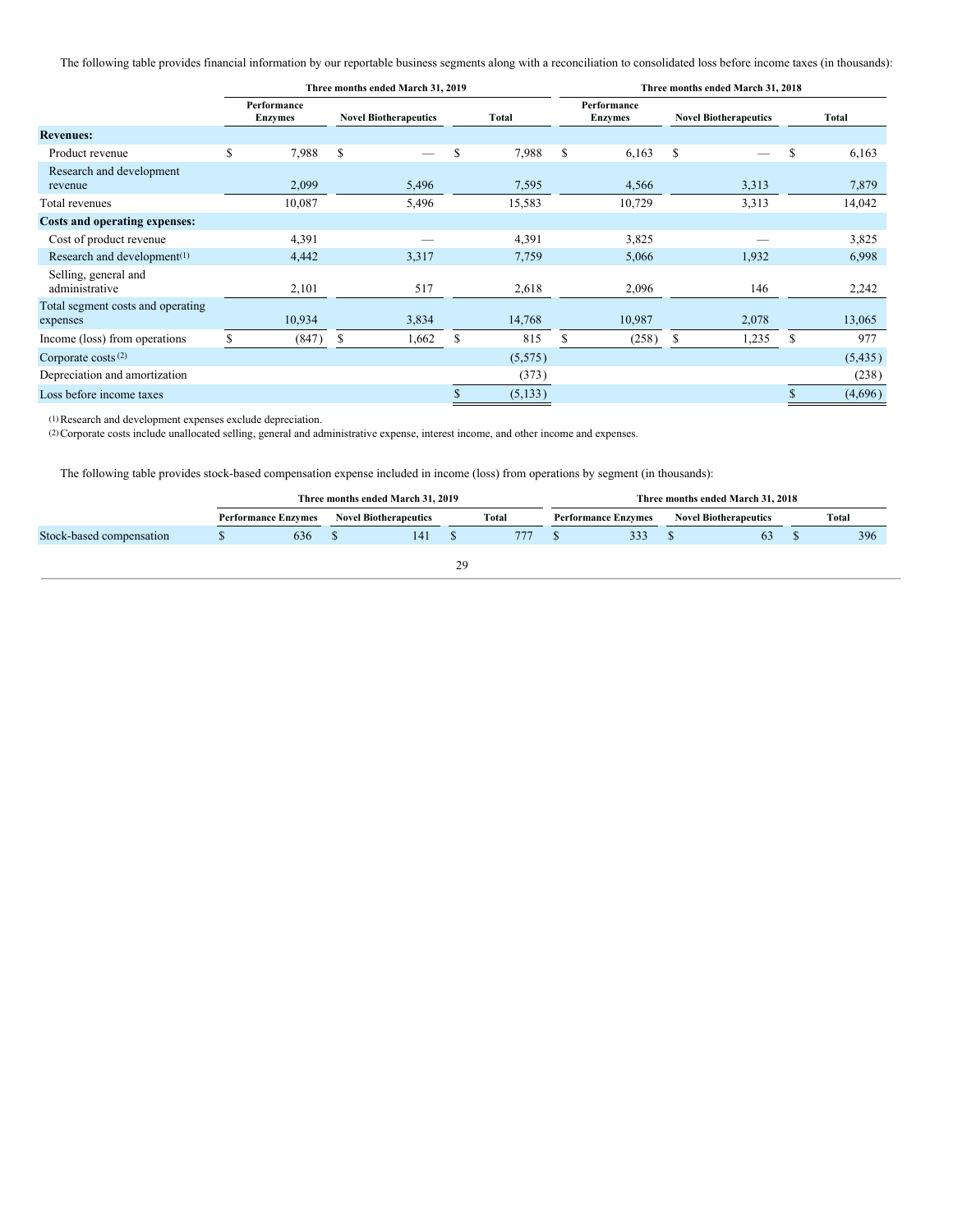The following table provides financial information by our reportable business segments along with a reconciliation to consolidated loss before income taxes (in thousands):

| | Three months ended March 31, 2019 | | | Three months ended March 31, 2018 | | |
|---|---|---|---|---|---|---|
| | Performance Enzymes | Novel Biotherapeutics | Total | Performance Enzymes | Novel Biotherapeutics | Total |
| **Revenues:** | | | | | | |
| Product revenue | $ 7,988 | $ — | $ 7,988 | $ 6,163 | $ — | $ 6,163 |
| Research and development revenue | 2,099 | 5,496 | 7,595 | 4,566 | 3,313 | 7,879 |
| Total revenues | 10,087 | 5,496 | 15,583 | 10,729 | 3,313 | 14,042 |
| **Costs and operating expenses:** | | | | | | |
| Cost of product revenue | 4,391 | — | 4,391 | 3,825 | — | 3,825 |
| Research and development[(1)] | 4,442 | 3,317 | 7,759 | 5,066 | 1,932 | 6,998 |
| Selling, general and administrative | 2,101 | 517 | 2,618 | 2,096 | 146 | 2,242 |
| Total segment costs and operating expenses | 10,934 | 3,834 | 14,768 | 10,987 | 2,078 | 13,065 |
| Income (loss) from operations | $ (847) | $ 1,662 | $ 815 | $ (258) | $ 1,235 | $ 977 |
| Corporate costs[(2)] | | | (5,575) | | | (5,435) |
| Depreciation and amortization | | | (373) | | | (238) |
| Loss before income taxes | | | $ (5,133) | | | $ (4,696) |

(1) Research and development expenses exclude depreciation.

(2) Corporate costs include unallocated selling, general and administrative expense, interest income, and other income and expenses.

The following table provides stock-based compensation expense included in income (loss) from operations by segment (in thousands):

| | Three months ended March 31, 2019 | | | Three months ended March 31, 2018 | | |
|---|---|---|---|---|---|---|
| | Performance Enzymes | Novel Biotherapeutics | Total | Performance Enzymes | Novel Biotherapeutics | Total |
| Stock-based compensation | $ 636 | $ 141 | $ 777 | $ 333 | $ 63 | $ 396 |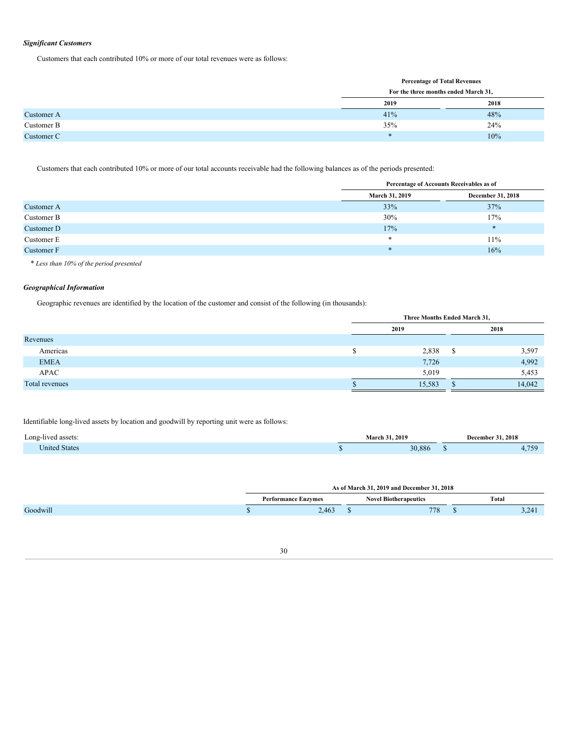### *Significant Customers*

Customers that each contributed 10% or more of our total revenues were as follows:

| | Percentage of Total Revenues For the three months ended March 31, | |
|---|---|---|
| | 2019 | 2018 |
| Customer A | 41% | 48% |
| Customer B | 35% | 24% |
| Customer C | * | 10% |

Customers that each contributed 10% or more of our total accounts receivable had the following balances as of the periods presented:

| | Percentage of Accounts Receivables as of | |
|---|---|---|
| | March 31, 2019 | December 31, 2018 |
| Customer A | 33% | 37% |
| Customer B | 30% | 17% |
| Customer D | 17% | * |
| Customer E | * | 11% |
| Customer F | * | 16% |

*\* Less than 10% of the period presented*

### *Geographical Information*

Geographic revenues are identified by the location of the customer and consist of the following (in thousands):

| | Three Months Ended March 31, | |
|---|---|---|
| | 2019 | 2018 |
| Revenues | | |
| Americas | $ 2,838 | $ 3,597 |
| EMEA | 7,726 | 4,992 |
| APAC | 5,019 | 5,453 |
| Total revenues | $ 15,583 | $ 14,042 |

Identifiable long-lived assets by location and goodwill by reporting unit were as follows:

| Long-lived assets: | March 31, 2019 | December 31, 2018 |
|---|---|---|
| United States | $ 30,886 | $ 4,759 |

| | As of March 31, 2019 and December 31, 2018 | | |
|---|---|---|---|
| | Performance Enzymes | Novel Biotherapeutics | Total |
| Goodwill | $ 2,463 | $ 778 | $ 3,241 |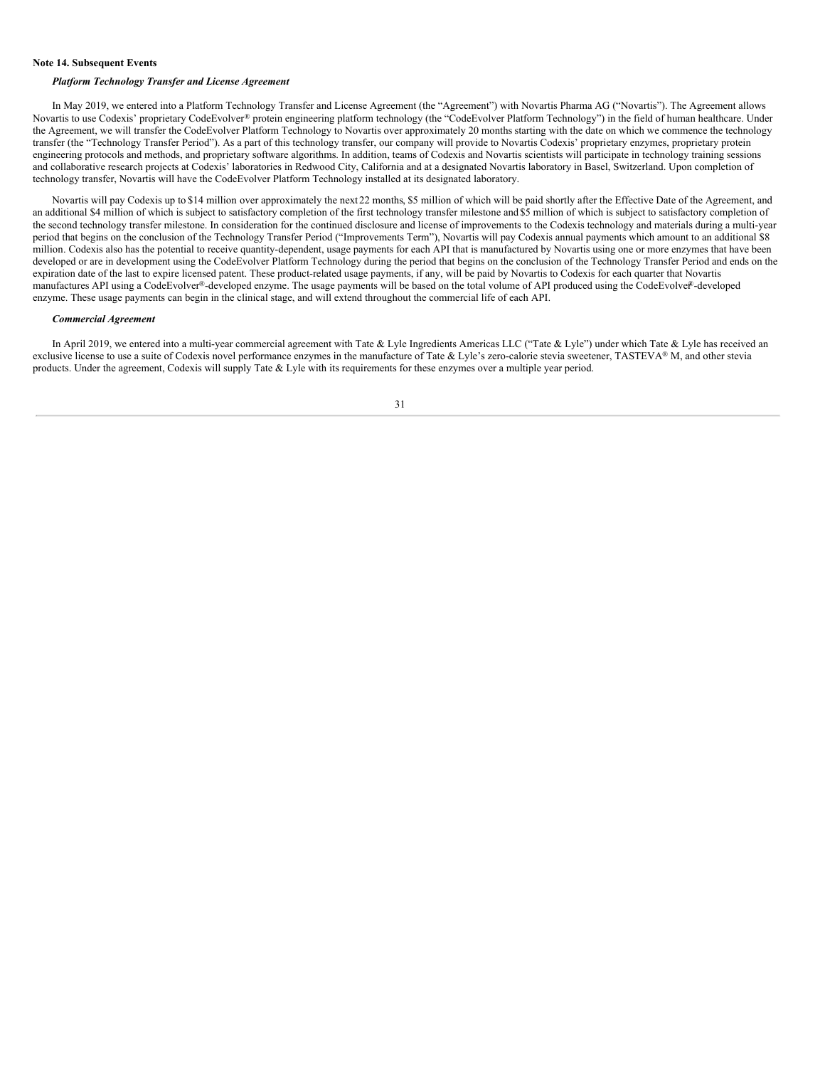**Note 14. Subsequent Events**

***Platform Technology Transfer and License Agreement***

In May 2019, we entered into a Platform Technology Transfer and License Agreement (the "Agreement") with Novartis Pharma AG ("Novartis"). The Agreement allows Novartis to use Codexis' proprietary CodeEvolver® protein engineering platform technology (the "CodeEvolver Platform Technology") in the field of human healthcare. Under the Agreement, we will transfer the CodeEvolver Platform Technology to Novartis over approximately 20 months starting with the date on which we commence the technology transfer (the "Technology Transfer Period"). As a part of this technology transfer, our company will provide to Novartis Codexis' proprietary enzymes, proprietary protein engineering protocols and methods, and proprietary software algorithms. In addition, teams of Codexis and Novartis scientists will participate in technology training sessions and collaborative research projects at Codexis' laboratories in Redwood City, California and at a designated Novartis laboratory in Basel, Switzerland. Upon completion of technology transfer, Novartis will have the CodeEvolver Platform Technology installed at its designated laboratory.

Novartis will pay Codexis up to $14 million over approximately the next 22 months, $5 million of which will be paid shortly after the Effective Date of the Agreement, and an additional $4 million of which is subject to satisfactory completion of the first technology transfer milestone and $5 million of which is subject to satisfactory completion of the second technology transfer milestone. In consideration for the continued disclosure and license of improvements to the Codexis technology and materials during a multi-year period that begins on the conclusion of the Technology Transfer Period ("Improvements Term"), Novartis will pay Codexis annual payments which amount to an additional $8 million. Codexis also has the potential to receive quantity-dependent, usage payments for each API that is manufactured by Novartis using one or more enzymes that have been developed or are in development using the CodeEvolver Platform Technology during the period that begins on the conclusion of the Technology Transfer Period and ends on the expiration date of the last to expire licensed patent. These product-related usage payments, if any, will be paid by Novartis to Codexis for each quarter that Novartis manufactures API using a CodeEvolver®-developed enzyme. The usage payments will be based on the total volume of API produced using the CodeEvolver®-developed enzyme. These usage payments can begin in the clinical stage, and will extend throughout the commercial life of each API.

***Commercial Agreement***

In April 2019, we entered into a multi-year commercial agreement with Tate & Lyle Ingredients Americas LLC ("Tate & Lyle") under which Tate & Lyle has received an exclusive license to use a suite of Codexis novel performance enzymes in the manufacture of Tate & Lyle's zero-calorie stevia sweetener, TASTEVA® M, and other stevia products. Under the agreement, Codexis will supply Tate & Lyle with its requirements for these enzymes over a multiple year period.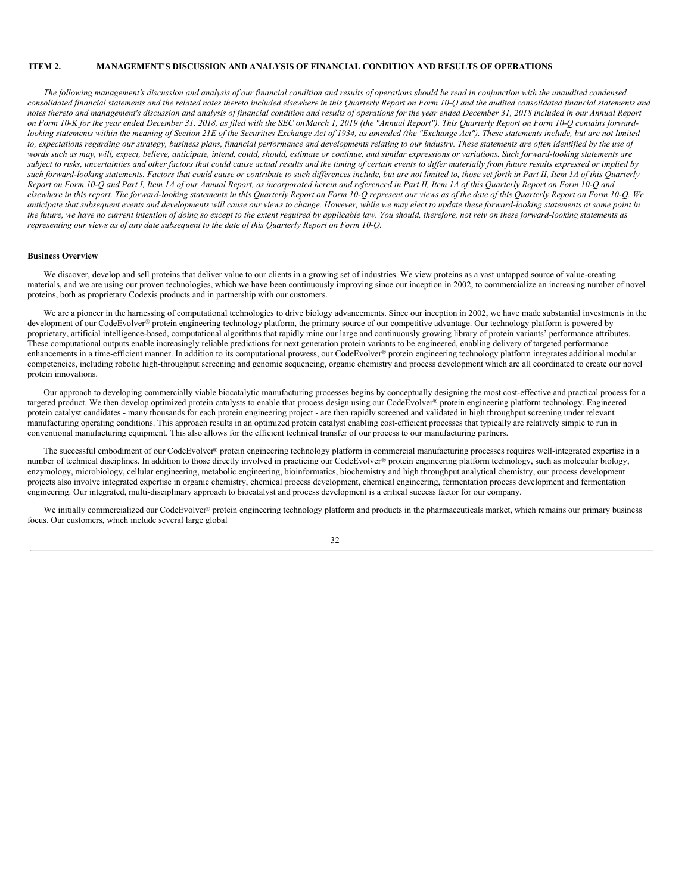## ITEM 2. MANAGEMENT'S DISCUSSION AND ANALYSIS OF FINANCIAL CONDITION AND RESULTS OF OPERATIONS

*The following management's discussion and analysis of our financial condition and results of operations should be read in conjunction with the unaudited condensed consolidated financial statements and the related notes thereto included elsewhere in this Quarterly Report on Form 10-Q and the audited consolidated financial statements and notes thereto and management's discussion and analysis of financial condition and results of operations for the year ended December 31, 2018 included in our Annual Report on Form 10-K for the year ended December 31, 2018, as filed with the SEC on March 1, 2019 (the "Annual Report"). This Quarterly Report on Form 10-Q contains forward-looking statements within the meaning of Section 21E of the Securities Exchange Act of 1934, as amended (the "Exchange Act"). These statements include, but are not limited to, expectations regarding our strategy, business plans, financial performance and developments relating to our industry. These statements are often identified by the use of words such as may, will, expect, believe, anticipate, intend, could, should, estimate or continue, and similar expressions or variations. Such forward-looking statements are subject to risks, uncertainties and other factors that could cause actual results and the timing of certain events to differ materially from future results expressed or implied by such forward-looking statements. Factors that could cause or contribute to such differences include, but are not limited to, those set forth in Part II, Item 1A of this Quarterly Report on Form 10-Q and Part I, Item 1A of our Annual Report, as incorporated herein and referenced in Part II, Item 1A of this Quarterly Report on Form 10-Q and elsewhere in this report. The forward-looking statements in this Quarterly Report on Form 10-Q represent our views as of the date of this Quarterly Report on Form 10-Q. We anticipate that subsequent events and developments will cause our views to change. However, while we may elect to update these forward-looking statements at some point in the future, we have no current intention of doing so except to the extent required by applicable law. You should, therefore, not rely on these forward-looking statements as representing our views as of any date subsequent to the date of this Quarterly Report on Form 10-Q.*

**Business Overview**

We discover, develop and sell proteins that deliver value to our clients in a growing set of industries. We view proteins as a vast untapped source of value-creating materials, and we are using our proven technologies, which we have been continuously improving since our inception in 2002, to commercialize an increasing number of novel proteins, both as proprietary Codexis products and in partnership with our customers.

We are a pioneer in the harnessing of computational technologies to drive biology advancements. Since our inception in 2002, we have made substantial investments in the development of our CodeEvolver® protein engineering technology platform, the primary source of our competitive advantage. Our technology platform is powered by proprietary, artificial intelligence-based, computational algorithms that rapidly mine our large and continuously growing library of protein variants' performance attributes. These computational outputs enable increasingly reliable predictions for next generation protein variants to be engineered, enabling delivery of targeted performance enhancements in a time-efficient manner. In addition to its computational prowess, our CodeEvolver® protein engineering technology platform integrates additional modular competencies, including robotic high-throughput screening and genomic sequencing, organic chemistry and process development which are all coordinated to create our novel protein innovations.

Our approach to developing commercially viable biocatalytic manufacturing processes begins by conceptually designing the most cost-effective and practical process for a targeted product. We then develop optimized protein catalysts to enable that process design using our CodeEvolver® protein engineering platform technology. Engineered protein catalyst candidates - many thousands for each protein engineering project - are then rapidly screened and validated in high throughput screening under relevant manufacturing operating conditions. This approach results in an optimized protein catalyst enabling cost-efficient processes that typically are relatively simple to run in conventional manufacturing equipment. This also allows for the efficient technical transfer of our process to our manufacturing partners.

The successful embodiment of our CodeEvolver® protein engineering technology platform in commercial manufacturing processes requires well-integrated expertise in a number of technical disciplines. In addition to those directly involved in practicing our CodeEvolver® protein engineering platform technology, such as molecular biology, enzymology, microbiology, cellular engineering, metabolic engineering, bioinformatics, biochemistry and high throughput analytical chemistry, our process development projects also involve integrated expertise in organic chemistry, chemical process development, chemical engineering, fermentation process development and fermentation engineering. Our integrated, multi-disciplinary approach to biocatalyst and process development is a critical success factor for our company.

We initially commercialized our CodeEvolver® protein engineering technology platform and products in the pharmaceuticals market, which remains our primary business focus. Our customers, which include several large global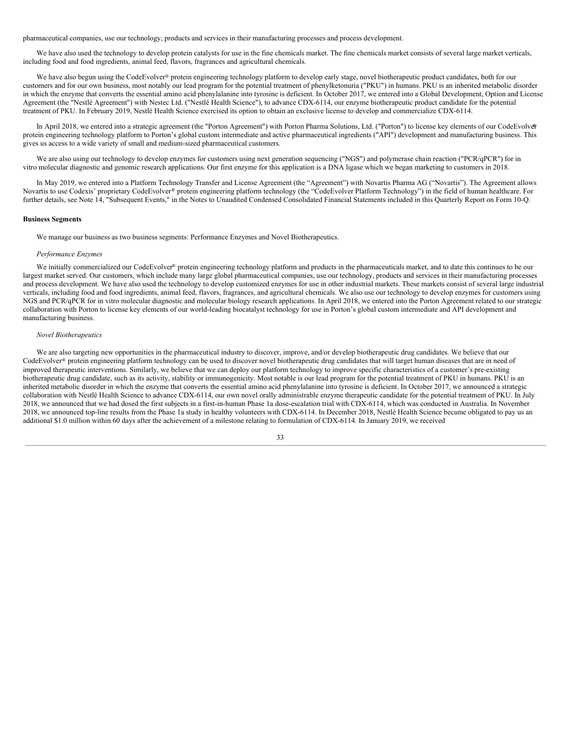pharmaceutical companies, use our technology, products and services in their manufacturing processes and process development.

We have also used the technology to develop protein catalysts for use in the fine chemicals market. The fine chemicals market consists of several large market verticals, including food and food ingredients, animal feed, flavors, fragrances and agricultural chemicals.

We have also begun using the CodeEvolver® protein engineering technology platform to develop early stage, novel biotherapeutic product candidates, both for our customers and for our own business, most notably our lead program for the potential treatment of phenylketonuria ("PKU") in humans. PKU is an inherited metabolic disorder in which the enzyme that converts the essential amino acid phenylalanine into tyrosine is deficient. In October 2017, we entered into a Global Development, Option and License Agreement (the "Nestlé Agreement") with Nestec Ltd. ("Nestlé Health Science"), to advance CDX-6114, our enzyme biotherapeutic product candidate for the potential treatment of PKU. In February 2019, Nestlé Health Science exercised its option to obtain an exclusive license to develop and commercialize CDX-6114.

In April 2018, we entered into a strategic agreement (the "Porton Agreement") with Porton Pharma Solutions, Ltd. ("Porton") to license key elements of our CodeEvolver® protein engineering technology platform to Porton's global custom intermediate and active pharmaceutical ingredients ("API") development and manufacturing business. This gives us access to a wide variety of small and medium-sized pharmaceutical customers.

We are also using our technology to develop enzymes for customers using next generation sequencing ("NGS") and polymerase chain reaction ("PCR/qPCR") for in vitro molecular diagnostic and genomic research applications. Our first enzyme for this application is a DNA ligase which we began marketing to customers in 2018.

In May 2019, we entered into a Platform Technology Transfer and License Agreement (the "Agreement") with Novartis Pharma AG ("Novartis"). The Agreement allows Novartis to use Codexis' proprietary CodeEvolver® protein engineering platform technology (the "CodeEvolver Platform Technology") in the field of human healthcare. For further details, see Note 14, "Subsequent Events," in the Notes to Unaudited Condensed Consolidated Financial Statements included in this Quarterly Report on Form 10-Q.

**Business Segments**

We manage our business as two business segments: Performance Enzymes and Novel Biotherapeutics.

*Performance Enzymes*

We initially commercialized our CodeEvolver® protein engineering technology platform and products in the pharmaceuticals market, and to date this continues to be our largest market served. Our customers, which include many large global pharmaceutical companies, use our technology, products and services in their manufacturing processes and process development. We have also used the technology to develop customized enzymes for use in other industrial markets. These markets consist of several large industrial verticals, including food and food ingredients, animal feed, flavors, fragrances, and agricultural chemicals. We also use our technology to develop enzymes for customers using NGS and PCR/qPCR for in vitro molecular diagnostic and molecular biology research applications. In April 2018, we entered into the Porton Agreement related to our strategic collaboration with Porton to license key elements of our world-leading biocatalyst technology for use in Porton's global custom intermediate and API development and manufacturing business.

*Novel Biotherapeutics*

We are also targeting new opportunities in the pharmaceutical industry to discover, improve, and/or develop biotherapeutic drug candidates. We believe that our CodeEvolver® protein engineering platform technology can be used to discover novel biotherapeutic drug candidates that will target human diseases that are in need of improved therapeutic interventions. Similarly, we believe that we can deploy our platform technology to improve specific characteristics of a customer's pre-existing biotherapeutic drug candidate, such as its activity, stability or immunogenicity. Most notable is our lead program for the potential treatment of PKU in humans. PKU is an inherited metabolic disorder in which the enzyme that converts the essential amino acid phenylalanine into tyrosine is deficient. In October 2017, we announced a strategic collaboration with Nestlé Health Science to advance CDX-6114, our own novel orally administrable enzyme therapeutic candidate for the potential treatment of PKU. In July 2018, we announced that we had dosed the first subjects in a first-in-human Phase 1a dose-escalation trial with CDX-6114, which was conducted in Australia. In November 2018, we announced top-line results from the Phase 1a study in healthy volunteers with CDX-6114. In December 2018, Nestlé Health Science became obligated to pay us an additional $1.0 million within 60 days after the achievement of a milestone relating to formulation of CDX-6114. In January 2019, we received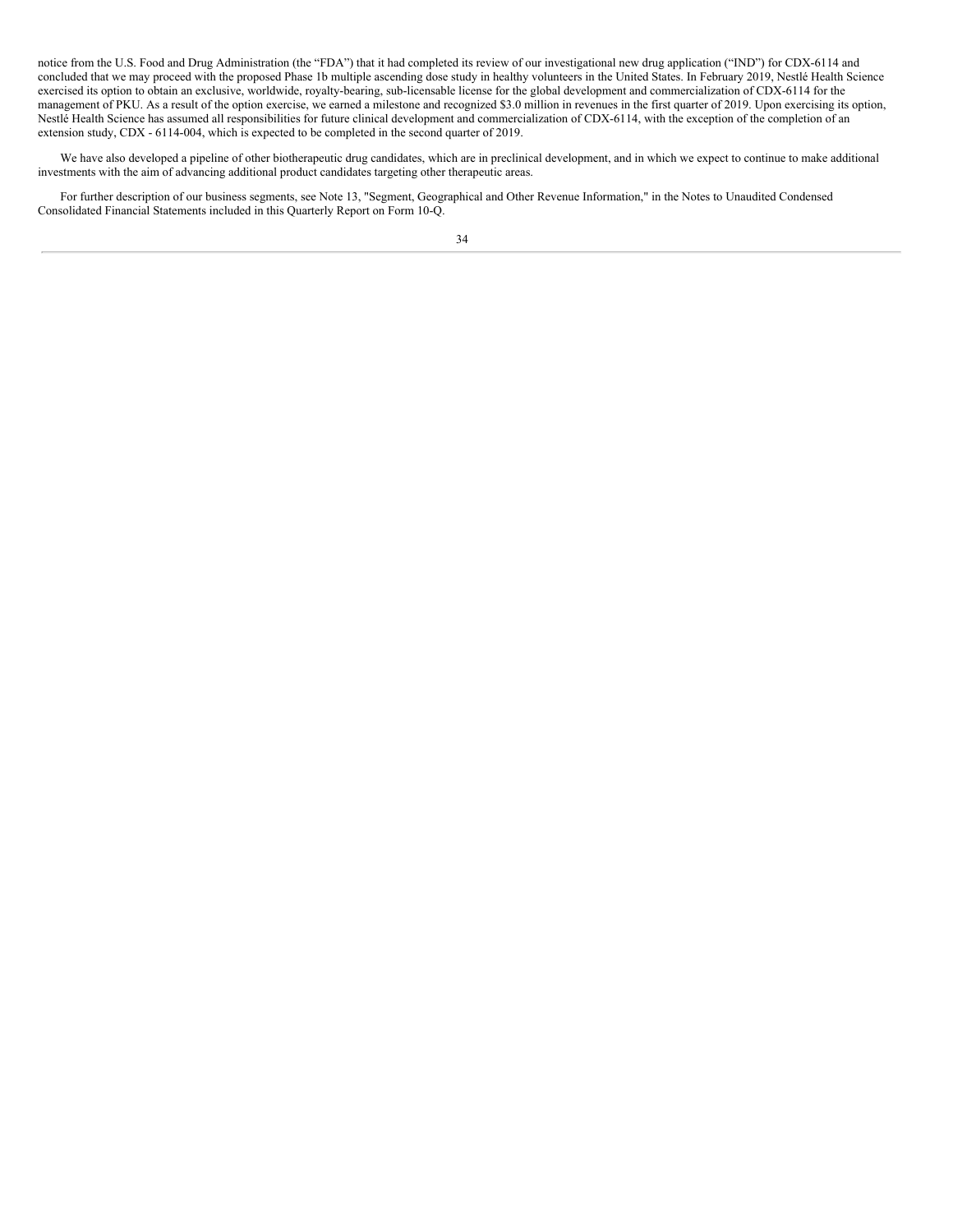notice from the U.S. Food and Drug Administration (the "FDA") that it had completed its review of our investigational new drug application ("IND") for CDX-6114 and concluded that we may proceed with the proposed Phase 1b multiple ascending dose study in healthy volunteers in the United States. In February 2019, Nestlé Health Science exercised its option to obtain an exclusive, worldwide, royalty-bearing, sub-licensable license for the global development and commercialization of CDX-6114 for the management of PKU. As a result of the option exercise, we earned a milestone and recognized $3.0 million in revenues in the first quarter of 2019. Upon exercising its option, Nestlé Health Science has assumed all responsibilities for future clinical development and commercialization of CDX-6114, with the exception of the completion of an extension study, CDX - 6114-004, which is expected to be completed in the second quarter of 2019.

We have also developed a pipeline of other biotherapeutic drug candidates, which are in preclinical development, and in which we expect to continue to make additional investments with the aim of advancing additional product candidates targeting other therapeutic areas.

For further description of our business segments, see Note 13, "Segment, Geographical and Other Revenue Information," in the Notes to Unaudited Condensed Consolidated Financial Statements included in this Quarterly Report on Form 10-Q.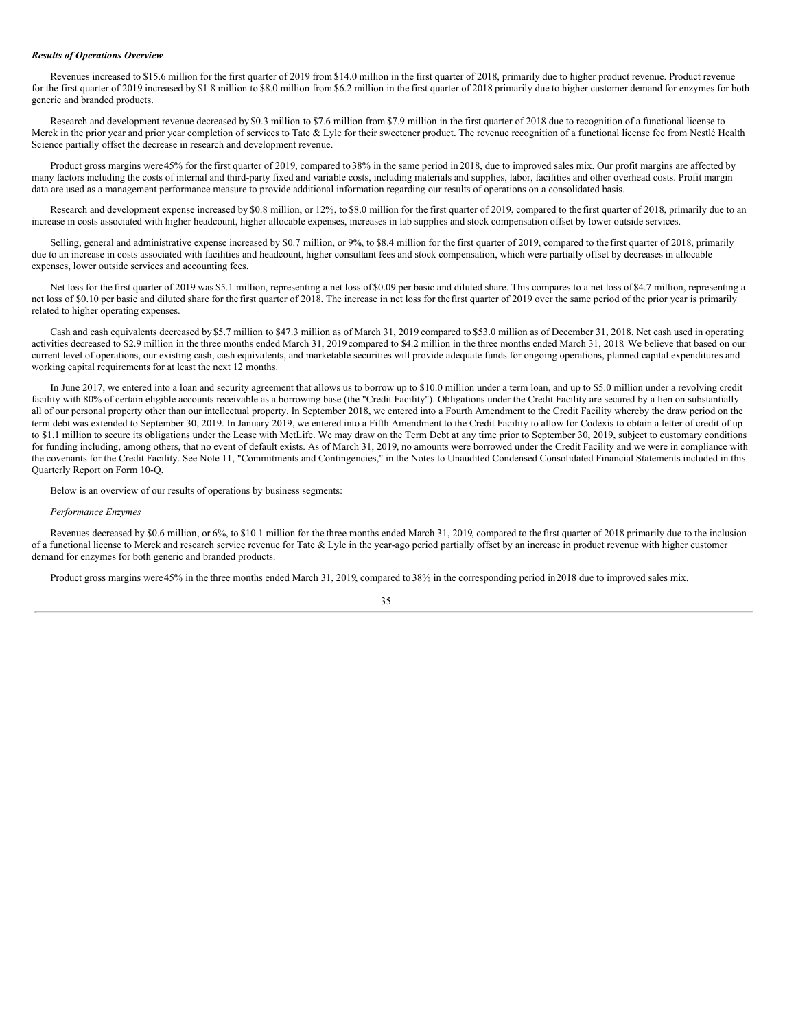***Results of Operations Overview***

Revenues increased to $15.6 million for the first quarter of 2019 from $14.0 million in the first quarter of 2018, primarily due to higher product revenue. Product revenue for the first quarter of 2019 increased by $1.8 million to $8.0 million from $6.2 million in the first quarter of 2018 primarily due to higher customer demand for enzymes for both generic and branded products.

Research and development revenue decreased by $0.3 million to $7.6 million from $7.9 million in the first quarter of 2018 due to recognition of a functional license to Merck in the prior year and prior year completion of services to Tate & Lyle for their sweetener product. The revenue recognition of a functional license fee from Nestlé Health Science partially offset the decrease in research and development revenue.

Product gross margins were 45% for the first quarter of 2019, compared to 38% in the same period in 2018, due to improved sales mix. Our profit margins are affected by many factors including the costs of internal and third-party fixed and variable costs, including materials and supplies, labor, facilities and other overhead costs. Profit margin data are used as a management performance measure to provide additional information regarding our results of operations on a consolidated basis.

Research and development expense increased by $0.8 million, or 12%, to $8.0 million for the first quarter of 2019, compared to the first quarter of 2018, primarily due to an increase in costs associated with higher headcount, higher allocable expenses, increases in lab supplies and stock compensation offset by lower outside services.

Selling, general and administrative expense increased by $0.7 million, or 9%, to $8.4 million for the first quarter of 2019, compared to the first quarter of 2018, primarily due to an increase in costs associated with facilities and headcount, higher consultant fees and stock compensation, which were partially offset by decreases in allocable expenses, lower outside services and accounting fees.

Net loss for the first quarter of 2019 was $5.1 million, representing a net loss of $0.09 per basic and diluted share. This compares to a net loss of $4.7 million, representing a net loss of $0.10 per basic and diluted share for the first quarter of 2018. The increase in net loss for the first quarter of 2019 over the same period of the prior year is primarily related to higher operating expenses.

Cash and cash equivalents decreased by $5.7 million to $47.3 million as of March 31, 2019 compared to $53.0 million as of December 31, 2018. Net cash used in operating activities decreased to $2.9 million in the three months ended March 31, 2019 compared to $4.2 million in the three months ended March 31, 2018. We believe that based on our current level of operations, our existing cash, cash equivalents, and marketable securities will provide adequate funds for ongoing operations, planned capital expenditures and working capital requirements for at least the next 12 months.

In June 2017, we entered into a loan and security agreement that allows us to borrow up to $10.0 million under a term loan, and up to $5.0 million under a revolving credit facility with 80% of certain eligible accounts receivable as a borrowing base (the "Credit Facility"). Obligations under the Credit Facility are secured by a lien on substantially all of our personal property other than our intellectual property. In September 2018, we entered into a Fourth Amendment to the Credit Facility whereby the draw period on the term debt was extended to September 30, 2019. In January 2019, we entered into a Fifth Amendment to the Credit Facility to allow for Codexis to obtain a letter of credit of up to $1.1 million to secure its obligations under the Lease with MetLife. We may draw on the Term Debt at any time prior to September 30, 2019, subject to customary conditions for funding including, among others, that no event of default exists. As of March 31, 2019, no amounts were borrowed under the Credit Facility and we were in compliance with the covenants for the Credit Facility. See Note 11, "Commitments and Contingencies," in the Notes to Unaudited Condensed Consolidated Financial Statements included in this Quarterly Report on Form 10-Q.

Below is an overview of our results of operations by business segments:

*Performance Enzymes*

Revenues decreased by $0.6 million, or 6%, to $10.1 million for the three months ended March 31, 2019, compared to the first quarter of 2018 primarily due to the inclusion of a functional license to Merck and research service revenue for Tate & Lyle in the year-ago period partially offset by an increase in product revenue with higher customer demand for enzymes for both generic and branded products.

Product gross margins were 45% in the three months ended March 31, 2019, compared to 38% in the corresponding period in 2018 due to improved sales mix.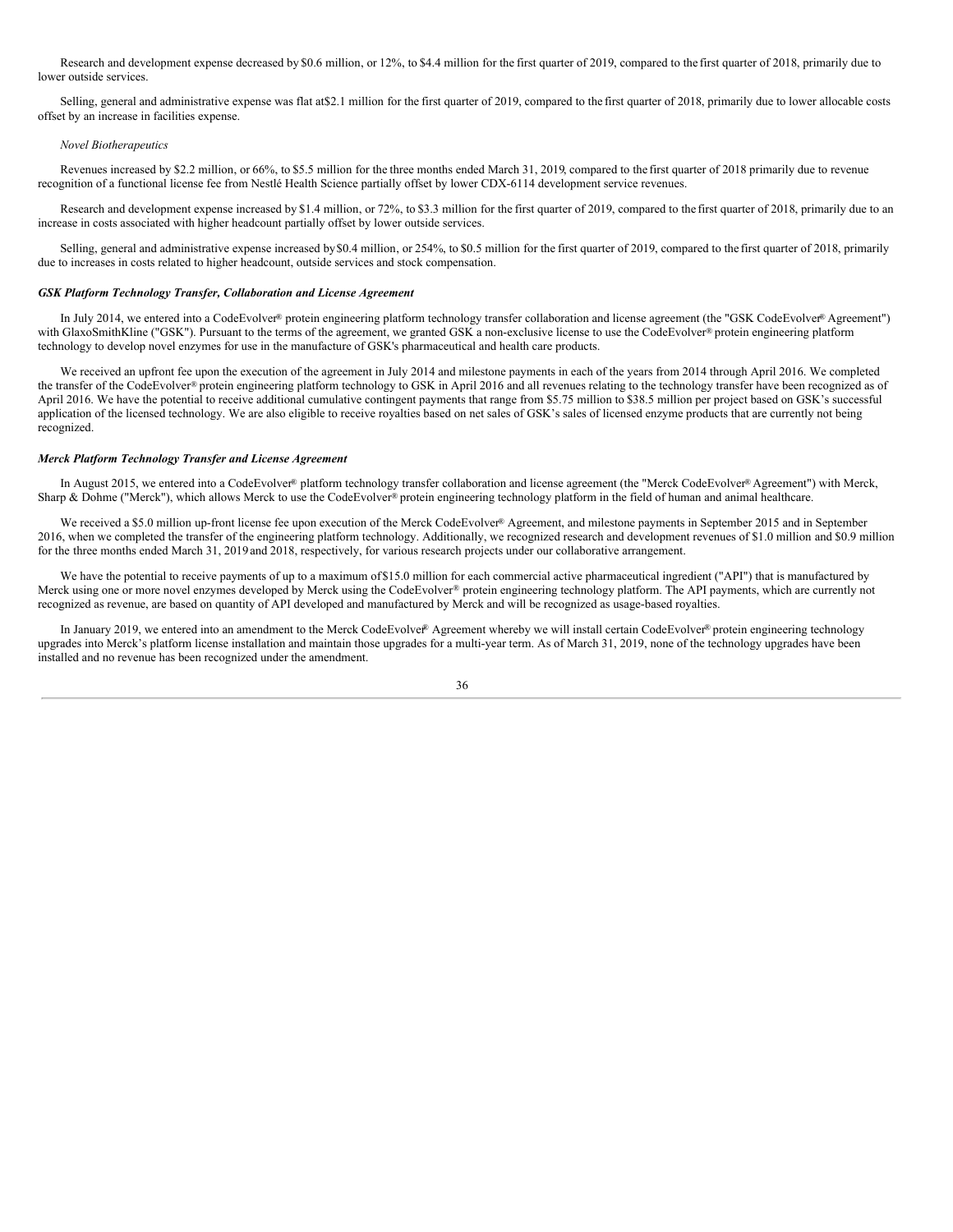Research and development expense decreased by $0.6 million, or 12%, to $4.4 million for the first quarter of 2019, compared to the first quarter of 2018, primarily due to lower outside services.

Selling, general and administrative expense was flat at $2.1 million for the first quarter of 2019, compared to the first quarter of 2018, primarily due to lower allocable costs offset by an increase in facilities expense.

*Novel Biotherapeutics*

Revenues increased by $2.2 million, or 66%, to $5.5 million for the three months ended March 31, 2019, compared to the first quarter of 2018 primarily due to revenue recognition of a functional license fee from Nestlé Health Science partially offset by lower CDX-6114 development service revenues.

Research and development expense increased by $1.4 million, or 72%, to $3.3 million for the first quarter of 2019, compared to the first quarter of 2018, primarily due to an increase in costs associated with higher headcount partially offset by lower outside services.

Selling, general and administrative expense increased by $0.4 million, or 254%, to $0.5 million for the first quarter of 2019, compared to the first quarter of 2018, primarily due to increases in costs related to higher headcount, outside services and stock compensation.

***GSK Platform Technology Transfer, Collaboration and License Agreement***

In July 2014, we entered into a CodeEvolver® protein engineering platform technology transfer collaboration and license agreement (the "GSK CodeEvolver® Agreement") with GlaxoSmithKline ("GSK"). Pursuant to the terms of the agreement, we granted GSK a non-exclusive license to use the CodeEvolver® protein engineering platform technology to develop novel enzymes for use in the manufacture of GSK's pharmaceutical and health care products.

We received an upfront fee upon the execution of the agreement in July 2014 and milestone payments in each of the years from 2014 through April 2016. We completed the transfer of the CodeEvolver® protein engineering platform technology to GSK in April 2016 and all revenues relating to the technology transfer have been recognized as of April 2016. We have the potential to receive additional cumulative contingent payments that range from $5.75 million to $38.5 million per project based on GSK's successful application of the licensed technology. We are also eligible to receive royalties based on net sales of GSK's sales of licensed enzyme products that are currently not being recognized.

***Merck Platform Technology Transfer and License Agreement***

In August 2015, we entered into a CodeEvolver® platform technology transfer collaboration and license agreement (the "Merck CodeEvolver® Agreement") with Merck, Sharp & Dohme ("Merck"), which allows Merck to use the CodeEvolver® protein engineering technology platform in the field of human and animal healthcare.

We received a $5.0 million up-front license fee upon execution of the Merck CodeEvolver® Agreement, and milestone payments in September 2015 and in September 2016, when we completed the transfer of the engineering platform technology. Additionally, we recognized research and development revenues of $1.0 million and $0.9 million for the three months ended March 31, 2019 and 2018, respectively, for various research projects under our collaborative arrangement.

We have the potential to receive payments of up to a maximum of $15.0 million for each commercial active pharmaceutical ingredient ("API") that is manufactured by Merck using one or more novel enzymes developed by Merck using the CodeEvolver® protein engineering technology platform. The API payments, which are currently not recognized as revenue, are based on quantity of API developed and manufactured by Merck and will be recognized as usage-based royalties.

In January 2019, we entered into an amendment to the Merck CodeEvolver® Agreement whereby we will install certain CodeEvolver® protein engineering technology upgrades into Merck's platform license installation and maintain those upgrades for a multi-year term. As of March 31, 2019, none of the technology upgrades have been installed and no revenue has been recognized under the amendment.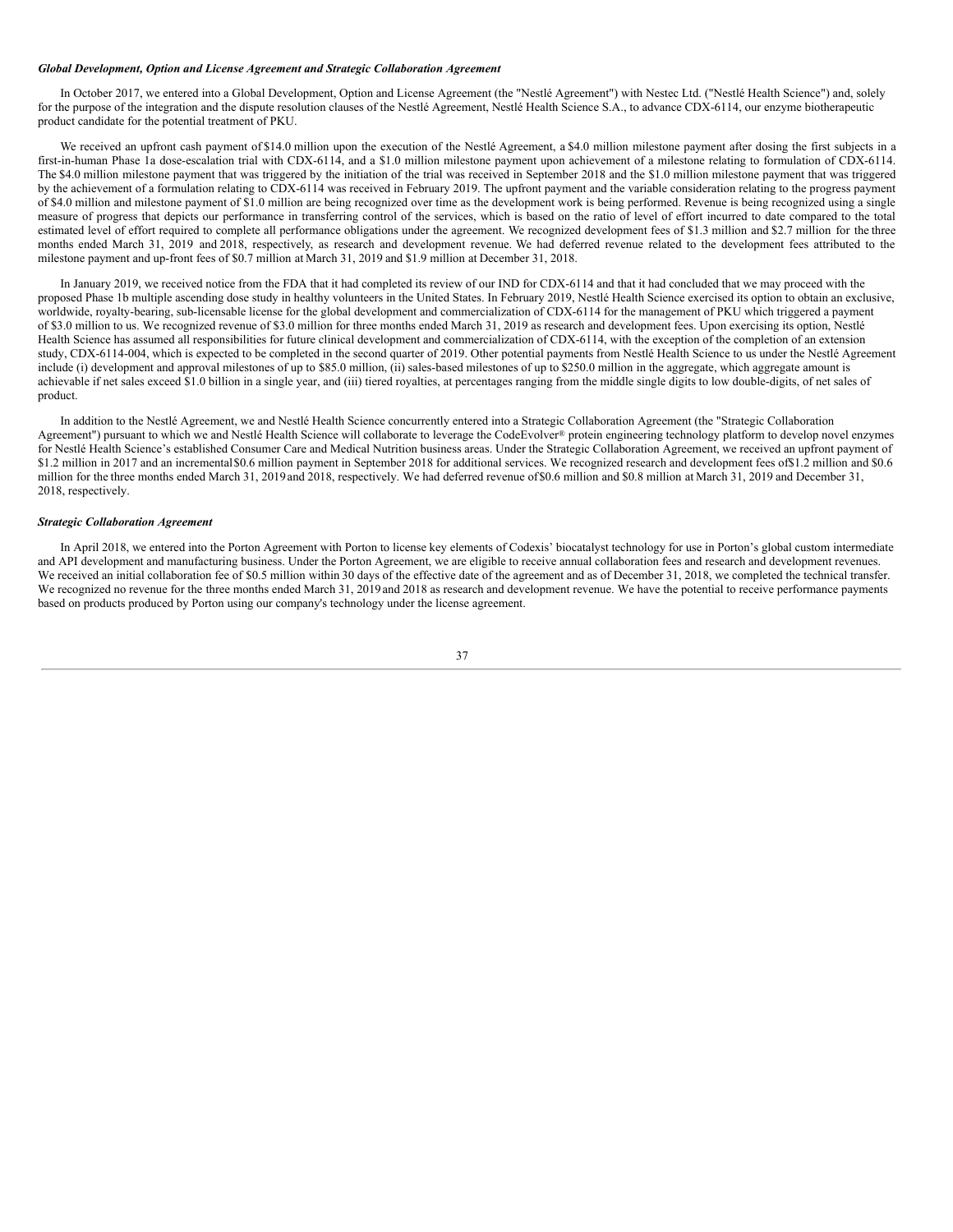***Global Development, Option and License Agreement and Strategic Collaboration Agreement***

In October 2017, we entered into a Global Development, Option and License Agreement (the "Nestlé Agreement") with Nestec Ltd. ("Nestlé Health Science") and, solely for the purpose of the integration and the dispute resolution clauses of the Nestlé Agreement, Nestlé Health Science S.A., to advance CDX-6114, our enzyme biotherapeutic product candidate for the potential treatment of PKU.

We received an upfront cash payment of $14.0 million upon the execution of the Nestlé Agreement, a $4.0 million milestone payment after dosing the first subjects in a first-in-human Phase 1a dose-escalation trial with CDX-6114, and a $1.0 million milestone payment upon achievement of a milestone relating to formulation of CDX-6114. The $4.0 million milestone payment that was triggered by the initiation of the trial was received in September 2018 and the $1.0 million milestone payment that was triggered by the achievement of a formulation relating to CDX-6114 was received in February 2019. The upfront payment and the variable consideration relating to the progress payment of $4.0 million and milestone payment of $1.0 million are being recognized over time as the development work is being performed. Revenue is being recognized using a single measure of progress that depicts our performance in transferring control of the services, which is based on the ratio of level of effort incurred to date compared to the total estimated level of effort required to complete all performance obligations under the agreement. We recognized development fees of $1.3 million and $2.7 million for the three months ended March 31, 2019 and 2018, respectively, as research and development revenue. We had deferred revenue related to the development fees attributed to the milestone payment and up-front fees of $0.7 million at March 31, 2019 and $1.9 million at December 31, 2018.

In January 2019, we received notice from the FDA that it had completed its review of our IND for CDX-6114 and that it had concluded that we may proceed with the proposed Phase 1b multiple ascending dose study in healthy volunteers in the United States. In February 2019, Nestlé Health Science exercised its option to obtain an exclusive, worldwide, royalty-bearing, sub-licensable license for the global development and commercialization of CDX-6114 for the management of PKU which triggered a payment of $3.0 million to us. We recognized revenue of $3.0 million for three months ended March 31, 2019 as research and development fees. Upon exercising its option, Nestlé Health Science has assumed all responsibilities for future clinical development and commercialization of CDX-6114, with the exception of the completion of an extension study, CDX-6114-004, which is expected to be completed in the second quarter of 2019. Other potential payments from Nestlé Health Science to us under the Nestlé Agreement include (i) development and approval milestones of up to $85.0 million, (ii) sales-based milestones of up to $250.0 million in the aggregate, which aggregate amount is achievable if net sales exceed $1.0 billion in a single year, and (iii) tiered royalties, at percentages ranging from the middle single digits to low double-digits, of net sales of product.

In addition to the Nestlé Agreement, we and Nestlé Health Science concurrently entered into a Strategic Collaboration Agreement (the "Strategic Collaboration Agreement") pursuant to which we and Nestlé Health Science will collaborate to leverage the CodeEvolver® protein engineering technology platform to develop novel enzymes for Nestlé Health Science's established Consumer Care and Medical Nutrition business areas. Under the Strategic Collaboration Agreement, we received an upfront payment of $1.2 million in 2017 and an incremental $0.6 million payment in September 2018 for additional services. We recognized research and development fees of $1.2 million and $0.6 million for the three months ended March 31, 2019 and 2018, respectively. We had deferred revenue of $0.6 million and $0.8 million at March 31, 2019 and December 31, 2018, respectively.

***Strategic Collaboration Agreement***

In April 2018, we entered into the Porton Agreement with Porton to license key elements of Codexis' biocatalyst technology for use in Porton's global custom intermediate and API development and manufacturing business. Under the Porton Agreement, we are eligible to receive annual collaboration fees and research and development revenues. We received an initial collaboration fee of $0.5 million within 30 days of the effective date of the agreement and as of December 31, 2018, we completed the technical transfer. We recognized no revenue for the three months ended March 31, 2019 and 2018 as research and development revenue. We have the potential to receive performance payments based on products produced by Porton using our company's technology under the license agreement.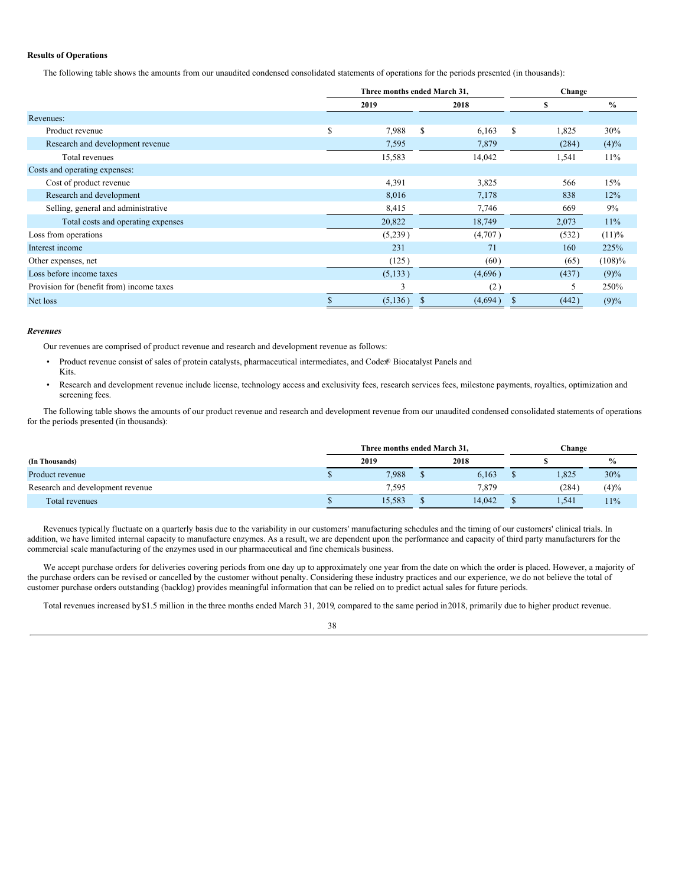**Results of Operations**

The following table shows the amounts from our unaudited condensed consolidated statements of operations for the periods presented (in thousands):

| | Three months ended March 31, | | Change | |
|---|---|---|---|---|
| | 2019 | 2018 | $ | % |
| Revenues: | | | | |
| Product revenue | $ 7,988 | $ 6,163 | $ 1,825 | 30% |
| Research and development revenue | 7,595 | 7,879 | (284) | (4)% |
| Total revenues | 15,583 | 14,042 | 1,541 | 11% |
| Costs and operating expenses: | | | | |
| Cost of product revenue | 4,391 | 3,825 | 566 | 15% |
| Research and development | 8,016 | 7,178 | 838 | 12% |
| Selling, general and administrative | 8,415 | 7,746 | 669 | 9% |
| Total costs and operating expenses | 20,822 | 18,749 | 2,073 | 11% |
| Loss from operations | (5,239) | (4,707) | (532) | (11)% |
| Interest income | 231 | 71 | 160 | 225% |
| Other expenses, net | (125) | (60) | (65) | (108)% |
| Loss before income taxes | (5,133) | (4,696) | (437) | (9)% |
| Provision for (benefit from) income taxes | 3 | (2) | 5 | 250% |
| Net loss | $ (5,136) | $ (4,694) | $ (442) | (9)% |

***Revenues***

Our revenues are comprised of product revenue and research and development revenue as follows:

- Product revenue consist of sales of protein catalysts, pharmaceutical intermediates, and Codex® Biocatalyst Panels and Kits.
- Research and development revenue include license, technology access and exclusivity fees, research services fees, milestone payments, royalties, optimization and screening fees.

The following table shows the amounts of our product revenue and research and development revenue from our unaudited condensed consolidated statements of operations for the periods presented (in thousands):

| | Three months ended March 31, | | Change | |
|---|---|---|---|---|
| **(In Thousands)** | 2019 | 2018 | $ | % |
| Product revenue | $ 7,988 | $ 6,163 | $ 1,825 | 30% |
| Research and development revenue | 7,595 | 7,879 | (284) | (4)% |
| Total revenues | $ 15,583 | $ 14,042 | $ 1,541 | 11% |

Revenues typically fluctuate on a quarterly basis due to the variability in our customers' manufacturing schedules and the timing of our customers' clinical trials. In addition, we have limited internal capacity to manufacture enzymes. As a result, we are dependent upon the performance and capacity of third party manufacturers for the commercial scale manufacturing of the enzymes used in our pharmaceutical and fine chemicals business.

We accept purchase orders for deliveries covering periods from one day up to approximately one year from the date on which the order is placed. However, a majority of the purchase orders can be revised or cancelled by the customer without penalty. Considering these industry practices and our experience, we do not believe the total of customer purchase orders outstanding (backlog) provides meaningful information that can be relied on to predict actual sales for future periods.

Total revenues increased by $1.5 million in the three months ended March 31, 2019, compared to the same period in 2018, primarily due to higher product revenue.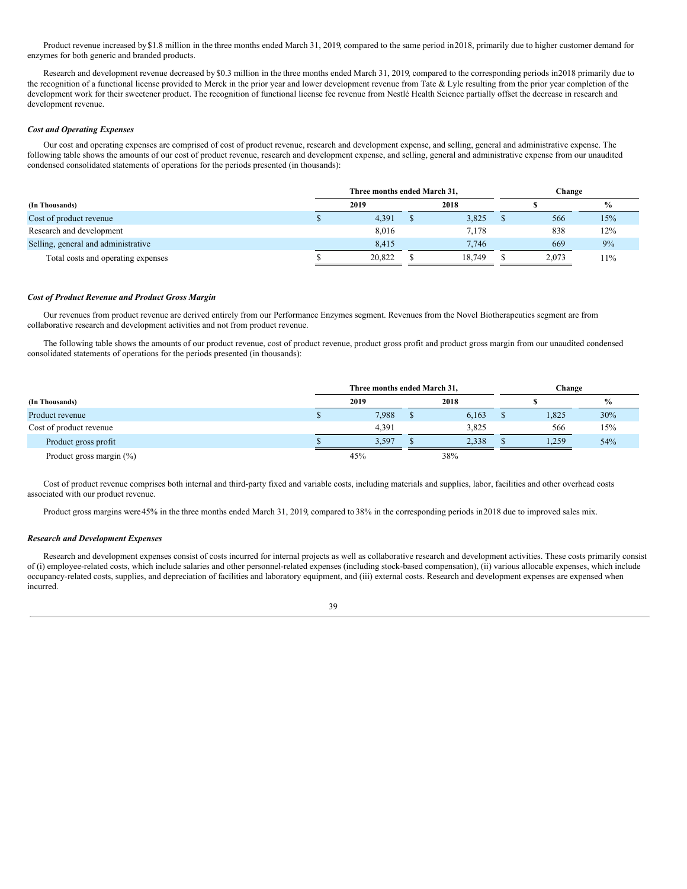Product revenue increased by $1.8 million in the three months ended March 31, 2019, compared to the same period in 2018, primarily due to higher customer demand for enzymes for both generic and branded products.

Research and development revenue decreased by $0.3 million in the three months ended March 31, 2019, compared to the corresponding periods in 2018 primarily due to the recognition of a functional license provided to Merck in the prior year and lower development revenue from Tate & Lyle resulting from the prior year completion of the development work for their sweetener product. The recognition of functional license fee revenue from Nestlé Health Science partially offset the decrease in research and development revenue.

***Cost and Operating Expenses***

Our cost and operating expenses are comprised of cost of product revenue, research and development expense, and selling, general and administrative expense. The following table shows the amounts of our cost of product revenue, research and development expense, and selling, general and administrative expense from our unaudited condensed consolidated statements of operations for the periods presented (in thousands):

| | Three months ended March 31, | | Change | |
|---|---|---|---|---|
| **(In Thousands)** | **2019** | **2018** | **$** | **%** |
| Cost of product revenue | $ 4,391 | $ 3,825 | $ 566 | 15% |
| Research and development | 8,016 | 7,178 | 838 | 12% |
| Selling, general and administrative | 8,415 | 7,746 | 669 | 9% |
| Total costs and operating expenses | $ 20,822 | $ 18,749 | $ 2,073 | 11% |

***Cost of Product Revenue and Product Gross Margin***

Our revenues from product revenue are derived entirely from our Performance Enzymes segment. Revenues from the Novel Biotherapeutics segment are from collaborative research and development activities and not from product revenue.

The following table shows the amounts of our product revenue, cost of product revenue, product gross profit and product gross margin from our unaudited condensed consolidated statements of operations for the periods presented (in thousands):

| | Three months ended March 31, | | Change | |
|---|---|---|---|---|
| **(In Thousands)** | **2019** | **2018** | **$** | **%** |
| Product revenue | $ 7,988 | $ 6,163 | $ 1,825 | 30% |
| Cost of product revenue | 4,391 | 3,825 | 566 | 15% |
| Product gross profit | $ 3,597 | $ 2,338 | $ 1,259 | 54% |
| Product gross margin (%) | 45% | 38% | | |

Cost of product revenue comprises both internal and third-party fixed and variable costs, including materials and supplies, labor, facilities and other overhead costs associated with our product revenue.

Product gross margins were 45% in the three months ended March 31, 2019, compared to 38% in the corresponding periods in 2018 due to improved sales mix.

***Research and Development Expenses***

Research and development expenses consist of costs incurred for internal projects as well as collaborative research and development activities. These costs primarily consist of (i) employee-related costs, which include salaries and other personnel-related expenses (including stock-based compensation), (ii) various allocable expenses, which include occupancy-related costs, supplies, and depreciation of facilities and laboratory equipment, and (iii) external costs. Research and development expenses are expensed when incurred.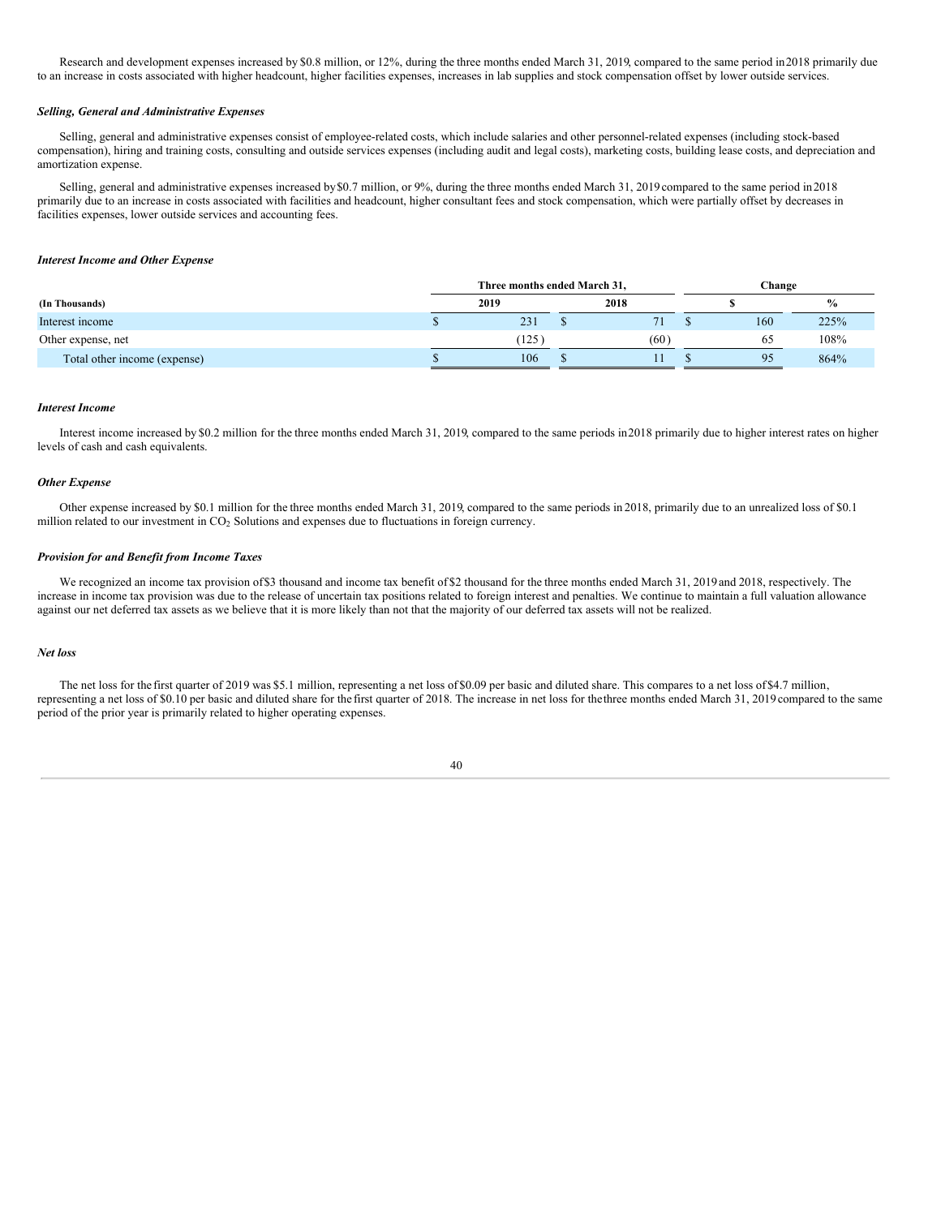Research and development expenses increased by $0.8 million, or 12%, during the three months ended March 31, 2019, compared to the same period in 2018 primarily due to an increase in costs associated with higher headcount, higher facilities expenses, increases in lab supplies and stock compensation offset by lower outside services.

### *Selling, General and Administrative Expenses*

Selling, general and administrative expenses consist of employee-related costs, which include salaries and other personnel-related expenses (including stock-based compensation), hiring and training costs, consulting and outside services expenses (including audit and legal costs), marketing costs, building lease costs, and depreciation and amortization expense.

Selling, general and administrative expenses increased by $0.7 million, or 9%, during the three months ended March 31, 2019 compared to the same period in 2018 primarily due to an increase in costs associated with facilities and headcount, higher consultant fees and stock compensation, which were partially offset by decreases in facilities expenses, lower outside services and accounting fees.

### *Interest Income and Other Expense*

| | Three months ended March 31, | | Change | |
|---|---|---|---|---|
| **(In Thousands)** | **2019** | **2018** | **$** | **%** |
| Interest income | $ 231 | $ 71 | $ 160 | 225% |
| Other expense, net | (125) | (60) | 65 | 108% |
| Total other income (expense) | $ 106 | $ 11 | $ 95 | 864% |

### *Interest Income*

Interest income increased by $0.2 million for the three months ended March 31, 2019, compared to the same periods in 2018 primarily due to higher interest rates on higher levels of cash and cash equivalents.

### *Other Expense*

Other expense increased by $0.1 million for the three months ended March 31, 2019, compared to the same periods in 2018, primarily due to an unrealized loss of $0.1 million related to our investment in $CO_2$ Solutions and expenses due to fluctuations in foreign currency.

### *Provision for and Benefit from Income Taxes*

We recognized an income tax provision of $3 thousand and income tax benefit of $2 thousand for the three months ended March 31, 2019 and 2018, respectively. The increase in income tax provision was due to the release of uncertain tax positions related to foreign interest and penalties. We continue to maintain a full valuation allowance against our net deferred tax assets as we believe that it is more likely than not that the majority of our deferred tax assets will not be realized.

### *Net loss*

The net loss for the first quarter of 2019 was $5.1 million, representing a net loss of $0.09 per basic and diluted share. This compares to a net loss of $4.7 million, representing a net loss of $0.10 per basic and diluted share for the first quarter of 2018. The increase in net loss for the three months ended March 31, 2019 compared to the same period of the prior year is primarily related to higher operating expenses.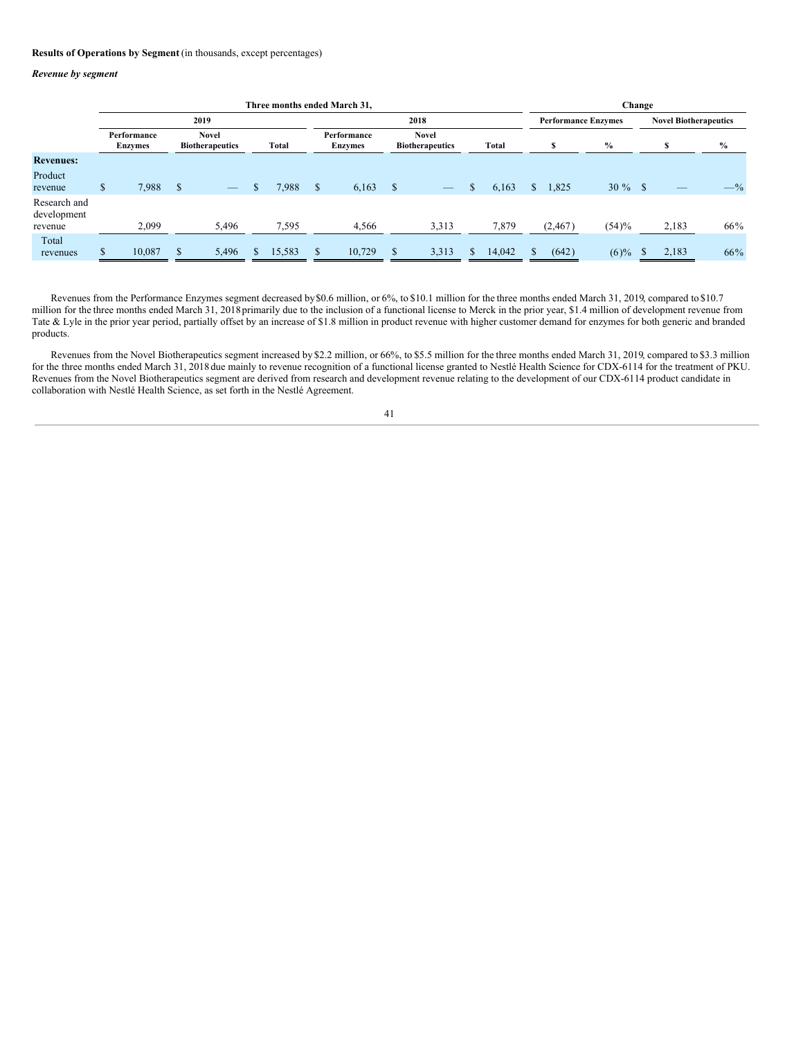**Results of Operations by Segment** (in thousands, except percentages)

***Revenue by segment***

| | Three months ended March 31, | | | | | | Change | | | |
|---|---|---|---|---|---|---|---|---|---|---|
| | 2019 | | | 2018 | | | Performance Enzymes | | Novel Biotherapeutics | |
| | Performance Enzymes | Novel Biotherapeutics | Total | Performance Enzymes | Novel Biotherapeutics | Total | $ | % | $ | % |
| **Revenues:** | | | | | | | | | | |
| Product revenue | $ 7,988 | $ — | $ 7,988 | $ 6,163 | $ — | $ 6,163 | $ 1,825 | 30 % | $ — | —% |
| Research and development revenue | 2,099 | 5,496 | 7,595 | 4,566 | 3,313 | 7,879 | (2,467) | (54)% | 2,183 | 66% |
| Total revenues | $ 10,087 | $ 5,496 | $ 15,583 | $ 10,729 | $ 3,313 | $ 14,042 | $ (642) | (6)% | $ 2,183 | 66% |

Revenues from the Performance Enzymes segment decreased by $0.6 million, or 6%, to $10.1 million for the three months ended March 31, 2019, compared to $10.7 million for the three months ended March 31, 2018 primarily due to the inclusion of a functional license to Merck in the prior year, $1.4 million of development revenue from Tate & Lyle in the prior year period, partially offset by an increase of $1.8 million in product revenue with higher customer demand for enzymes for both generic and branded products.

Revenues from the Novel Biotherapeutics segment increased by $2.2 million, or 66%, to $5.5 million for the three months ended March 31, 2019, compared to $3.3 million for the three months ended March 31, 2018 due mainly to revenue recognition of a functional license granted to Nestlé Health Science for CDX-6114 for the treatment of PKU. Revenues from the Novel Biotherapeutics segment are derived from research and development revenue relating to the development of our CDX-6114 product candidate in collaboration with Nestlé Health Science, as set forth in the Nestlé Agreement.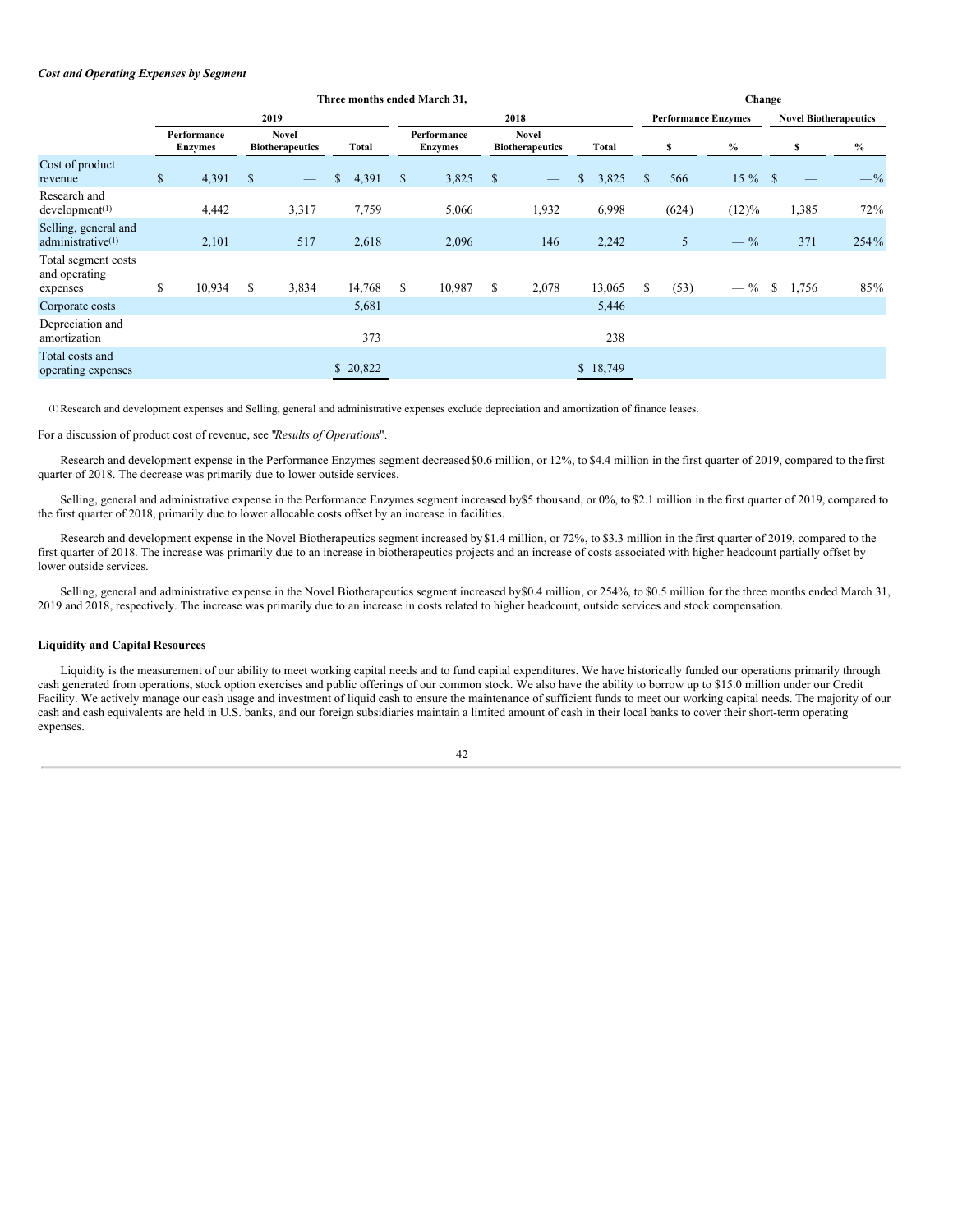***Cost and Operating Expenses by Segment***

| | Three months ended March 31, | | | | | | Change | | | |
|---|---|---|---|---|---|---|---|---|---|---|
| | 2019 | | | 2018 | | | Performance Enzymes | | Novel Biotherapeutics | |
| | Performance Enzymes | Novel Biotherapeutics | Total | Performance Enzymes | Novel Biotherapeutics | Total | $ | % | $ | % |
| Cost of product revenue | $ 4,391 | $ — | $ 4,391 | $ 3,825 | $ — | $ 3,825 | $ 566 | 15 % | $ — | —% |
| Research and development[(1)] | 4,442 | 3,317 | 7,759 | 5,066 | 1,932 | 6,998 | (624) | (12)% | 1,385 | 72% |
| Selling, general and administrative[(1)] | 2,101 | 517 | 2,618 | 2,096 | 146 | 2,242 | 5 | — % | 371 | 254% |
| Total segment costs and operating expenses | $ 10,934 | $ 3,834 | 14,768 | $ 10,987 | $ 2,078 | 13,065 | $ (53) | — % | $ 1,756 | 85% |
| Corporate costs | | | 5,681 | | | 5,446 | | | | |
| Depreciation and amortization | | | 373 | | | 238 | | | | |
| Total costs and operating expenses | | | $ 20,822 | | | $ 18,749 | | | | |

(1) Research and development expenses and Selling, general and administrative expenses exclude depreciation and amortization of finance leases.

For a discussion of product cost of revenue, see "*Results of Operations*".

Research and development expense in the Performance Enzymes segment decreased $0.6 million, or 12%, to $4.4 million in the first quarter of 2019, compared to the first quarter of 2018. The decrease was primarily due to lower outside services.

Selling, general and administrative expense in the Performance Enzymes segment increased by $5 thousand, or 0%, to $2.1 million in the first quarter of 2019, compared to the first quarter of 2018, primarily due to lower allocable costs offset by an increase in facilities.

Research and development expense in the Novel Biotherapeutics segment increased by $1.4 million, or 72%, to $3.3 million in the first quarter of 2019, compared to the first quarter of 2018. The increase was primarily due to an increase in biotherapeutics projects and an increase of costs associated with higher headcount partially offset by lower outside services.

Selling, general and administrative expense in the Novel Biotherapeutics segment increased by $0.4 million, or 254%, to $0.5 million for the three months ended March 31, 2019 and 2018, respectively. The increase was primarily due to an increase in costs related to higher headcount, outside services and stock compensation.

## Liquidity and Capital Resources

Liquidity is the measurement of our ability to meet working capital needs and to fund capital expenditures. We have historically funded our operations primarily through cash generated from operations, stock option exercises and public offerings of our common stock. We also have the ability to borrow up to $15.0 million under our Credit Facility. We actively manage our cash usage and investment of liquid cash to ensure the maintenance of sufficient funds to meet our working capital needs. The majority of our cash and cash equivalents are held in U.S. banks, and our foreign subsidiaries maintain a limited amount of cash in their local banks to cover their short-term operating expenses.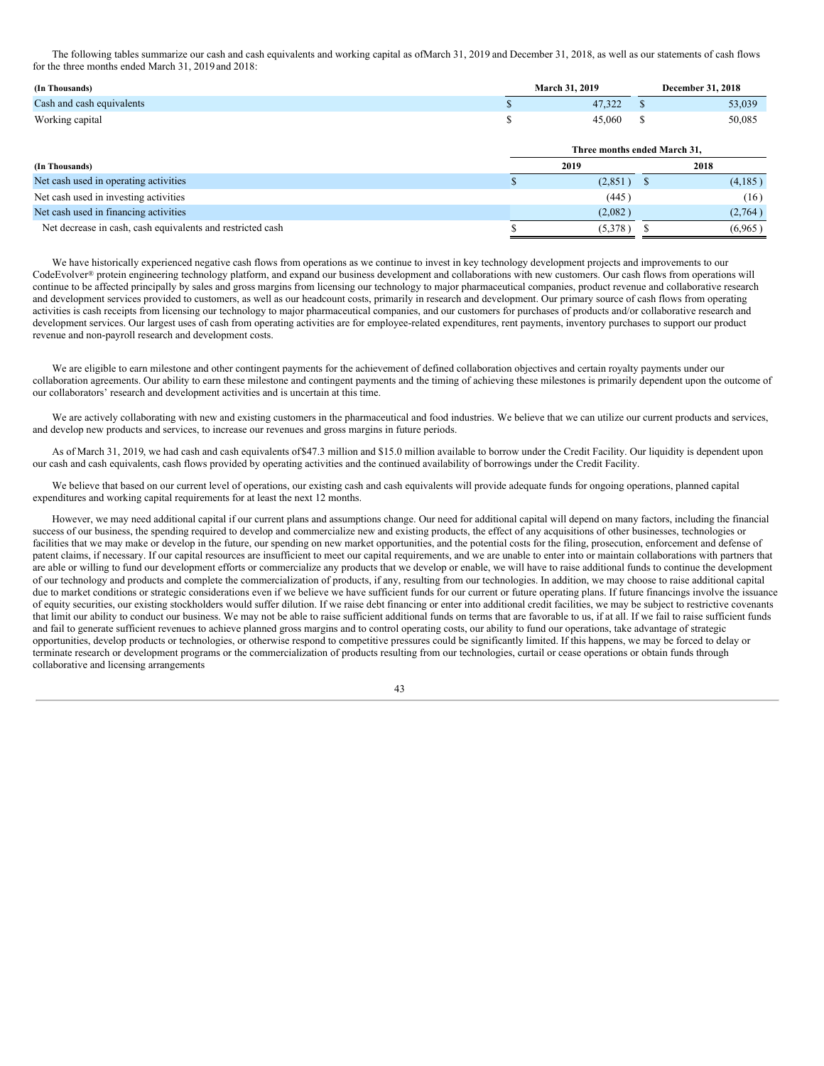The following tables summarize our cash and cash equivalents and working capital as ofMarch 31, 2019 and December 31, 2018, as well as our statements of cash flows for the three months ended March 31, 2019 and 2018:

| (In Thousands) | March 31, 2019 | December 31, 2018 |
|---|---|---|
| Cash and cash equivalents | $ 47,322 | $ 53,039 |
| Working capital | $ 45,060 | $ 50,085 |

| | Three months ended March 31, | |
|---|---|---|
| (In Thousands) | 2019 | 2018 |
| Net cash used in operating activities | $ (2,851) | $ (4,185) |
| Net cash used in investing activities | (445) | (16) |
| Net cash used in financing activities | (2,082) | (2,764) |
| Net decrease in cash, cash equivalents and restricted cash | $ (5,378) | $ (6,965) |

We have historically experienced negative cash flows from operations as we continue to invest in key technology development projects and improvements to our CodeEvolver® protein engineering technology platform, and expand our business development and collaborations with new customers. Our cash flows from operations will continue to be affected principally by sales and gross margins from licensing our technology to major pharmaceutical companies, product revenue and collaborative research and development services provided to customers, as well as our headcount costs, primarily in research and development. Our primary source of cash flows from operating activities is cash receipts from licensing our technology to major pharmaceutical companies, and our customers for purchases of products and/or collaborative research and development services. Our largest uses of cash from operating activities are for employee-related expenditures, rent payments, inventory purchases to support our product revenue and non-payroll research and development costs.

We are eligible to earn milestone and other contingent payments for the achievement of defined collaboration objectives and certain royalty payments under our collaboration agreements. Our ability to earn these milestone and contingent payments and the timing of achieving these milestones is primarily dependent upon the outcome of our collaborators' research and development activities and is uncertain at this time.

We are actively collaborating with new and existing customers in the pharmaceutical and food industries. We believe that we can utilize our current products and services, and develop new products and services, to increase our revenues and gross margins in future periods.

As of March 31, 2019, we had cash and cash equivalents of$47.3 million and $15.0 million available to borrow under the Credit Facility. Our liquidity is dependent upon our cash and cash equivalents, cash flows provided by operating activities and the continued availability of borrowings under the Credit Facility.

We believe that based on our current level of operations, our existing cash and cash equivalents will provide adequate funds for ongoing operations, planned capital expenditures and working capital requirements for at least the next 12 months.

However, we may need additional capital if our current plans and assumptions change. Our need for additional capital will depend on many factors, including the financial success of our business, the spending required to develop and commercialize new and existing products, the effect of any acquisitions of other businesses, technologies or facilities that we may make or develop in the future, our spending on new market opportunities, and the potential costs for the filing, prosecution, enforcement and defense of patent claims, if necessary. If our capital resources are insufficient to meet our capital requirements, and we are unable to enter into or maintain collaborations with partners that are able or willing to fund our development efforts or commercialize any products that we develop or enable, we will have to raise additional funds to continue the development of our technology and products and complete the commercialization of products, if any, resulting from our technologies. In addition, we may choose to raise additional capital due to market conditions or strategic considerations even if we believe we have sufficient funds for our current or future operating plans. If future financings involve the issuance of equity securities, our existing stockholders would suffer dilution. If we raise debt financing or enter into additional credit facilities, we may be subject to restrictive covenants that limit our ability to conduct our business. We may not be able to raise sufficient additional funds on terms that are favorable to us, if at all. If we fail to raise sufficient funds and fail to generate sufficient revenues to achieve planned gross margins and to control operating costs, our ability to fund our operations, take advantage of strategic opportunities, develop products or technologies, or otherwise respond to competitive pressures could be significantly limited. If this happens, we may be forced to delay or terminate research or development programs or the commercialization of products resulting from our technologies, curtail or cease operations or obtain funds through collaborative and licensing arrangements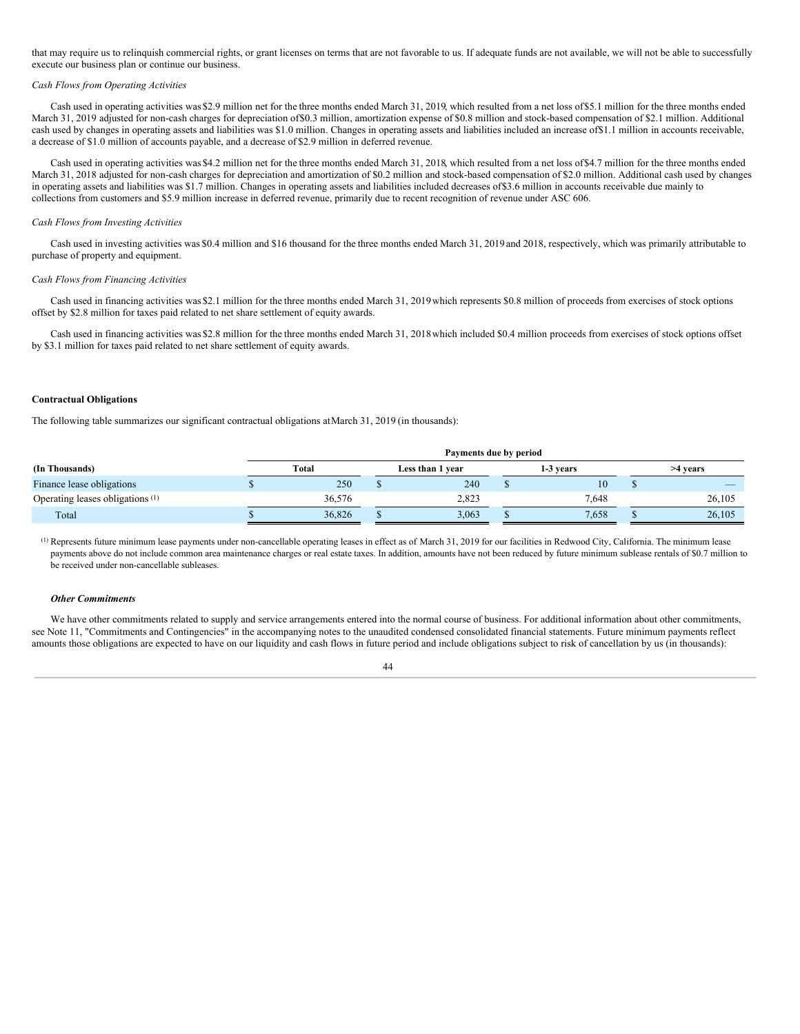that may require us to relinquish commercial rights, or grant licenses on terms that are not favorable to us. If adequate funds are not available, we will not be able to successfully execute our business plan or continue our business.

*Cash Flows from Operating Activities*

Cash used in operating activities was $2.9 million net for the three months ended March 31, 2019, which resulted from a net loss of $5.1 million for the three months ended March 31, 2019 adjusted for non-cash charges for depreciation of $0.3 million, amortization expense of $0.8 million and stock-based compensation of $2.1 million. Additional cash used by changes in operating assets and liabilities was $1.0 million. Changes in operating assets and liabilities included an increase of $1.1 million in accounts receivable, a decrease of $1.0 million of accounts payable, and a decrease of $2.9 million in deferred revenue.

Cash used in operating activities was $4.2 million net for the three months ended March 31, 2018, which resulted from a net loss of $4.7 million for the three months ended March 31, 2018 adjusted for non-cash charges for depreciation and amortization of $0.2 million and stock-based compensation of $2.0 million. Additional cash used by changes in operating assets and liabilities was $1.7 million. Changes in operating assets and liabilities included decreases of $3.6 million in accounts receivable due mainly to collections from customers and $5.9 million increase in deferred revenue, primarily due to recent recognition of revenue under ASC 606.

*Cash Flows from Investing Activities*

Cash used in investing activities was $0.4 million and $16 thousand for the three months ended March 31, 2019 and 2018, respectively, which was primarily attributable to purchase of property and equipment.

*Cash Flows from Financing Activities*

Cash used in financing activities was $2.1 million for the three months ended March 31, 2019 which represents $0.8 million of proceeds from exercises of stock options offset by $2.8 million for taxes paid related to net share settlement of equity awards.

Cash used in financing activities was $2.8 million for the three months ended March 31, 2018 which included $0.4 million proceeds from exercises of stock options offset by $3.1 million for taxes paid related to net share settlement of equity awards.

**Contractual Obligations**

The following table summarizes our significant contractual obligations at March 31, 2019 (in thousands):

| | Payments due by period | | | |
|---|---|---|---|---|
| **(In Thousands)** | **Total** | **Less than 1 year** | **1-3 years** | **>4 years** |
| Finance lease obligations | $ 250 | $ 240 | $ 10 | $ — |
| Operating leases obligations [(1)] | 36,576 | 2,823 | 7,648 | 26,105 |
| Total | $ 36,826 | $ 3,063 | $ 7,658 | $ 26,105 |

[(1)] Represents future minimum lease payments under non-cancellable operating leases in effect as of March 31, 2019 for our facilities in Redwood City, California. The minimum lease payments above do not include common area maintenance charges or real estate taxes. In addition, amounts have not been reduced by future minimum sublease rentals of $0.7 million to be received under non-cancellable subleases.

***Other Commitments***

We have other commitments related to supply and service arrangements entered into the normal course of business. For additional information about other commitments, see Note 11, "Commitments and Contingencies" in the accompanying notes to the unaudited condensed consolidated financial statements. Future minimum payments reflect amounts those obligations are expected to have on our liquidity and cash flows in future period and include obligations subject to risk of cancellation by us (in thousands):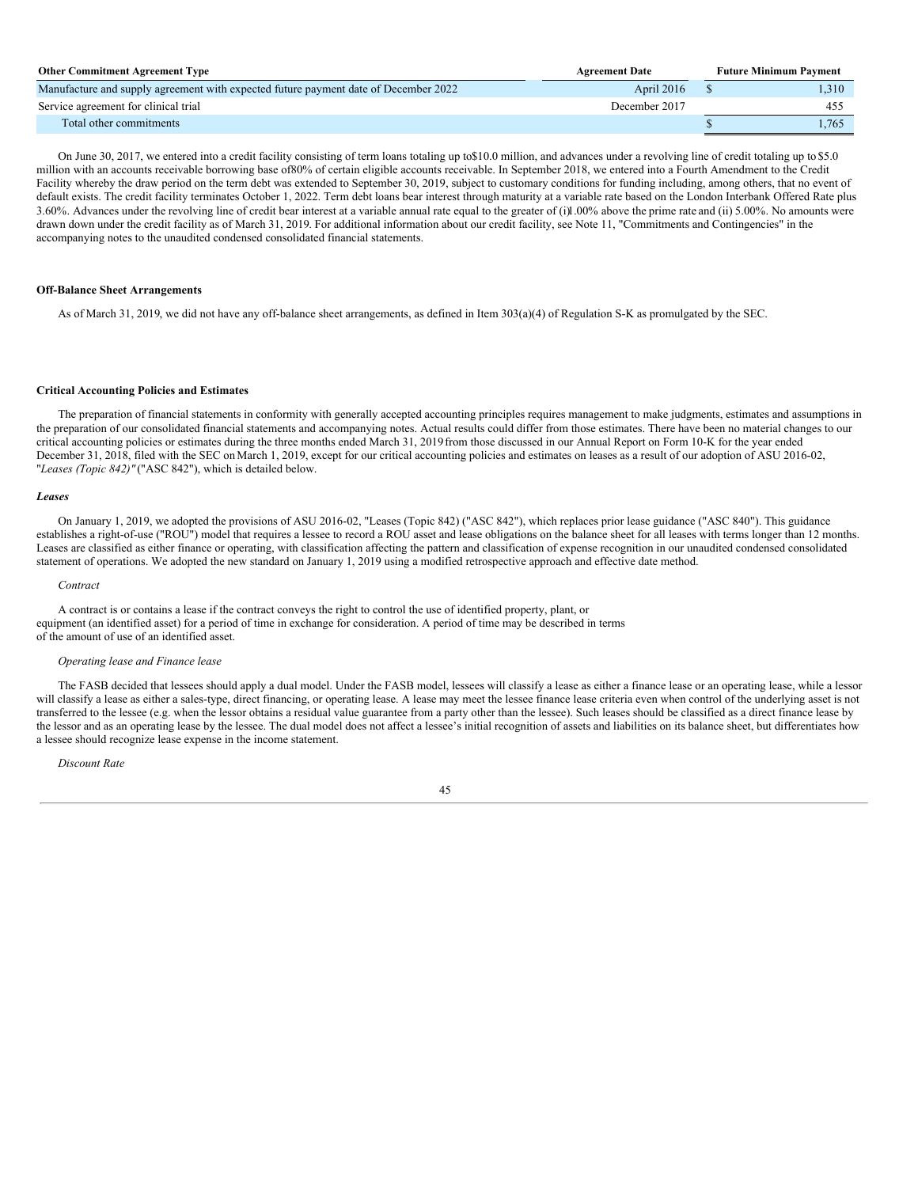| **Other Commitment Agreement Type** | **Agreement Date** | **Future Minimum Payment** |
|---|---|---|
| Manufacture and supply agreement with expected future payment date of December 2022 | April 2016 | $ 1,310 |
| Service agreement for clinical trial | December 2017 | 455 |
| Total other commitments | | $ 1,765 |

On June 30, 2017, we entered into a credit facility consisting of term loans totaling up to $10.0 million, and advances under a revolving line of credit totaling up to $5.0 million with an accounts receivable borrowing base of 80% of certain eligible accounts receivable. In September 2018, we entered into a Fourth Amendment to the Credit Facility whereby the draw period on the term debt was extended to September 30, 2019, subject to customary conditions for funding including, among others, that no event of default exists. The credit facility terminates October 1, 2022. Term debt loans bear interest through maturity at a variable rate based on the London Interbank Offered Rate plus 3.60%. Advances under the revolving line of credit bear interest at a variable annual rate equal to the greater of (i) 1.00% above the prime rate and (ii) 5.00%. No amounts were drawn down under the credit facility as of March 31, 2019. For additional information about our credit facility, see Note 11, "Commitments and Contingencies" in the accompanying notes to the unaudited condensed consolidated financial statements.

**Off-Balance Sheet Arrangements**

As of March 31, 2019, we did not have any off-balance sheet arrangements, as defined in Item 303(a)(4) of Regulation S-K as promulgated by the SEC.

**Critical Accounting Policies and Estimates**

The preparation of financial statements in conformity with generally accepted accounting principles requires management to make judgments, estimates and assumptions in the preparation of our consolidated financial statements and accompanying notes. Actual results could differ from those estimates. There have been no material changes to our critical accounting policies or estimates during the three months ended March 31, 2019 from those discussed in our Annual Report on Form 10-K for the year ended December 31, 2018, filed with the SEC on March 1, 2019, except for our critical accounting policies and estimates on leases as a result of our adoption of ASU 2016-02, "*Leases (Topic 842)"* ("ASC 842"), which is detailed below.

***Leases***

On January 1, 2019, we adopted the provisions of ASU 2016-02, "Leases (Topic 842) ("ASC 842"), which replaces prior lease guidance ("ASC 840"). This guidance establishes a right-of-use ("ROU") model that requires a lessee to record a ROU asset and lease obligations on the balance sheet for all leases with terms longer than 12 months. Leases are classified as either finance or operating, with classification affecting the pattern and classification of expense recognition in our unaudited condensed consolidated statement of operations. We adopted the new standard on January 1, 2019 using a modified retrospective approach and effective date method.

*Contract*

A contract is or contains a lease if the contract conveys the right to control the use of identified property, plant, or equipment (an identified asset) for a period of time in exchange for consideration. A period of time may be described in terms of the amount of use of an identified asset.

*Operating lease and Finance lease*

The FASB decided that lessees should apply a dual model. Under the FASB model, lessees will classify a lease as either a finance lease or an operating lease, while a lessor will classify a lease as either a sales-type, direct financing, or operating lease. A lease may meet the lessee finance lease criteria even when control of the underlying asset is not transferred to the lessee (e.g. when the lessor obtains a residual value guarantee from a party other than the lessee). Such leases should be classified as a direct finance lease by the lessor and as an operating lease by the lessee. The dual model does not affect a lessee's initial recognition of assets and liabilities on its balance sheet, but differentiates how a lessee should recognize lease expense in the income statement.

*Discount Rate*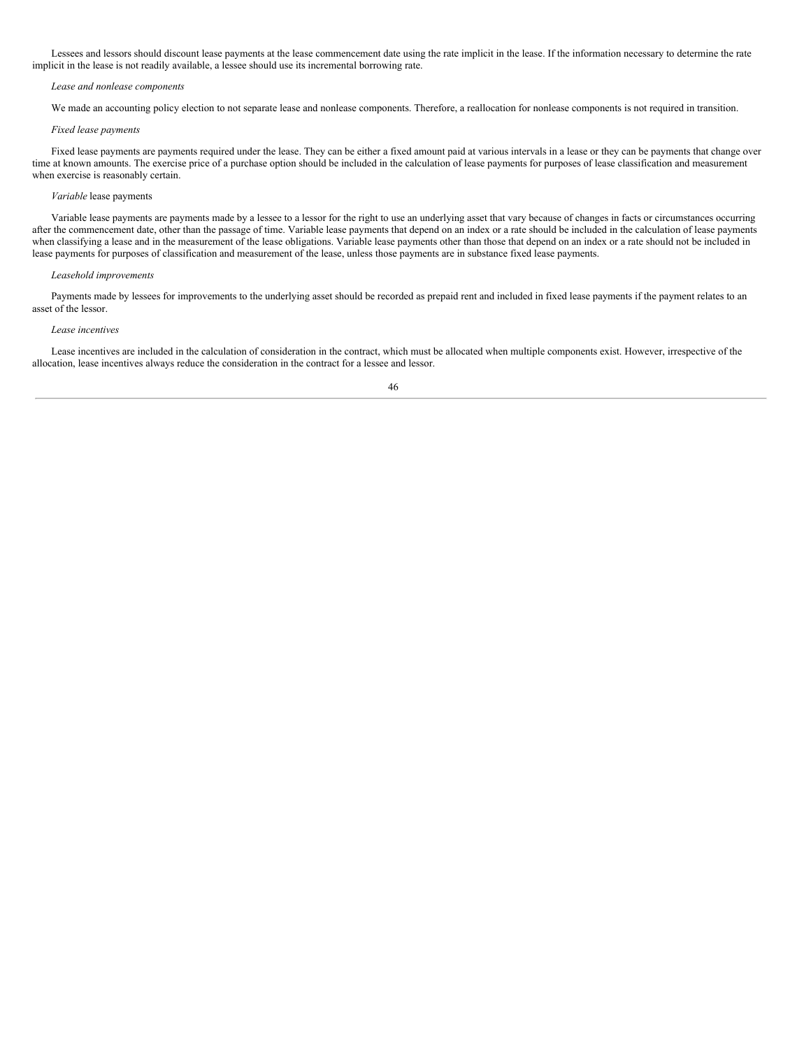Lessees and lessors should discount lease payments at the lease commencement date using the rate implicit in the lease. If the information necessary to determine the rate implicit in the lease is not readily available, a lessee should use its incremental borrowing rate.

*Lease and nonlease components*

We made an accounting policy election to not separate lease and nonlease components. Therefore, a reallocation for nonlease components is not required in transition.

*Fixed lease payments*

Fixed lease payments are payments required under the lease. They can be either a fixed amount paid at various intervals in a lease or they can be payments that change over time at known amounts. The exercise price of a purchase option should be included in the calculation of lease payments for purposes of lease classification and measurement when exercise is reasonably certain.

*Variable* lease payments

Variable lease payments are payments made by a lessee to a lessor for the right to use an underlying asset that vary because of changes in facts or circumstances occurring after the commencement date, other than the passage of time. Variable lease payments that depend on an index or a rate should be included in the calculation of lease payments when classifying a lease and in the measurement of the lease obligations. Variable lease payments other than those that depend on an index or a rate should not be included in lease payments for purposes of classification and measurement of the lease, unless those payments are in substance fixed lease payments.

*Leasehold improvements*

Payments made by lessees for improvements to the underlying asset should be recorded as prepaid rent and included in fixed lease payments if the payment relates to an asset of the lessor.

*Lease incentives*

Lease incentives are included in the calculation of consideration in the contract, which must be allocated when multiple components exist. However, irrespective of the allocation, lease incentives always reduce the consideration in the contract for a lessee and lessor.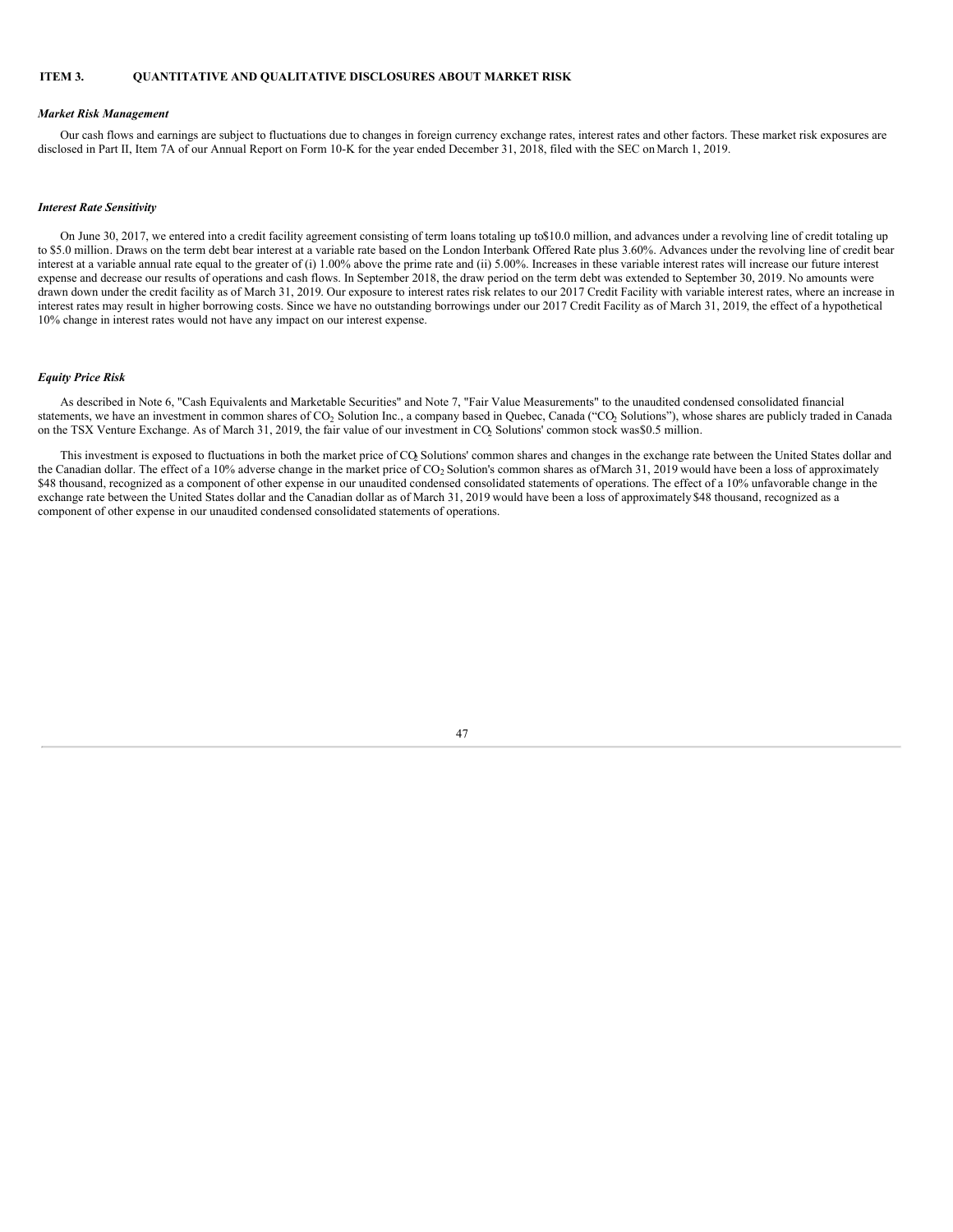## ITEM 3. QUANTITATIVE AND QUALITATIVE DISCLOSURES ABOUT MARKET RISK

***Market Risk Management***

Our cash flows and earnings are subject to fluctuations due to changes in foreign currency exchange rates, interest rates and other factors. These market risk exposures are disclosed in Part II, Item 7A of our Annual Report on Form 10-K for the year ended December 31, 2018, filed with the SEC on March 1, 2019.

***Interest Rate Sensitivity***

On June 30, 2017, we entered into a credit facility agreement consisting of term loans totaling up to $10.0 million, and advances under a revolving line of credit totaling up to $5.0 million. Draws on the term debt bear interest at a variable rate based on the London Interbank Offered Rate plus 3.60%. Advances under the revolving line of credit bear interest at a variable annual rate equal to the greater of (i) 1.00% above the prime rate and (ii) 5.00%. Increases in these variable interest rates will increase our future interest expense and decrease our results of operations and cash flows. In September 2018, the draw period on the term debt was extended to September 30, 2019. No amounts were drawn down under the credit facility as of March 31, 2019. Our exposure to interest rates risk relates to our 2017 Credit Facility with variable interest rates, where an increase in interest rates may result in higher borrowing costs. Since we have no outstanding borrowings under our 2017 Credit Facility as of March 31, 2019, the effect of a hypothetical 10% change in interest rates would not have any impact on our interest expense.

***Equity Price Risk***

As described in Note 6, "Cash Equivalents and Marketable Securities" and Note 7, "Fair Value Measurements" to the unaudited condensed consolidated financial statements, we have an investment in common shares of $CO_2$ Solution Inc., a company based in Quebec, Canada ("$CO_2$ Solutions"), whose shares are publicly traded in Canada on the TSX Venture Exchange. As of March 31, 2019, the fair value of our investment in $CO_2$ Solutions' common stock was $0.5 million.

This investment is exposed to fluctuations in both the market price of $CO_2$ Solutions' common shares and changes in the exchange rate between the United States dollar and the Canadian dollar. The effect of a 10% adverse change in the market price of $CO_2$ Solution's common shares as of March 31, 2019 would have been a loss of approximately $48 thousand, recognized as a component of other expense in our unaudited condensed consolidated statements of operations. The effect of a 10% unfavorable change in the exchange rate between the United States dollar and the Canadian dollar as of March 31, 2019 would have been a loss of approximately $48 thousand, recognized as a component of other expense in our unaudited condensed consolidated statements of operations.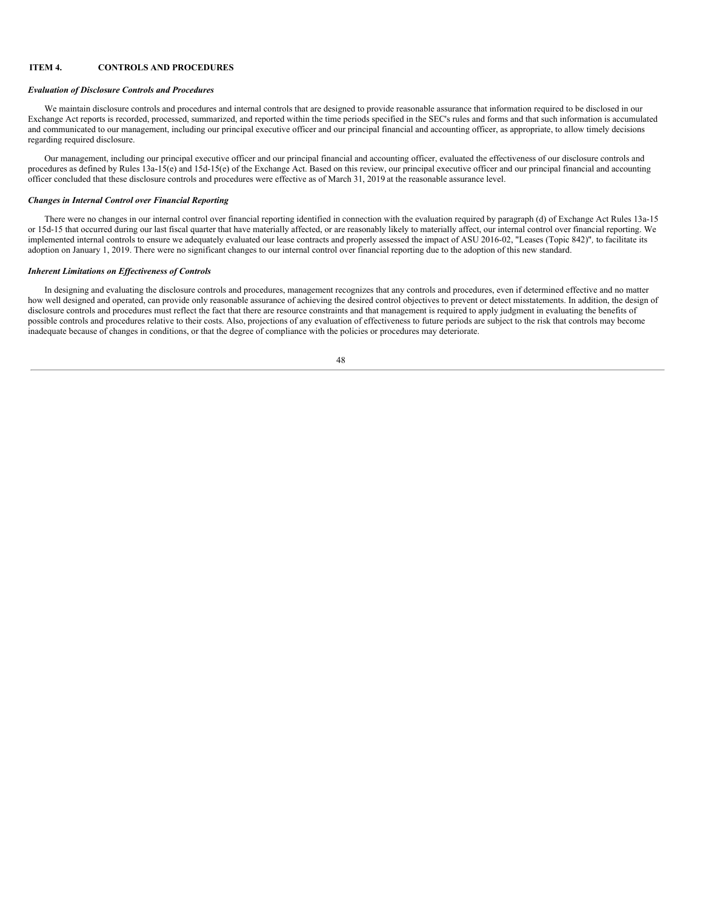## ITEM 4. CONTROLS AND PROCEDURES

***Evaluation of Disclosure Controls and Procedures***

We maintain disclosure controls and procedures and internal controls that are designed to provide reasonable assurance that information required to be disclosed in our Exchange Act reports is recorded, processed, summarized, and reported within the time periods specified in the SEC's rules and forms and that such information is accumulated and communicated to our management, including our principal executive officer and our principal financial and accounting officer, as appropriate, to allow timely decisions regarding required disclosure.

Our management, including our principal executive officer and our principal financial and accounting officer, evaluated the effectiveness of our disclosure controls and procedures as defined by Rules 13a-15(e) and 15d-15(e) of the Exchange Act. Based on this review, our principal executive officer and our principal financial and accounting officer concluded that these disclosure controls and procedures were effective as of March 31, 2019 at the reasonable assurance level.

***Changes in Internal Control over Financial Reporting***

There were no changes in our internal control over financial reporting identified in connection with the evaluation required by paragraph (d) of Exchange Act Rules 13a-15 or 15d-15 that occurred during our last fiscal quarter that have materially affected, or are reasonably likely to materially affect, our internal control over financial reporting. We implemented internal controls to ensure we adequately evaluated our lease contracts and properly assessed the impact of ASU 2016-02, "Leases (Topic 842)", to facilitate its adoption on January 1, 2019. There were no significant changes to our internal control over financial reporting due to the adoption of this new standard.

***Inherent Limitations on Effectiveness of Controls***

In designing and evaluating the disclosure controls and procedures, management recognizes that any controls and procedures, even if determined effective and no matter how well designed and operated, can provide only reasonable assurance of achieving the desired control objectives to prevent or detect misstatements. In addition, the design of disclosure controls and procedures must reflect the fact that there are resource constraints and that management is required to apply judgment in evaluating the benefits of possible controls and procedures relative to their costs. Also, projections of any evaluation of effectiveness to future periods are subject to the risk that controls may become inadequate because of changes in conditions, or that the degree of compliance with the policies or procedures may deteriorate.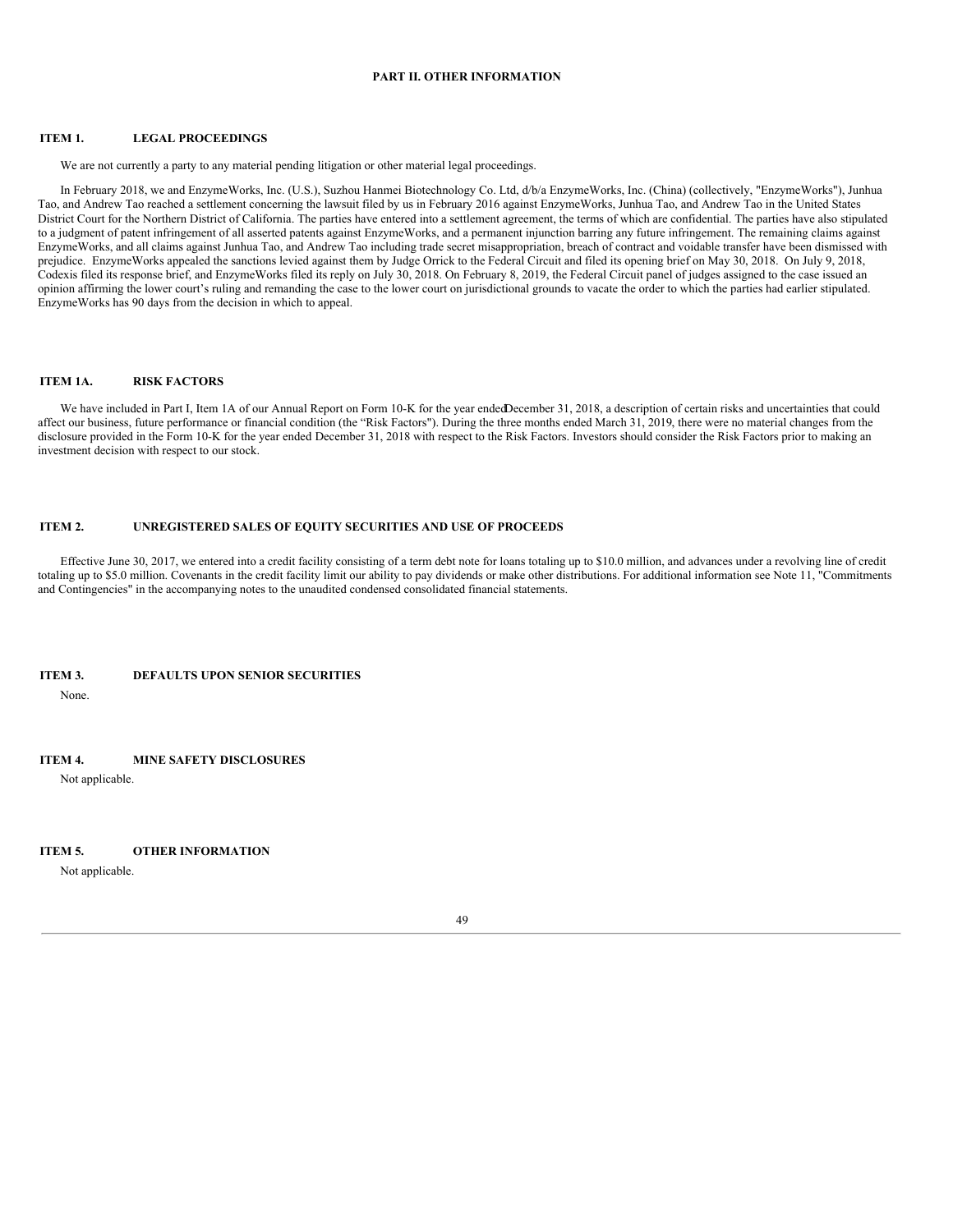# PART II. OTHER INFORMATION

## ITEM 1. LEGAL PROCEEDINGS

We are not currently a party to any material pending litigation or other material legal proceedings.

In February 2018, we and EnzymeWorks, Inc. (U.S.), Suzhou Hanmei Biotechnology Co. Ltd, d/b/a EnzymeWorks, Inc. (China) (collectively, "EnzymeWorks"), Junhua Tao, and Andrew Tao reached a settlement concerning the lawsuit filed by us in February 2016 against EnzymeWorks, Junhua Tao, and Andrew Tao in the United States District Court for the Northern District of California. The parties have entered into a settlement agreement, the terms of which are confidential. The parties have also stipulated to a judgment of patent infringement of all asserted patents against EnzymeWorks, and a permanent injunction barring any future infringement. The remaining claims against EnzymeWorks, and all claims against Junhua Tao, and Andrew Tao including trade secret misappropriation, breach of contract and voidable transfer have been dismissed with prejudice. EnzymeWorks appealed the sanctions levied against them by Judge Orrick to the Federal Circuit and filed its opening brief on May 30, 2018. On July 9, 2018, Codexis filed its response brief, and EnzymeWorks filed its reply on July 30, 2018. On February 8, 2019, the Federal Circuit panel of judges assigned to the case issued an opinion affirming the lower court's ruling and remanding the case to the lower court on jurisdictional grounds to vacate the order to which the parties had earlier stipulated. EnzymeWorks has 90 days from the decision in which to appeal.

## ITEM 1A. RISK FACTORS

We have included in Part I, Item 1A of our Annual Report on Form 10-K for the year ended December 31, 2018, a description of certain risks and uncertainties that could affect our business, future performance or financial condition (the "Risk Factors"). During the three months ended March 31, 2019, there were no material changes from the disclosure provided in the Form 10-K for the year ended December 31, 2018 with respect to the Risk Factors. Investors should consider the Risk Factors prior to making an investment decision with respect to our stock.

## ITEM 2. UNREGISTERED SALES OF EQUITY SECURITIES AND USE OF PROCEEDS

Effective June 30, 2017, we entered into a credit facility consisting of a term debt note for loans totaling up to $10.0 million, and advances under a revolving line of credit totaling up to $5.0 million. Covenants in the credit facility limit our ability to pay dividends or make other distributions. For additional information see Note 11, "Commitments and Contingencies" in the accompanying notes to the unaudited condensed consolidated financial statements.

## ITEM 3. DEFAULTS UPON SENIOR SECURITIES

None.

## ITEM 4. MINE SAFETY DISCLOSURES

Not applicable.

## ITEM 5. OTHER INFORMATION

Not applicable.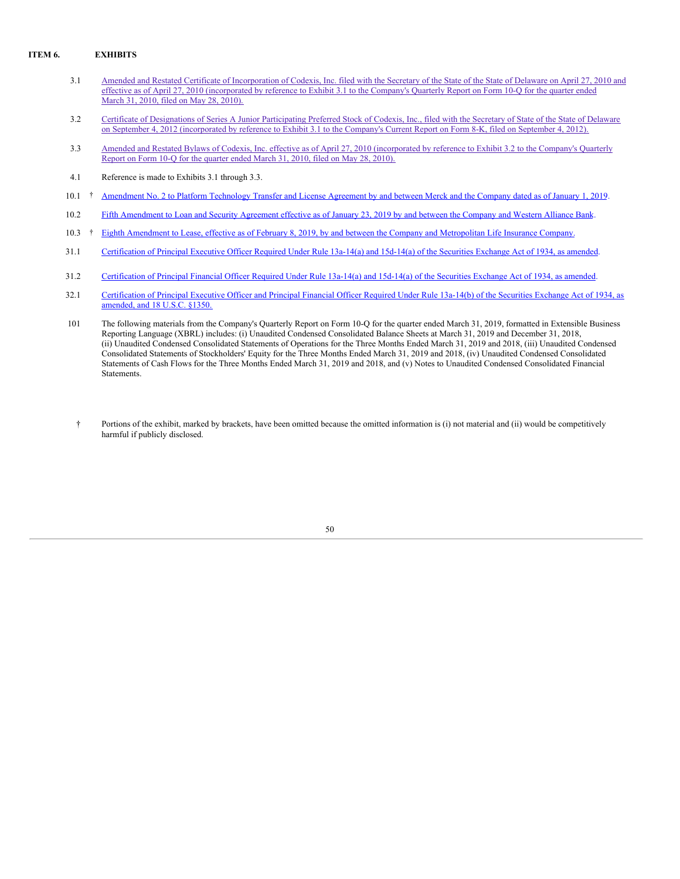**ITEM 6. EXHIBITS**

| | | |
|---|---|---|
| 3.1 | | Amended and Restated Certificate of Incorporation of Codexis, Inc. filed with the Secretary of the State of the State of Delaware on April 27, 2010 and effective as of April 27, 2010 (incorporated by reference to Exhibit 3.1 to the Company's Quarterly Report on Form 10-Q for the quarter ended March 31, 2010, filed on May 28, 2010). |
| 3.2 | | Certificate of Designations of Series A Junior Participating Preferred Stock of Codexis, Inc., filed with the Secretary of State of the State of Delaware on September 4, 2012 (incorporated by reference to Exhibit 3.1 to the Company's Current Report on Form 8-K, filed on September 4, 2012). |
| 3.3 | | Amended and Restated Bylaws of Codexis, Inc. effective as of April 27, 2010 (incorporated by reference to Exhibit 3.2 to the Company's Quarterly Report on Form 10-Q for the quarter ended March 31, 2010, filed on May 28, 2010). |
| 4.1 | | Reference is made to Exhibits 3.1 through 3.3. |
| 10.1 | † | Amendment No. 2 to Platform Technology Transfer and License Agreement by and between Merck and the Company dated as of January 1, 2019. |
| 10.2 | | Fifth Amendment to Loan and Security Agreement effective as of January 23, 2019 by and between the Company and Western Alliance Bank. |
| 10.3 | † | Eighth Amendment to Lease, effective as of February 8, 2019, by and between the Company and Metropolitan Life Insurance Company. |
| 31.1 | | Certification of Principal Executive Officer Required Under Rule 13a-14(a) and 15d-14(a) of the Securities Exchange Act of 1934, as amended. |
| 31.2 | | Certification of Principal Financial Officer Required Under Rule 13a-14(a) and 15d-14(a) of the Securities Exchange Act of 1934, as amended. |
| 32.1 | | Certification of Principal Executive Officer and Principal Financial Officer Required Under Rule 13a-14(b) of the Securities Exchange Act of 1934, as amended, and 18 U.S.C. §1350. |
| 101 | | The following materials from the Company's Quarterly Report on Form 10-Q for the quarter ended March 31, 2019, formatted in Extensible Business Reporting Language (XBRL) includes: (i) Unaudited Condensed Consolidated Balance Sheets at March 31, 2019 and December 31, 2018, (ii) Unaudited Condensed Consolidated Statements of Operations for the Three Months Ended March 31, 2019 and 2018, (iii) Unaudited Condensed Consolidated Statements of Stockholders' Equity for the Three Months Ended March 31, 2019 and 2018, (iv) Unaudited Condensed Consolidated Statements of Cash Flows for the Three Months Ended March 31, 2019 and 2018, and (v) Notes to Unaudited Condensed Consolidated Financial Statements. |

† Portions of the exhibit, marked by brackets, have been omitted because the omitted information is (i) not material and (ii) would be competitively harmful if publicly disclosed.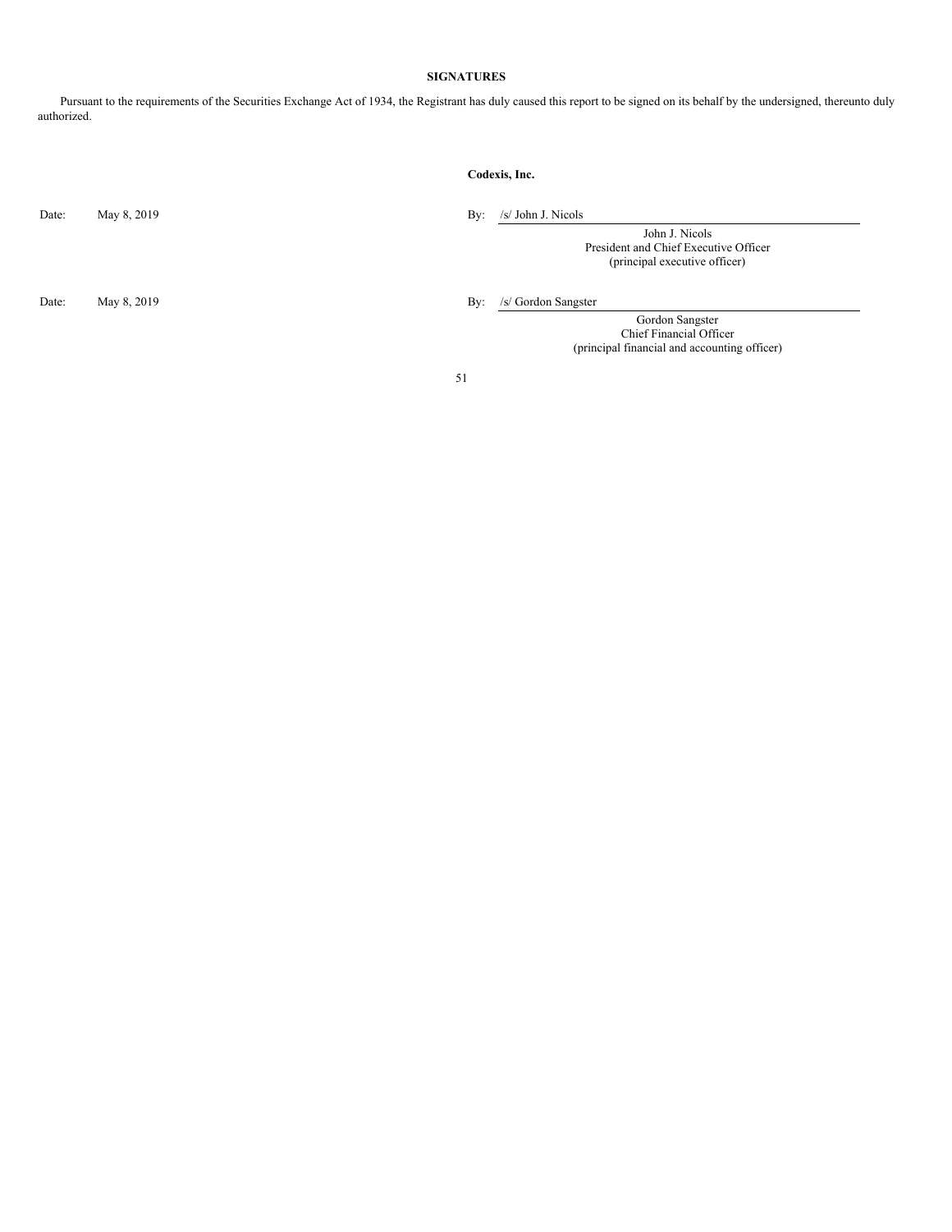**SIGNATURES**

Pursuant to the requirements of the Securities Exchange Act of 1934, the Registrant has duly caused this report to be signed on its behalf by the undersigned, thereunto duly authorized.

**Codexis, Inc.**

| | | | |
|---|---|---|---|
| Date: | May 8, 2019 | By: | /s/ John J. Nicols |
| | | | John J. Nicols<br>President and Chief Executive Officer<br>(principal executive officer) |
| Date: | May 8, 2019 | By: | /s/ Gordon Sangster |
| | | | Gordon Sangster<br>Chief Financial Officer<br>(principal financial and accounting officer) |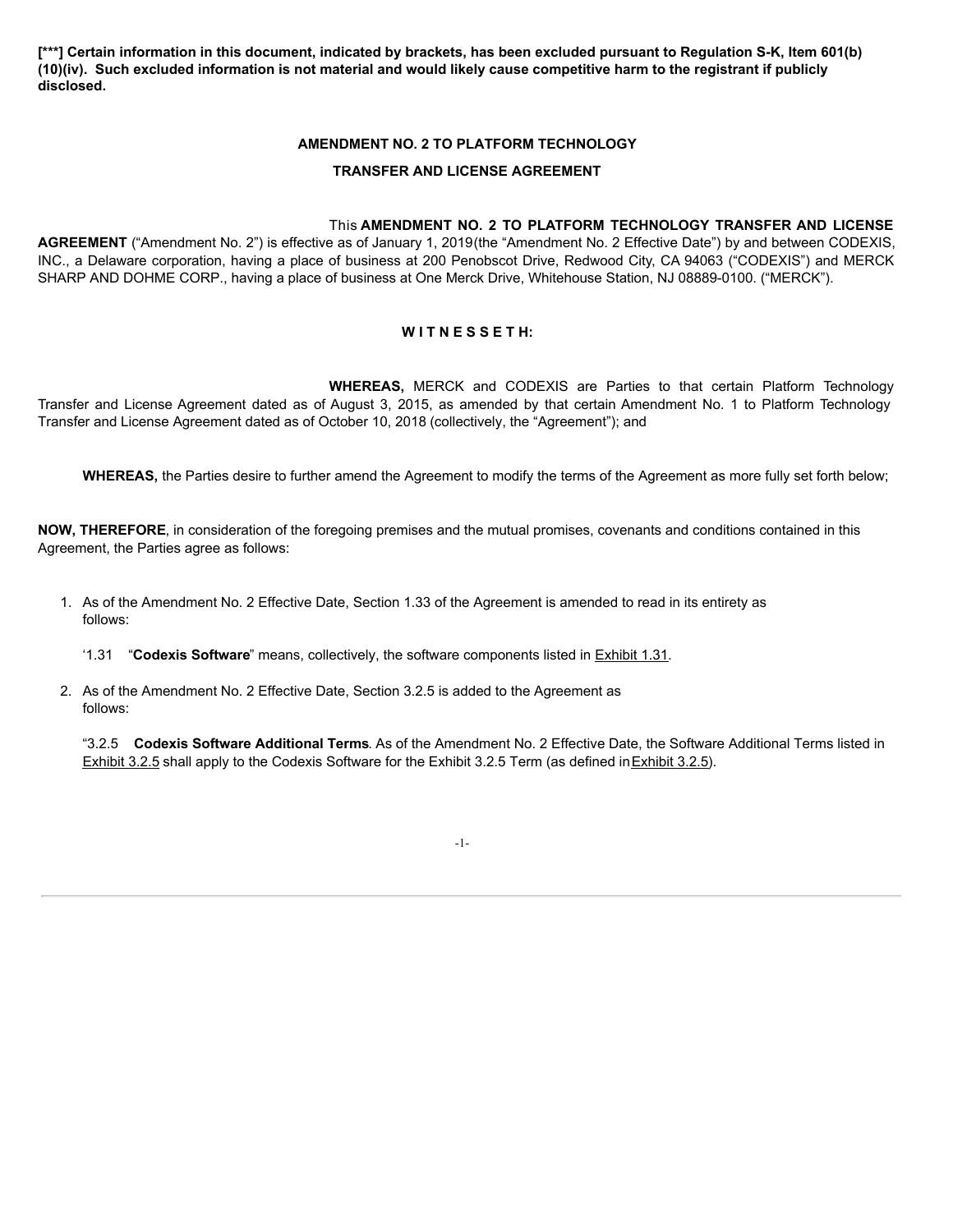**[***] Certain information in this document, indicated by brackets, has been excluded pursuant to Regulation S-K, Item 601(b)(10)(iv). Such excluded information is not material and would likely cause competitive harm to the registrant if publicly disclosed.**

# AMENDMENT NO. 2 TO PLATFORM TECHNOLOGY TRANSFER AND LICENSE AGREEMENT

This **AMENDMENT NO. 2 TO PLATFORM TECHNOLOGY TRANSFER AND LICENSE AGREEMENT** ("Amendment No. 2") is effective as of January 1, 2019(the "Amendment No. 2 Effective Date") by and between CODEXIS, INC., a Delaware corporation, having a place of business at 200 Penobscot Drive, Redwood City, CA 94063 ("CODEXIS") and MERCK SHARP AND DOHME CORP., having a place of business at One Merck Drive, Whitehouse Station, NJ 08889-0100. ("MERCK").

**W I T N E S S E T H:**

**WHEREAS,** MERCK and CODEXIS are Parties to that certain Platform Technology Transfer and License Agreement dated as of August 3, 2015, as amended by that certain Amendment No. 1 to Platform Technology Transfer and License Agreement dated as of October 10, 2018 (collectively, the "Agreement"); and

**WHEREAS,** the Parties desire to further amend the Agreement to modify the terms of the Agreement as more fully set forth below;

**NOW, THEREFORE**, in consideration of the foregoing premises and the mutual promises, covenants and conditions contained in this Agreement, the Parties agree as follows:

1. As of the Amendment No. 2 Effective Date, Section 1.33 of the Agreement is amended to read in its entirety as follows:

   '1.31 "**Codexis Software**" means, collectively, the software components listed in Exhibit 1.31.

2. As of the Amendment No. 2 Effective Date, Section 3.2.5 is added to the Agreement as follows:

   "3.2.5 **Codexis Software Additional Terms**. As of the Amendment No. 2 Effective Date, the Software Additional Terms listed in Exhibit 3.2.5 shall apply to the Codexis Software for the Exhibit 3.2.5 Term (as defined in Exhibit 3.2.5).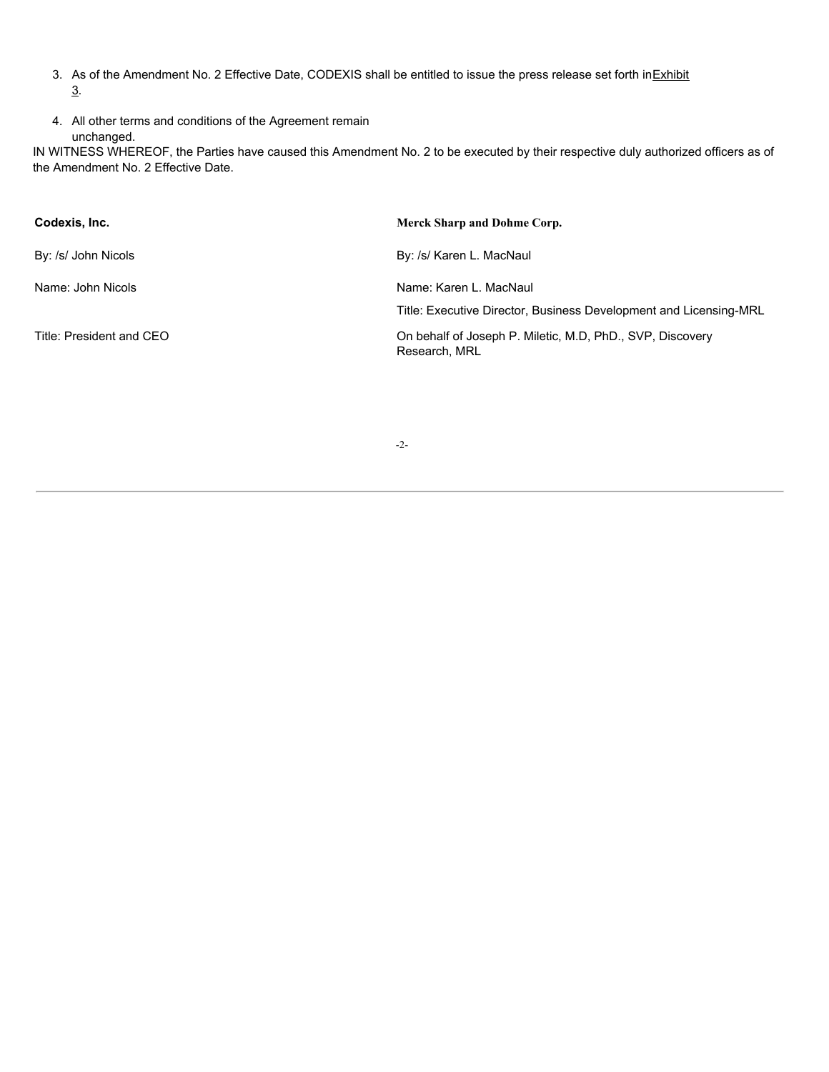3. As of the Amendment No. 2 Effective Date, CODEXIS shall be entitled to issue the press release set forth in Exhibit 3.

4. All other terms and conditions of the Agreement remain unchanged.

IN WITNESS WHEREOF, the Parties have caused this Amendment No. 2 to be executed by their respective duly authorized officers as of the Amendment No. 2 Effective Date.

| **Codexis, Inc.** | **Merck Sharp and Dohme Corp.** |
|---|---|
| By: /s/ John Nicols | By: /s/ Karen L. MacNaul |
| Name: John Nicols | Name: Karen L. MacNaul |
| | Title: Executive Director, Business Development and Licensing-MRL |
| Title: President and CEO | On behalf of Joseph P. Miletic, M.D, PhD., SVP, Discovery Research, MRL |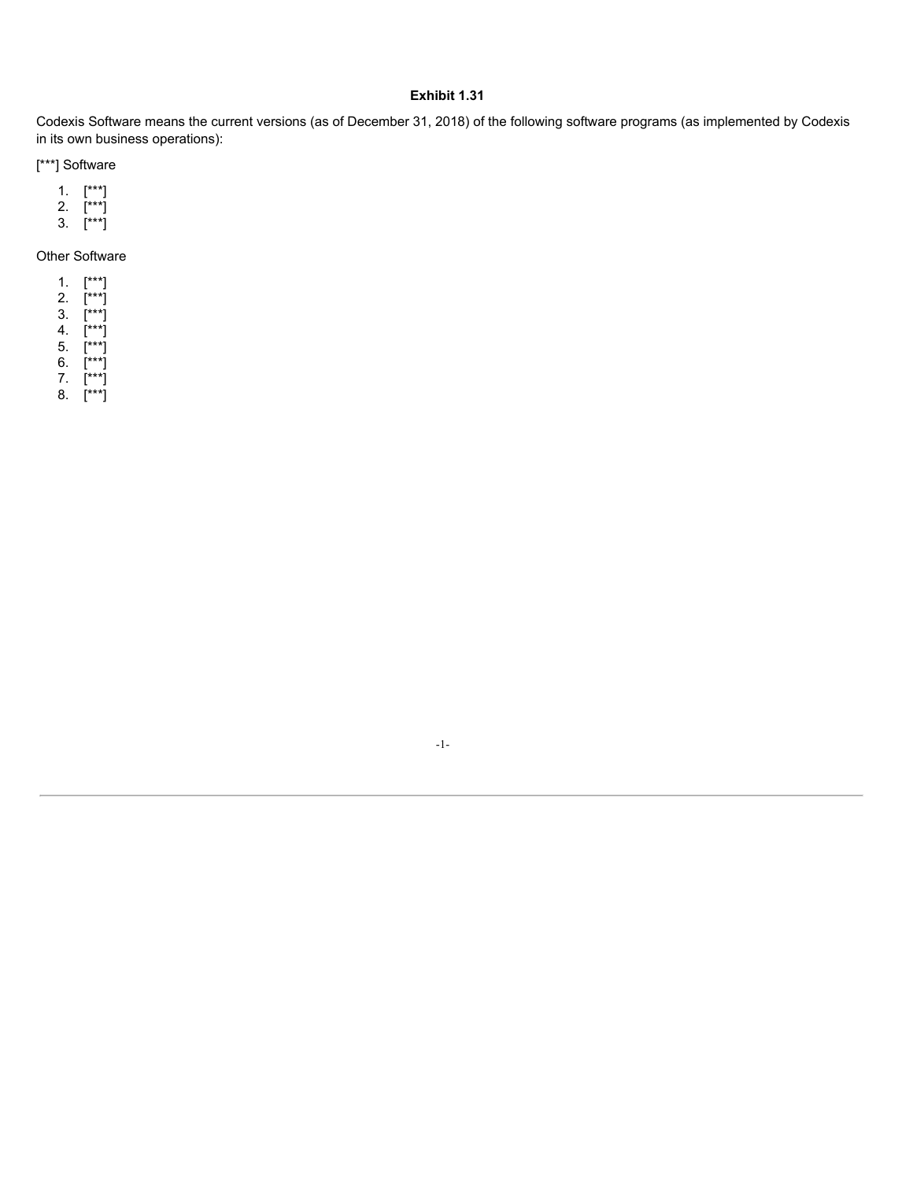**Exhibit 1.31**

Codexis Software means the current versions (as of December 31, 2018) of the following software programs (as implemented by Codexis in its own business operations):

[***] Software

1. [***]
2. [***]
3. [***]

Other Software

1. [***]
2. [***]
3. [***]
4. [***]
5. [***]
6. [***]
7. [***]
8. [***]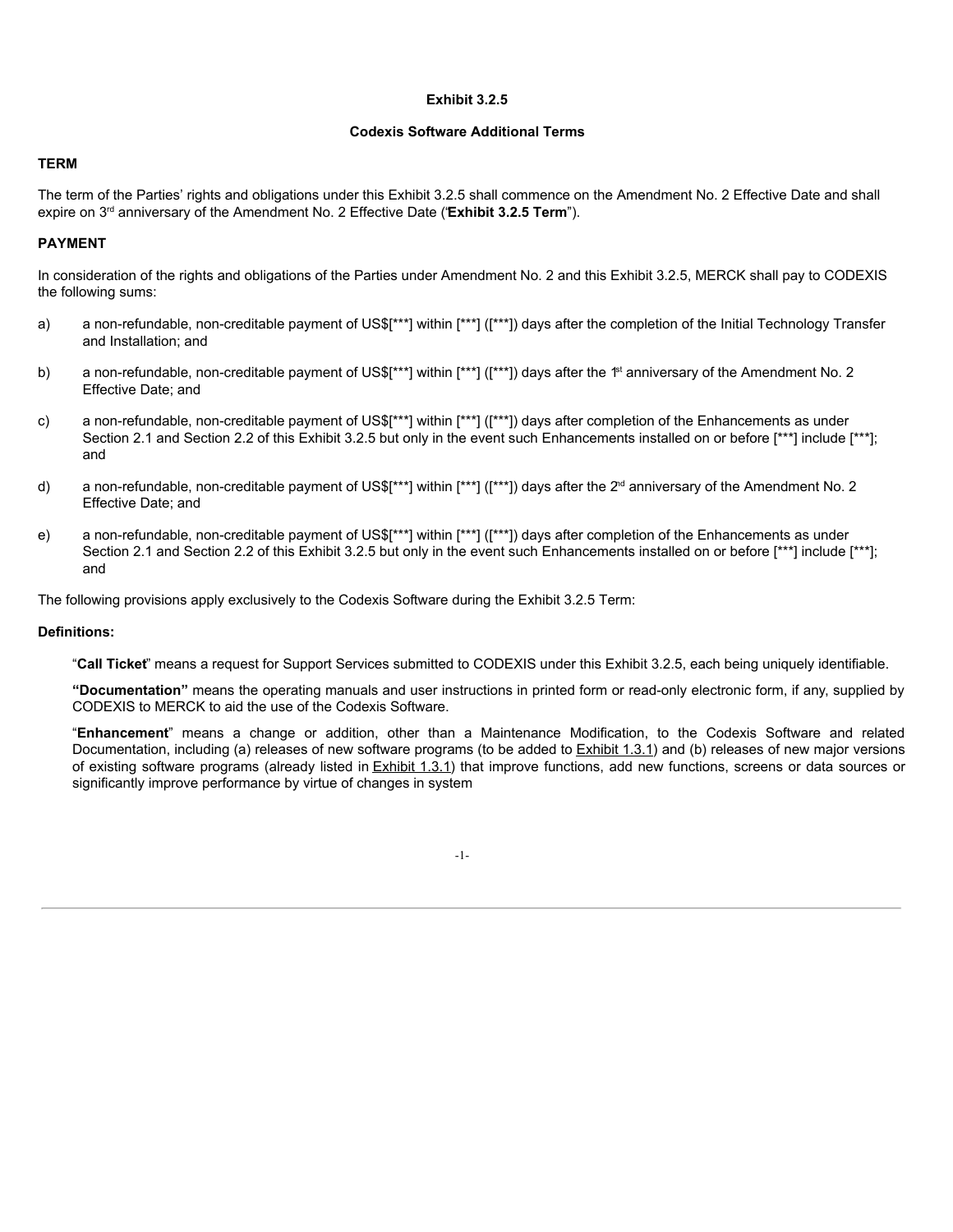**Exhibit 3.2.5**

**Codexis Software Additional Terms**

**TERM**

The term of the Parties' rights and obligations under this Exhibit 3.2.5 shall commence on the Amendment No. 2 Effective Date and shall expire on 3rd anniversary of the Amendment No. 2 Effective Date ("**Exhibit 3.2.5 Term**").

**PAYMENT**

In consideration of the rights and obligations of the Parties under Amendment No. 2 and this Exhibit 3.2.5, MERCK shall pay to CODEXIS the following sums:

a) a non-refundable, non-creditable payment of US$[***] within [***] ([***]) days after the completion of the Initial Technology Transfer and Installation; and

b) a non-refundable, non-creditable payment of US$[***] within [***] ([***]) days after the 1st anniversary of the Amendment No. 2 Effective Date; and

c) a non-refundable, non-creditable payment of US$[***] within [***] ([***]) days after completion of the Enhancements as under Section 2.1 and Section 2.2 of this Exhibit 3.2.5 but only in the event such Enhancements installed on or before [***] include [***]; and

d) a non-refundable, non-creditable payment of US$[***] within [***] ([***]) days after the 2nd anniversary of the Amendment No. 2 Effective Date; and

e) a non-refundable, non-creditable payment of US$[***] within [***] ([***]) days after completion of the Enhancements as under Section 2.1 and Section 2.2 of this Exhibit 3.2.5 but only in the event such Enhancements installed on or before [***] include [***]; and

The following provisions apply exclusively to the Codexis Software during the Exhibit 3.2.5 Term:

**Definitions:**

"**Call Ticket**" means a request for Support Services submitted to CODEXIS under this Exhibit 3.2.5, each being uniquely identifiable.

**"Documentation"** means the operating manuals and user instructions in printed form or read-only electronic form, if any, supplied by CODEXIS to MERCK to aid the use of the Codexis Software.

"**Enhancement**" means a change or addition, other than a Maintenance Modification, to the Codexis Software and related Documentation, including (a) releases of new software programs (to be added to Exhibit 1.3.1) and (b) releases of new major versions of existing software programs (already listed in Exhibit 1.3.1) that improve functions, add new functions, screens or data sources or significantly improve performance by virtue of changes in system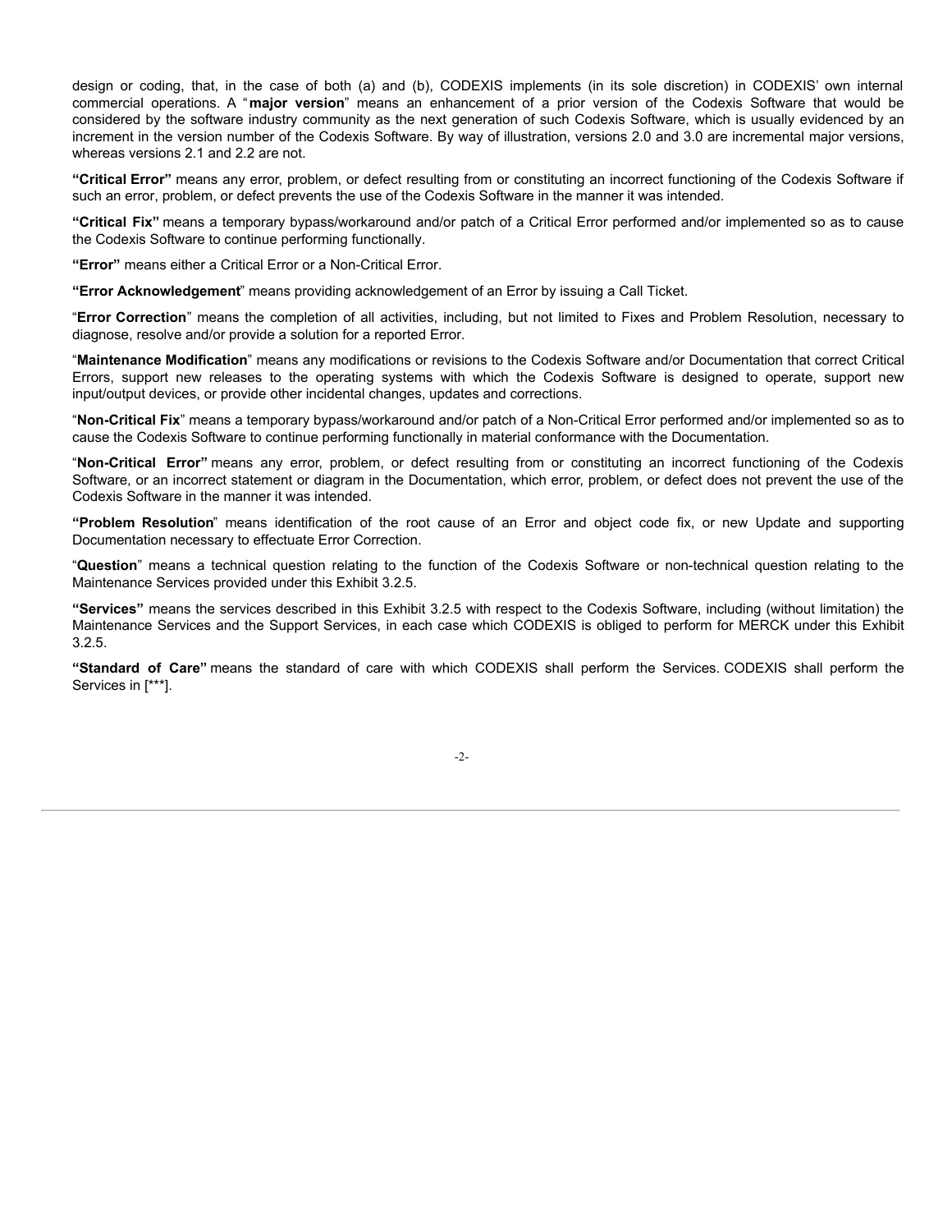design or coding, that, in the case of both (a) and (b), CODEXIS implements (in its sole discretion) in CODEXIS' own internal commercial operations. A "**major version**" means an enhancement of a prior version of the Codexis Software that would be considered by the software industry community as the next generation of such Codexis Software, which is usually evidenced by an increment in the version number of the Codexis Software. By way of illustration, versions 2.0 and 3.0 are incremental major versions, whereas versions 2.1 and 2.2 are not.

**"Critical Error"** means any error, problem, or defect resulting from or constituting an incorrect functioning of the Codexis Software if such an error, problem, or defect prevents the use of the Codexis Software in the manner it was intended.

**"Critical Fix"** means a temporary bypass/workaround and/or patch of a Critical Error performed and/or implemented so as to cause the Codexis Software to continue performing functionally.

**"Error"** means either a Critical Error or a Non-Critical Error.

**"Error Acknowledgement**" means providing acknowledgement of an Error by issuing a Call Ticket.

"**Error Correction**" means the completion of all activities, including, but not limited to Fixes and Problem Resolution, necessary to diagnose, resolve and/or provide a solution for a reported Error.

"**Maintenance Modification**" means any modifications or revisions to the Codexis Software and/or Documentation that correct Critical Errors, support new releases to the operating systems with which the Codexis Software is designed to operate, support new input/output devices, or provide other incidental changes, updates and corrections.

"**Non-Critical Fix**" means a temporary bypass/workaround and/or patch of a Non-Critical Error performed and/or implemented so as to cause the Codexis Software to continue performing functionally in material conformance with the Documentation.

"**Non-Critical Error"** means any error, problem, or defect resulting from or constituting an incorrect functioning of the Codexis Software, or an incorrect statement or diagram in the Documentation, which error, problem, or defect does not prevent the use of the Codexis Software in the manner it was intended.

**"Problem Resolution**" means identification of the root cause of an Error and object code fix, or new Update and supporting Documentation necessary to effectuate Error Correction.

"**Question**" means a technical question relating to the function of the Codexis Software or non-technical question relating to the Maintenance Services provided under this Exhibit 3.2.5.

**"Services"** means the services described in this Exhibit 3.2.5 with respect to the Codexis Software, including (without limitation) the Maintenance Services and the Support Services, in each case which CODEXIS is obliged to perform for MERCK under this Exhibit 3.2.5.

**"Standard of Care"** means the standard of care with which CODEXIS shall perform the Services. CODEXIS shall perform the Services in [***].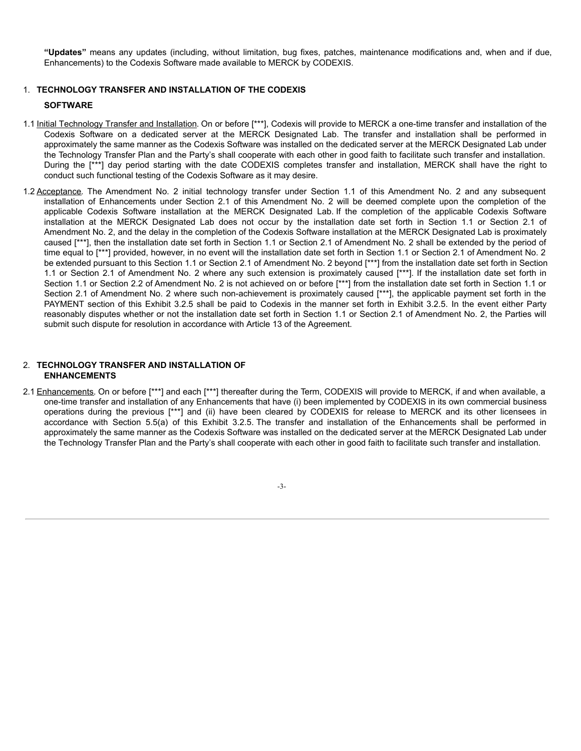**"Updates"** means any updates (including, without limitation, bug fixes, patches, maintenance modifications and, when and if due, Enhancements) to the Codexis Software made available to MERCK by CODEXIS.

1. **TECHNOLOGY TRANSFER AND INSTALLATION OF THE CODEXIS SOFTWARE**

1.1 Initial Technology Transfer and Installation. On or before [***], Codexis will provide to MERCK a one-time transfer and installation of the Codexis Software on a dedicated server at the MERCK Designated Lab. The transfer and installation shall be performed in approximately the same manner as the Codexis Software was installed on the dedicated server at the MERCK Designated Lab under the Technology Transfer Plan and the Party's shall cooperate with each other in good faith to facilitate such transfer and installation. During the [***] day period starting with the date CODEXIS completes transfer and installation, MERCK shall have the right to conduct such functional testing of the Codexis Software as it may desire.

1.2 Acceptance. The Amendment No. 2 initial technology transfer under Section 1.1 of this Amendment No. 2 and any subsequent installation of Enhancements under Section 2.1 of this Amendment No. 2 will be deemed complete upon the completion of the applicable Codexis Software installation at the MERCK Designated Lab. If the completion of the applicable Codexis Software installation at the MERCK Designated Lab does not occur by the installation date set forth in Section 1.1 or Section 2.1 of Amendment No. 2, and the delay in the completion of the Codexis Software installation at the MERCK Designated Lab is proximately caused [***], then the installation date set forth in Section 1.1 or Section 2.1 of Amendment No. 2 shall be extended by the period of time equal to [***] provided, however, in no event will the installation date set forth in Section 1.1 or Section 2.1 of Amendment No. 2 be extended pursuant to this Section 1.1 or Section 2.1 of Amendment No. 2 beyond [***] from the installation date set forth in Section 1.1 or Section 2.1 of Amendment No. 2 where any such extension is proximately caused [***]. If the installation date set forth in Section 1.1 or Section 2.2 of Amendment No. 2 is not achieved on or before [***] from the installation date set forth in Section 1.1 or Section 2.1 of Amendment No. 2 where such non-achievement is proximately caused [***], the applicable payment set forth in the PAYMENT section of this Exhibit 3.2.5 shall be paid to Codexis in the manner set forth in Exhibit 3.2.5. In the event either Party reasonably disputes whether or not the installation date set forth in Section 1.1 or Section 2.1 of Amendment No. 2, the Parties will submit such dispute for resolution in accordance with Article 13 of the Agreement.

2. **TECHNOLOGY TRANSFER AND INSTALLATION OF ENHANCEMENTS**

2.1 Enhancements. On or before [***] and each [***] thereafter during the Term, CODEXIS will provide to MERCK, if and when available, a one-time transfer and installation of any Enhancements that have (i) been implemented by CODEXIS in its own commercial business operations during the previous [***] and (ii) have been cleared by CODEXIS for release to MERCK and its other licensees in accordance with Section 5.5(a) of this Exhibit 3.2.5. The transfer and installation of the Enhancements shall be performed in approximately the same manner as the Codexis Software was installed on the dedicated server at the MERCK Designated Lab under the Technology Transfer Plan and the Party's shall cooperate with each other in good faith to facilitate such transfer and installation.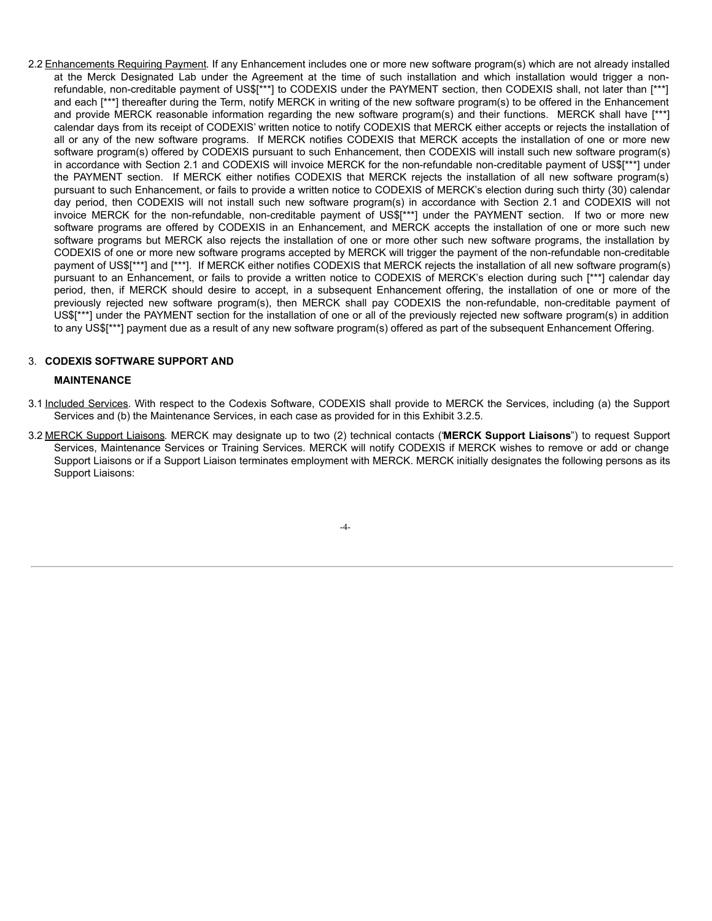2.2 Enhancements Requiring Payment. If any Enhancement includes one or more new software program(s) which are not already installed at the Merck Designated Lab under the Agreement at the time of such installation and which installation would trigger a non-refundable, non-creditable payment of US$[***] to CODEXIS under the PAYMENT section, then CODEXIS shall, not later than [***] and each [***] thereafter during the Term, notify MERCK in writing of the new software program(s) to be offered in the Enhancement and provide MERCK reasonable information regarding the new software program(s) and their functions. MERCK shall have [***] calendar days from its receipt of CODEXIS' written notice to notify CODEXIS that MERCK either accepts or rejects the installation of all or any of the new software programs. If MERCK notifies CODEXIS that MERCK accepts the installation of one or more new software program(s) offered by CODEXIS pursuant to such Enhancement, then CODEXIS will install such new software program(s) in accordance with Section 2.1 and CODEXIS will invoice MERCK for the non-refundable non-creditable payment of US$[***] under the PAYMENT section. If MERCK either notifies CODEXIS that MERCK rejects the installation of all new software program(s) pursuant to such Enhancement, or fails to provide a written notice to CODEXIS of MERCK's election during such thirty (30) calendar day period, then CODEXIS will not install such new software program(s) in accordance with Section 2.1 and CODEXIS will not invoice MERCK for the non-refundable, non-creditable payment of US$[***] under the PAYMENT section. If two or more new software programs are offered by CODEXIS in an Enhancement, and MERCK accepts the installation of one or more such new software programs but MERCK also rejects the installation of one or more other such new software programs, the installation by CODEXIS of one or more new software programs accepted by MERCK will trigger the payment of the non-refundable non-creditable payment of US$[***] and [***]. If MERCK either notifies CODEXIS that MERCK rejects the installation of all new software program(s) pursuant to an Enhancement, or fails to provide a written notice to CODEXIS of MERCK's election during such [***] calendar day period, then, if MERCK should desire to accept, in a subsequent Enhancement offering, the installation of one or more of the previously rejected new software program(s), then MERCK shall pay CODEXIS the non-refundable, non-creditable payment of US$[***] under the PAYMENT section for the installation of one or all of the previously rejected new software program(s) in addition to any US$[***] payment due as a result of any new software program(s) offered as part of the subsequent Enhancement Offering.

## 3. CODEXIS SOFTWARE SUPPORT AND MAINTENANCE

3.1 Included Services. With respect to the Codexis Software, CODEXIS shall provide to MERCK the Services, including (a) the Support Services and (b) the Maintenance Services, in each case as provided for in this Exhibit 3.2.5.

3.2 MERCK Support Liaisons. MERCK may designate up to two (2) technical contacts ('**MERCK Support Liaisons**") to request Support Services, Maintenance Services or Training Services. MERCK will notify CODEXIS if MERCK wishes to remove or add or change Support Liaisons or if a Support Liaison terminates employment with MERCK. MERCK initially designates the following persons as its Support Liaisons: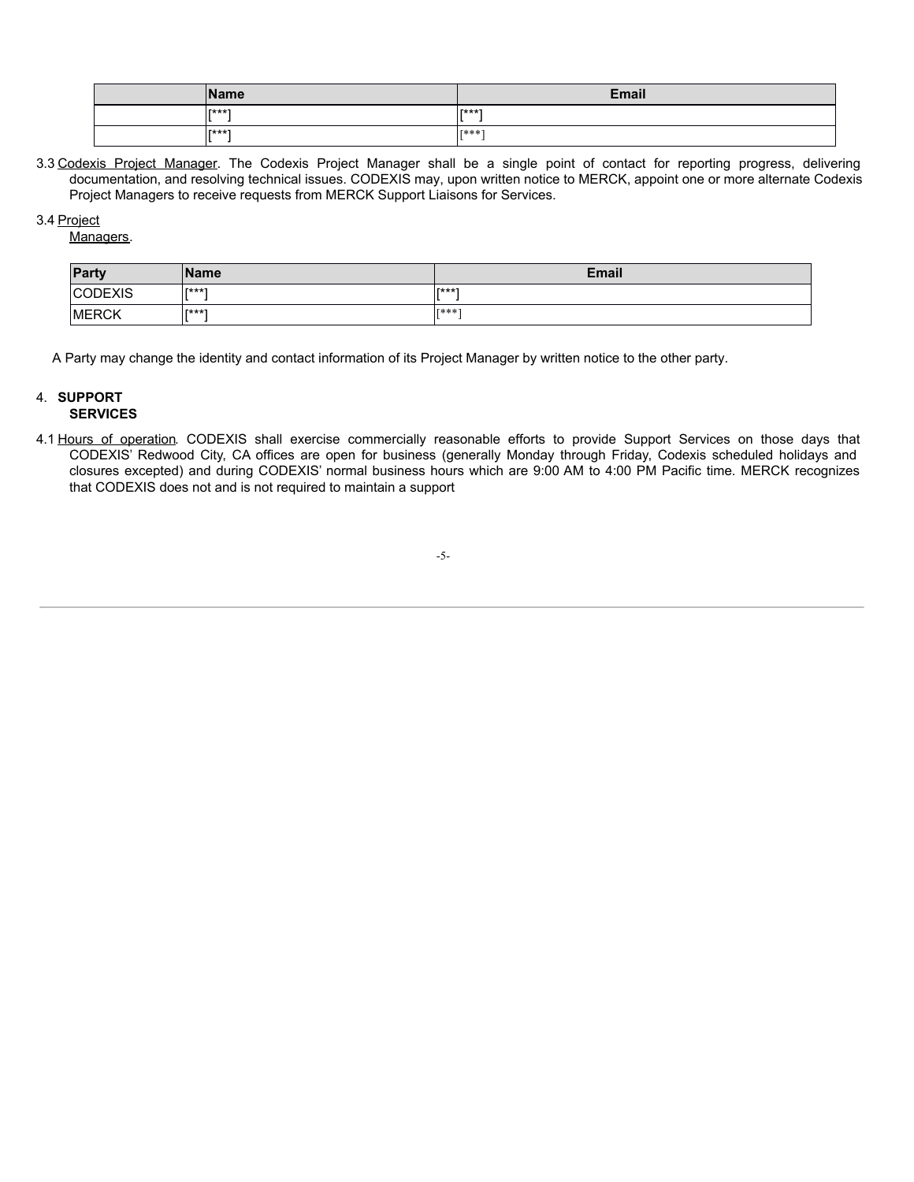| | Name | Email |
|---|---|---|
| | [***] | [***] |
| | [***] | [***] |

3.3 Codexis Project Manager. The Codexis Project Manager shall be a single point of contact for reporting progress, delivering documentation, and resolving technical issues. CODEXIS may, upon written notice to MERCK, appoint one or more alternate Codexis Project Managers to receive requests from MERCK Support Liaisons for Services.

3.4 Project Managers.

| Party | Name | Email |
|---|---|---|
| CODEXIS | [***] | [***] |
| MERCK | [***] | [***] |

A Party may change the identity and contact information of its Project Manager by written notice to the other party.

4. **SUPPORT SERVICES**

4.1 Hours of operation. CODEXIS shall exercise commercially reasonable efforts to provide Support Services on those days that CODEXIS' Redwood City, CA offices are open for business (generally Monday through Friday, Codexis scheduled holidays and closures excepted) and during CODEXIS' normal business hours which are 9:00 AM to 4:00 PM Pacific time. MERCK recognizes that CODEXIS does not and is not required to maintain a support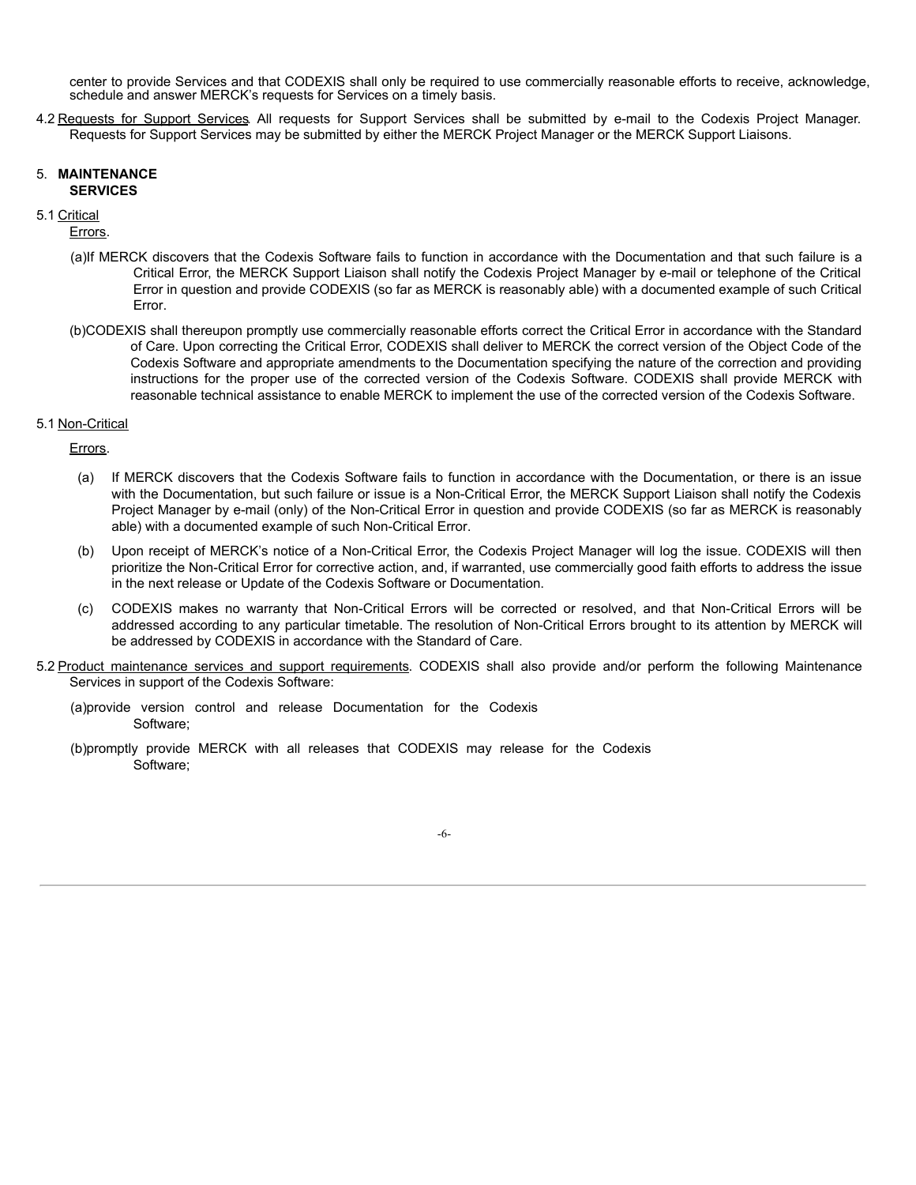center to provide Services and that CODEXIS shall only be required to use commercially reasonable efforts to receive, acknowledge, schedule and answer MERCK's requests for Services on a timely basis.

4.2 Requests for Support Services. All requests for Support Services shall be submitted by e-mail to the Codexis Project Manager. Requests for Support Services may be submitted by either the MERCK Project Manager or the MERCK Support Liaisons.

5. **MAINTENANCE SERVICES**

5.1 Critical Errors.

(a) If MERCK discovers that the Codexis Software fails to function in accordance with the Documentation and that such failure is a Critical Error, the MERCK Support Liaison shall notify the Codexis Project Manager by e-mail or telephone of the Critical Error in question and provide CODEXIS (so far as MERCK is reasonably able) with a documented example of such Critical Error.

(b) CODEXIS shall thereupon promptly use commercially reasonable efforts correct the Critical Error in accordance with the Standard of Care. Upon correcting the Critical Error, CODEXIS shall deliver to MERCK the correct version of the Object Code of the Codexis Software and appropriate amendments to the Documentation specifying the nature of the correction and providing instructions for the proper use of the corrected version of the Codexis Software. CODEXIS shall provide MERCK with reasonable technical assistance to enable MERCK to implement the use of the corrected version of the Codexis Software.

5.1 Non-Critical Errors.

(a) If MERCK discovers that the Codexis Software fails to function in accordance with the Documentation, or there is an issue with the Documentation, but such failure or issue is a Non-Critical Error, the MERCK Support Liaison shall notify the Codexis Project Manager by e-mail (only) of the Non-Critical Error in question and provide CODEXIS (so far as MERCK is reasonably able) with a documented example of such Non-Critical Error.

(b) Upon receipt of MERCK's notice of a Non-Critical Error, the Codexis Project Manager will log the issue. CODEXIS will then prioritize the Non-Critical Error for corrective action, and, if warranted, use commercially good faith efforts to address the issue in the next release or Update of the Codexis Software or Documentation.

(c) CODEXIS makes no warranty that Non-Critical Errors will be corrected or resolved, and that Non-Critical Errors will be addressed according to any particular timetable. The resolution of Non-Critical Errors brought to its attention by MERCK will be addressed by CODEXIS in accordance with the Standard of Care.

5.2 Product maintenance services and support requirements. CODEXIS shall also provide and/or perform the following Maintenance Services in support of the Codexis Software:

(a) provide version control and release Documentation for the Codexis Software;

(b) promptly provide MERCK with all releases that CODEXIS may release for the Codexis Software;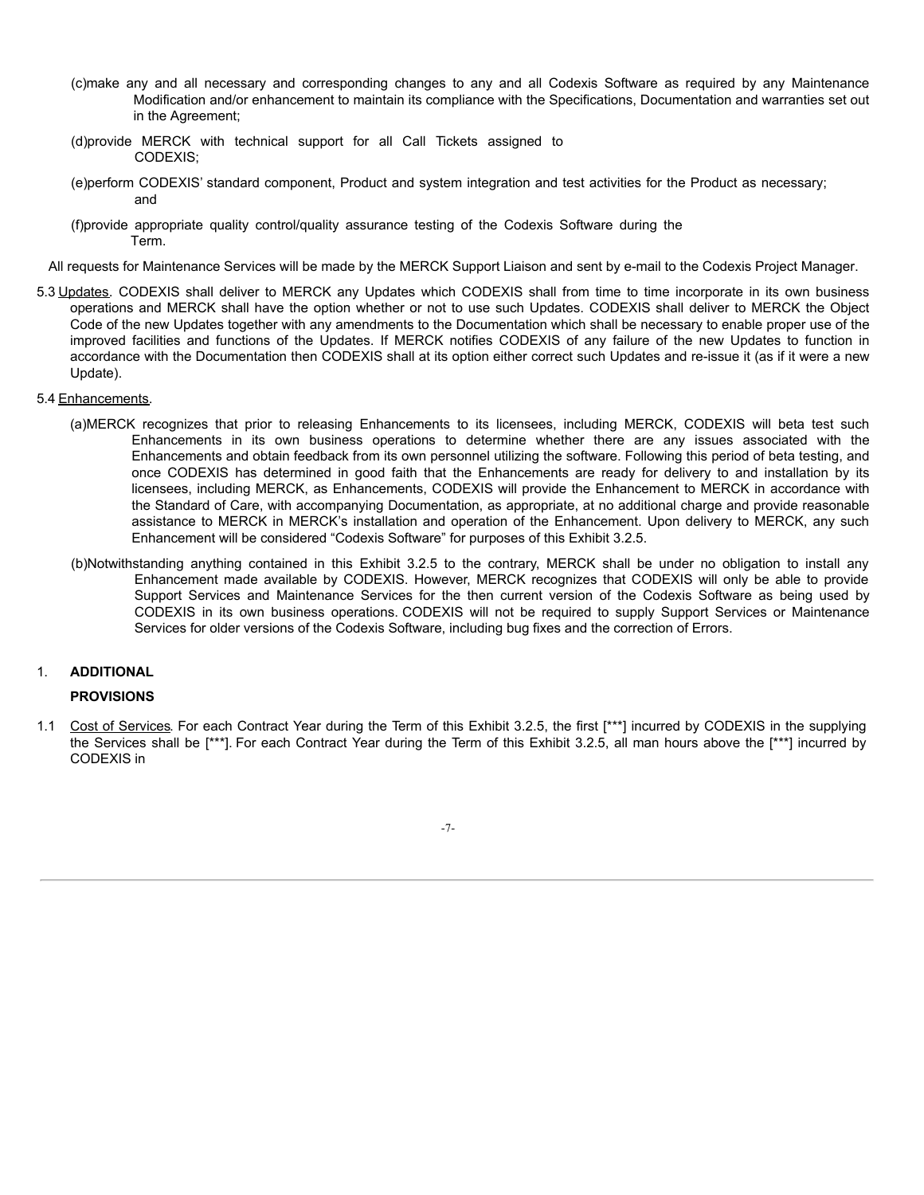(c) make any and all necessary and corresponding changes to any and all Codexis Software as required by any Maintenance Modification and/or enhancement to maintain its compliance with the Specifications, Documentation and warranties set out in the Agreement;

(d) provide MERCK with technical support for all Call Tickets assigned to CODEXIS;

(e) perform CODEXIS' standard component, Product and system integration and test activities for the Product as necessary; and

(f) provide appropriate quality control/quality assurance testing of the Codexis Software during the Term.

All requests for Maintenance Services will be made by the MERCK Support Liaison and sent by e-mail to the Codexis Project Manager.

5.3 Updates. CODEXIS shall deliver to MERCK any Updates which CODEXIS shall from time to time incorporate in its own business operations and MERCK shall have the option whether or not to use such Updates. CODEXIS shall deliver to MERCK the Object Code of the new Updates together with any amendments to the Documentation which shall be necessary to enable proper use of the improved facilities and functions of the Updates. If MERCK notifies CODEXIS of any failure of the new Updates to function in accordance with the Documentation then CODEXIS shall at its option either correct such Updates and re-issue it (as if it were a new Update).

5.4 Enhancements.

(a) MERCK recognizes that prior to releasing Enhancements to its licensees, including MERCK, CODEXIS will beta test such Enhancements in its own business operations to determine whether there are any issues associated with the Enhancements and obtain feedback from its own personnel utilizing the software. Following this period of beta testing, and once CODEXIS has determined in good faith that the Enhancements are ready for delivery to and installation by its licensees, including MERCK, as Enhancements, CODEXIS will provide the Enhancement to MERCK in accordance with the Standard of Care, with accompanying Documentation, as appropriate, at no additional charge and provide reasonable assistance to MERCK in MERCK's installation and operation of the Enhancement. Upon delivery to MERCK, any such Enhancement will be considered "Codexis Software" for purposes of this Exhibit 3.2.5.

(b) Notwithstanding anything contained in this Exhibit 3.2.5 to the contrary, MERCK shall be under no obligation to install any Enhancement made available by CODEXIS. However, MERCK recognizes that CODEXIS will only be able to provide Support Services and Maintenance Services for the then current version of the Codexis Software as being used by CODEXIS in its own business operations. CODEXIS will not be required to supply Support Services or Maintenance Services for older versions of the Codexis Software, including bug fixes and the correction of Errors.

1. **ADDITIONAL PROVISIONS**

1.1 Cost of Services*.* For each Contract Year during the Term of this Exhibit 3.2.5, the first [***] incurred by CODEXIS in the supplying the Services shall be [***]. For each Contract Year during the Term of this Exhibit 3.2.5, all man hours above the [***] incurred by CODEXIS in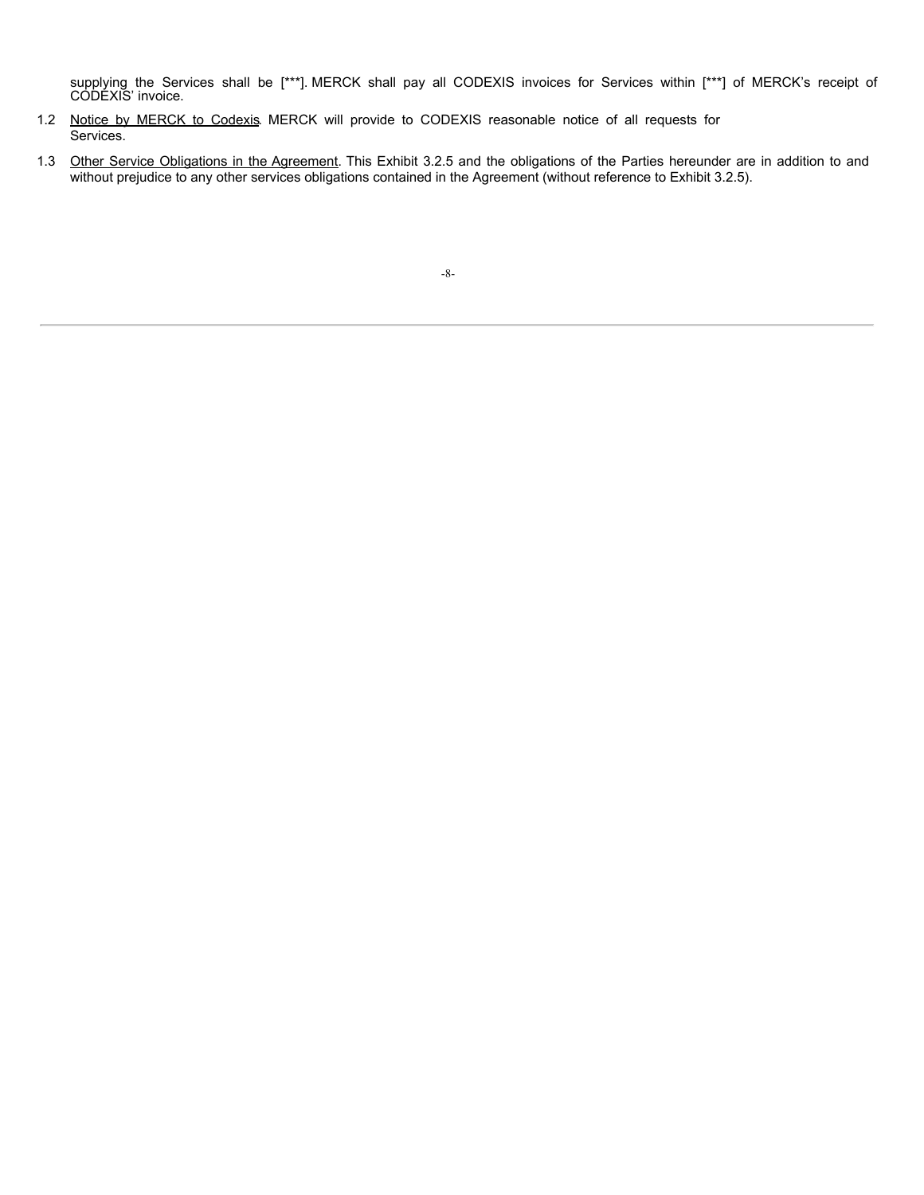supplying the Services shall be [***]. MERCK shall pay all CODEXIS invoices for Services within [***] of MERCK's receipt of CODEXIS' invoice.

1.2 Notice by MERCK to Codexis. MERCK will provide to CODEXIS reasonable notice of all requests for Services.

1.3 Other Service Obligations in the Agreement. This Exhibit 3.2.5 and the obligations of the Parties hereunder are in addition to and without prejudice to any other services obligations contained in the Agreement (without reference to Exhibit 3.2.5).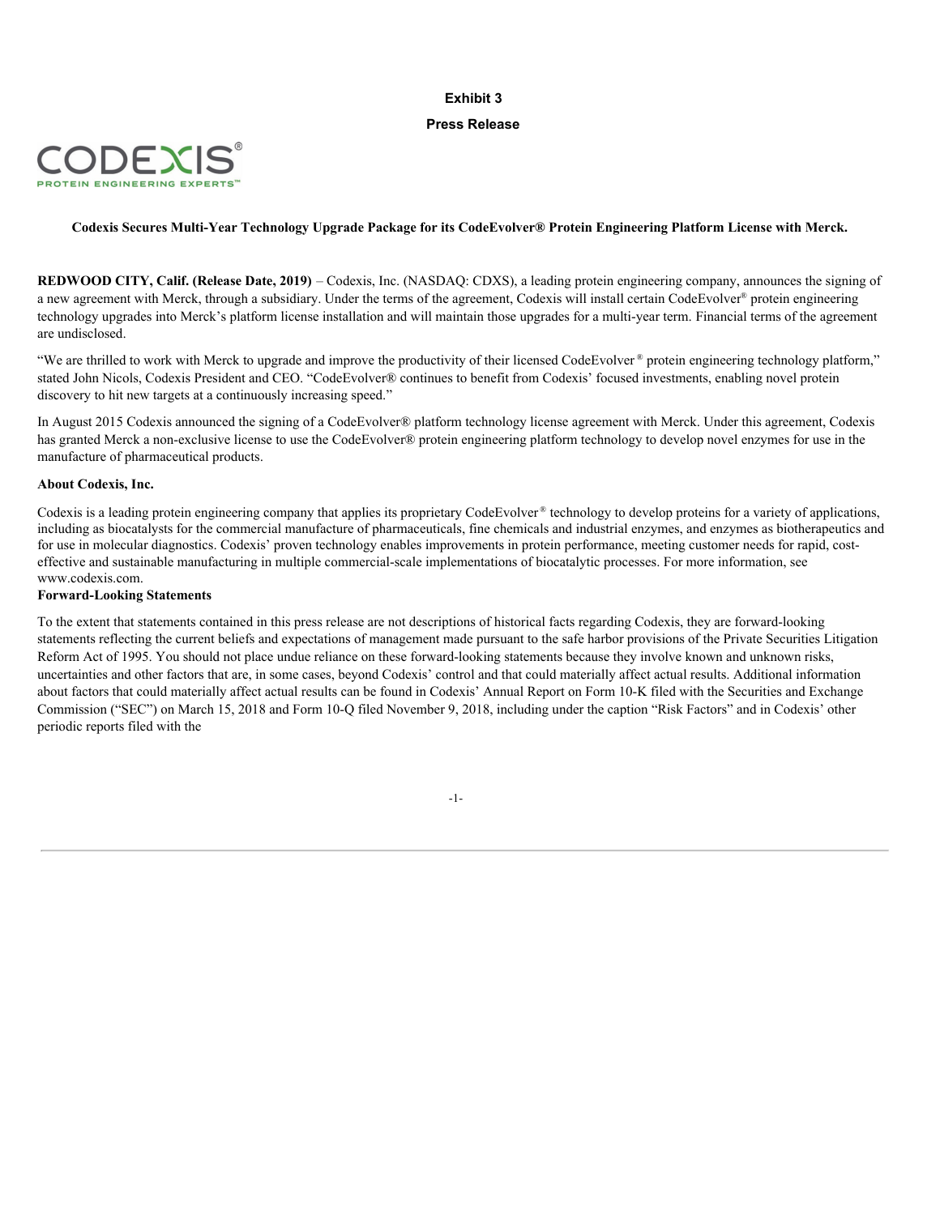**Exhibit 3**

**Press Release**

CODEXIS®
PROTEIN ENGINEERING EXPERTS™

**Codexis Secures Multi-Year Technology Upgrade Package for its CodeEvolver® Protein Engineering Platform License with Merck.**

**REDWOOD CITY, Calif. (Release Date, 2019)** – Codexis, Inc. (NASDAQ: CDXS), a leading protein engineering company, announces the signing of a new agreement with Merck, through a subsidiary. Under the terms of the agreement, Codexis will install certain CodeEvolver® protein engineering technology upgrades into Merck's platform license installation and will maintain those upgrades for a multi-year term. Financial terms of the agreement are undisclosed.

"We are thrilled to work with Merck to upgrade and improve the productivity of their licensed CodeEvolver® protein engineering technology platform," stated John Nicols, Codexis President and CEO. "CodeEvolver® continues to benefit from Codexis' focused investments, enabling novel protein discovery to hit new targets at a continuously increasing speed."

In August 2015 Codexis announced the signing of a CodeEvolver® platform technology license agreement with Merck. Under this agreement, Codexis has granted Merck a non-exclusive license to use the CodeEvolver® protein engineering platform technology to develop novel enzymes for use in the manufacture of pharmaceutical products.

**About Codexis, Inc.**

Codexis is a leading protein engineering company that applies its proprietary CodeEvolver® technology to develop proteins for a variety of applications, including as biocatalysts for the commercial manufacture of pharmaceuticals, fine chemicals and industrial enzymes, and enzymes as biotherapeutics and for use in molecular diagnostics. Codexis' proven technology enables improvements in protein performance, meeting customer needs for rapid, cost-effective and sustainable manufacturing in multiple commercial-scale implementations of biocatalytic processes. For more information, see www.codexis.com.

**Forward-Looking Statements**

To the extent that statements contained in this press release are not descriptions of historical facts regarding Codexis, they are forward-looking statements reflecting the current beliefs and expectations of management made pursuant to the safe harbor provisions of the Private Securities Litigation Reform Act of 1995. You should not place undue reliance on these forward-looking statements because they involve known and unknown risks, uncertainties and other factors that are, in some cases, beyond Codexis' control and that could materially affect actual results. Additional information about factors that could materially affect actual results can be found in Codexis' Annual Report on Form 10-K filed with the Securities and Exchange Commission ("SEC") on March 15, 2018 and Form 10-Q filed November 9, 2018, including under the caption "Risk Factors" and in Codexis' other periodic reports filed with the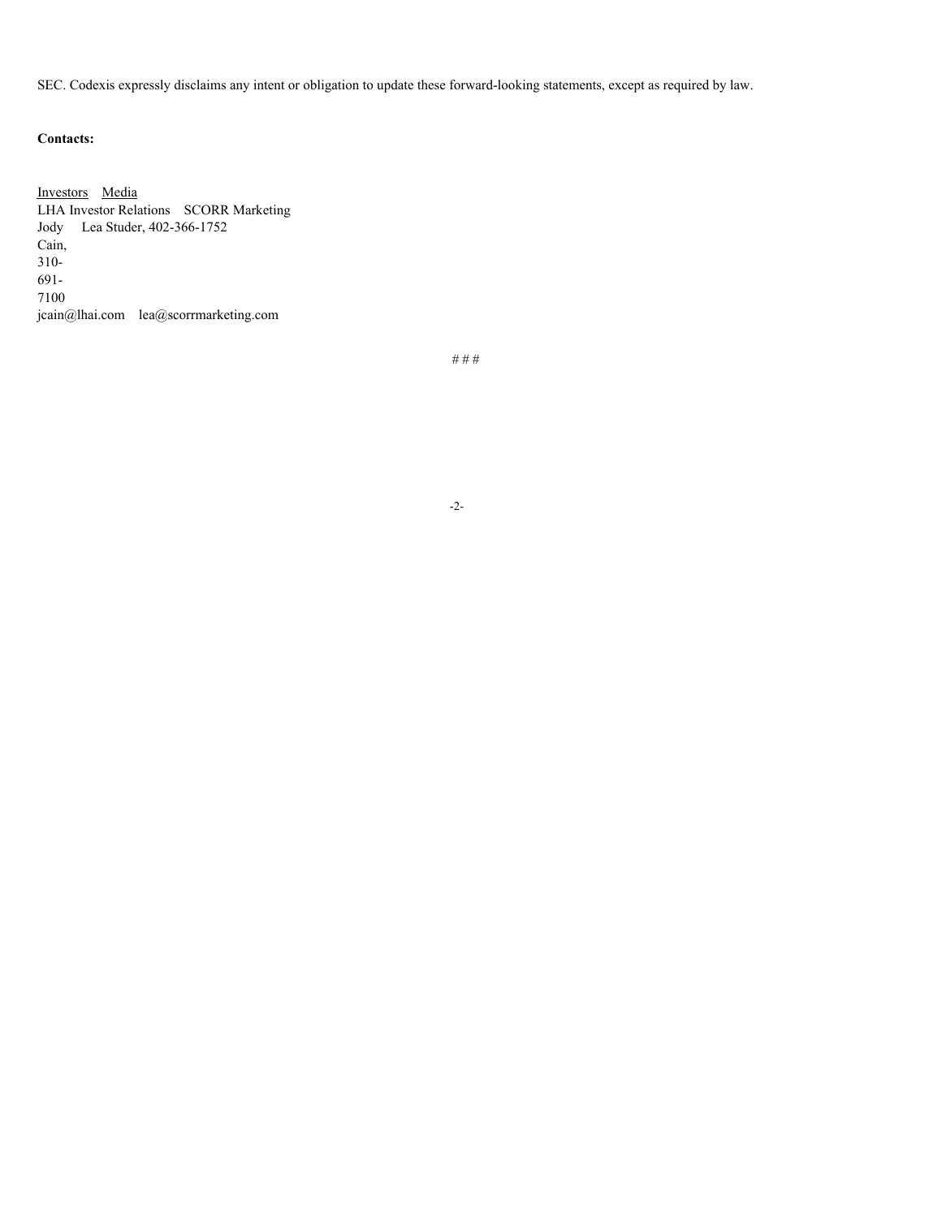SEC. Codexis expressly disclaims any intent or obligation to update these forward-looking statements, except as required by law.

**Contacts:**

| Investors | Media |
| --- | --- |
| LHA Investor Relations | SCORR Marketing |
| Jody Cain, 310-691-7100 | Lea Studer, 402-366-1752 |
| jcain@lhai.com | lea@scorrmarketing.com |

# # #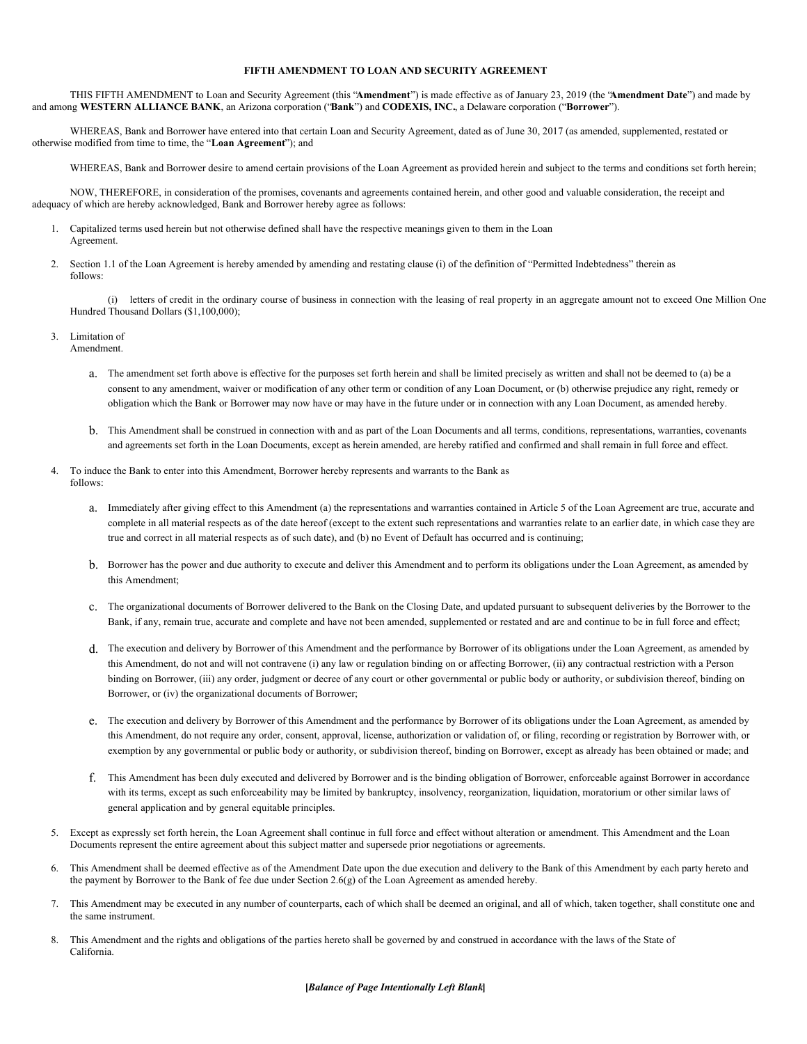**FIFTH AMENDMENT TO LOAN AND SECURITY AGREEMENT**

THIS FIFTH AMENDMENT to Loan and Security Agreement (this "**Amendment**") is made effective as of January 23, 2019 (the "**Amendment Date**") and made by and among **WESTERN ALLIANCE BANK**, an Arizona corporation ("**Bank**") and **CODEXIS, INC.**, a Delaware corporation ("**Borrower**").

WHEREAS, Bank and Borrower have entered into that certain Loan and Security Agreement, dated as of June 30, 2017 (as amended, supplemented, restated or otherwise modified from time to time, the "**Loan Agreement**"); and

WHEREAS, Bank and Borrower desire to amend certain provisions of the Loan Agreement as provided herein and subject to the terms and conditions set forth herein;

NOW, THEREFORE, in consideration of the promises, covenants and agreements contained herein, and other good and valuable consideration, the receipt and adequacy of which are hereby acknowledged, Bank and Borrower hereby agree as follows:

1. Capitalized terms used herein but not otherwise defined shall have the respective meanings given to them in the Loan Agreement.

2. Section 1.1 of the Loan Agreement is hereby amended by amending and restating clause (i) of the definition of "Permitted Indebtedness" therein as follows:

   (i) letters of credit in the ordinary course of business in connection with the leasing of real property in an aggregate amount not to exceed One Million One Hundred Thousand Dollars ($1,100,000);

3. Limitation of Amendment.

   a. The amendment set forth above is effective for the purposes set forth herein and shall be limited precisely as written and shall not be deemed to (a) be a consent to any amendment, waiver or modification of any other term or condition of any Loan Document, or (b) otherwise prejudice any right, remedy or obligation which the Bank or Borrower may now have or may have in the future under or in connection with any Loan Document, as amended hereby.

   b. This Amendment shall be construed in connection with and as part of the Loan Documents and all terms, conditions, representations, warranties, covenants and agreements set forth in the Loan Documents, except as herein amended, are hereby ratified and confirmed and shall remain in full force and effect.

4. To induce the Bank to enter into this Amendment, Borrower hereby represents and warrants to the Bank as follows:

   a. Immediately after giving effect to this Amendment (a) the representations and warranties contained in Article 5 of the Loan Agreement are true, accurate and complete in all material respects as of the date hereof (except to the extent such representations and warranties relate to an earlier date, in which case they are true and correct in all material respects as of such date), and (b) no Event of Default has occurred and is continuing;

   b. Borrower has the power and due authority to execute and deliver this Amendment and to perform its obligations under the Loan Agreement, as amended by this Amendment;

   c. The organizational documents of Borrower delivered to the Bank on the Closing Date, and updated pursuant to subsequent deliveries by the Borrower to the Bank, if any, remain true, accurate and complete and have not been amended, supplemented or restated and are and continue to be in full force and effect;

   d. The execution and delivery by Borrower of this Amendment and the performance by Borrower of its obligations under the Loan Agreement, as amended by this Amendment, do not and will not contravene (i) any law or regulation binding on or affecting Borrower, (ii) any contractual restriction with a Person binding on Borrower, (iii) any order, judgment or decree of any court or other governmental or public body or authority, or subdivision thereof, binding on Borrower, or (iv) the organizational documents of Borrower;

   e. The execution and delivery by Borrower of this Amendment and the performance by Borrower of its obligations under the Loan Agreement, as amended by this Amendment, do not require any order, consent, approval, license, authorization or validation of, or filing, recording or registration by Borrower with, or exemption by any governmental or public body or authority, or subdivision thereof, binding on Borrower, except as already has been obtained or made; and

   f. This Amendment has been duly executed and delivered by Borrower and is the binding obligation of Borrower, enforceable against Borrower in accordance with its terms, except as such enforceability may be limited by bankruptcy, insolvency, reorganization, liquidation, moratorium or other similar laws of general application and by general equitable principles.

5. Except as expressly set forth herein, the Loan Agreement shall continue in full force and effect without alteration or amendment. This Amendment and the Loan Documents represent the entire agreement about this subject matter and supersede prior negotiations or agreements.

6. This Amendment shall be deemed effective as of the Amendment Date upon the due execution and delivery to the Bank of this Amendment by each party hereto and the payment by Borrower to the Bank of fee due under Section 2.6(g) of the Loan Agreement as amended hereby.

7. This Amendment may be executed in any number of counterparts, each of which shall be deemed an original, and all of which, taken together, shall constitute one and the same instrument.

8. This Amendment and the rights and obligations of the parties hereto shall be governed by and construed in accordance with the laws of the State of California.

**[*Balance of Page Intentionally Left Blank*]**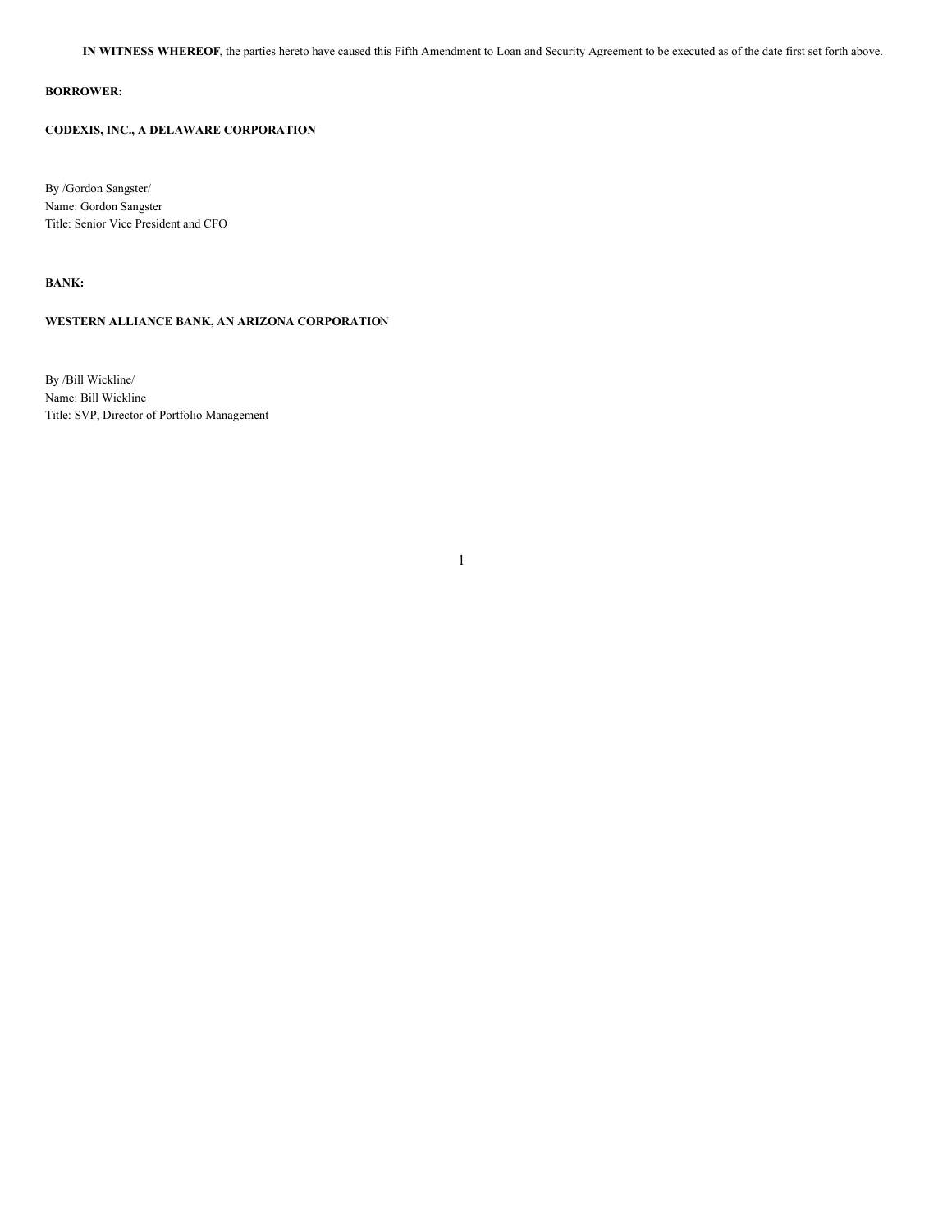**IN WITNESS WHEREOF**, the parties hereto have caused this Fifth Amendment to Loan and Security Agreement to be executed as of the date first set forth above.

**BORROWER:**

**CODEXIS, INC., A DELAWARE CORPORATION**

By /Gordon Sangster/
Name: Gordon Sangster
Title: Senior Vice President and CFO

**BANK:**

**WESTERN ALLIANCE BANK, AN ARIZONA CORPORATION**

By /Bill Wickline/
Name: Bill Wickline
Title: SVP, Director of Portfolio Management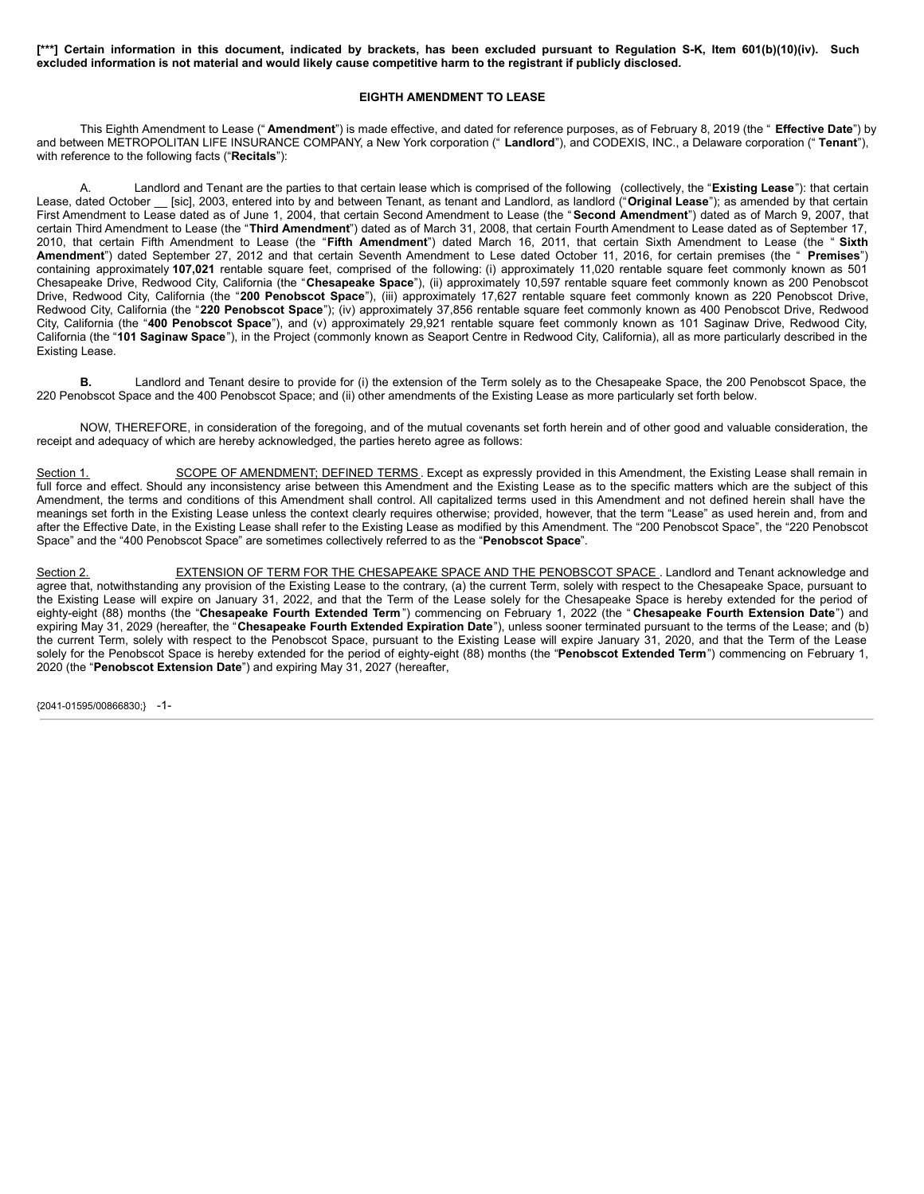**[***] Certain information in this document, indicated by brackets, has been excluded pursuant to Regulation S-K, Item 601(b)(10)(iv). Such excluded information is not material and would likely cause competitive harm to the registrant if publicly disclosed.**

**EIGHTH AMENDMENT TO LEASE**

This Eighth Amendment to Lease ("**Amendment**") is made effective, and dated for reference purposes, as of February 8, 2019 (the "**Effective Date**") by and between METROPOLITAN LIFE INSURANCE COMPANY, a New York corporation ("**Landlord**"), and CODEXIS, INC., a Delaware corporation ("**Tenant**"), with reference to the following facts ("**Recitals**"):

A. Landlord and Tenant are the parties to that certain lease which is comprised of the following (collectively, the "**Existing Lease**"): that certain Lease, dated October __ [sic], 2003, entered into by and between Tenant, as tenant and Landlord, as landlord ("**Original Lease**"); as amended by that certain First Amendment to Lease dated as of June 1, 2004, that certain Second Amendment to Lease (the "**Second Amendment**") dated as of March 9, 2007, that certain Third Amendment to Lease (the "**Third Amendment**") dated as of March 31, 2008, that certain Fourth Amendment to Lease dated as of September 17, 2010, that certain Fifth Amendment to Lease (the "**Fifth Amendment**") dated March 16, 2011, that certain Sixth Amendment to Lease (the "**Sixth Amendment**") dated September 27, 2012 and that certain Seventh Amendment to Lese dated October 11, 2016, for certain premises (the "**Premises**") containing approximately **107,021** rentable square feet, comprised of the following: (i) approximately 11,020 rentable square feet commonly known as 501 Chesapeake Drive, Redwood City, California (the "**Chesapeake Space**"), (ii) approximately 10,597 rentable square feet commonly known as 200 Penobscot Drive, Redwood City, California (the "**200 Penobscot Space**"), (iii) approximately 17,627 rentable square feet commonly known as 220 Penobscot Drive, Redwood City, California (the "**220 Penobscot Space**"); (iv) approximately 37,856 rentable square feet commonly known as 400 Penobscot Drive, Redwood City, California (the "**400 Penobscot Space**"), and (v) approximately 29,921 rentable square feet commonly known as 101 Saginaw Drive, Redwood City, California (the "**101 Saginaw Space**"), in the Project (commonly known as Seaport Centre in Redwood City, California), all as more particularly described in the Existing Lease.

**B.** Landlord and Tenant desire to provide for (i) the extension of the Term solely as to the Chesapeake Space, the 200 Penobscot Space, the 220 Penobscot Space and the 400 Penobscot Space; and (ii) other amendments of the Existing Lease as more particularly set forth below.

NOW, THEREFORE, in consideration of the foregoing, and of the mutual covenants set forth herein and of other good and valuable consideration, the receipt and adequacy of which are hereby acknowledged, the parties hereto agree as follows:

Section 1. SCOPE OF AMENDMENT; DEFINED TERMS. Except as expressly provided in this Amendment, the Existing Lease shall remain in full force and effect. Should any inconsistency arise between this Amendment and the Existing Lease as to the specific matters which are the subject of this Amendment, the terms and conditions of this Amendment shall control. All capitalized terms used in this Amendment and not defined herein shall have the meanings set forth in the Existing Lease unless the context clearly requires otherwise; provided, however, that the term "Lease" as used herein and, from and after the Effective Date, in the Existing Lease shall refer to the Existing Lease as modified by this Amendment. The "200 Penobscot Space", the "220 Penobscot Space" and the "400 Penobscot Space" are sometimes collectively referred to as the "**Penobscot Space**".

Section 2. EXTENSION OF TERM FOR THE CHESAPEAKE SPACE AND THE PENOBSCOT SPACE. Landlord and Tenant acknowledge and agree that, notwithstanding any provision of the Existing Lease to the contrary, (a) the current Term, solely with respect to the Chesapeake Space, pursuant to the Existing Lease will expire on January 31, 2022, and that the Term of the Lease solely for the Chesapeake Space is hereby extended for the period of eighty-eight (88) months (the "**Chesapeake Fourth Extended Term**") commencing on February 1, 2022 (the "**Chesapeake Fourth Extension Date**") and expiring May 31, 2029 (hereafter, the "**Chesapeake Fourth Extended Expiration Date**"), unless sooner terminated pursuant to the terms of the Lease; and (b) the current Term, solely with respect to the Penobscot Space, pursuant to the Existing Lease will expire January 31, 2020, and that the Term of the Lease solely for the Penobscot Space is hereby extended for the period of eighty-eight (88) months (the "**Penobscot Extended Term**") commencing on February 1, 2020 (the "**Penobscot Extension Date**") and expiring May 31, 2027 (hereafter,

{2041-01595/00866830;}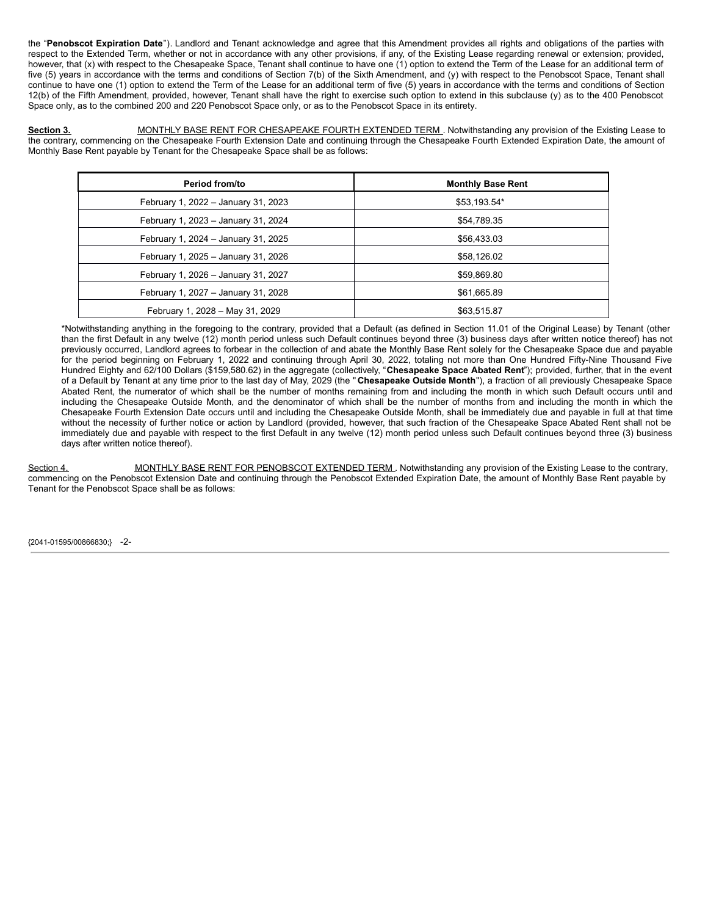the "**Penobscot Expiration Date**"). Landlord and Tenant acknowledge and agree that this Amendment provides all rights and obligations of the parties with respect to the Extended Term, whether or not in accordance with any other provisions, if any, of the Existing Lease regarding renewal or extension; provided, however, that (x) with respect to the Chesapeake Space, Tenant shall continue to have one (1) option to extend the Term of the Lease for an additional term of five (5) years in accordance with the terms and conditions of Section 7(b) of the Sixth Amendment, and (y) with respect to the Penobscot Space, Tenant shall continue to have one (1) option to extend the Term of the Lease for an additional term of five (5) years in accordance with the terms and conditions of Section 12(b) of the Fifth Amendment, provided, however, Tenant shall have the right to exercise such option to extend in this subclause (y) as to the 400 Penobscot Space only, as to the combined 200 and 220 Penobscot Space only, or as to the Penobscot Space in its entirety.

**Section 3.** MONTHLY BASE RENT FOR CHESAPEAKE FOURTH EXTENDED TERM . Notwithstanding any provision of the Existing Lease to the contrary, commencing on the Chesapeake Fourth Extension Date and continuing through the Chesapeake Fourth Extended Expiration Date, the amount of Monthly Base Rent payable by Tenant for the Chesapeake Space shall be as follows:

| Period from/to | Monthly Base Rent |
|---|---|
| February 1, 2022 – January 31, 2023 | $53,193.54* |
| February 1, 2023 – January 31, 2024 | $54,789.35 |
| February 1, 2024 – January 31, 2025 | $56,433.03 |
| February 1, 2025 – January 31, 2026 | $58,126.02 |
| February 1, 2026 – January 31, 2027 | $59,869.80 |
| February 1, 2027 – January 31, 2028 | $61,665.89 |
| February 1, 2028 – May 31, 2029 | $63,515.87 |

*Notwithstanding anything in the foregoing to the contrary, provided that a Default (as defined in Section 11.01 of the Original Lease) by Tenant (other than the first Default in any twelve (12) month period unless such Default continues beyond three (3) business days after written notice thereof) has not previously occurred, Landlord agrees to forbear in the collection of and abate the Monthly Base Rent solely for the Chesapeake Space due and payable for the period beginning on February 1, 2022 and continuing through April 30, 2022, totaling not more than One Hundred Fifty-Nine Thousand Five Hundred Eighty and 62/100 Dollars ($159,580.62) in the aggregate (collectively, "**Chesapeake Space Abated Rent**"); provided, further, that in the event of a Default by Tenant at any time prior to the last day of May, 2029 (the "**Chesapeake Outside Month**"), a fraction of all previously Chesapeake Space Abated Rent, the numerator of which shall be the number of months remaining from and including the month in which such Default occurs until and including the Chesapeake Outside Month, and the denominator of which shall be the number of months from and including the month in which the Chesapeake Fourth Extension Date occurs until and including the Chesapeake Outside Month, shall be immediately due and payable in full at that time without the necessity of further notice or action by Landlord (provided, however, that such fraction of the Chesapeake Space Abated Rent shall not be immediately due and payable with respect to the first Default in any twelve (12) month period unless such Default continues beyond three (3) business days after written notice thereof).

Section 4. MONTHLY BASE RENT FOR PENOBSCOT EXTENDED TERM . Notwithstanding any provision of the Existing Lease to the contrary, commencing on the Penobscot Extension Date and continuing through the Penobscot Extended Expiration Date, the amount of Monthly Base Rent payable by Tenant for the Penobscot Space shall be as follows:

{2041-01595/00866830;} -2-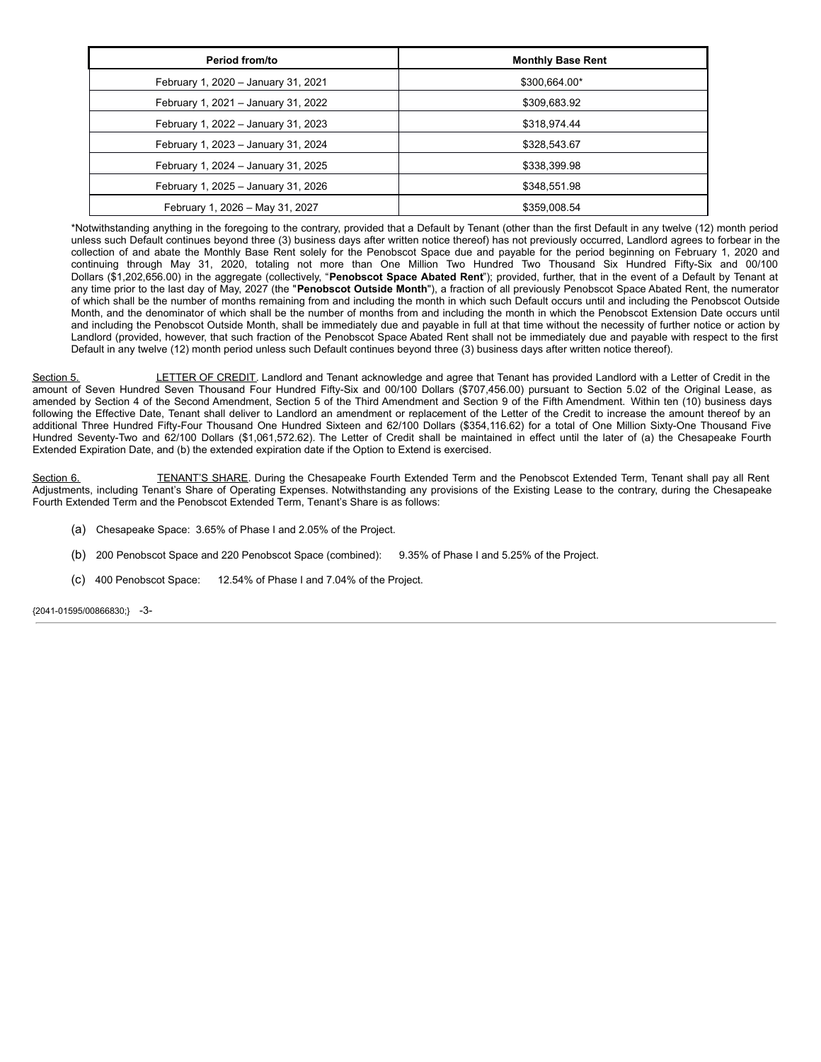| Period from/to | Monthly Base Rent |
|---|---|
| February 1, 2020 – January 31, 2021 | $300,664.00* |
| February 1, 2021 – January 31, 2022 | $309,683.92 |
| February 1, 2022 – January 31, 2023 | $318,974.44 |
| February 1, 2023 – January 31, 2024 | $328,543.67 |
| February 1, 2024 – January 31, 2025 | $338,399.98 |
| February 1, 2025 – January 31, 2026 | $348,551.98 |
| February 1, 2026 – May 31, 2027 | $359,008.54 |

*Notwithstanding anything in the foregoing to the contrary, provided that a Default by Tenant (other than the first Default in any twelve (12) month period unless such Default continues beyond three (3) business days after written notice thereof) has not previously occurred, Landlord agrees to forbear in the collection of and abate the Monthly Base Rent solely for the Penobscot Space due and payable for the period beginning on February 1, 2020 and continuing through May 31, 2020, totaling not more than One Million Two Hundred Two Thousand Six Hundred Fifty-Six and 00/100 Dollars ($1,202,656.00) in the aggregate (collectively, "**Penobscot Space Abated Rent**"); provided, further, that in the event of a Default by Tenant at any time prior to the last day of May, 2027 (the "**Penobscot Outside Month**"), a fraction of all previously Penobscot Space Abated Rent, the numerator of which shall be the number of months remaining from and including the month in which such Default occurs until and including the Penobscot Outside Month, and the denominator of which shall be the number of months from and including the month in which the Penobscot Extension Date occurs until and including the Penobscot Outside Month, shall be immediately due and payable in full at that time without the necessity of further notice or action by Landlord (provided, however, that such fraction of the Penobscot Space Abated Rent shall not be immediately due and payable with respect to the first Default in any twelve (12) month period unless such Default continues beyond three (3) business days after written notice thereof).

Section 5. LETTER OF CREDIT. Landlord and Tenant acknowledge and agree that Tenant has provided Landlord with a Letter of Credit in the amount of Seven Hundred Seven Thousand Four Hundred Fifty-Six and 00/100 Dollars ($707,456.00) pursuant to Section 5.02 of the Original Lease, as amended by Section 4 of the Second Amendment, Section 5 of the Third Amendment and Section 9 of the Fifth Amendment. Within ten (10) business days following the Effective Date, Tenant shall deliver to Landlord an amendment or replacement of the Letter of the Credit to increase the amount thereof by an additional Three Hundred Fifty-Four Thousand One Hundred Sixteen and 62/100 Dollars ($354,116.62) for a total of One Million Sixty-One Thousand Five Hundred Seventy-Two and 62/100 Dollars ($1,061,572.62). The Letter of Credit shall be maintained in effect until the later of (a) the Chesapeake Fourth Extended Expiration Date, and (b) the extended expiration date if the Option to Extend is exercised.

Section 6. TENANT'S SHARE. During the Chesapeake Fourth Extended Term and the Penobscot Extended Term, Tenant shall pay all Rent Adjustments, including Tenant's Share of Operating Expenses. Notwithstanding any provisions of the Existing Lease to the contrary, during the Chesapeake Fourth Extended Term and the Penobscot Extended Term, Tenant's Share is as follows:

(a) Chesapeake Space: 3.65% of Phase I and 2.05% of the Project.

(b) 200 Penobscot Space and 220 Penobscot Space (combined): 9.35% of Phase I and 5.25% of the Project.

(c) 400 Penobscot Space: 12.54% of Phase I and 7.04% of the Project.

{2041-01595/00866830;}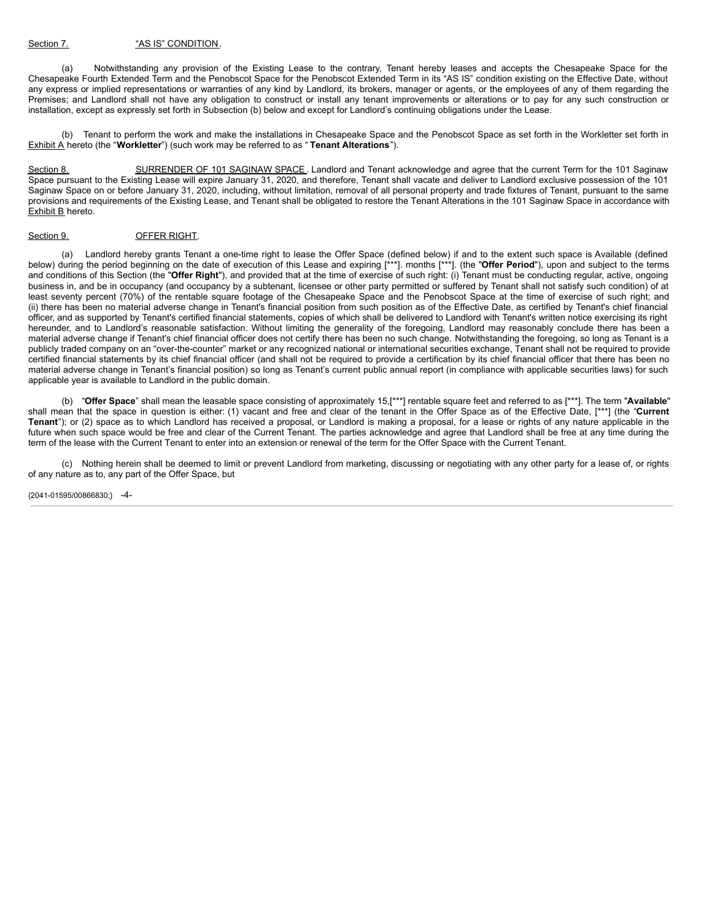Section 7. "AS IS" CONDITION.

(a) Notwithstanding any provision of the Existing Lease to the contrary, Tenant hereby leases and accepts the Chesapeake Space for the Chesapeake Fourth Extended Term and the Penobscot Space for the Penobscot Extended Term in its "AS IS" condition existing on the Effective Date, without any express or implied representations or warranties of any kind by Landlord, its brokers, manager or agents, or the employees of any of them regarding the Premises; and Landlord shall not have any obligation to construct or install any tenant improvements or alterations or to pay for any such construction or installation, except as expressly set forth in Subsection (b) below and except for Landlord's continuing obligations under the Lease.

(b) Tenant to perform the work and make the installations in Chesapeake Space and the Penobscot Space as set forth in the Workletter set forth in Exhibit A hereto (the "**Workletter**") (such work may be referred to as "**Tenant Alterations**").

Section 8. SURRENDER OF 101 SAGINAW SPACE. Landlord and Tenant acknowledge and agree that the current Term for the 101 Saginaw Space pursuant to the Existing Lease will expire January 31, 2020, and therefore, Tenant shall vacate and deliver to Landlord exclusive possession of the 101 Saginaw Space on or before January 31, 2020, including, without limitation, removal of all personal property and trade fixtures of Tenant, pursuant to the same provisions and requirements of the Existing Lease, and Tenant shall be obligated to restore the Tenant Alterations in the 101 Saginaw Space in accordance with Exhibit B hereto.

Section 9. OFFER RIGHT.

(a) Landlord hereby grants Tenant a one-time right to lease the Offer Space (defined below) if and to the extent such space is Available (defined below) during the period beginning on the date of execution of this Lease and expiring [***]. months [***]. (the "**Offer Period**"), upon and subject to the terms and conditions of this Section (the "**Offer Right**"), and provided that at the time of exercise of such right: (i) Tenant must be conducting regular, active, ongoing business in, and be in occupancy (and occupancy by a subtenant, licensee or other party permitted or suffered by Tenant shall not satisfy such condition) of at least seventy percent (70%) of the rentable square footage of the Chesapeake Space and the Penobscot Space at the time of exercise of such right; and (ii) there has been no material adverse change in Tenant's financial position from such position as of the Effective Date, as certified by Tenant's chief financial officer, and as supported by Tenant's certified financial statements, copies of which shall be delivered to Landlord with Tenant's written notice exercising its right hereunder, and to Landlord's reasonable satisfaction. Without limiting the generality of the foregoing, Landlord may reasonably conclude there has been a material adverse change if Tenant's chief financial officer does not certify there has been no such change. Notwithstanding the foregoing, so long as Tenant is a publicly traded company on an "over-the-counter" market or any recognized national or international securities exchange, Tenant shall not be required to provide certified financial statements by its chief financial officer (and shall not be required to provide a certification by its chief financial officer that there has been no material adverse change in Tenant's financial position) so long as Tenant's current public annual report (in compliance with applicable securities laws) for such applicable year is available to Landlord in the public domain.

(b) "**Offer Space**" shall mean the leasable space consisting of approximately 15,[***] rentable square feet and referred to as [***]. The term "**Available**" shall mean that the space in question is either: (1) vacant and free and clear of the tenant in the Offer Space as of the Effective Date, [***] (the "**Current Tenant**"); or (2) space as to which Landlord has received a proposal, or Landlord is making a proposal, for a lease or rights of any nature applicable in the future when such space would be free and clear of the Current Tenant. The parties acknowledge and agree that Landlord shall be free at any time during the term of the lease with the Current Tenant to enter into an extension or renewal of the term for the Offer Space with the Current Tenant.

(c) Nothing herein shall be deemed to limit or prevent Landlord from marketing, discussing or negotiating with any other party for a lease of, or rights of any nature as to, any part of the Offer Space, but

{2041-01595/00866830;}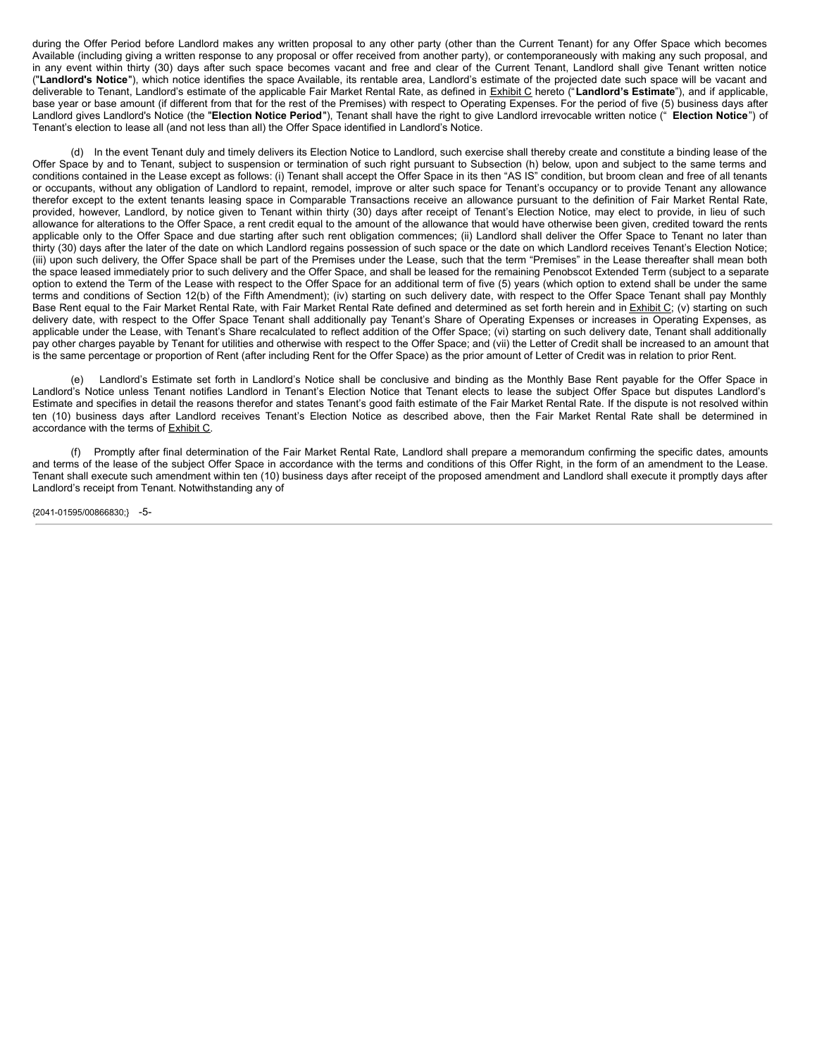during the Offer Period before Landlord makes any written proposal to any other party (other than the Current Tenant) for any Offer Space which becomes Available (including giving a written response to any proposal or offer received from another party), or contemporaneously with making any such proposal, and in any event within thirty (30) days after such space becomes vacant and free and clear of the Current Tenant, Landlord shall give Tenant written notice ("**Landlord's Notice**"), which notice identifies the space Available, its rentable area, Landlord's estimate of the projected date such space will be vacant and deliverable to Tenant, Landlord's estimate of the applicable Fair Market Rental Rate, as defined in Exhibit C hereto ("**Landlord's Estimate**"), and if applicable, base year or base amount (if different from that for the rest of the Premises) with respect to Operating Expenses. For the period of five (5) business days after Landlord gives Landlord's Notice (the "**Election Notice Period**"), Tenant shall have the right to give Landlord irrevocable written notice (" **Election Notice**") of Tenant's election to lease all (and not less than all) the Offer Space identified in Landlord's Notice.

(d) In the event Tenant duly and timely delivers its Election Notice to Landlord, such exercise shall thereby create and constitute a binding lease of the Offer Space by and to Tenant, subject to suspension or termination of such right pursuant to Subsection (h) below, upon and subject to the same terms and conditions contained in the Lease except as follows: (i) Tenant shall accept the Offer Space in its then "AS IS" condition, but broom clean and free of all tenants or occupants, without any obligation of Landlord to repaint, remodel, improve or alter such space for Tenant's occupancy or to provide Tenant any allowance therefor except to the extent tenants leasing space in Comparable Transactions receive an allowance pursuant to the definition of Fair Market Rental Rate, provided, however, Landlord, by notice given to Tenant within thirty (30) days after receipt of Tenant's Election Notice, may elect to provide, in lieu of such allowance for alterations to the Offer Space, a rent credit equal to the amount of the allowance that would have otherwise been given, credited toward the rents applicable only to the Offer Space and due starting after such rent obligation commences; (ii) Landlord shall deliver the Offer Space to Tenant no later than thirty (30) days after the later of the date on which Landlord regains possession of such space or the date on which Landlord receives Tenant's Election Notice; (iii) upon such delivery, the Offer Space shall be part of the Premises under the Lease, such that the term "Premises" in the Lease thereafter shall mean both the space leased immediately prior to such delivery and the Offer Space, and shall be leased for the remaining Penobscot Extended Term (subject to a separate option to extend the Term of the Lease with respect to the Offer Space for an additional term of five (5) years (which option to extend shall be under the same terms and conditions of Section 12(b) of the Fifth Amendment); (iv) starting on such delivery date, with respect to the Offer Space Tenant shall pay Monthly Base Rent equal to the Fair Market Rental Rate, with Fair Market Rental Rate defined and determined as set forth herein and in Exhibit C; (v) starting on such delivery date, with respect to the Offer Space Tenant shall additionally pay Tenant's Share of Operating Expenses or increases in Operating Expenses, as applicable under the Lease, with Tenant's Share recalculated to reflect addition of the Offer Space; (vi) starting on such delivery date, Tenant shall additionally pay other charges payable by Tenant for utilities and otherwise with respect to the Offer Space; and (vii) the Letter of Credit shall be increased to an amount that is the same percentage or proportion of Rent (after including Rent for the Offer Space) as the prior amount of Letter of Credit was in relation to prior Rent.

(e) Landlord's Estimate set forth in Landlord's Notice shall be conclusive and binding as the Monthly Base Rent payable for the Offer Space in Landlord's Notice unless Tenant notifies Landlord in Tenant's Election Notice that Tenant elects to lease the subject Offer Space but disputes Landlord's Estimate and specifies in detail the reasons therefor and states Tenant's good faith estimate of the Fair Market Rental Rate. If the dispute is not resolved within ten (10) business days after Landlord receives Tenant's Election Notice as described above, then the Fair Market Rental Rate shall be determined in accordance with the terms of Exhibit C.

(f) Promptly after final determination of the Fair Market Rental Rate, Landlord shall prepare a memorandum confirming the specific dates, amounts and terms of the lease of the subject Offer Space in accordance with the terms and conditions of this Offer Right, in the form of an amendment to the Lease. Tenant shall execute such amendment within ten (10) business days after receipt of the proposed amendment and Landlord shall execute it promptly days after Landlord's receipt from Tenant. Notwithstanding any of

{2041-01595/00866830;}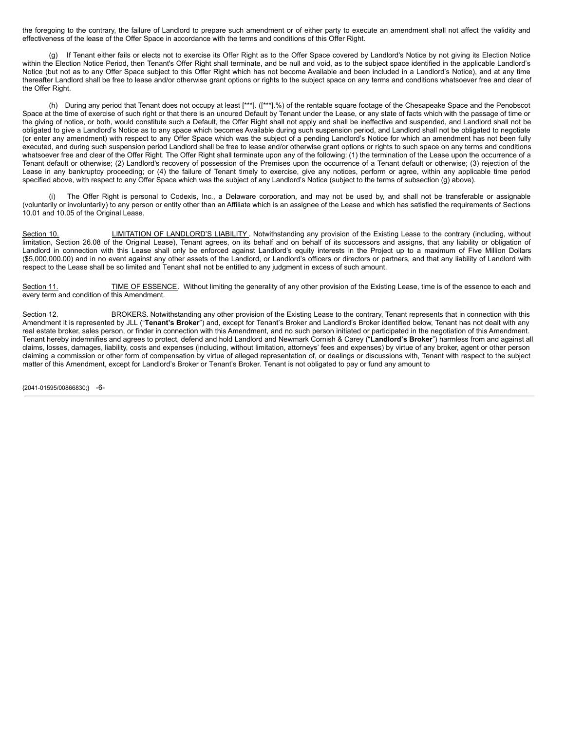the foregoing to the contrary, the failure of Landlord to prepare such amendment or of either party to execute an amendment shall not affect the validity and effectiveness of the lease of the Offer Space in accordance with the terms and conditions of this Offer Right.

(g) If Tenant either fails or elects not to exercise its Offer Right as to the Offer Space covered by Landlord's Notice by not giving its Election Notice within the Election Notice Period, then Tenant's Offer Right shall terminate, and be null and void, as to the subject space identified in the applicable Landlord's Notice (but not as to any Offer Space subject to this Offer Right which has not become Available and been included in a Landlord's Notice), and at any time thereafter Landlord shall be free to lease and/or otherwise grant options or rights to the subject space on any terms and conditions whatsoever free and clear of the Offer Right.

(h) During any period that Tenant does not occupy at least [***]. ([***].%) of the rentable square footage of the Chesapeake Space and the Penobscot Space at the time of exercise of such right or that there is an uncured Default by Tenant under the Lease, or any state of facts which with the passage of time or the giving of notice, or both, would constitute such a Default, the Offer Right shall not apply and shall be ineffective and suspended, and Landlord shall not be obligated to give a Landlord's Notice as to any space which becomes Available during such suspension period, and Landlord shall not be obligated to negotiate (or enter any amendment) with respect to any Offer Space which was the subject of a pending Landlord's Notice for which an amendment has not been fully executed, and during such suspension period Landlord shall be free to lease and/or otherwise grant options or rights to such space on any terms and conditions whatsoever free and clear of the Offer Right. The Offer Right shall terminate upon any of the following: (1) the termination of the Lease upon the occurrence of a Tenant default or otherwise; (2) Landlord's recovery of possession of the Premises upon the occurrence of a Tenant default or otherwise; (3) rejection of the Lease in any bankruptcy proceeding; or (4) the failure of Tenant timely to exercise, give any notices, perform or agree, within any applicable time period specified above, with respect to any Offer Space which was the subject of any Landlord's Notice (subject to the terms of subsection (g) above).

(i) The Offer Right is personal to Codexis, Inc., a Delaware corporation, and may not be used by, and shall not be transferable or assignable (voluntarily or involuntarily) to any person or entity other than an Affiliate which is an assignee of the Lease and which has satisfied the requirements of Sections 10.01 and 10.05 of the Original Lease.

Section 10. LIMITATION OF LANDLORD'S LIABILITY. Notwithstanding any provision of the Existing Lease to the contrary (including, without limitation, Section 26.08 of the Original Lease), Tenant agrees, on its behalf and on behalf of its successors and assigns, that any liability or obligation of Landlord in connection with this Lease shall only be enforced against Landlord's equity interests in the Project up to a maximum of Five Million Dollars ($5,000,000.00) and in no event against any other assets of the Landlord, or Landlord's officers or directors or partners, and that any liability of Landlord with respect to the Lease shall be so limited and Tenant shall not be entitled to any judgment in excess of such amount.

Section 11. TIME OF ESSENCE. Without limiting the generality of any other provision of the Existing Lease, time is of the essence to each and every term and condition of this Amendment.

Section 12. BROKERS. Notwithstanding any other provision of the Existing Lease to the contrary, Tenant represents that in connection with this Amendment it is represented by JLL ("**Tenant's Broker**") and, except for Tenant's Broker and Landlord's Broker identified below, Tenant has not dealt with any real estate broker, sales person, or finder in connection with this Amendment, and no such person initiated or participated in the negotiation of this Amendment. Tenant hereby indemnifies and agrees to protect, defend and hold Landlord and Newmark Cornish & Carey ("**Landlord's Broker**") harmless from and against all claims, losses, damages, liability, costs and expenses (including, without limitation, attorneys' fees and expenses) by virtue of any broker, agent or other person claiming a commission or other form of compensation by virtue of alleged representation of, or dealings or discussions with, Tenant with respect to the subject matter of this Amendment, except for Landlord's Broker or Tenant's Broker. Tenant is not obligated to pay or fund any amount to

{2041-01595/00866830;}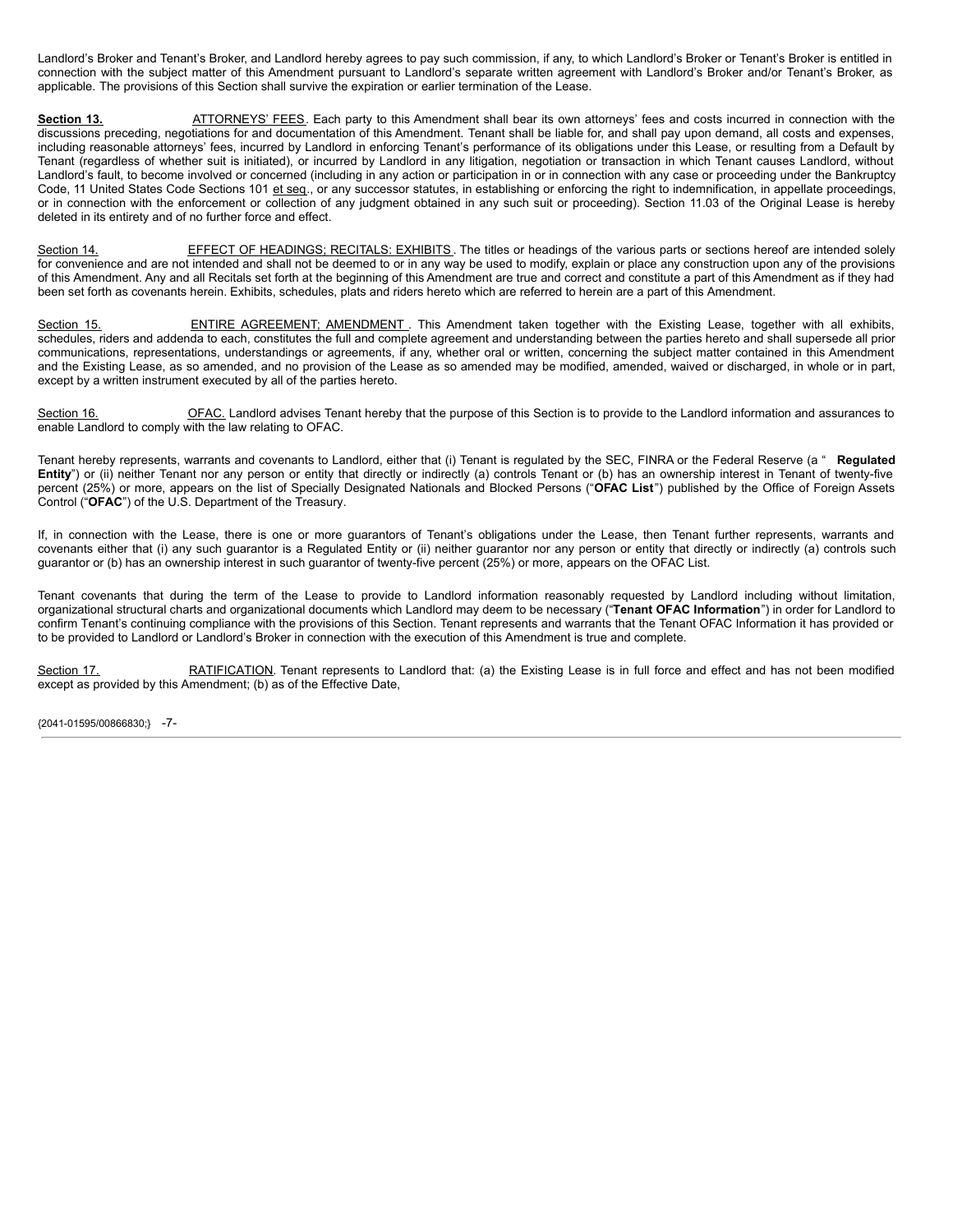Landlord's Broker and Tenant's Broker, and Landlord hereby agrees to pay such commission, if any, to which Landlord's Broker or Tenant's Broker is entitled in connection with the subject matter of this Amendment pursuant to Landlord's separate written agreement with Landlord's Broker and/or Tenant's Broker, as applicable. The provisions of this Section shall survive the expiration or earlier termination of the Lease.

**Section 13.** ATTORNEYS' FEES. Each party to this Amendment shall bear its own attorneys' fees and costs incurred in connection with the discussions preceding, negotiations for and documentation of this Amendment. Tenant shall be liable for, and shall pay upon demand, all costs and expenses, including reasonable attorneys' fees, incurred by Landlord in enforcing Tenant's performance of its obligations under this Lease, or resulting from a Default by Tenant (regardless of whether suit is initiated), or incurred by Landlord in any litigation, negotiation or transaction in which Tenant causes Landlord, without Landlord's fault, to become involved or concerned (including in any action or participation in or in connection with any case or proceeding under the Bankruptcy Code, 11 United States Code Sections 101 et seq., or any successor statutes, in establishing or enforcing the right to indemnification, in appellate proceedings, or in connection with the enforcement or collection of any judgment obtained in any such suit or proceeding). Section 11.03 of the Original Lease is hereby deleted in its entirety and of no further force and effect.

Section 14. EFFECT OF HEADINGS; RECITALS: EXHIBITS. The titles or headings of the various parts or sections hereof are intended solely for convenience and are not intended and shall not be deemed to or in any way be used to modify, explain or place any construction upon any of the provisions of this Amendment. Any and all Recitals set forth at the beginning of this Amendment are true and correct and constitute a part of this Amendment as if they had been set forth as covenants herein. Exhibits, schedules, plats and riders hereto which are referred to herein are a part of this Amendment.

Section 15. ENTIRE AGREEMENT; AMENDMENT. This Amendment taken together with the Existing Lease, together with all exhibits, schedules, riders and addenda to each, constitutes the full and complete agreement and understanding between the parties hereto and shall supersede all prior communications, representations, understandings or agreements, if any, whether oral or written, concerning the subject matter contained in this Amendment and the Existing Lease, as so amended, and no provision of the Lease as so amended may be modified, amended, waived or discharged, in whole or in part, except by a written instrument executed by all of the parties hereto.

Section 16. OFAC. Landlord advises Tenant hereby that the purpose of this Section is to provide to the Landlord information and assurances to enable Landlord to comply with the law relating to OFAC.

Tenant hereby represents, warrants and covenants to Landlord, either that (i) Tenant is regulated by the SEC, FINRA or the Federal Reserve (a "**Regulated Entity**") or (ii) neither Tenant nor any person or entity that directly or indirectly (a) controls Tenant or (b) has an ownership interest in Tenant of twenty-five percent (25%) or more, appears on the list of Specially Designated Nationals and Blocked Persons ("**OFAC List**") published by the Office of Foreign Assets Control ("**OFAC**") of the U.S. Department of the Treasury.

If, in connection with the Lease, there is one or more guarantors of Tenant's obligations under the Lease, then Tenant further represents, warrants and covenants either that (i) any such guarantor is a Regulated Entity or (ii) neither guarantor nor any person or entity that directly or indirectly (a) controls such guarantor or (b) has an ownership interest in such guarantor of twenty-five percent (25%) or more, appears on the OFAC List.

Tenant covenants that during the term of the Lease to provide to Landlord information reasonably requested by Landlord including without limitation, organizational structural charts and organizational documents which Landlord may deem to be necessary ("**Tenant OFAC Information**") in order for Landlord to confirm Tenant's continuing compliance with the provisions of this Section. Tenant represents and warrants that the Tenant OFAC Information it has provided or to be provided to Landlord or Landlord's Broker in connection with the execution of this Amendment is true and complete.

Section 17. RATIFICATION. Tenant represents to Landlord that: (a) the Existing Lease is in full force and effect and has not been modified except as provided by this Amendment; (b) as of the Effective Date,

{2041-01595/00866830;}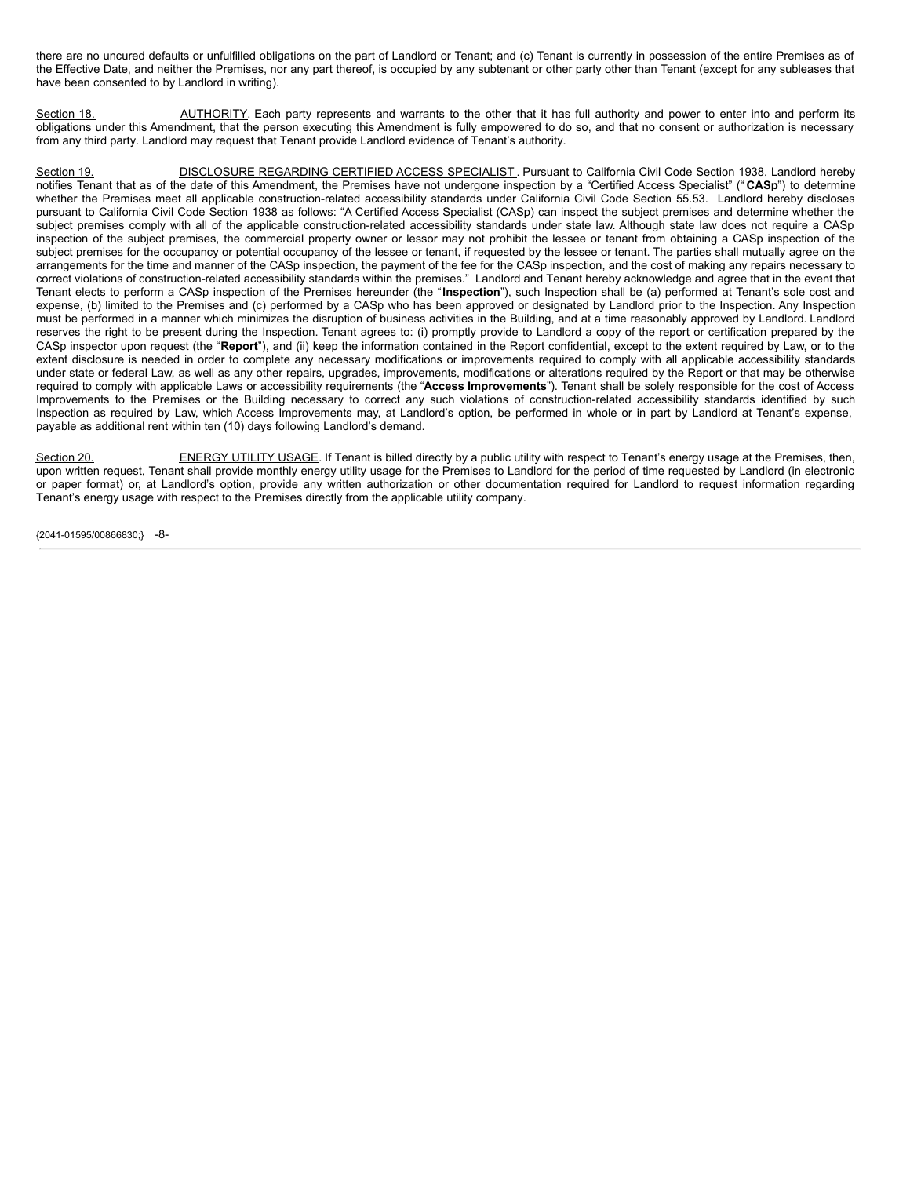there are no uncured defaults or unfulfilled obligations on the part of Landlord or Tenant; and (c) Tenant is currently in possession of the entire Premises as of the Effective Date, and neither the Premises, nor any part thereof, is occupied by any subtenant or other party other than Tenant (except for any subleases that have been consented to by Landlord in writing).

Section 18. AUTHORITY. Each party represents and warrants to the other that it has full authority and power to enter into and perform its obligations under this Amendment, that the person executing this Amendment is fully empowered to do so, and that no consent or authorization is necessary from any third party. Landlord may request that Tenant provide Landlord evidence of Tenant's authority.

Section 19. DISCLOSURE REGARDING CERTIFIED ACCESS SPECIALIST. Pursuant to California Civil Code Section 1938, Landlord hereby notifies Tenant that as of the date of this Amendment, the Premises have not undergone inspection by a "Certified Access Specialist" ("**CASp**") to determine whether the Premises meet all applicable construction-related accessibility standards under California Civil Code Section 55.53. Landlord hereby discloses pursuant to California Civil Code Section 1938 as follows: "A Certified Access Specialist (CASp) can inspect the subject premises and determine whether the subject premises comply with all of the applicable construction-related accessibility standards under state law. Although state law does not require a CASp inspection of the subject premises, the commercial property owner or lessor may not prohibit the lessee or tenant from obtaining a CASp inspection of the subject premises for the occupancy or potential occupancy of the lessee or tenant, if requested by the lessee or tenant. The parties shall mutually agree on the arrangements for the time and manner of the CASp inspection, the payment of the fee for the CASp inspection, and the cost of making any repairs necessary to correct violations of construction-related accessibility standards within the premises." Landlord and Tenant hereby acknowledge and agree that in the event that Tenant elects to perform a CASp inspection of the Premises hereunder (the "**Inspection**"), such Inspection shall be (a) performed at Tenant's sole cost and expense, (b) limited to the Premises and (c) performed by a CASp who has been approved or designated by Landlord prior to the Inspection. Any Inspection must be performed in a manner which minimizes the disruption of business activities in the Building, and at a time reasonably approved by Landlord. Landlord reserves the right to be present during the Inspection. Tenant agrees to: (i) promptly provide to Landlord a copy of the report or certification prepared by the CASp inspector upon request (the "**Report**"), and (ii) keep the information contained in the Report confidential, except to the extent required by Law, or to the extent disclosure is needed in order to complete any necessary modifications or improvements required to comply with all applicable accessibility standards under state or federal Law, as well as any other repairs, upgrades, improvements, modifications or alterations required by the Report or that may be otherwise required to comply with applicable Laws or accessibility requirements (the "**Access Improvements**"). Tenant shall be solely responsible for the cost of Access Improvements to the Premises or the Building necessary to correct any such violations of construction-related accessibility standards identified by such Inspection as required by Law, which Access Improvements may, at Landlord's option, be performed in whole or in part by Landlord at Tenant's expense, payable as additional rent within ten (10) days following Landlord's demand.

Section 20. ENERGY UTILITY USAGE. If Tenant is billed directly by a public utility with respect to Tenant's energy usage at the Premises, then, upon written request, Tenant shall provide monthly energy utility usage for the Premises to Landlord for the period of time requested by Landlord (in electronic or paper format) or, at Landlord's option, provide any written authorization or other documentation required for Landlord to request information regarding Tenant's energy usage with respect to the Premises directly from the applicable utility company.

{2041-01595/00866830;}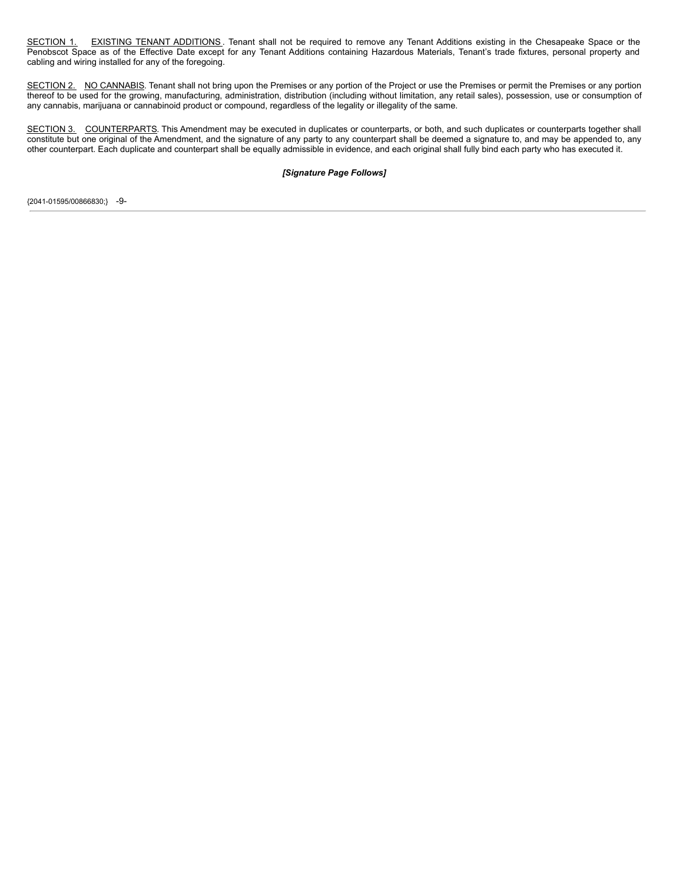SECTION 1. EXISTING TENANT ADDITIONS. Tenant shall not be required to remove any Tenant Additions existing in the Chesapeake Space or the Penobscot Space as of the Effective Date except for any Tenant Additions containing Hazardous Materials, Tenant's trade fixtures, personal property and cabling and wiring installed for any of the foregoing.

SECTION 2. NO CANNABIS. Tenant shall not bring upon the Premises or any portion of the Project or use the Premises or permit the Premises or any portion thereof to be used for the growing, manufacturing, administration, distribution (including without limitation, any retail sales), possession, use or consumption of any cannabis, marijuana or cannabinoid product or compound, regardless of the legality or illegality of the same.

SECTION 3. COUNTERPARTS. This Amendment may be executed in duplicates or counterparts, or both, and such duplicates or counterparts together shall constitute but one original of the Amendment, and the signature of any party to any counterpart shall be deemed a signature to, and may be appended to, any other counterpart. Each duplicate and counterpart shall be equally admissible in evidence, and each original shall fully bind each party who has executed it.

***[Signature Page Follows]***

{2041-01595/00866830;}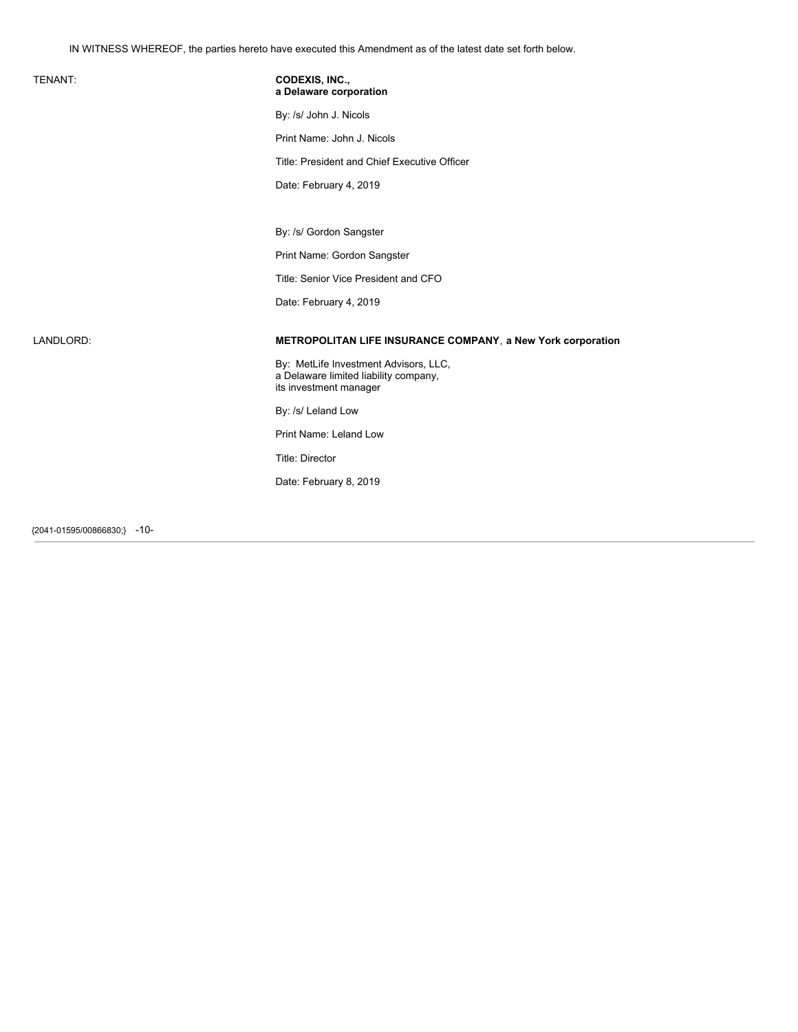IN WITNESS WHEREOF, the parties hereto have executed this Amendment as of the latest date set forth below.

TENANT:

**CODEXIS, INC.,**
**a Delaware corporation**

By: /s/ John J. Nicols

Print Name: John J. Nicols

Title: President and Chief Executive Officer

Date: February 4, 2019

By: /s/ Gordon Sangster

Print Name: Gordon Sangster

Title: Senior Vice President and CFO

Date: February 4, 2019

LANDLORD:

**METROPOLITAN LIFE INSURANCE COMPANY, a New York corporation**

By: MetLife Investment Advisors, LLC,
a Delaware limited liability company,
its investment manager

By: /s/ Leland Low

Print Name: Leland Low

Title: Director

Date: February 8, 2019

{2041-01595/00866830;}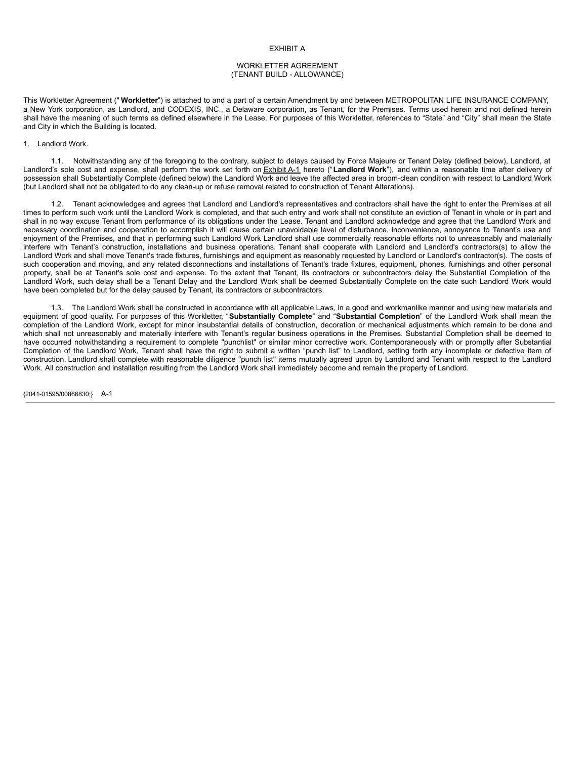EXHIBIT A

WORKLETTER AGREEMENT
(TENANT BUILD - ALLOWANCE)

This Workletter Agreement (" **Workletter**") is attached to and a part of a certain Amendment by and between METROPOLITAN LIFE INSURANCE COMPANY, a New York corporation, as Landlord, and CODEXIS, INC., a Delaware corporation, as Tenant, for the Premises. Terms used herein and not defined herein shall have the meaning of such terms as defined elsewhere in the Lease. For purposes of this Workletter, references to "State" and "City" shall mean the State and City in which the Building is located.

1. Landlord Work.

1.1. Notwithstanding any of the foregoing to the contrary, subject to delays caused by Force Majeure or Tenant Delay (defined below), Landlord, at Landlord's sole cost and expense, shall perform the work set forth on Exhibit A-1 hereto ("**Landlord Work**"), and within a reasonable time after delivery of possession shall Substantially Complete (defined below) the Landlord Work and leave the affected area in broom-clean condition with respect to Landlord Work (but Landlord shall not be obligated to do any clean-up or refuse removal related to construction of Tenant Alterations).

1.2. Tenant acknowledges and agrees that Landlord and Landlord's representatives and contractors shall have the right to enter the Premises at all times to perform such work until the Landlord Work is completed, and that such entry and work shall not constitute an eviction of Tenant in whole or in part and shall in no way excuse Tenant from performance of its obligations under the Lease. Tenant and Landlord acknowledge and agree that the Landlord Work and necessary coordination and cooperation to accomplish it will cause certain unavoidable level of disturbance, inconvenience, annoyance to Tenant's use and enjoyment of the Premises, and that in performing such Landlord Work Landlord shall use commercially reasonable efforts not to unreasonably and materially interfere with Tenant's construction, installations and business operations. Tenant shall cooperate with Landlord and Landlord's contractor(s) to allow the Landlord Work and shall move Tenant's trade fixtures, furnishings and equipment as reasonably requested by Landlord or Landlord's contractor(s). The costs of such cooperation and moving, and any related disconnections and installations of Tenant's trade fixtures, equipment, phones, furnishings and other personal property, shall be at Tenant's sole cost and expense. To the extent that Tenant, its contractors or subcontractors delay the Substantial Completion of the Landlord Work, such delay shall be a Tenant Delay and the Landlord Work shall be deemed Substantially Complete on the date such Landlord Work would have been completed but for the delay caused by Tenant, its contractors or subcontractors.

1.3. The Landlord Work shall be constructed in accordance with all applicable Laws, in a good and workmanlike manner and using new materials and equipment of good quality. For purposes of this Workletter, "**Substantially Complete**" and "**Substantial Completion**" of the Landlord Work shall mean the completion of the Landlord Work, except for minor insubstantial details of construction, decoration or mechanical adjustments which remain to be done and which shall not unreasonably and materially interfere with Tenant's regular business operations in the Premises. Substantial Completion shall be deemed to have occurred notwithstanding a requirement to complete "punchlist" or similar minor corrective work. Contemporaneously with or promptly after Substantial Completion of the Landlord Work, Tenant shall have the right to submit a written "punch list" to Landlord, setting forth any incomplete or defective item of construction. Landlord shall complete with reasonable diligence "punch list" items mutually agreed upon by Landlord and Tenant with respect to the Landlord Work. All construction and installation resulting from the Landlord Work shall immediately become and remain the property of Landlord.

{2041-01595/00866830;}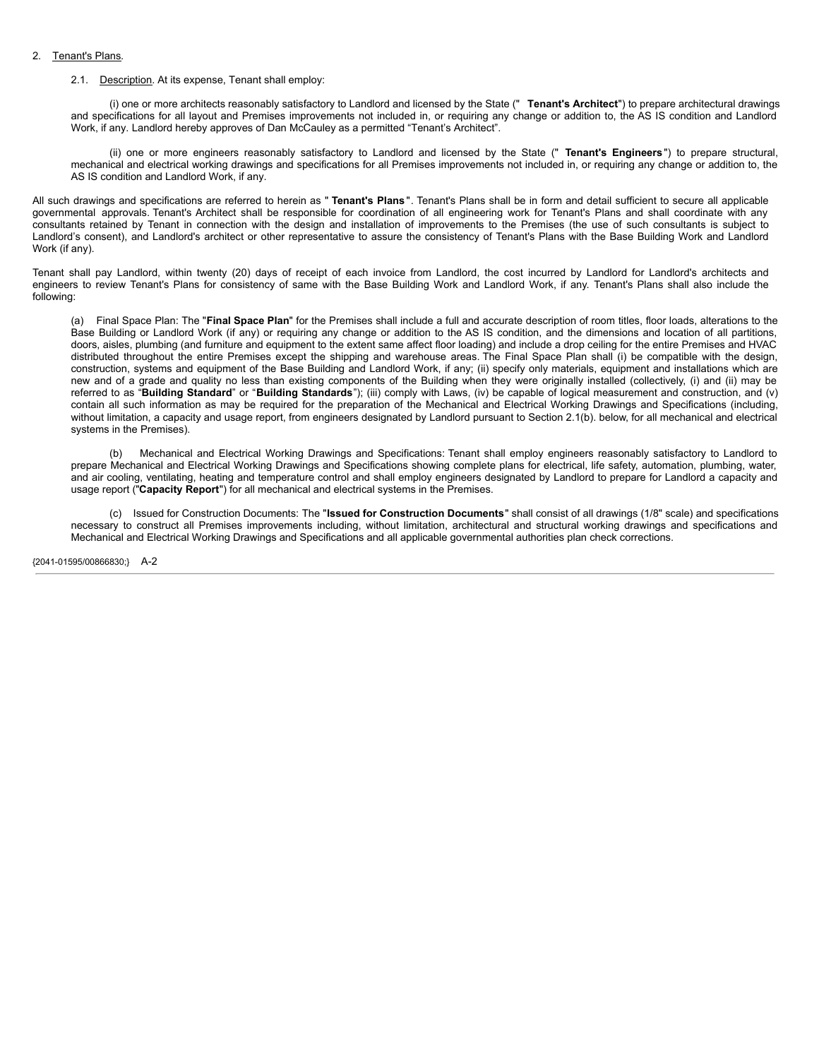2. Tenant's Plans.

2.1. Description. At its expense, Tenant shall employ:

(i) one or more architects reasonably satisfactory to Landlord and licensed by the State ("**Tenant's Architect**") to prepare architectural drawings and specifications for all layout and Premises improvements not included in, or requiring any change or addition to, the AS IS condition and Landlord Work, if any. Landlord hereby approves of Dan McCauley as a permitted "Tenant's Architect".

(ii) one or more engineers reasonably satisfactory to Landlord and licensed by the State ("**Tenant's Engineers**") to prepare structural, mechanical and electrical working drawings and specifications for all Premises improvements not included in, or requiring any change or addition to, the AS IS condition and Landlord Work, if any.

All such drawings and specifications are referred to herein as "**Tenant's Plans**". Tenant's Plans shall be in form and detail sufficient to secure all applicable governmental approvals. Tenant's Architect shall be responsible for coordination of all engineering work for Tenant's Plans and shall coordinate with any consultants retained by Tenant in connection with the design and installation of improvements to the Premises (the use of such consultants is subject to Landlord's consent), and Landlord's architect or other representative to assure the consistency of Tenant's Plans with the Base Building Work and Landlord Work (if any).

Tenant shall pay Landlord, within twenty (20) days of receipt of each invoice from Landlord, the cost incurred by Landlord for Landlord's architects and engineers to review Tenant's Plans for consistency of same with the Base Building Work and Landlord Work, if any. Tenant's Plans shall also include the following:

(a) Final Space Plan: The "**Final Space Plan**" for the Premises shall include a full and accurate description of room titles, floor loads, alterations to the Base Building or Landlord Work (if any) or requiring any change or addition to the AS IS condition, and the dimensions and location of all partitions, doors, aisles, plumbing (and furniture and equipment to the extent same affect floor loading) and include a drop ceiling for the entire Premises and HVAC distributed throughout the entire Premises except the shipping and warehouse areas. The Final Space Plan shall (i) be compatible with the design, construction, systems and equipment of the Base Building and Landlord Work, if any; (ii) specify only materials, equipment and installations which are new and of a grade and quality no less than existing components of the Building when they were originally installed (collectively, (i) and (ii) may be referred to as "**Building Standard**" or "**Building Standards**"); (iii) comply with Laws, (iv) be capable of logical measurement and construction, and (v) contain all such information as may be required for the preparation of the Mechanical and Electrical Working Drawings and Specifications (including, without limitation, a capacity and usage report, from engineers designated by Landlord pursuant to Section 2.1(b). below, for all mechanical and electrical systems in the Premises).

(b) Mechanical and Electrical Working Drawings and Specifications: Tenant shall employ engineers reasonably satisfactory to Landlord to prepare Mechanical and Electrical Working Drawings and Specifications showing complete plans for electrical, life safety, automation, plumbing, water, and air cooling, ventilating, heating and temperature control and shall employ engineers designated by Landlord to prepare for Landlord a capacity and usage report ("**Capacity Report**") for all mechanical and electrical systems in the Premises.

(c) Issued for Construction Documents: The "**Issued for Construction Documents**" shall consist of all drawings (1/8" scale) and specifications necessary to construct all Premises improvements including, without limitation, architectural and structural working drawings and specifications and Mechanical and Electrical Working Drawings and Specifications and all applicable governmental authorities plan check corrections.

{2041-01595/00866830;} A-2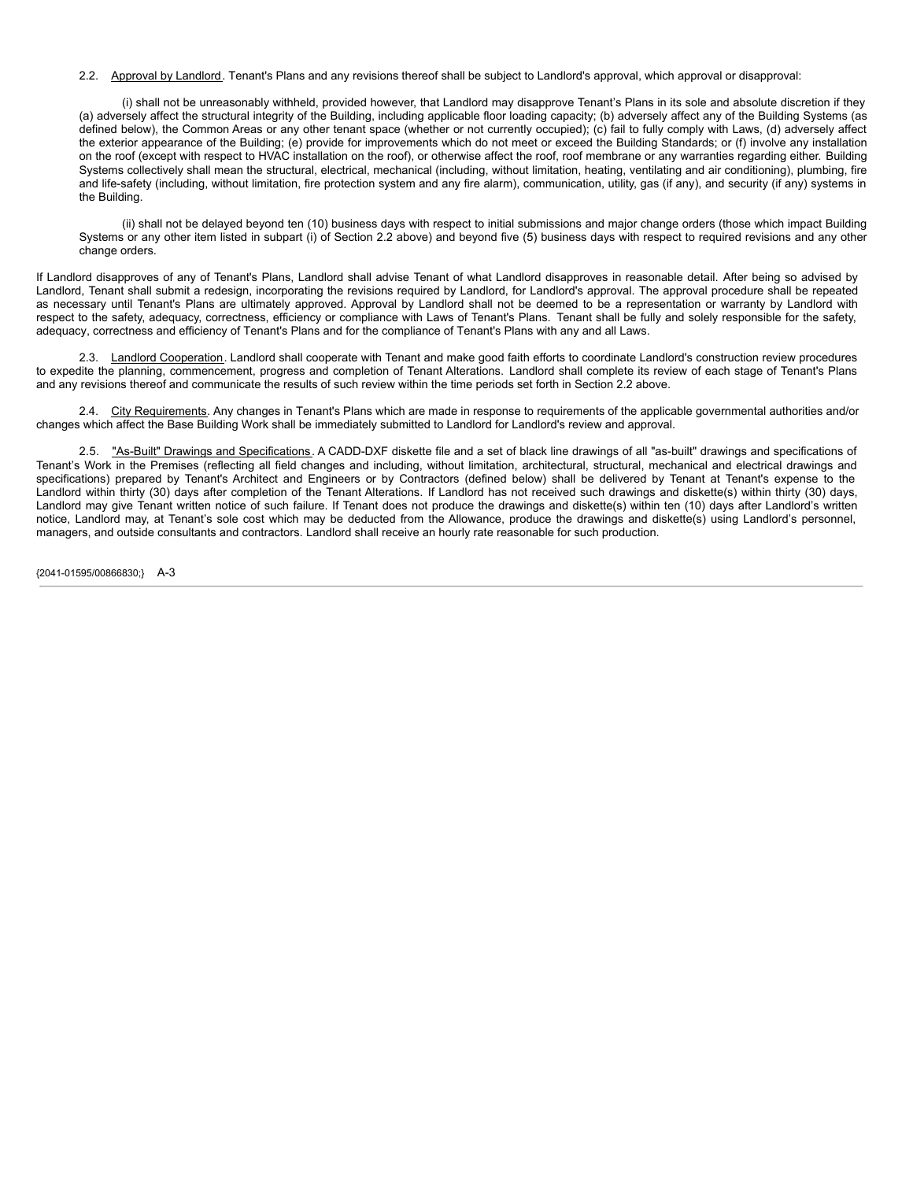2.2. Approval by Landlord. Tenant's Plans and any revisions thereof shall be subject to Landlord's approval, which approval or disapproval:

(i) shall not be unreasonably withheld, provided however, that Landlord may disapprove Tenant's Plans in its sole and absolute discretion if they (a) adversely affect the structural integrity of the Building, including applicable floor loading capacity; (b) adversely affect any of the Building Systems (as defined below), the Common Areas or any other tenant space (whether or not currently occupied); (c) fail to fully comply with Laws, (d) adversely affect the exterior appearance of the Building; (e) provide for improvements which do not meet or exceed the Building Standards; or (f) involve any installation on the roof (except with respect to HVAC installation on the roof), or otherwise affect the roof, roof membrane or any warranties regarding either. Building Systems collectively shall mean the structural, electrical, mechanical (including, without limitation, heating, ventilating and air conditioning), plumbing, fire and life-safety (including, without limitation, fire protection system and any fire alarm), communication, utility, gas (if any), and security (if any) systems in the Building.

(ii) shall not be delayed beyond ten (10) business days with respect to initial submissions and major change orders (those which impact Building Systems or any other item listed in subpart (i) of Section 2.2 above) and beyond five (5) business days with respect to required revisions and any other change orders.

If Landlord disapproves of any of Tenant's Plans, Landlord shall advise Tenant of what Landlord disapproves in reasonable detail. After being so advised by Landlord, Tenant shall submit a redesign, incorporating the revisions required by Landlord, for Landlord's approval. The approval procedure shall be repeated as necessary until Tenant's Plans are ultimately approved. Approval by Landlord shall not be deemed to be a representation or warranty by Landlord with respect to the safety, adequacy, correctness, efficiency or compliance with Laws of Tenant's Plans. Tenant shall be fully and solely responsible for the safety, adequacy, correctness and efficiency of Tenant's Plans and for the compliance of Tenant's Plans with any and all Laws.

2.3. Landlord Cooperation. Landlord shall cooperate with Tenant and make good faith efforts to coordinate Landlord's construction review procedures to expedite the planning, commencement, progress and completion of Tenant Alterations. Landlord shall complete its review of each stage of Tenant's Plans and any revisions thereof and communicate the results of such review within the time periods set forth in Section 2.2 above.

2.4. City Requirements. Any changes in Tenant's Plans which are made in response to requirements of the applicable governmental authorities and/or changes which affect the Base Building Work shall be immediately submitted to Landlord for Landlord's review and approval.

2.5. "As-Built" Drawings and Specifications. A CADD-DXF diskette file and a set of black line drawings of all "as-built" drawings and specifications of Tenant's Work in the Premises (reflecting all field changes and including, without limitation, architectural, structural, mechanical and electrical drawings and specifications) prepared by Tenant's Architect and Engineers or by Contractors (defined below) shall be delivered by Tenant at Tenant's expense to the Landlord within thirty (30) days after completion of the Tenant Alterations. If Landlord has not received such drawings and diskette(s) within thirty (30) days, Landlord may give Tenant written notice of such failure. If Tenant does not produce the drawings and diskette(s) within ten (10) days after Landlord's written notice, Landlord may, at Tenant's sole cost which may be deducted from the Allowance, produce the drawings and diskette(s) using Landlord's personnel, managers, and outside consultants and contractors. Landlord shall receive an hourly rate reasonable for such production.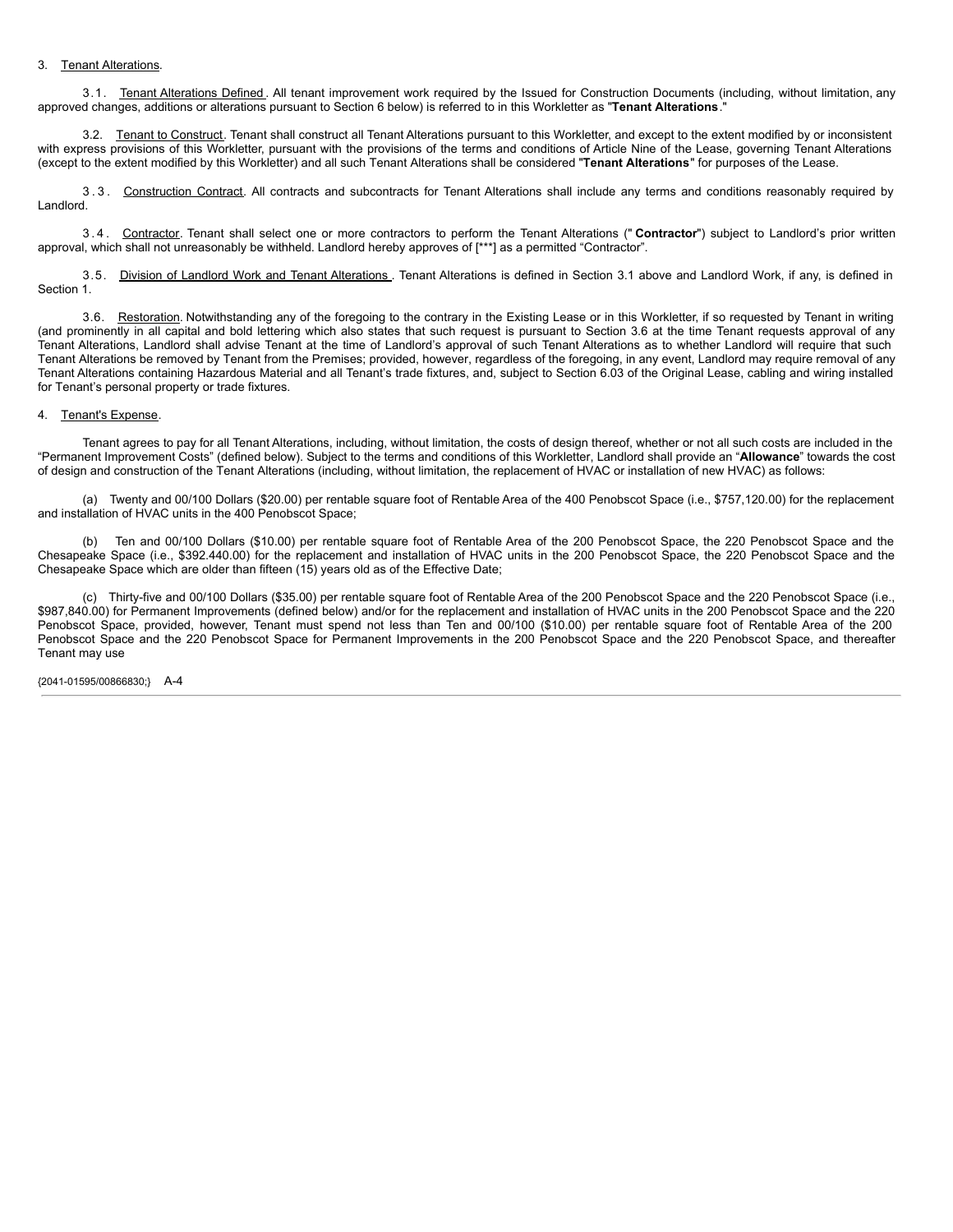3. Tenant Alterations.

3.1. Tenant Alterations Defined. All tenant improvement work required by the Issued for Construction Documents (including, without limitation, any approved changes, additions or alterations pursuant to Section 6 below) is referred to in this Workletter as "**Tenant Alterations**."

3.2. Tenant to Construct. Tenant shall construct all Tenant Alterations pursuant to this Workletter, and except to the extent modified by or inconsistent with express provisions of this Workletter, pursuant with the provisions of the terms and conditions of Article Nine of the Lease, governing Tenant Alterations (except to the extent modified by this Workletter) and all such Tenant Alterations shall be considered "**Tenant Alterations**" for purposes of the Lease.

3.3. Construction Contract. All contracts and subcontracts for Tenant Alterations shall include any terms and conditions reasonably required by Landlord.

3.4. Contractor. Tenant shall select one or more contractors to perform the Tenant Alterations ("**Contractor**") subject to Landlord's prior written approval, which shall not unreasonably be withheld. Landlord hereby approves of [***] as a permitted "Contractor".

3.5. Division of Landlord Work and Tenant Alterations. Tenant Alterations is defined in Section 3.1 above and Landlord Work, if any, is defined in Section 1.

3.6. Restoration. Notwithstanding any of the foregoing to the contrary in the Existing Lease or in this Workletter, if so requested by Tenant in writing (and prominently in all capital and bold lettering which also states that such request is pursuant to Section 3.6 at the time Tenant requests approval of any Tenant Alterations, Landlord shall advise Tenant at the time of Landlord's approval of such Tenant Alterations as to whether Landlord will require that such Tenant Alterations be removed by Tenant from the Premises; provided, however, regardless of the foregoing, in any event, Landlord may require removal of any Tenant Alterations containing Hazardous Material and all Tenant's trade fixtures, and, subject to Section 6.03 of the Original Lease, cabling and wiring installed for Tenant's personal property or trade fixtures.

4. Tenant's Expense.

Tenant agrees to pay for all Tenant Alterations, including, without limitation, the costs of design thereof, whether or not all such costs are included in the "Permanent Improvement Costs" (defined below). Subject to the terms and conditions of this Workletter, Landlord shall provide an "**Allowance**" towards the cost of design and construction of the Tenant Alterations (including, without limitation, the replacement of HVAC or installation of new HVAC) as follows:

(a) Twenty and 00/100 Dollars ($20.00) per rentable square foot of Rentable Area of the 400 Penobscot Space (i.e., $757,120.00) for the replacement and installation of HVAC units in the 400 Penobscot Space;

(b) Ten and 00/100 Dollars ($10.00) per rentable square foot of Rentable Area of the 200 Penobscot Space, the 220 Penobscot Space and the Chesapeake Space (i.e., $392.440.00) for the replacement and installation of HVAC units in the 200 Penobscot Space, the 220 Penobscot Space and the Chesapeake Space which are older than fifteen (15) years old as of the Effective Date;

(c) Thirty-five and 00/100 Dollars ($35.00) per rentable square foot of Rentable Area of the 200 Penobscot Space and the 220 Penobscot Space (i.e., $987,840.00) for Permanent Improvements (defined below) and/or for the replacement and installation of HVAC units in the 200 Penobscot Space and the 220 Penobscot Space, provided, however, Tenant must spend not less than Ten and 00/100 ($10.00) per rentable square foot of Rentable Area of the 200 Penobscot Space and the 220 Penobscot Space for Permanent Improvements in the 200 Penobscot Space and the 220 Penobscot Space, and thereafter Tenant may use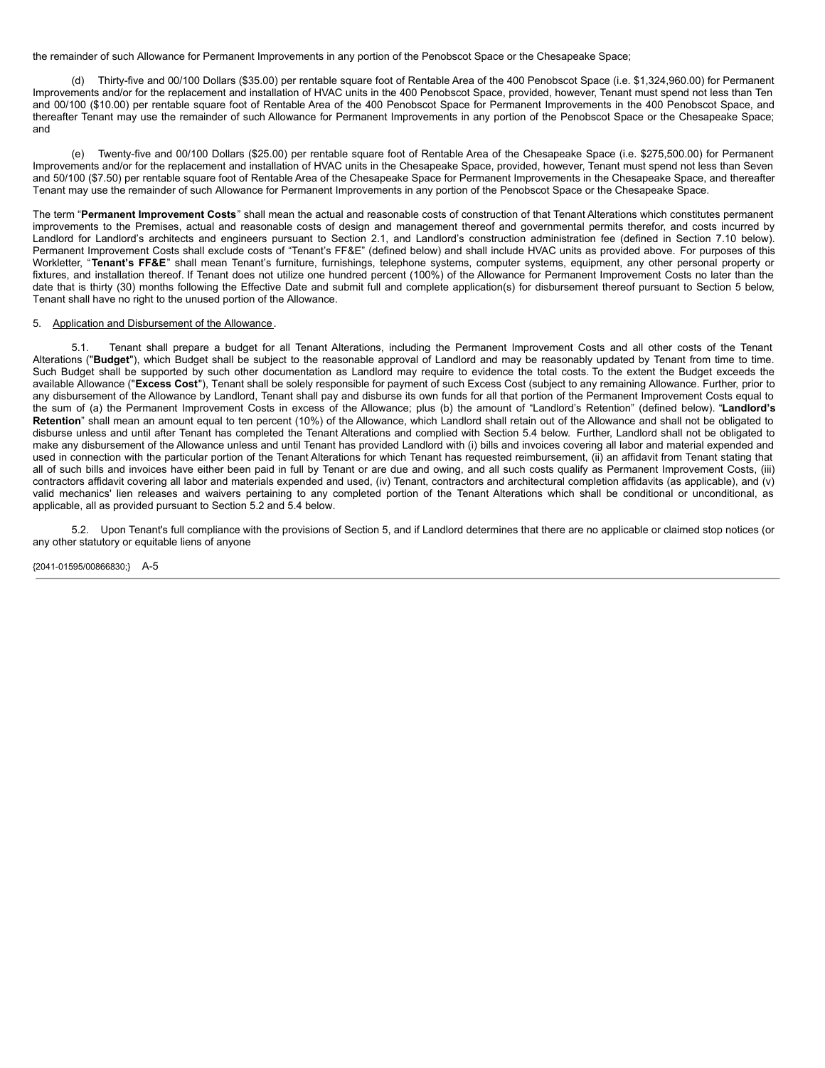the remainder of such Allowance for Permanent Improvements in any portion of the Penobscot Space or the Chesapeake Space;

(d) Thirty-five and 00/100 Dollars ($35.00) per rentable square foot of Rentable Area of the 400 Penobscot Space (i.e. $1,324,960.00) for Permanent Improvements and/or for the replacement and installation of HVAC units in the 400 Penobscot Space, provided, however, Tenant must spend not less than Ten and 00/100 ($10.00) per rentable square foot of Rentable Area of the 400 Penobscot Space for Permanent Improvements in the 400 Penobscot Space, and thereafter Tenant may use the remainder of such Allowance for Permanent Improvements in any portion of the Penobscot Space or the Chesapeake Space; and

(e) Twenty-five and 00/100 Dollars ($25.00) per rentable square foot of Rentable Area of the Chesapeake Space (i.e. $275,500.00) for Permanent Improvements and/or for the replacement and installation of HVAC units in the Chesapeake Space, provided, however, Tenant must spend not less than Seven and 50/100 ($7.50) per rentable square foot of Rentable Area of the Chesapeake Space for Permanent Improvements in the Chesapeake Space, and thereafter Tenant may use the remainder of such Allowance for Permanent Improvements in any portion of the Penobscot Space or the Chesapeake Space.

The term "**Permanent Improvement Costs**" shall mean the actual and reasonable costs of construction of that Tenant Alterations which constitutes permanent improvements to the Premises, actual and reasonable costs of design and management thereof and governmental permits therefor, and costs incurred by Landlord for Landlord's architects and engineers pursuant to Section 2.1, and Landlord's construction administration fee (defined in Section 7.10 below). Permanent Improvement Costs shall exclude costs of "Tenant's FF&E" (defined below) and shall include HVAC units as provided above. For purposes of this Workletter, "**Tenant's FF&E**" shall mean Tenant's furniture, furnishings, telephone systems, computer systems, equipment, any other personal property or fixtures, and installation thereof. If Tenant does not utilize one hundred percent (100%) of the Allowance for Permanent Improvement Costs no later than the date that is thirty (30) months following the Effective Date and submit full and complete application(s) for disbursement thereof pursuant to Section 5 below, Tenant shall have no right to the unused portion of the Allowance.

5. Application and Disbursement of the Allowance.

5.1. Tenant shall prepare a budget for all Tenant Alterations, including the Permanent Improvement Costs and all other costs of the Tenant Alterations ("**Budget**"), which Budget shall be subject to the reasonable approval of Landlord and may be reasonably updated by Tenant from time to time. Such Budget shall be supported by such other documentation as Landlord may require to evidence the total costs. To the extent the Budget exceeds the available Allowance ("**Excess Cost**"), Tenant shall be solely responsible for payment of such Excess Cost (subject to any remaining Allowance. Further, prior to any disbursement of the Allowance by Landlord, Tenant shall pay and disburse its own funds for all that portion of the Permanent Improvement Costs equal to the sum of (a) the Permanent Improvement Costs in excess of the Allowance; plus (b) the amount of "Landlord's Retention" (defined below). "**Landlord's Retention**" shall mean an amount equal to ten percent (10%) of the Allowance, which Landlord shall retain out of the Allowance and shall not be obligated to disburse unless and until after Tenant has completed the Tenant Alterations and complied with Section 5.4 below. Further, Landlord shall not be obligated to make any disbursement of the Allowance unless and until Tenant has provided Landlord with (i) bills and invoices covering all labor and material expended and used in connection with the particular portion of the Tenant Alterations for which Tenant has requested reimbursement, (ii) an affidavit from Tenant stating that all of such bills and invoices have either been paid in full by Tenant or are due and owing, and all such costs qualify as Permanent Improvement Costs, (iii) contractors affidavit covering all labor and materials expended and used, (iv) Tenant, contractors and architectural completion affidavits (as applicable), and (v) valid mechanics' lien releases and waivers pertaining to any completed portion of the Tenant Alterations which shall be conditional or unconditional, as applicable, all as provided pursuant to Section 5.2 and 5.4 below.

5.2. Upon Tenant's full compliance with the provisions of Section 5, and if Landlord determines that there are no applicable or claimed stop notices (or any other statutory or equitable liens of anyone

{2041-01595/00866830;} A-5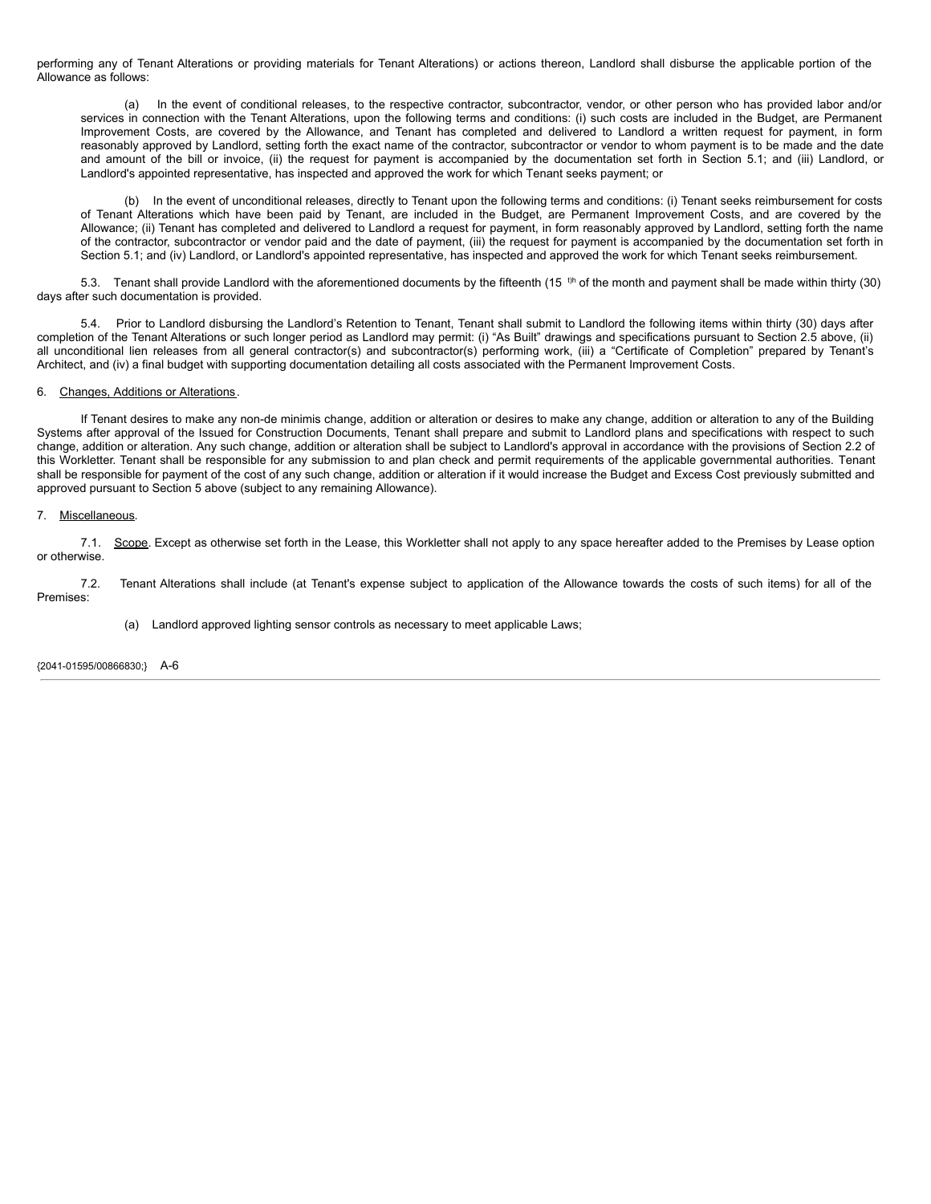performing any of Tenant Alterations or providing materials for Tenant Alterations) or actions thereon, Landlord shall disburse the applicable portion of the Allowance as follows:

(a) In the event of conditional releases, to the respective contractor, subcontractor, vendor, or other person who has provided labor and/or services in connection with the Tenant Alterations, upon the following terms and conditions: (i) such costs are included in the Budget, are Permanent Improvement Costs, are covered by the Allowance, and Tenant has completed and delivered to Landlord a written request for payment, in form reasonably approved by Landlord, setting forth the exact name of the contractor, subcontractor or vendor to whom payment is to be made and the date and amount of the bill or invoice, (ii) the request for payment is accompanied by the documentation set forth in Section 5.1; and (iii) Landlord, or Landlord's appointed representative, has inspected and approved the work for which Tenant seeks payment; or

(b) In the event of unconditional releases, directly to Tenant upon the following terms and conditions: (i) Tenant seeks reimbursement for costs of Tenant Alterations which have been paid by Tenant, are included in the Budget, are Permanent Improvement Costs, and are covered by the Allowance; (ii) Tenant has completed and delivered to Landlord a request for payment, in form reasonably approved by Landlord, setting forth the name of the contractor, subcontractor or vendor paid and the date of payment, (iii) the request for payment is accompanied by the documentation set forth in Section 5.1; and (iv) Landlord, or Landlord's appointed representative, has inspected and approved the work for which Tenant seeks reimbursement.

5.3. Tenant shall provide Landlord with the aforementioned documents by the fifteenth (15th) of the month and payment shall be made within thirty (30) days after such documentation is provided.

5.4. Prior to Landlord disbursing the Landlord's Retention to Tenant, Tenant shall submit to Landlord the following items within thirty (30) days after completion of the Tenant Alterations or such longer period as Landlord may permit: (i) "As Built" drawings and specifications pursuant to Section 2.5 above, (ii) all unconditional lien releases from all general contractor(s) and subcontractor(s) performing work, (iii) a "Certificate of Completion" prepared by Tenant's Architect, and (iv) a final budget with supporting documentation detailing all costs associated with the Permanent Improvement Costs.

6. Changes, Additions or Alterations.

If Tenant desires to make any non-de minimis change, addition or alteration or desires to make any change, addition or alteration to any of the Building Systems after approval of the Issued for Construction Documents, Tenant shall prepare and submit to Landlord plans and specifications with respect to such change, addition or alteration. Any such change, addition or alteration shall be subject to Landlord's approval in accordance with the provisions of Section 2.2 of this Workletter. Tenant shall be responsible for any submission to and plan check and permit requirements of the applicable governmental authorities. Tenant shall be responsible for payment of the cost of any such change, addition or alteration if it would increase the Budget and Excess Cost previously submitted and approved pursuant to Section 5 above (subject to any remaining Allowance).

7. Miscellaneous.

7.1. Scope. Except as otherwise set forth in the Lease, this Workletter shall not apply to any space hereafter added to the Premises by Lease option or otherwise.

7.2. Tenant Alterations shall include (at Tenant's expense subject to application of the Allowance towards the costs of such items) for all of the Premises:

(a) Landlord approved lighting sensor controls as necessary to meet applicable Laws;

{2041-01595/00866830;} A-6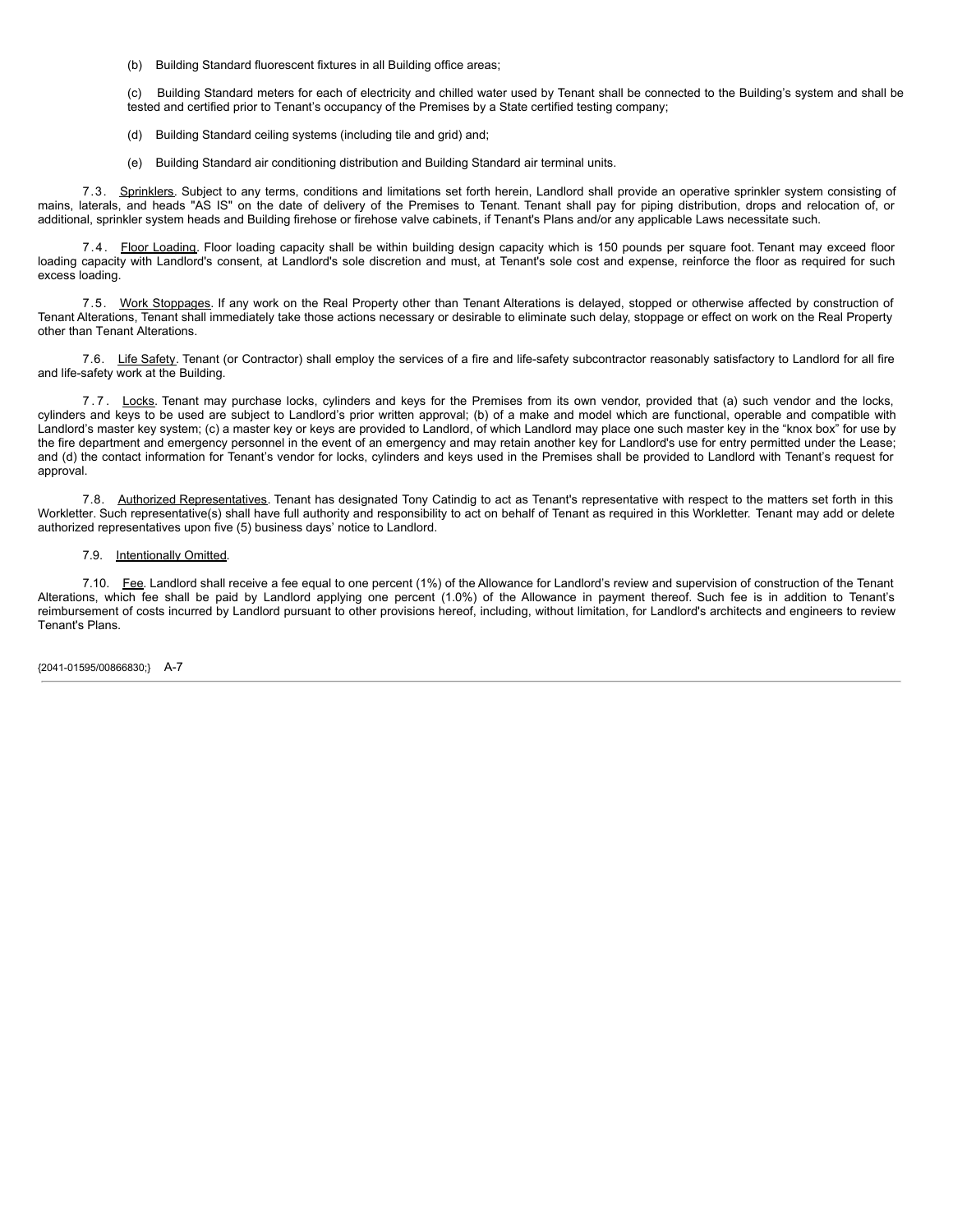(b) Building Standard fluorescent fixtures in all Building office areas;

(c) Building Standard meters for each of electricity and chilled water used by Tenant shall be connected to the Building's system and shall be tested and certified prior to Tenant's occupancy of the Premises by a State certified testing company;

(d) Building Standard ceiling systems (including tile and grid) and;

(e) Building Standard air conditioning distribution and Building Standard air terminal units.

7.3. Sprinklers. Subject to any terms, conditions and limitations set forth herein, Landlord shall provide an operative sprinkler system consisting of mains, laterals, and heads "AS IS" on the date of delivery of the Premises to Tenant. Tenant shall pay for piping distribution, drops and relocation of, or additional, sprinkler system heads and Building firehose or firehose valve cabinets, if Tenant's Plans and/or any applicable Laws necessitate such.

7.4. Floor Loading. Floor loading capacity shall be within building design capacity which is 150 pounds per square foot. Tenant may exceed floor loading capacity with Landlord's consent, at Landlord's sole discretion and must, at Tenant's sole cost and expense, reinforce the floor as required for such excess loading.

7.5. Work Stoppages. If any work on the Real Property other than Tenant Alterations is delayed, stopped or otherwise affected by construction of Tenant Alterations, Tenant shall immediately take those actions necessary or desirable to eliminate such delay, stoppage or effect on work on the Real Property other than Tenant Alterations.

7.6. Life Safety. Tenant (or Contractor) shall employ the services of a fire and life-safety subcontractor reasonably satisfactory to Landlord for all fire and life-safety work at the Building.

7.7. Locks. Tenant may purchase locks, cylinders and keys for the Premises from its own vendor, provided that (a) such vendor and the locks, cylinders and keys to be used are subject to Landlord's prior written approval; (b) of a make and model which are functional, operable and compatible with Landlord's master key system; (c) a master key or keys are provided to Landlord, of which Landlord may place one such master key in the "knox box" for use by the fire department and emergency personnel in the event of an emergency and may retain another key for Landlord's use for entry permitted under the Lease; and (d) the contact information for Tenant's vendor for locks, cylinders and keys used in the Premises shall be provided to Landlord with Tenant's request for approval.

7.8. Authorized Representatives. Tenant has designated Tony Catindig to act as Tenant's representative with respect to the matters set forth in this Workletter. Such representative(s) shall have full authority and responsibility to act on behalf of Tenant as required in this Workletter. Tenant may add or delete authorized representatives upon five (5) business days' notice to Landlord.

7.9. Intentionally Omitted.

7.10. Fee. Landlord shall receive a fee equal to one percent (1%) of the Allowance for Landlord's review and supervision of construction of the Tenant Alterations, which fee shall be paid by Landlord applying one percent (1.0%) of the Allowance in payment thereof. Such fee is in addition to Tenant's reimbursement of costs incurred by Landlord pursuant to other provisions hereof, including, without limitation, for Landlord's architects and engineers to review Tenant's Plans.

{2041-01595/00866830;} A-7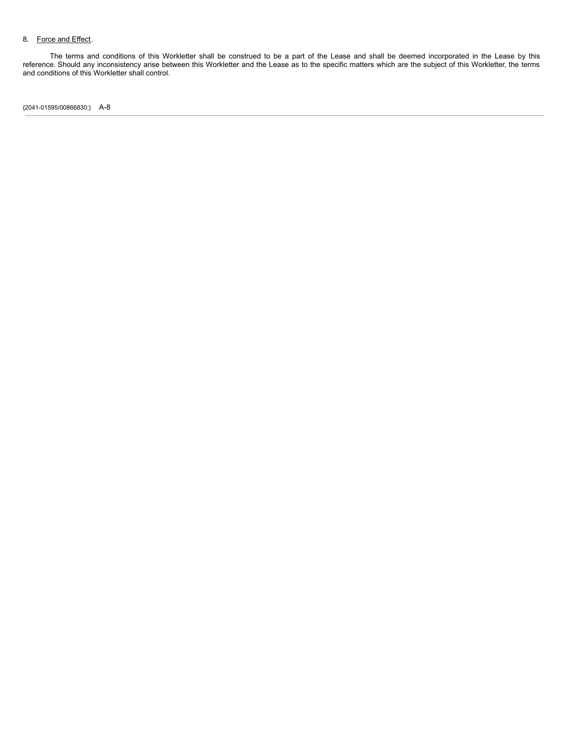8. Force and Effect.

The terms and conditions of this Workletter shall be construed to be a part of the Lease and shall be deemed incorporated in the Lease by this reference. Should any inconsistency arise between this Workletter and the Lease as to the specific matters which are the subject of this Workletter, the terms and conditions of this Workletter shall control.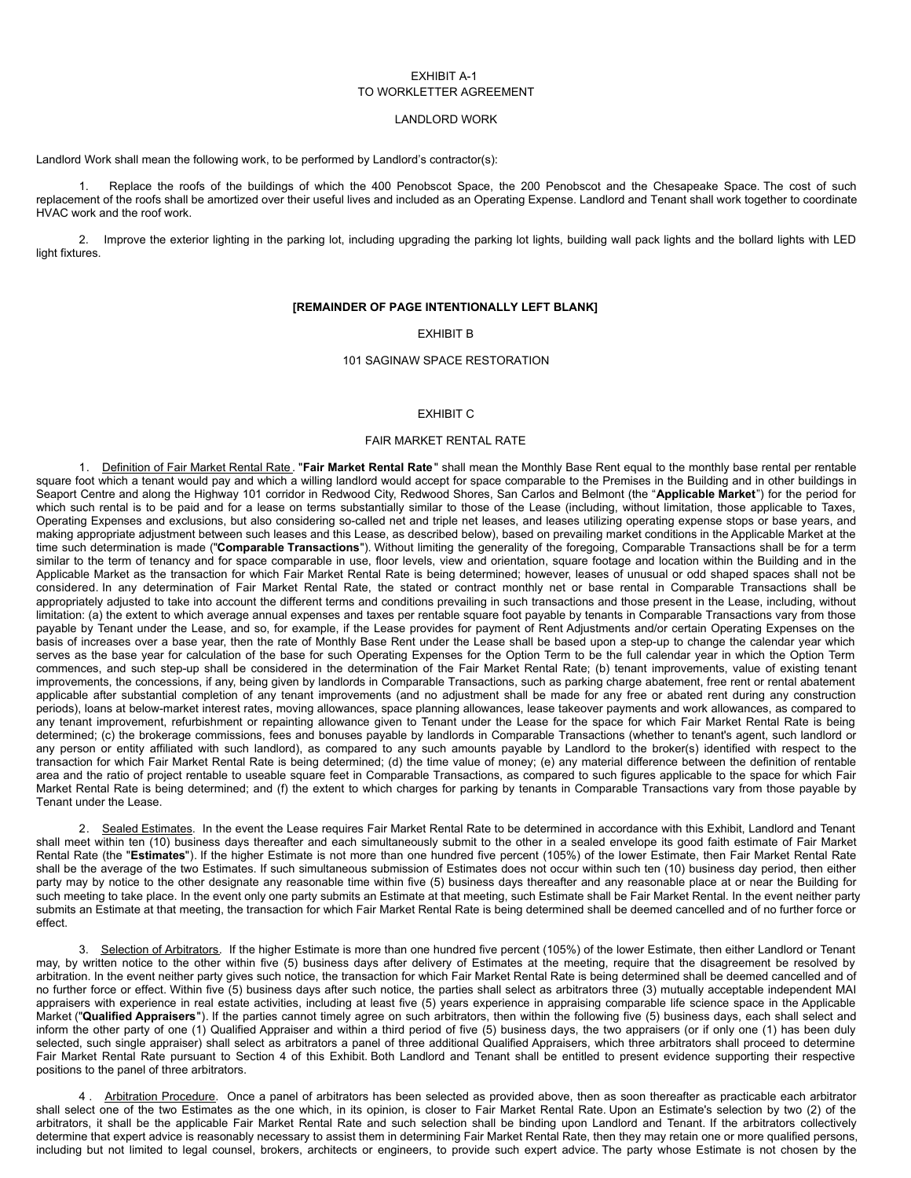EXHIBIT A-1
TO WORKLETTER AGREEMENT

LANDLORD WORK

Landlord Work shall mean the following work, to be performed by Landlord's contractor(s):

1. Replace the roofs of the buildings of which the 400 Penobscot Space, the 200 Penobscot and the Chesapeake Space. The cost of such replacement of the roofs shall be amortized over their useful lives and included as an Operating Expense. Landlord and Tenant shall work together to coordinate HVAC work and the roof work.

2. Improve the exterior lighting in the parking lot, including upgrading the parking lot lights, building wall pack lights and the bollard lights with LED light fixtures.

**[REMAINDER OF PAGE INTENTIONALLY LEFT BLANK]**

EXHIBIT B

101 SAGINAW SPACE RESTORATION

EXHIBIT C

FAIR MARKET RENTAL RATE

1. Definition of Fair Market Rental Rate. "**Fair Market Rental Rate**" shall mean the Monthly Base Rent equal to the monthly base rental per rentable square foot which a tenant would pay and which a willing landlord would accept for space comparable to the Premises in the Building and in other buildings in Seaport Centre and along the Highway 101 corridor in Redwood City, Redwood Shores, San Carlos and Belmont (the "**Applicable Market**") for the period for which such rental is to be paid and for a lease on terms substantially similar to those of the Lease (including, without limitation, those applicable to Taxes, Operating Expenses and exclusions, but also considering so-called net and triple net leases, and leases utilizing operating expense stops or base years, and making appropriate adjustment between such leases and this Lease, as described below), based on prevailing market conditions in the Applicable Market at the time such determination is made ("**Comparable Transactions**"). Without limiting the generality of the foregoing, Comparable Transactions shall be for a term similar to the term of tenancy and for space comparable in use, floor levels, view and orientation, square footage and location within the Building and in the Applicable Market as the transaction for which Fair Market Rental Rate is being determined; however, leases of unusual or odd shaped spaces shall not be considered. In any determination of Fair Market Rental Rate, the stated or contract monthly net or base rental in Comparable Transactions shall be appropriately adjusted to take into account the different terms and conditions prevailing in such transactions and those present in the Lease, including, without limitation: (a) the extent to which average annual expenses and taxes per rentable square foot payable by tenants in Comparable Transactions vary from those payable by Tenant under the Lease, and so, for example, if the Lease provides for payment of Rent Adjustments and/or certain Operating Expenses on the basis of increases over a base year, then the rate of Monthly Base Rent under the Lease shall be based upon a step-up to change the calendar year which serves as the base year for calculation of the base for such Operating Expenses for the Option Term to be the full calendar year in which the Option Term commences, and such step-up shall be considered in the determination of the Fair Market Rental Rate; (b) tenant improvements, value of existing tenant improvements, the concessions, if any, being given by landlords in Comparable Transactions, such as parking charge abatement, free rent or rental abatement applicable after substantial completion of any tenant improvements (and no adjustment shall be made for any free or abated rent during any construction periods), loans at below-market interest rates, moving allowances, space planning allowances, lease takeover payments and work allowances, as compared to any tenant improvement, refurbishment or repainting allowance given to Tenant under the Lease for the space for which Fair Market Rental Rate is being determined; (c) the brokerage commissions, fees and bonuses payable by landlords in Comparable Transactions (whether to tenant's agent, such landlord or any person or entity affiliated with such landlord), as compared to any such amounts payable by Landlord to the broker(s) identified with respect to the transaction for which Fair Market Rental Rate is being determined; (d) the time value of money; (e) any material difference between the definition of rentable area and the ratio of project rentable to useable square feet in Comparable Transactions, as compared to such figures applicable to the space for which Fair Market Rental Rate is being determined; and (f) the extent to which charges for parking by tenants in Comparable Transactions vary from those payable by Tenant under the Lease.

2. Sealed Estimates. In the event the Lease requires Fair Market Rental Rate to be determined in accordance with this Exhibit, Landlord and Tenant shall meet within ten (10) business days thereafter and each simultaneously submit to the other in a sealed envelope its good faith estimate of Fair Market Rental Rate (the "**Estimates**"). If the higher Estimate is not more than one hundred five percent (105%) of the lower Estimate, then Fair Market Rental Rate shall be the average of the two Estimates. If such simultaneous submission of Estimates does not occur within such ten (10) business day period, then either party may by notice to the other designate any reasonable time within five (5) business days thereafter and any reasonable place at or near the Building for such meeting to take place. In the event only one party submits an Estimate at that meeting, such Estimate shall be Fair Market Rental. In the event neither party submits an Estimate at that meeting, the transaction for which Fair Market Rental Rate is being determined shall be deemed cancelled and of no further force or effect.

3. Selection of Arbitrators. If the higher Estimate is more than one hundred five percent (105%) of the lower Estimate, then either Landlord or Tenant may, by written notice to the other within five (5) business days after delivery of Estimates at the meeting, require that the disagreement be resolved by arbitration. In the event neither party gives such notice, the transaction for which Fair Market Rental Rate is being determined shall be deemed cancelled and of no further force or effect. Within five (5) business days after such notice, the parties shall select as arbitrators three (3) mutually acceptable independent MAI appraisers with experience in real estate activities, including at least five (5) years experience in appraising comparable life science space in the Applicable Market ("**Qualified Appraisers**"). If the parties cannot timely agree on such arbitrators, then within the following five (5) business days, each shall select and inform the other party of one (1) Qualified Appraiser and within a third period of five (5) business days, the two appraisers (or if only one (1) has been duly selected, such single appraiser) shall select as arbitrators a panel of three additional Qualified Appraisers, which three arbitrators shall proceed to determine Fair Market Rental Rate pursuant to Section 4 of this Exhibit. Both Landlord and Tenant shall be entitled to present evidence supporting their respective positions to the panel of three arbitrators.

4. Arbitration Procedure. Once a panel of arbitrators has been selected as provided above, then as soon thereafter as practicable each arbitrator shall select one of the two Estimates as the one which, in its opinion, is closer to Fair Market Rental Rate. Upon an Estimate's selection by two (2) of the arbitrators, it shall be the applicable Fair Market Rental Rate and such selection shall be binding upon Landlord and Tenant. If the arbitrators collectively determine that expert advice is reasonably necessary to assist them in determining Fair Market Rental Rate, then they may retain one or more qualified persons, including but not limited to legal counsel, brokers, architects or engineers, to provide such expert advice. The party whose Estimate is not chosen by the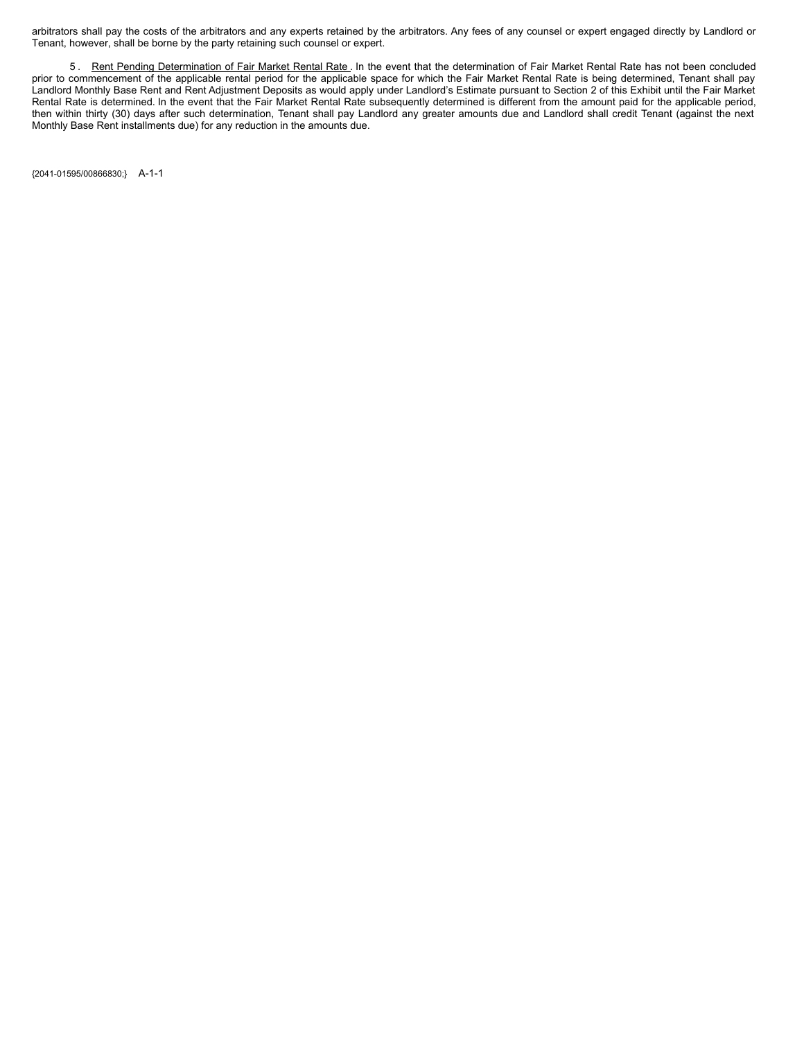arbitrators shall pay the costs of the arbitrators and any experts retained by the arbitrators. Any fees of any counsel or expert engaged directly by Landlord or Tenant, however, shall be borne by the party retaining such counsel or expert.

5. Rent Pending Determination of Fair Market Rental Rate. In the event that the determination of Fair Market Rental Rate has not been concluded prior to commencement of the applicable rental period for the applicable space for which the Fair Market Rental Rate is being determined, Tenant shall pay Landlord Monthly Base Rent and Rent Adjustment Deposits as would apply under Landlord's Estimate pursuant to Section 2 of this Exhibit until the Fair Market Rental Rate is determined. In the event that the Fair Market Rental Rate subsequently determined is different from the amount paid for the applicable period, then within thirty (30) days after such determination, Tenant shall pay Landlord any greater amounts due and Landlord shall credit Tenant (against the next Monthly Base Rent installments due) for any reduction in the amounts due.

{2041-01595/00866830;} A-1-1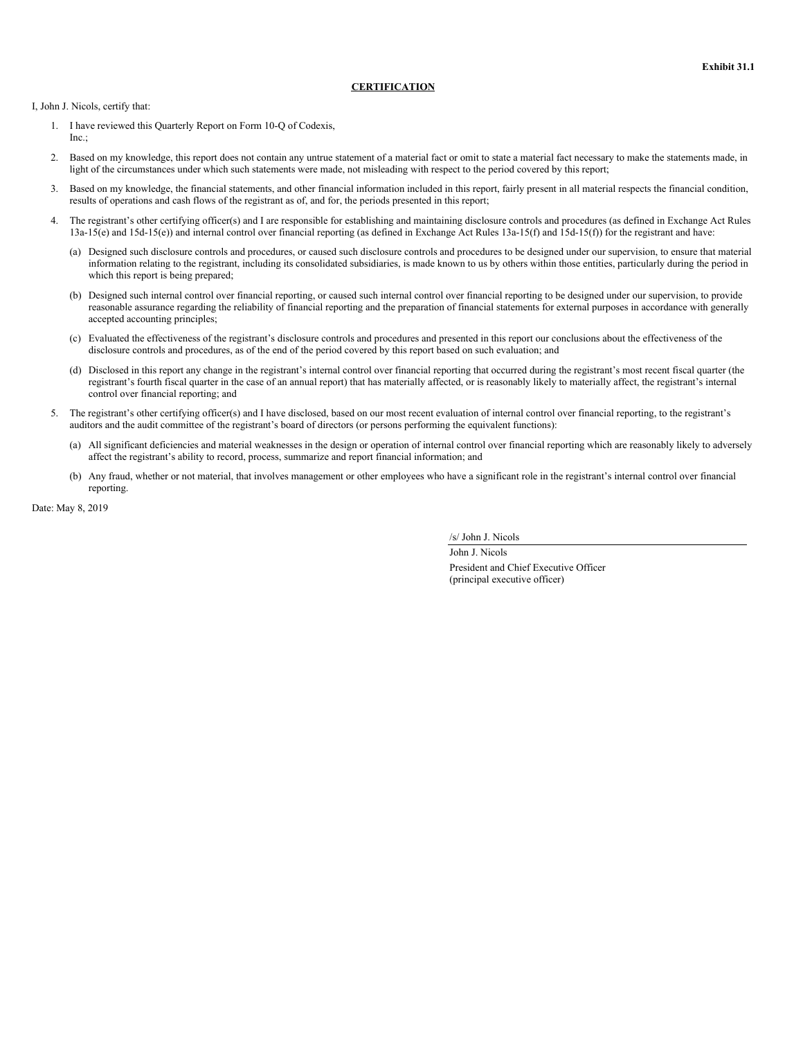**Exhibit 31.1**

**CERTIFICATION**

I, John J. Nicols, certify that:

1. I have reviewed this Quarterly Report on Form 10-Q of Codexis, Inc.;
2. Based on my knowledge, this report does not contain any untrue statement of a material fact or omit to state a material fact necessary to make the statements made, in light of the circumstances under which such statements were made, not misleading with respect to the period covered by this report;
3. Based on my knowledge, the financial statements, and other financial information included in this report, fairly present in all material respects the financial condition, results of operations and cash flows of the registrant as of, and for, the periods presented in this report;
4. The registrant's other certifying officer(s) and I are responsible for establishing and maintaining disclosure controls and procedures (as defined in Exchange Act Rules 13a-15(e) and 15d-15(e)) and internal control over financial reporting (as defined in Exchange Act Rules 13a-15(f) and 15d-15(f)) for the registrant and have:
   (a) Designed such disclosure controls and procedures, or caused such disclosure controls and procedures to be designed under our supervision, to ensure that material information relating to the registrant, including its consolidated subsidiaries, is made known to us by others within those entities, particularly during the period in which this report is being prepared;
   (b) Designed such internal control over financial reporting, or caused such internal control over financial reporting to be designed under our supervision, to provide reasonable assurance regarding the reliability of financial reporting and the preparation of financial statements for external purposes in accordance with generally accepted accounting principles;
   (c) Evaluated the effectiveness of the registrant's disclosure controls and procedures and presented in this report our conclusions about the effectiveness of the disclosure controls and procedures, as of the end of the period covered by this report based on such evaluation; and
   (d) Disclosed in this report any change in the registrant's internal control over financial reporting that occurred during the registrant's most recent fiscal quarter (the registrant's fourth fiscal quarter in the case of an annual report) that has materially affected, or is reasonably likely to materially affect, the registrant's internal control over financial reporting; and
5. The registrant's other certifying officer(s) and I have disclosed, based on our most recent evaluation of internal control over financial reporting, to the registrant's auditors and the audit committee of the registrant's board of directors (or persons performing the equivalent functions):
   (a) All significant deficiencies and material weaknesses in the design or operation of internal control over financial reporting which are reasonably likely to adversely affect the registrant's ability to record, process, summarize and report financial information; and
   (b) Any fraud, whether or not material, that involves management or other employees who have a significant role in the registrant's internal control over financial reporting.

Date: May 8, 2019

/s/ John J. Nicols

John J. Nicols

President and Chief Executive Officer
(principal executive officer)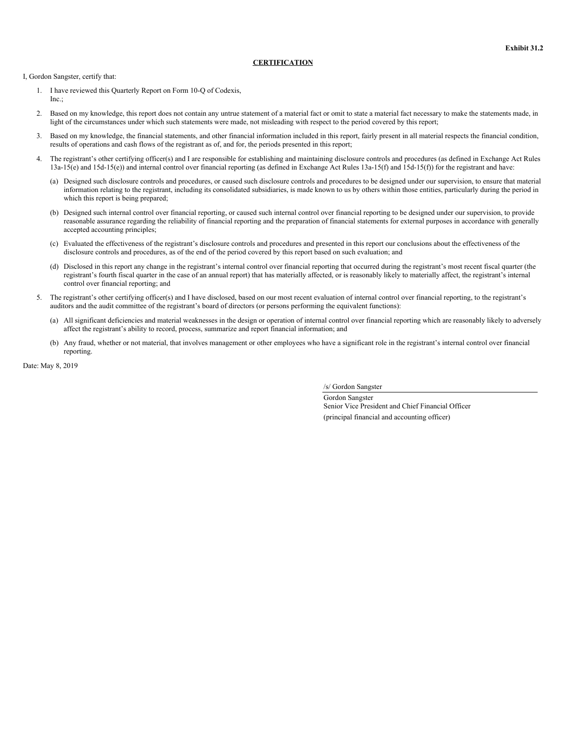**Exhibit 31.2**

**CERTIFICATION**

I, Gordon Sangster, certify that:

1. I have reviewed this Quarterly Report on Form 10-Q of Codexis, Inc.;
2. Based on my knowledge, this report does not contain any untrue statement of a material fact or omit to state a material fact necessary to make the statements made, in light of the circumstances under which such statements were made, not misleading with respect to the period covered by this report;
3. Based on my knowledge, the financial statements, and other financial information included in this report, fairly present in all material respects the financial condition, results of operations and cash flows of the registrant as of, and for, the periods presented in this report;
4. The registrant's other certifying officer(s) and I are responsible for establishing and maintaining disclosure controls and procedures (as defined in Exchange Act Rules 13a-15(e) and 15d-15(e)) and internal control over financial reporting (as defined in Exchange Act Rules 13a-15(f) and 15d-15(f)) for the registrant and have:
   (a) Designed such disclosure controls and procedures, or caused such disclosure controls and procedures to be designed under our supervision, to ensure that material information relating to the registrant, including its consolidated subsidiaries, is made known to us by others within those entities, particularly during the period in which this report is being prepared;
   (b) Designed such internal control over financial reporting, or caused such internal control over financial reporting to be designed under our supervision, to provide reasonable assurance regarding the reliability of financial reporting and the preparation of financial statements for external purposes in accordance with generally accepted accounting principles;
   (c) Evaluated the effectiveness of the registrant's disclosure controls and procedures and presented in this report our conclusions about the effectiveness of the disclosure controls and procedures, as of the end of the period covered by this report based on such evaluation; and
   (d) Disclosed in this report any change in the registrant's internal control over financial reporting that occurred during the registrant's most recent fiscal quarter (the registrant's fourth fiscal quarter in the case of an annual report) that has materially affected, or is reasonably likely to materially affect, the registrant's internal control over financial reporting; and
5. The registrant's other certifying officer(s) and I have disclosed, based on our most recent evaluation of internal control over financial reporting, to the registrant's auditors and the audit committee of the registrant's board of directors (or persons performing the equivalent functions):
   (a) All significant deficiencies and material weaknesses in the design or operation of internal control over financial reporting which are reasonably likely to adversely affect the registrant's ability to record, process, summarize and report financial information; and
   (b) Any fraud, whether or not material, that involves management or other employees who have a significant role in the registrant's internal control over financial reporting.

Date: May 8, 2019

/s/ Gordon Sangster

Gordon Sangster
Senior Vice President and Chief Financial Officer
(principal financial and accounting officer)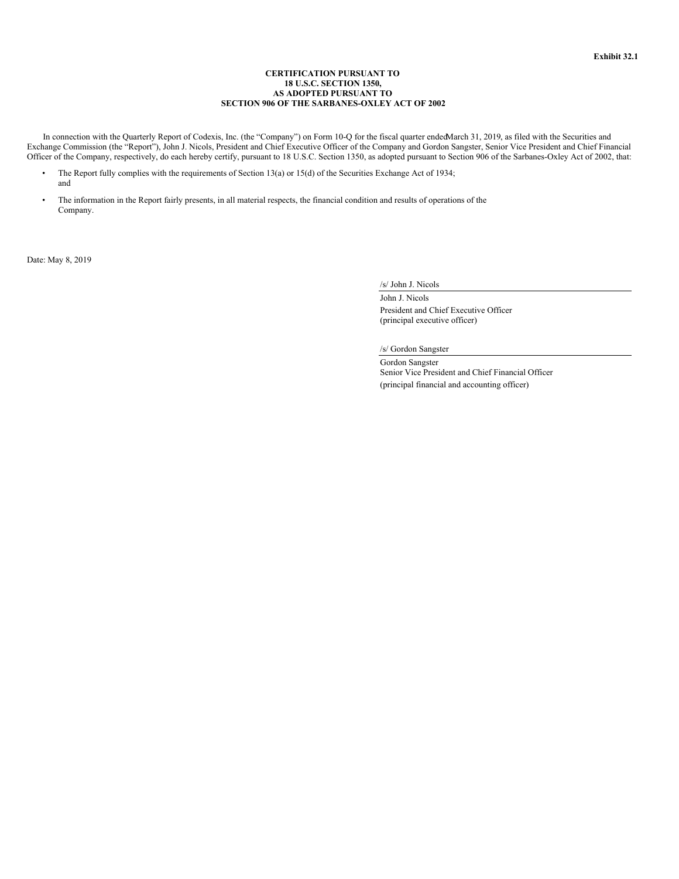**Exhibit 32.1**

**CERTIFICATION PURSUANT TO**
**18 U.S.C. SECTION 1350,**
**AS ADOPTED PURSUANT TO**
**SECTION 906 OF THE SARBANES-OXLEY ACT OF 2002**

In connection with the Quarterly Report of Codexis, Inc. (the "Company") on Form 10-Q for the fiscal quarter ended March 31, 2019, as filed with the Securities and Exchange Commission (the "Report"), John J. Nicols, President and Chief Executive Officer of the Company and Gordon Sangster, Senior Vice President and Chief Financial Officer of the Company, respectively, do each hereby certify, pursuant to 18 U.S.C. Section 1350, as adopted pursuant to Section 906 of the Sarbanes-Oxley Act of 2002, that:

- The Report fully complies with the requirements of Section 13(a) or 15(d) of the Securities Exchange Act of 1934; and
- The information in the Report fairly presents, in all material respects, the financial condition and results of operations of the Company.

Date: May 8, 2019

/s/ John J. Nicols

John J. Nicols
President and Chief Executive Officer
(principal executive officer)

/s/ Gordon Sangster

Gordon Sangster
Senior Vice President and Chief Financial Officer
(principal financial and accounting officer)